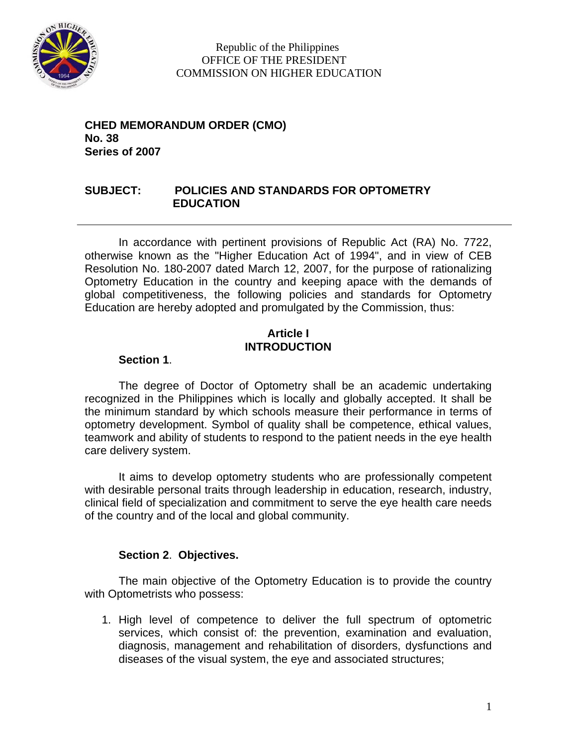Republic of the Philippines
OFFICE OF THE PRESIDENT
COMMISSION ON HIGHER EDUCATION

**CHED MEMORANDUM ORDER (CMO)**
**No. 38**
**Series of 2007**

**SUBJECT: POLICIES AND STANDARDS FOR OPTOMETRY EDUCATION**

---

In accordance with pertinent provisions of Republic Act (RA) No. 7722, otherwise known as the "Higher Education Act of 1994", and in view of CEB Resolution No. 180-2007 dated March 12, 2007, for the purpose of rationalizing Optometry Education in the country and keeping apace with the demands of global competitiveness, the following policies and standards for Optometry Education are hereby adopted and promulgated by the Commission, thus:

## Article I
## INTRODUCTION

**Section 1**.

The degree of Doctor of Optometry shall be an academic undertaking recognized in the Philippines which is locally and globally accepted. It shall be the minimum standard by which schools measure their performance in terms of optometry development. Symbol of quality shall be competence, ethical values, teamwork and ability of students to respond to the patient needs in the eye health care delivery system.

It aims to develop optometry students who are professionally competent with desirable personal traits through leadership in education, research, industry, clinical field of specialization and commitment to serve the eye health care needs of the country and of the local and global community.

**Section 2**. **Objectives.**

The main objective of the Optometry Education is to provide the country with Optometrists who possess:

1. High level of competence to deliver the full spectrum of optometric services, which consist of: the prevention, examination and evaluation, diagnosis, management and rehabilitation of disorders, dysfunctions and diseases of the visual system, the eye and associated structures;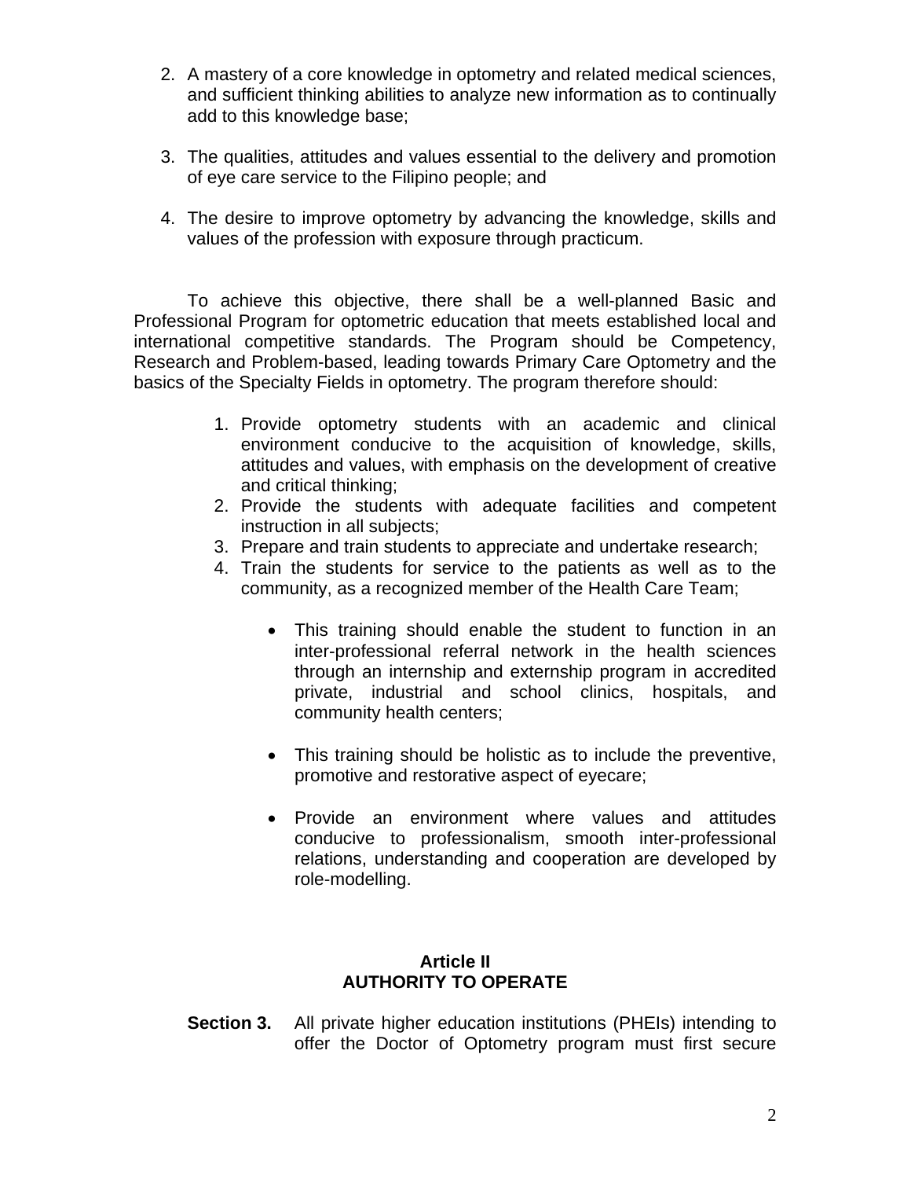2. A mastery of a core knowledge in optometry and related medical sciences, and sufficient thinking abilities to analyze new information as to continually add to this knowledge base;

3. The qualities, attitudes and values essential to the delivery and promotion of eye care service to the Filipino people; and

4. The desire to improve optometry by advancing the knowledge, skills and values of the profession with exposure through practicum.

To achieve this objective, there shall be a well-planned Basic and Professional Program for optometric education that meets established local and international competitive standards. The Program should be Competency, Research and Problem-based, leading towards Primary Care Optometry and the basics of the Specialty Fields in optometry. The program therefore should:

1. Provide optometry students with an academic and clinical environment conducive to the acquisition of knowledge, skills, attitudes and values, with emphasis on the development of creative and critical thinking;
2. Provide the students with adequate facilities and competent instruction in all subjects;
3. Prepare and train students to appreciate and undertake research;
4. Train the students for service to the patients as well as to the community, as a recognized member of the Health Care Team;

    - This training should enable the student to function in an inter-professional referral network in the health sciences through an internship and externship program in accredited private, industrial and school clinics, hospitals, and community health centers;

    - This training should be holistic as to include the preventive, promotive and restorative aspect of eyecare;

    - Provide an environment where values and attitudes conducive to professionalism, smooth inter-professional relations, understanding and cooperation are developed by role-modelling.

## Article II
## AUTHORITY TO OPERATE

**Section 3.** All private higher education institutions (PHEIs) intending to offer the Doctor of Optometry program must first secure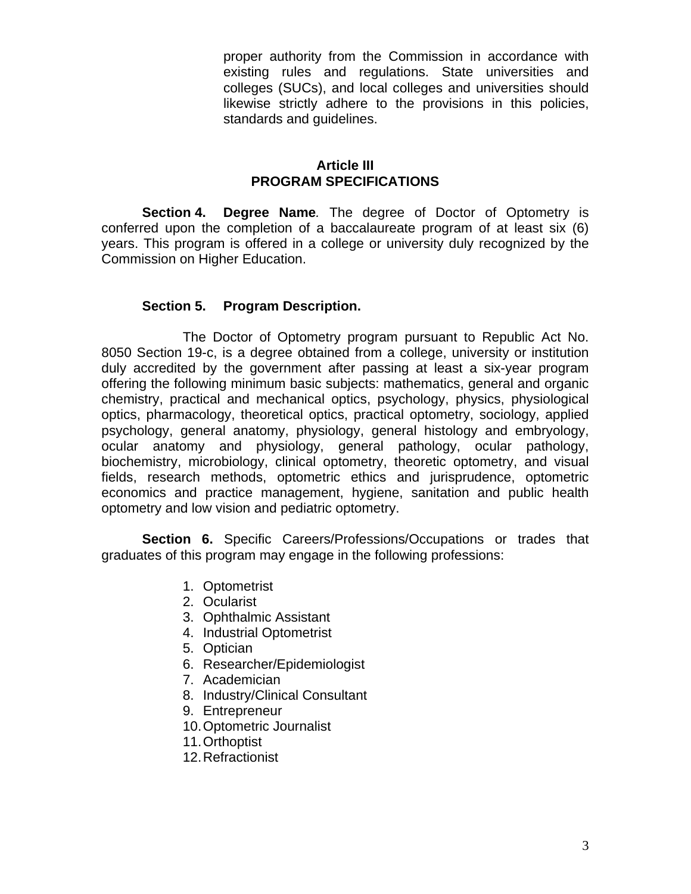proper authority from the Commission in accordance with existing rules and regulations. State universities and colleges (SUCs), and local colleges and universities should likewise strictly adhere to the provisions in this policies, standards and guidelines.

## Article III
## PROGRAM SPECIFICATIONS

**Section 4. Degree Name***.* The degree of Doctor of Optometry is conferred upon the completion of a baccalaureate program of at least six (6) years. This program is offered in a college or university duly recognized by the Commission on Higher Education.

**Section 5. Program Description.**

The Doctor of Optometry program pursuant to Republic Act No. 8050 Section 19-c, is a degree obtained from a college, university or institution duly accredited by the government after passing at least a six-year program offering the following minimum basic subjects: mathematics, general and organic chemistry, practical and mechanical optics, psychology, physics, physiological optics, pharmacology, theoretical optics, practical optometry, sociology, applied psychology, general anatomy, physiology, general histology and embryology, ocular anatomy and physiology, general pathology, ocular pathology, biochemistry, microbiology, clinical optometry, theoretic optometry, and visual fields, research methods, optometric ethics and jurisprudence, optometric economics and practice management, hygiene, sanitation and public health optometry and low vision and pediatric optometry.

**Section 6.** Specific Careers/Professions/Occupations or trades that graduates of this program may engage in the following professions:

1. Optometrist
2. Ocularist
3. Ophthalmic Assistant
4. Industrial Optometrist
5. Optician
6. Researcher/Epidemiologist
7. Academician
8. Industry/Clinical Consultant
9. Entrepreneur
10. Optometric Journalist
11. Orthoptist
12. Refractionist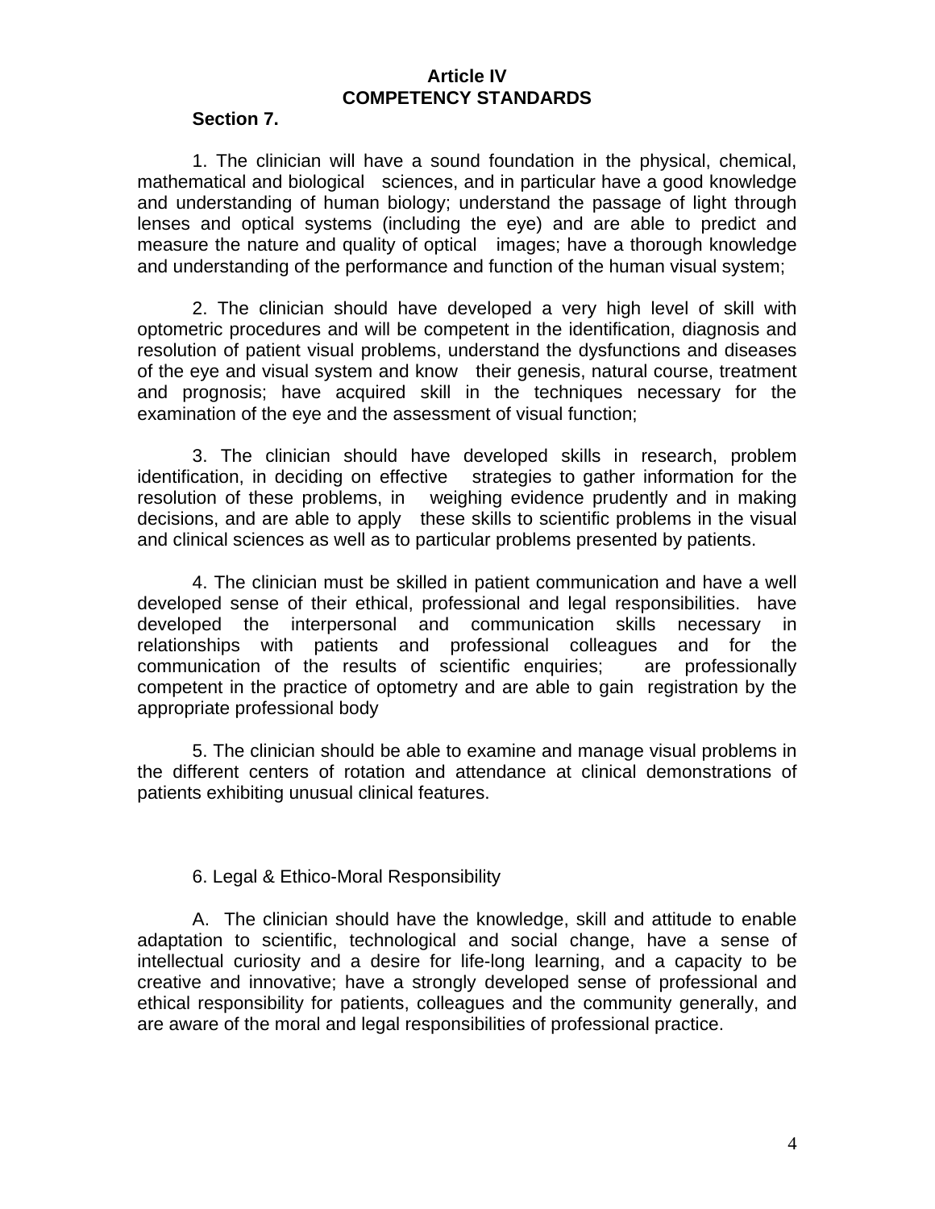## Article IV
## COMPETENCY STANDARDS

**Section 7.**

1. The clinician will have a sound foundation in the physical, chemical, mathematical and biological sciences, and in particular have a good knowledge and understanding of human biology; understand the passage of light through lenses and optical systems (including the eye) and are able to predict and measure the nature and quality of optical images; have a thorough knowledge and understanding of the performance and function of the human visual system;

2. The clinician should have developed a very high level of skill with optometric procedures and will be competent in the identification, diagnosis and resolution of patient visual problems, understand the dysfunctions and diseases of the eye and visual system and know their genesis, natural course, treatment and prognosis; have acquired skill in the techniques necessary for the examination of the eye and the assessment of visual function;

3. The clinician should have developed skills in research, problem identification, in deciding on effective strategies to gather information for the resolution of these problems, in weighing evidence prudently and in making decisions, and are able to apply these skills to scientific problems in the visual and clinical sciences as well as to particular problems presented by patients.

4. The clinician must be skilled in patient communication and have a well developed sense of their ethical, professional and legal responsibilities. have developed the interpersonal and communication skills necessary in relationships with patients and professional colleagues and for the communication of the results of scientific enquiries; are professionally competent in the practice of optometry and are able to gain registration by the appropriate professional body

5. The clinician should be able to examine and manage visual problems in the different centers of rotation and attendance at clinical demonstrations of patients exhibiting unusual clinical features.

6. Legal & Ethico-Moral Responsibility

A. The clinician should have the knowledge, skill and attitude to enable adaptation to scientific, technological and social change, have a sense of intellectual curiosity and a desire for life-long learning, and a capacity to be creative and innovative; have a strongly developed sense of professional and ethical responsibility for patients, colleagues and the community generally, and are aware of the moral and legal responsibilities of professional practice.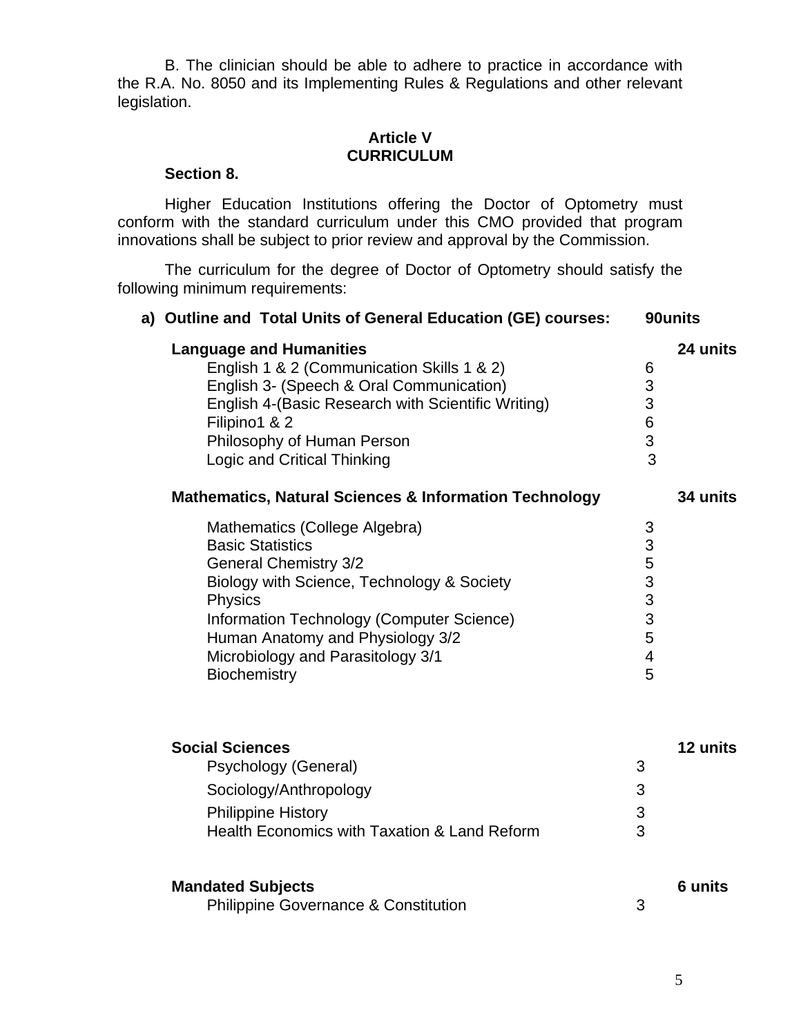B. The clinician should be able to adhere to practice in accordance with the R.A. No. 8050 and its Implementing Rules & Regulations and other relevant legislation.

## Article V
## CURRICULUM

### Section 8.

Higher Education Institutions offering the Doctor of Optometry must conform with the standard curriculum under this CMO provided that program innovations shall be subject to prior review and approval by the Commission.

The curriculum for the degree of Doctor of Optometry should satisfy the following minimum requirements:

**a) Outline and Total Units of General Education (GE) courses: 90units**

| Course | Units | Total |
|---|---|---|
| **Language and Humanities** | | **24 units** |
| English 1 & 2 (Communication Skills 1 & 2) | 6 | |
| English 3- (Speech & Oral Communication) | 3 | |
| English 4-(Basic Research with Scientific Writing) | 3 | |
| Filipino1 & 2 | 6 | |
| Philosophy of Human Person | 3 | |
| Logic and Critical Thinking | 3 | |
| **Mathematics, Natural Sciences & Information Technology** | | **34 units** |
| Mathematics (College Algebra) | 3 | |
| Basic Statistics | 3 | |
| General Chemistry 3/2 | 5 | |
| Biology with Science, Technology & Society | 3 | |
| Physics | 3 | |
| Information Technology (Computer Science) | 3 | |
| Human Anatomy and Physiology 3/2 | 5 | |
| Microbiology and Parasitology 3/1 | 4 | |
| Biochemistry | 5 | |
| **Social Sciences** | | **12 units** |
| Psychology (General) | 3 | |
| Sociology/Anthropology | 3 | |
| Philippine History | 3 | |
| Health Economics with Taxation & Land Reform | 3 | |
| **Mandated Subjects** | | **6 units** |
| Philippine Governance & Constitution | 3 | |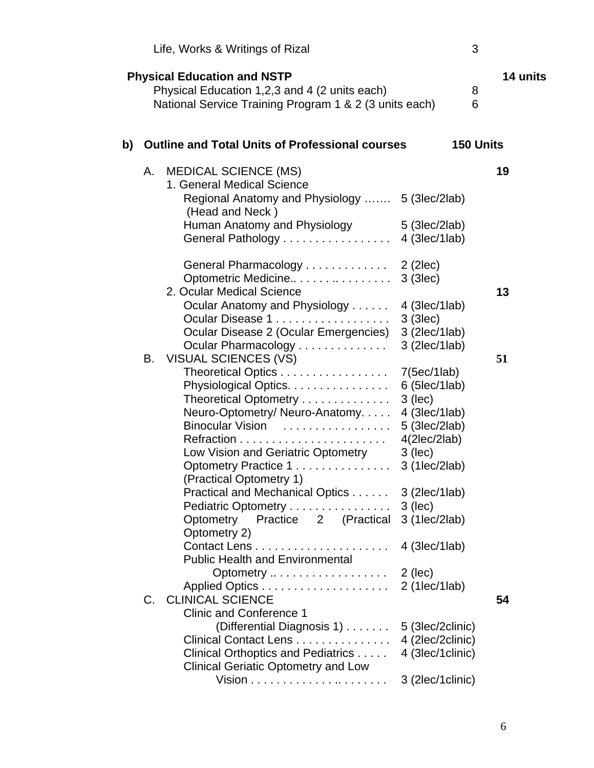Life, Works & Writings of Rizal 3

**Physical Education and NSTP** **14 units**

Physical Education 1,2,3 and 4 (2 units each) 8
National Service Training Program 1 & 2 (3 units each) 6

**b) Outline and Total Units of Professional courses** **150 Units**

A. MEDICAL SCIENCE (MS) **19**

1. General Medical Science

| Course | Units | |
|---|---|---|
| Regional Anatomy and Physiology ……. (Head and Neck ) | 5 (3lec/2lab) | |
| Human Anatomy and Physiology | 5 (3lec/2lab) | |
| General Pathology . . . . . . . . . . . . . . . . . | 4 (3lec/1lab) | |
| General Pharmacology . . . . . . . . . . . . . | 2 (2lec) | |
| Optometric Medicine.. . . . . . .. . . . . . . . . | 3 (3lec) | |

2. Ocular Medical Science **13**

| Course | Units | |
|---|---|---|
| Ocular Anatomy and Physiology . . . . . . | 4 (3lec/1lab) | |
| Ocular Disease 1 . . . . . . . . . . . . . . . . . . | 3 (3lec) | |
| Ocular Disease 2 (Ocular Emergencies) | 3 (2lec/1lab) | |
| Ocular Pharmacology . . . . . . . . . . . . . . | 3 (2lec/1lab) | |

B. VISUAL SCIENCES (VS) **51**

| Course | Units | |
|---|---|---|
| Theoretical Optics . . . . . . . . . . . . . . . . . | 7(5ec/1lab) | |
| Physiological Optics. . . . . . . . . . . . . . . . | 6 (5lec/1lab) | |
| Theoretical Optometry . . . . . . . . . . . . . . | 3 (lec) | |
| Neuro-Optometry/ Neuro-Anatomy. . . . . | 4 (3lec/1lab) | |
| Binocular Vision . . . . . . . . . . . . . . . . . | 5 (3lec/2lab) | |
| Refraction . . . . . . . . . . . . . . . . . . . . . . . | 4(2lec/2lab) | |
| Low Vision and Geriatric Optometry | 3 (lec) | |
| Optometry Practice 1 . . . . . . . . . . . . . . . (Practical Optometry 1) | 3 (1lec/2lab) | |
| Practical and Mechanical Optics . . . . . . | 3 (2lec/1lab) | |
| Pediatric Optometry . . . . . . . . . . . . . . . . | 3 (lec) | |
| Optometry Practice 2 (Practical Optometry 2) | 3 (1lec/2lab) | |
| Contact Lens . . . . . . . . . . . . . . . . . . . . . | 4 (3lec/1lab) | |
| Public Health and Environmental Optometry .. . . . . . . . . . . . . . . . . . | 2 (lec) | |
| Applied Optics . . . . . . . . . . . . . . . . . . . . | 2 (1lec/1lab) | |

C. CLINICAL SCIENCE **54**

| Course | Units | |
|---|---|---|
| Clinic and Conference 1 (Differential Diagnosis 1) . . . . . . . | 5 (3lec/2clinic) | |
| Clinical Contact Lens . . . . . . . . . . . . . . . | 4 (2lec/2clinic) | |
| Clinical Orthoptics and Pediatrics . . . . . | 4 (3lec/1clinic) | |
| Clinical Geriatic Optometry and Low Vision . . . . . . . . . . . . . . .. . . . . . . . | 3 (2lec/1clinic) | |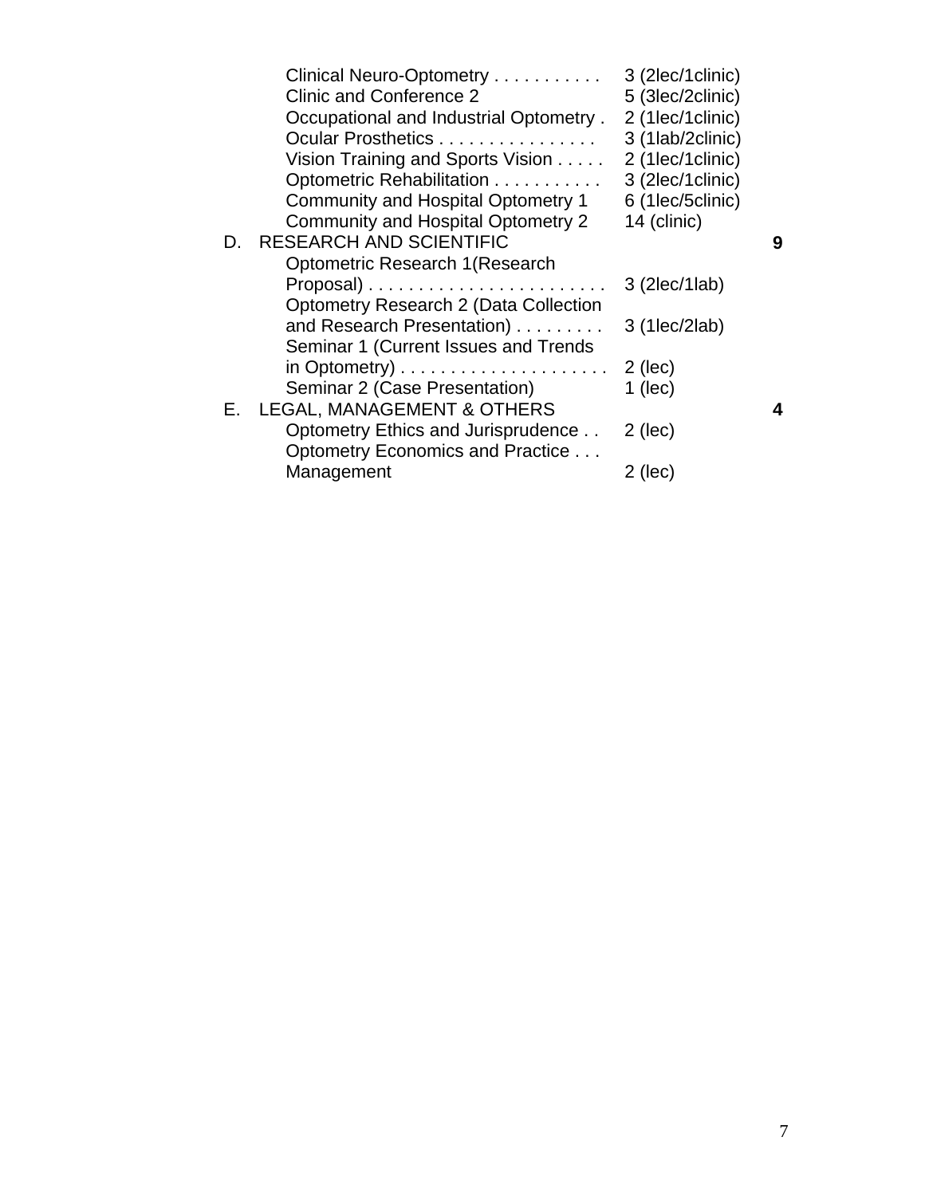| | | | |
|---|---|---|---|
| | Clinical Neuro-Optometry | 3 (2lec/1clinic) | |
| | Clinic and Conference 2 | 5 (3lec/2clinic) | |
| | Occupational and Industrial Optometry | 2 (1lec/1clinic) | |
| | Ocular Prosthetics | 3 (1lab/2clinic) | |
| | Vision Training and Sports Vision | 2 (1lec/1clinic) | |
| | Optometric Rehabilitation | 3 (2lec/1clinic) | |
| | Community and Hospital Optometry 1 | 6 (1lec/5clinic) | |
| | Community and Hospital Optometry 2 | 14 (clinic) | |
| D. | RESEARCH AND SCIENTIFIC | | **9** |
| | Optometric Research 1(Research Proposal) | 3 (2lec/1lab) | |
| | Optometry Research 2 (Data Collection and Research Presentation) | 3 (1lec/2lab) | |
| | Seminar 1 (Current Issues and Trends in Optometry) | 2 (lec) | |
| | Seminar 2 (Case Presentation) | 1 (lec) | |
| E. | LEGAL, MANAGEMENT & OTHERS | | **4** |
| | Optometry Ethics and Jurisprudence | 2 (lec) | |
| | Optometry Economics and Practice Management | 2 (lec) | |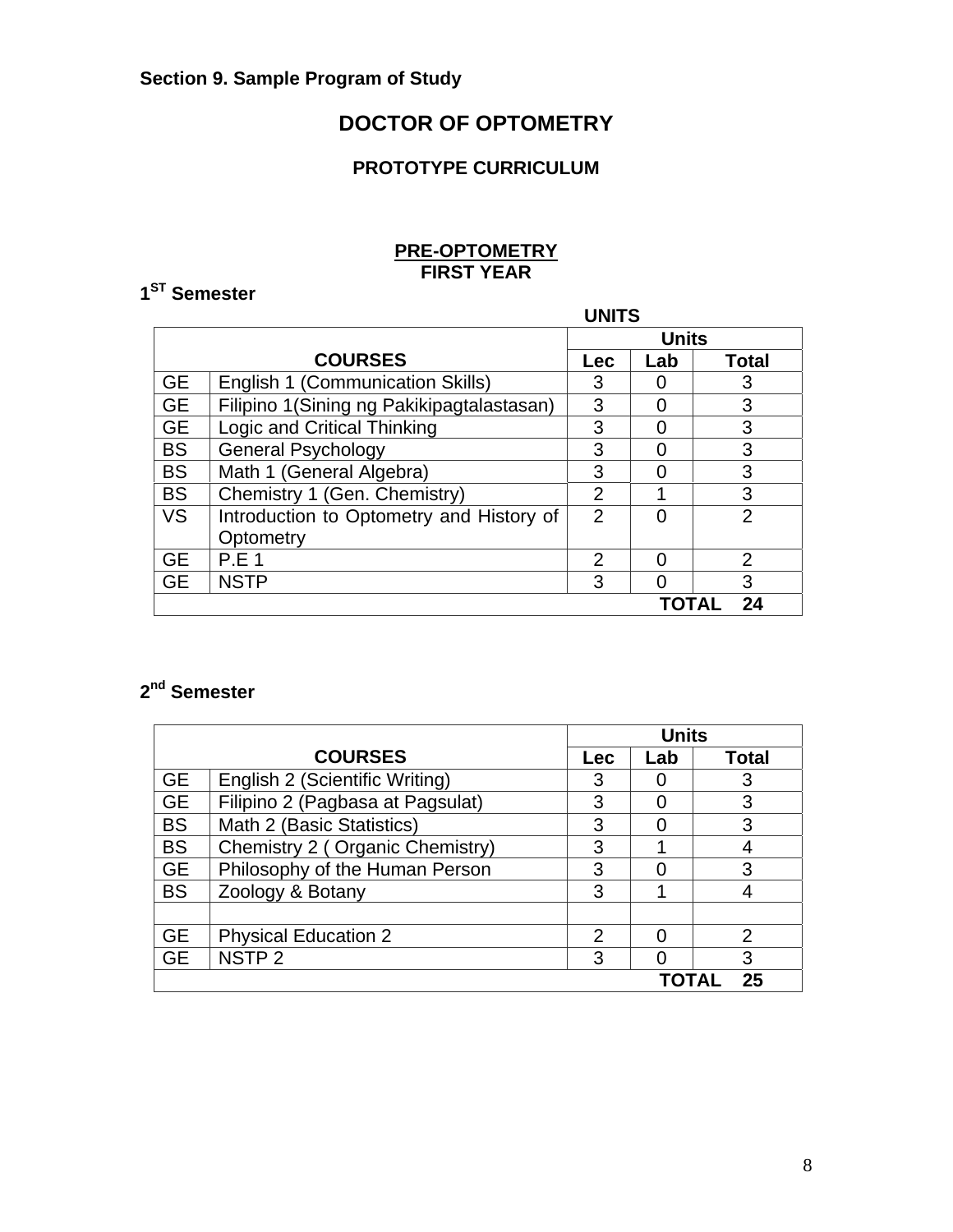**Section 9. Sample Program of Study**

# DOCTOR OF OPTOMETRY

## PROTOTYPE CURRICULUM

### PRE-OPTOMETRY
### FIRST YEAR

**1[ST] Semester**

**UNITS**

| COURSES | | Units | | |
|---|---|---|---|---|
| | | Lec | Lab | Total |
| GE | English 1 (Communication Skills) | 3 | 0 | 3 |
| GE | Filipino 1(Sining ng Pakikipagtalastasan) | 3 | 0 | 3 |
| GE | Logic and Critical Thinking | 3 | 0 | 3 |
| BS | General Psychology | 3 | 0 | 3 |
| BS | Math 1 (General Algebra) | 3 | 0 | 3 |
| BS | Chemistry 1 (Gen. Chemistry) | 2 | 1 | 3 |
| VS | Introduction to Optometry and History of Optometry | 2 | 0 | 2 |
| GE | P.E 1 | 2 | 0 | 2 |
| GE | NSTP | 3 | 0 | 3 |
| | | | **TOTAL** | **24** |

**2[nd] Semester**

| COURSES | | Units | | |
|---|---|---|---|---|
| | | Lec | Lab | Total |
| GE | English 2 (Scientific Writing) | 3 | 0 | 3 |
| GE | Filipino 2 (Pagbasa at Pagsulat) | 3 | 0 | 3 |
| BS | Math 2 (Basic Statistics) | 3 | 0 | 3 |
| BS | Chemistry 2 ( Organic Chemistry) | 3 | 1 | 4 |
| GE | Philosophy of the Human Person | 3 | 0 | 3 |
| BS | Zoology & Botany | 3 | 1 | 4 |
| | | | | |
| GE | Physical Education 2 | 2 | 0 | 2 |
| GE | NSTP 2 | 3 | 0 | 3 |
| | | | **TOTAL** | **25** |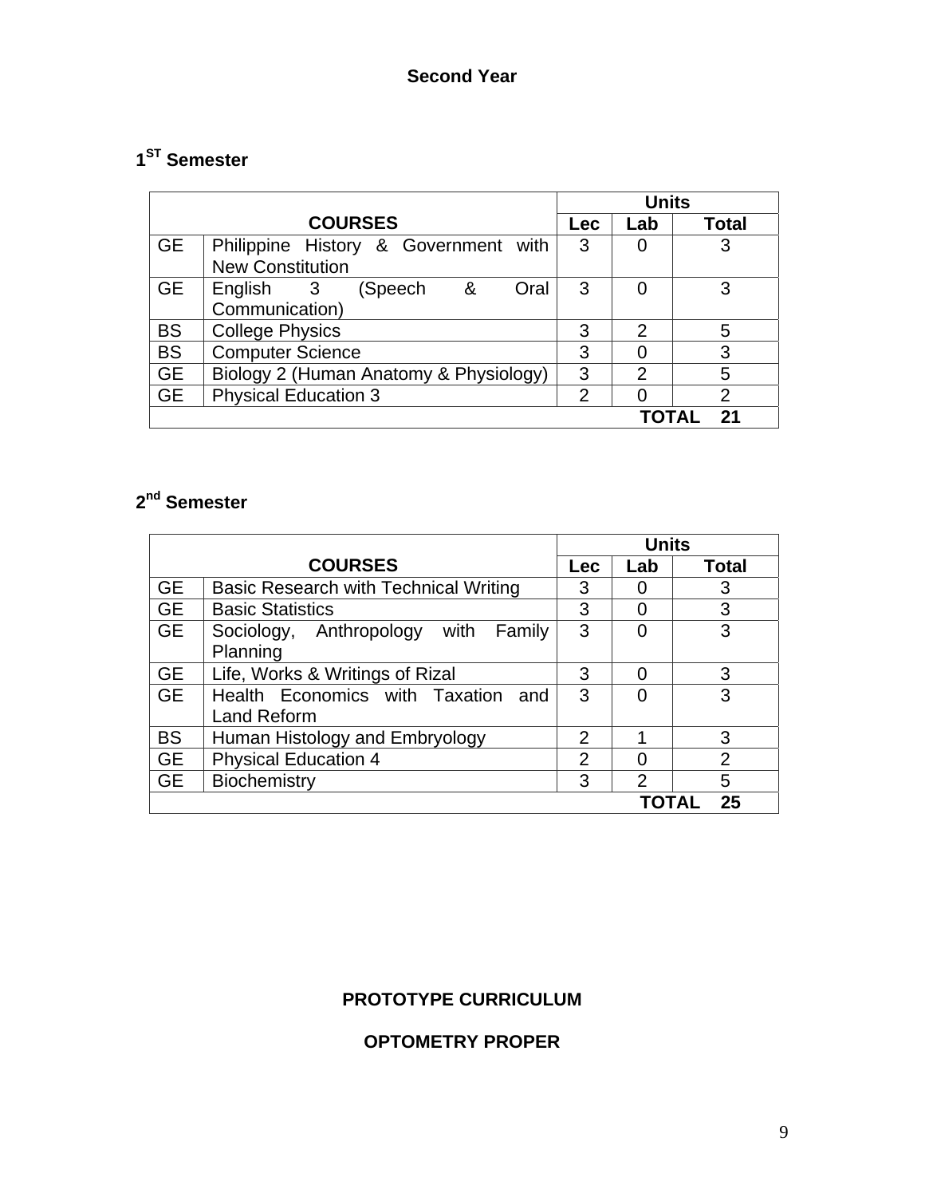## Second Year

### 1ST Semester

| COURSES | | Units | | |
|---|---|---|---|---|
| | | Lec | Lab | Total |
| GE | Philippine History & Government with New Constitution | 3 | 0 | 3 |
| GE | English 3 (Speech & Oral Communication) | 3 | 0 | 3 |
| BS | College Physics | 3 | 2 | 5 |
| BS | Computer Science | 3 | 0 | 3 |
| GE | Biology 2 (Human Anatomy & Physiology) | 3 | 2 | 5 |
| GE | Physical Education 3 | 2 | 0 | 2 |
| | | | **TOTAL** | **21** |

### 2nd Semester

| COURSES | | Units | | |
|---|---|---|---|---|
| | | Lec | Lab | Total |
| GE | Basic Research with Technical Writing | 3 | 0 | 3 |
| GE | Basic Statistics | 3 | 0 | 3 |
| GE | Sociology, Anthropology with Family Planning | 3 | 0 | 3 |
| GE | Life, Works & Writings of Rizal | 3 | 0 | 3 |
| GE | Health Economics with Taxation and Land Reform | 3 | 0 | 3 |
| BS | Human Histology and Embryology | 2 | 1 | 3 |
| GE | Physical Education 4 | 2 | 0 | 2 |
| GE | Biochemistry | 3 | 2 | 5 |
| | | | **TOTAL** | **25** |

## PROTOTYPE CURRICULUM

## OPTOMETRY PROPER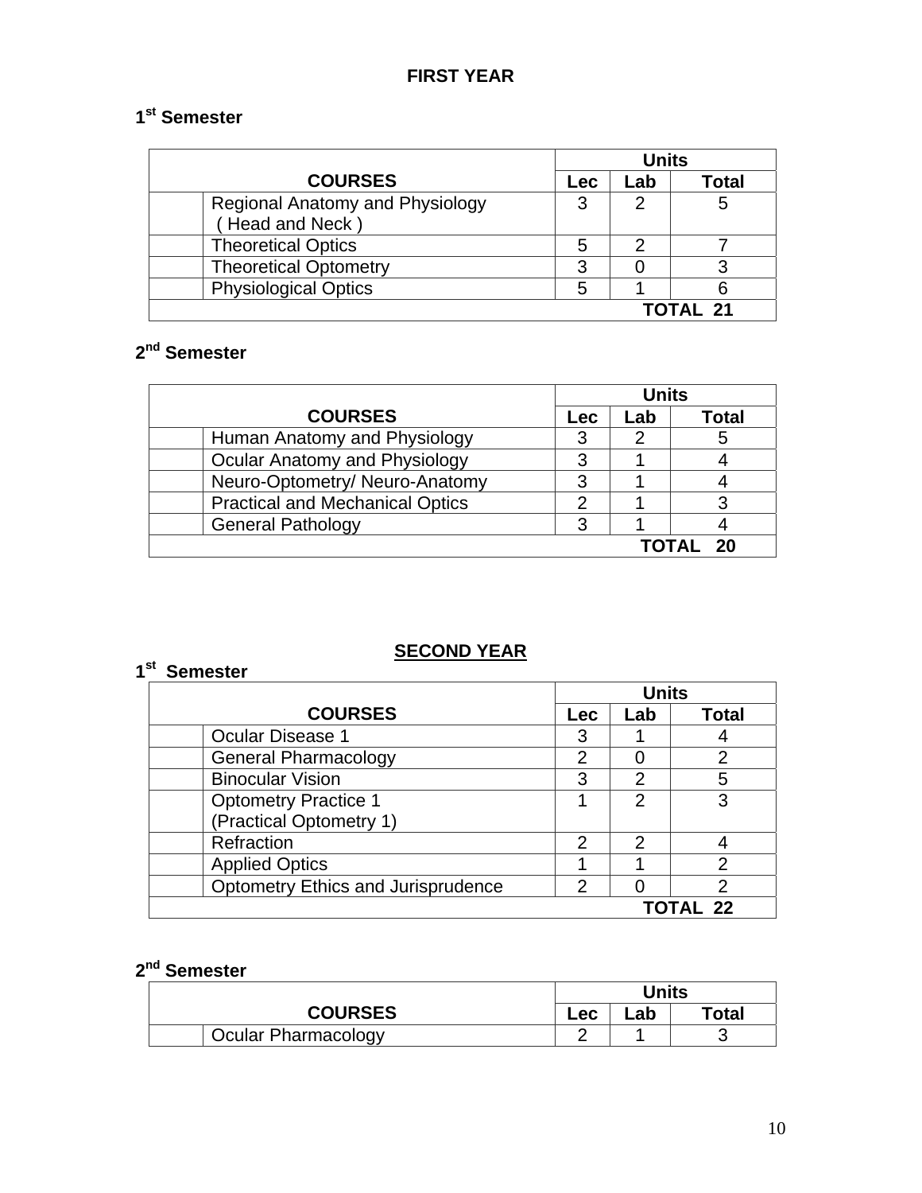## FIRST YEAR

### 1st Semester

| COURSES | | Units | | |
|---|---|---|---|---|
| | | Lec | Lab | Total |
| | Regional Anatomy and Physiology ( Head and Neck ) | 3 | 2 | 5 |
| | Theoretical Optics | 5 | 2 | 7 |
| | Theoretical Optometry | 3 | 0 | 3 |
| | Physiological Optics | 5 | 1 | 6 |
| | | | | TOTAL 21 |

### 2nd Semester

| COURSES | | Units | | |
|---|---|---|---|---|
| | | Lec | Lab | Total |
| | Human Anatomy and Physiology | 3 | 2 | 5 |
| | Ocular Anatomy and Physiology | 3 | 1 | 4 |
| | Neuro-Optometry/ Neuro-Anatomy | 3 | 1 | 4 |
| | Practical and Mechanical Optics | 2 | 1 | 3 |
| | General Pathology | 3 | 1 | 4 |
| | | | | TOTAL 20 |

## SECOND YEAR

### 1st Semester

| COURSES | | Units | | |
|---|---|---|---|---|
| | | Lec | Lab | Total |
| | Ocular Disease 1 | 3 | 1 | 4 |
| | General Pharmacology | 2 | 0 | 2 |
| | Binocular Vision | 3 | 2 | 5 |
| | Optometry Practice 1 (Practical Optometry 1) | 1 | 2 | 3 |
| | Refraction | 2 | 2 | 4 |
| | Applied Optics | 1 | 1 | 2 |
| | Optometry Ethics and Jurisprudence | 2 | 0 | 2 |
| | | | | TOTAL 22 |

### 2nd Semester

| COURSES | | Units | | |
|---|---|---|---|---|
| | | Lec | Lab | Total |
| | Ocular Pharmacology | 2 | 1 | 3 |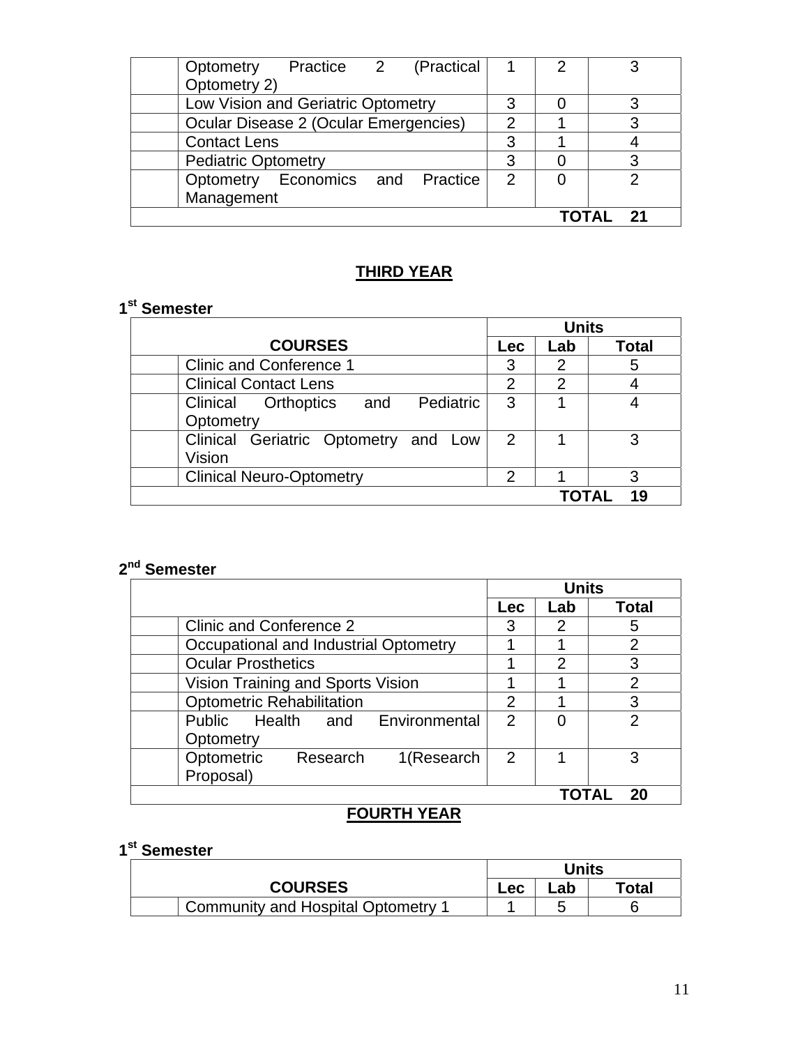| | | | | |
|---|---|---|---|---|
| | Optometry Practice 2 (Practical Optometry 2) | 1 | 2 | 3 |
| | Low Vision and Geriatric Optometry | 3 | 0 | 3 |
| | Ocular Disease 2 (Ocular Emergencies) | 2 | 1 | 3 |
| | Contact Lens | 3 | 1 | 4 |
| | Pediatric Optometry | 3 | 0 | 3 |
| | Optometry Economics and Practice Management | 2 | 0 | 2 |
| | | | **TOTAL** | **21** |

## THIRD YEAR

**1st Semester**

| **COURSES** | | **Units** | | |
|---|---|---|---|---|
| | | **Lec** | **Lab** | **Total** |
| | Clinic and Conference 1 | 3 | 2 | 5 |
| | Clinical Contact Lens | 2 | 2 | 4 |
| | Clinical Orthoptics and Pediatric Optometry | 3 | 1 | 4 |
| | Clinical Geriatric Optometry and Low Vision | 2 | 1 | 3 |
| | Clinical Neuro-Optometry | 2 | 1 | 3 |
| | | | **TOTAL** | **19** |

**2nd Semester**

| | | **Units** | | |
|---|---|---|---|---|
| | | **Lec** | **Lab** | **Total** |
| | Clinic and Conference 2 | 3 | 2 | 5 |
| | Occupational and Industrial Optometry | 1 | 1 | 2 |
| | Ocular Prosthetics | 1 | 2 | 3 |
| | Vision Training and Sports Vision | 1 | 1 | 2 |
| | Optometric Rehabilitation | 2 | 1 | 3 |
| | Public Health and Environmental Optometry | 2 | 0 | 2 |
| | Optometric Research 1(Research Proposal) | 2 | 1 | 3 |
| | | | **TOTAL** | **20** |

## FOURTH YEAR

**1st Semester**

| **COURSES** | | **Units** | | |
|---|---|---|---|---|
| | | **Lec** | **Lab** | **Total** |
| | Community and Hospital Optometry 1 | 1 | 5 | 6 |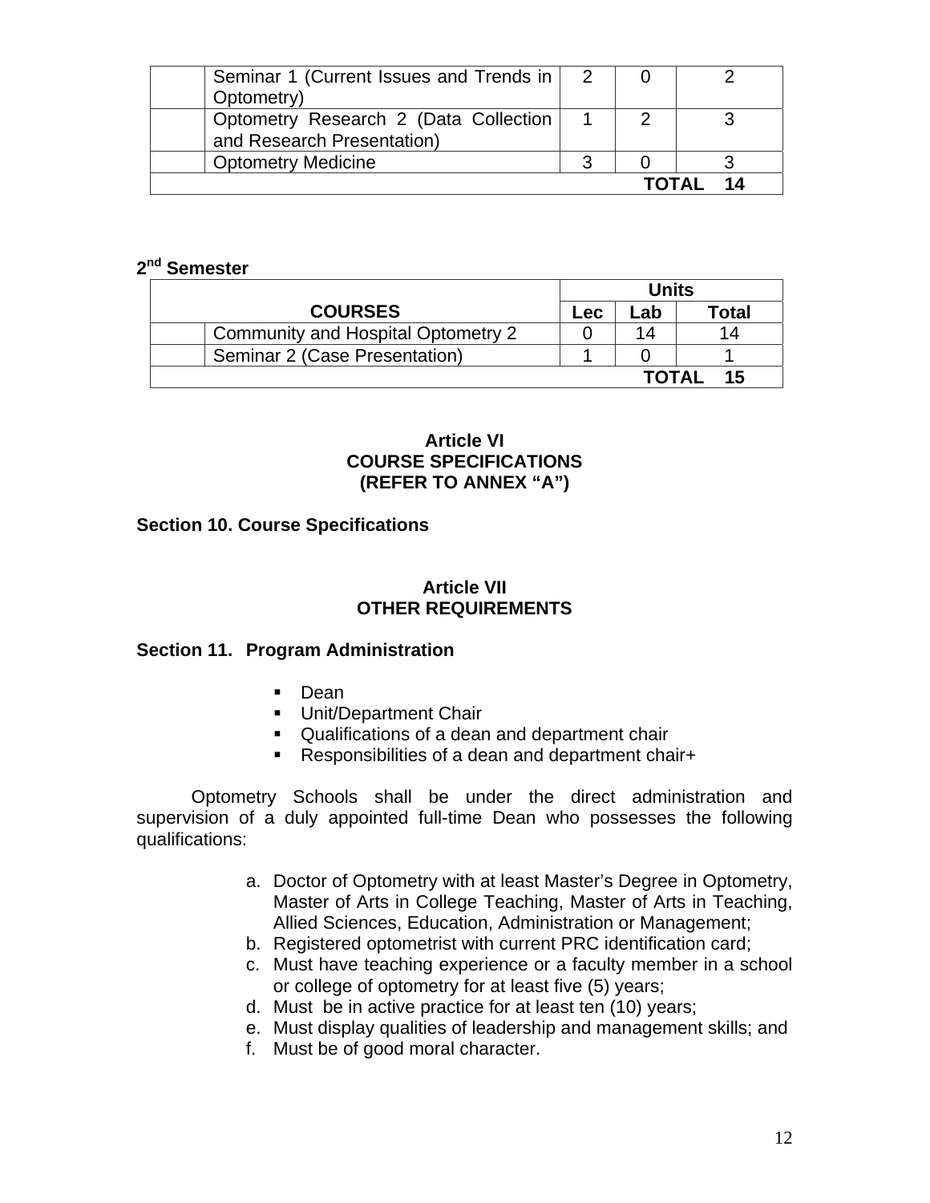| | Courses | Lec | Lab | Total |
|---|---|---|---|---|
| | Seminar 1 (Current Issues and Trends in Optometry) | 2 | 0 | 2 |
| | Optometry Research 2 (Data Collection and Research Presentation) | 1 | 2 | 3 |
| | Optometry Medicine | 3 | 0 | 3 |
| | | | **TOTAL** | **14** |

**2nd Semester**

| COURSES | | Units | | |
|---|---|---|---|---|
| | | **Lec** | **Lab** | **Total** |
| | Community and Hospital Optometry 2 | 0 | 14 | 14 |
| | Seminar 2 (Case Presentation) | 1 | 0 | 1 |
| | | | **TOTAL** | **15** |

## Article VI
## COURSE SPECIFICATIONS
## (REFER TO ANNEX "A")

**Section 10. Course Specifications**

## Article VII
## OTHER REQUIREMENTS

**Section 11. Program Administration**

- Dean
- Unit/Department Chair
- Qualifications of a dean and department chair
- Responsibilities of a dean and department chair+

Optometry Schools shall be under the direct administration and supervision of a duly appointed full-time Dean who possesses the following qualifications:

a. Doctor of Optometry with at least Master's Degree in Optometry, Master of Arts in College Teaching, Master of Arts in Teaching, Allied Sciences, Education, Administration or Management;
b. Registered optometrist with current PRC identification card;
c. Must have teaching experience or a faculty member in a school or college of optometry for at least five (5) years;
d. Must be in active practice for at least ten (10) years;
e. Must display qualities of leadership and management skills; and
f. Must be of good moral character.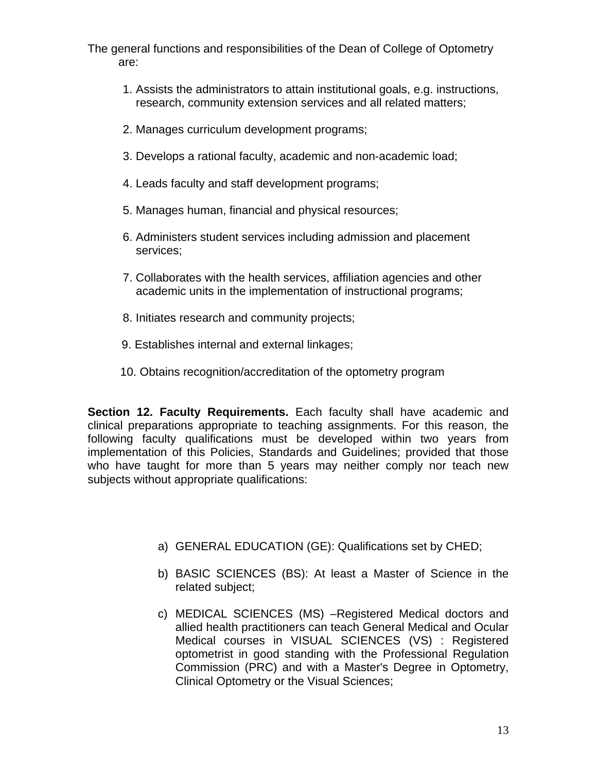The general functions and responsibilities of the Dean of College of Optometry are:

1. Assists the administrators to attain institutional goals, e.g. instructions, research, community extension services and all related matters;

2. Manages curriculum development programs;

3. Develops a rational faculty, academic and non-academic load;

4. Leads faculty and staff development programs;

5. Manages human, financial and physical resources;

6. Administers student services including admission and placement services;

7. Collaborates with the health services, affiliation agencies and other academic units in the implementation of instructional programs;

8. Initiates research and community projects;

9. Establishes internal and external linkages;

10. Obtains recognition/accreditation of the optometry program

**Section 12. Faculty Requirements.** Each faculty shall have academic and clinical preparations appropriate to teaching assignments. For this reason, the following faculty qualifications must be developed within two years from implementation of this Policies, Standards and Guidelines; provided that those who have taught for more than 5 years may neither comply nor teach new subjects without appropriate qualifications:

a) GENERAL EDUCATION (GE): Qualifications set by CHED;

b) BASIC SCIENCES (BS): At least a Master of Science in the related subject;

c) MEDICAL SCIENCES (MS) –Registered Medical doctors and allied health practitioners can teach General Medical and Ocular Medical courses in VISUAL SCIENCES (VS) : Registered optometrist in good standing with the Professional Regulation Commission (PRC) and with a Master's Degree in Optometry, Clinical Optometry or the Visual Sciences;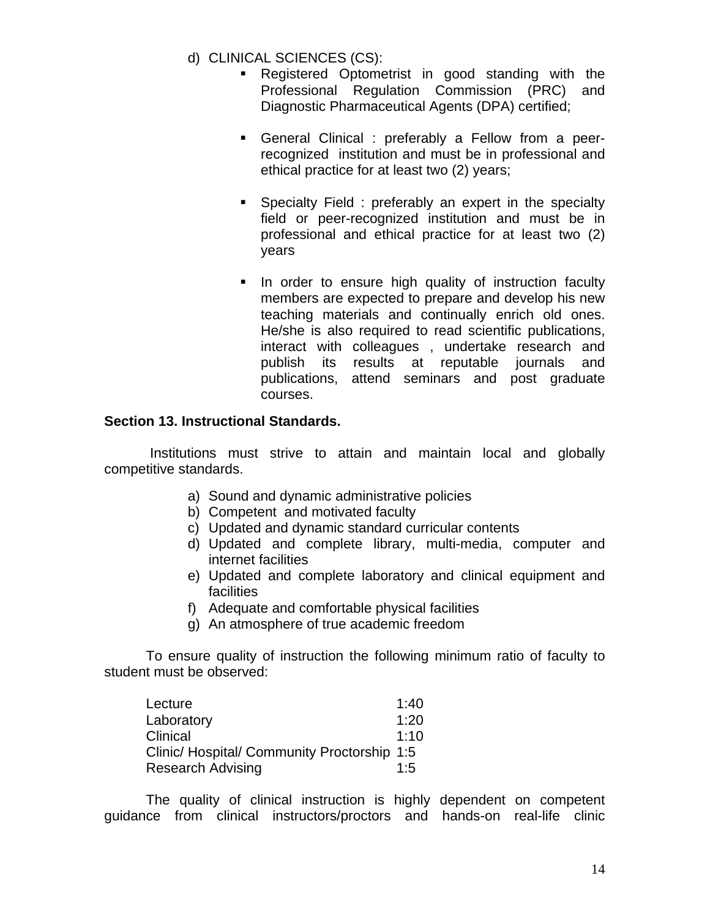d) CLINICAL SCIENCES (CS):

- Registered Optometrist in good standing with the Professional Regulation Commission (PRC) and Diagnostic Pharmaceutical Agents (DPA) certified;

- General Clinical : preferably a Fellow from a peer-recognized institution and must be in professional and ethical practice for at least two (2) years;

- Specialty Field : preferably an expert in the specialty field or peer-recognized institution and must be in professional and ethical practice for at least two (2) years

- In order to ensure high quality of instruction faculty members are expected to prepare and develop his new teaching materials and continually enrich old ones. He/she is also required to read scientific publications, interact with colleagues , undertake research and publish its results at reputable journals and publications, attend seminars and post graduate courses.

**Section 13. Instructional Standards.**

Institutions must strive to attain and maintain local and globally competitive standards.

a) Sound and dynamic administrative policies
b) Competent and motivated faculty
c) Updated and dynamic standard curricular contents
d) Updated and complete library, multi-media, computer and internet facilities
e) Updated and complete laboratory and clinical equipment and facilities
f) Adequate and comfortable physical facilities
g) An atmosphere of true academic freedom

To ensure quality of instruction the following minimum ratio of faculty to student must be observed:

| | |
|---|---|
| Lecture | 1:40 |
| Laboratory | 1:20 |
| Clinical | 1:10 |
| Clinic/ Hospital/ Community Proctorship | 1:5 |
| Research Advising | 1:5 |

The quality of clinical instruction is highly dependent on competent guidance from clinical instructors/proctors and hands-on real-life clinic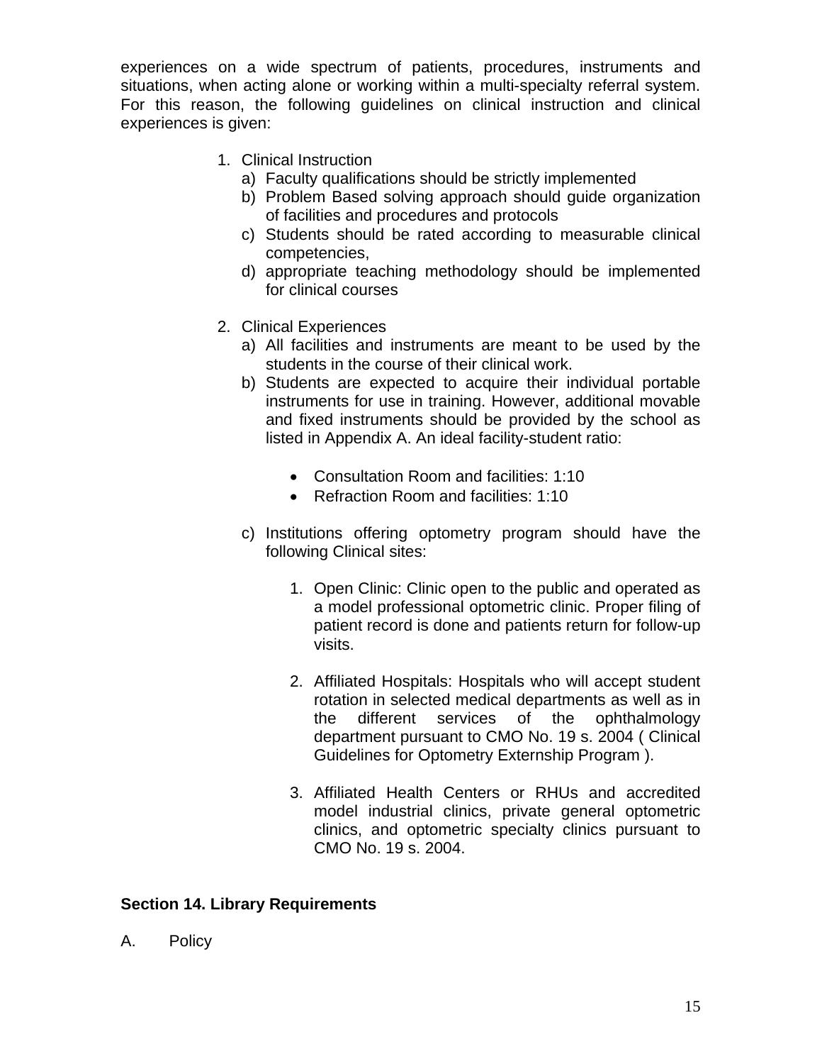experiences on a wide spectrum of patients, procedures, instruments and situations, when acting alone or working within a multi-specialty referral system. For this reason, the following guidelines on clinical instruction and clinical experiences is given:

1. Clinical Instruction
   a) Faculty qualifications should be strictly implemented
   b) Problem Based solving approach should guide organization of facilities and procedures and protocols
   c) Students should be rated according to measurable clinical competencies,
   d) appropriate teaching methodology should be implemented for clinical courses

2. Clinical Experiences
   a) All facilities and instruments are meant to be used by the students in the course of their clinical work.
   b) Students are expected to acquire their individual portable instruments for use in training. However, additional movable and fixed instruments should be provided by the school as listed in Appendix A. An ideal facility-student ratio:

      - Consultation Room and facilities: 1:10
      - Refraction Room and facilities: 1:10

   c) Institutions offering optometry program should have the following Clinical sites:

      1. Open Clinic: Clinic open to the public and operated as a model professional optometric clinic. Proper filing of patient record is done and patients return for follow-up visits.

      2. Affiliated Hospitals: Hospitals who will accept student rotation in selected medical departments as well as in the different services of the ophthalmology department pursuant to CMO No. 19 s. 2004 ( Clinical Guidelines for Optometry Externship Program ).

      3. Affiliated Health Centers or RHUs and accredited model industrial clinics, private general optometric clinics, and optometric specialty clinics pursuant to CMO No. 19 s. 2004.

**Section 14. Library Requirements**

A. Policy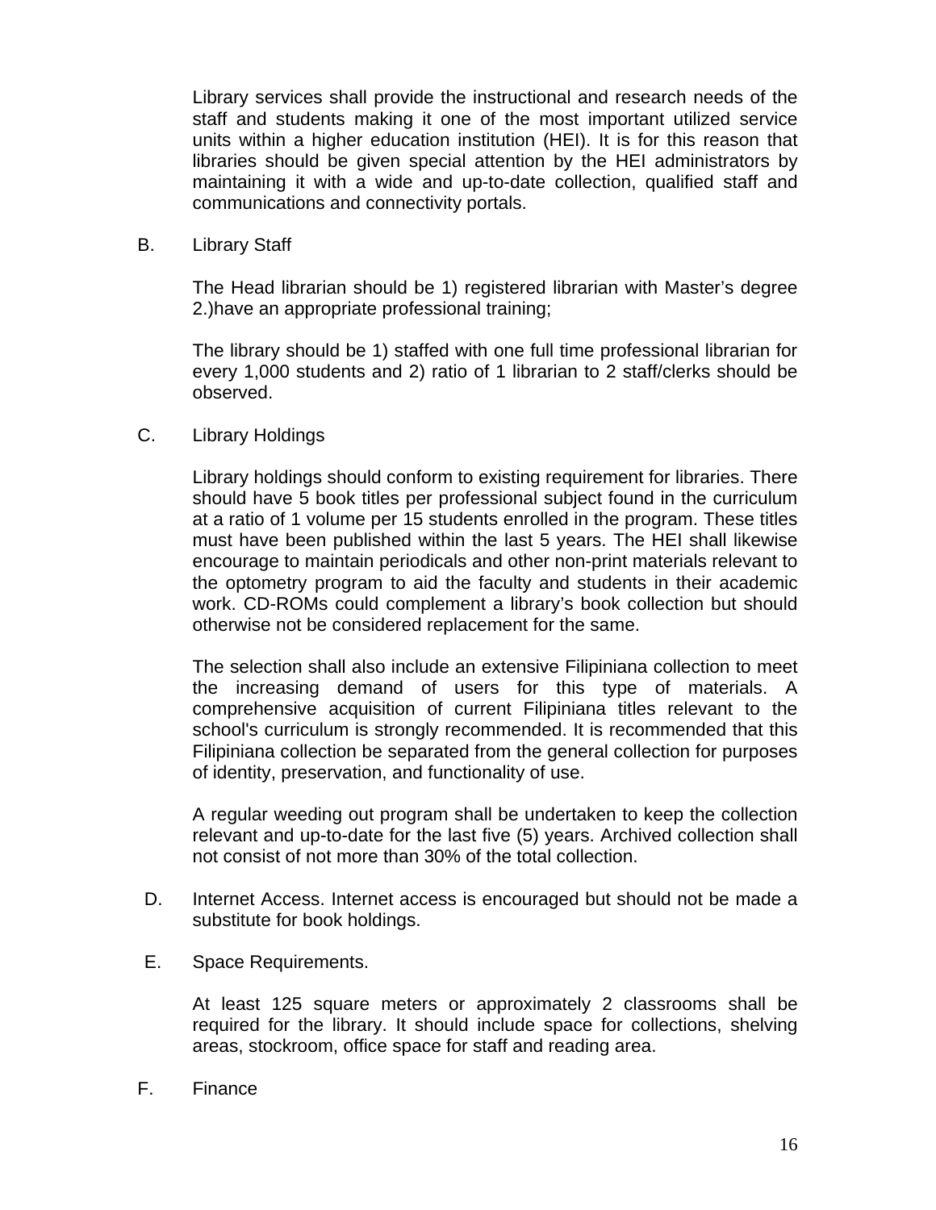Library services shall provide the instructional and research needs of the staff and students making it one of the most important utilized service units within a higher education institution (HEI). It is for this reason that libraries should be given special attention by the HEI administrators by maintaining it with a wide and up-to-date collection, qualified staff and communications and connectivity portals.

B. Library Staff

The Head librarian should be 1) registered librarian with Master's degree 2.)have an appropriate professional training;

The library should be 1) staffed with one full time professional librarian for every 1,000 students and 2) ratio of 1 librarian to 2 staff/clerks should be observed.

C. Library Holdings

Library holdings should conform to existing requirement for libraries. There should have 5 book titles per professional subject found in the curriculum at a ratio of 1 volume per 15 students enrolled in the program. These titles must have been published within the last 5 years. The HEI shall likewise encourage to maintain periodicals and other non-print materials relevant to the optometry program to aid the faculty and students in their academic work. CD-ROMs could complement a library's book collection but should otherwise not be considered replacement for the same.

The selection shall also include an extensive Filipiniana collection to meet the increasing demand of users for this type of materials. A comprehensive acquisition of current Filipiniana titles relevant to the school's curriculum is strongly recommended. It is recommended that this Filipiniana collection be separated from the general collection for purposes of identity, preservation, and functionality of use.

A regular weeding out program shall be undertaken to keep the collection relevant and up-to-date for the last five (5) years. Archived collection shall not consist of not more than 30% of the total collection.

D. Internet Access. Internet access is encouraged but should not be made a substitute for book holdings.

E. Space Requirements.

At least 125 square meters or approximately 2 classrooms shall be required for the library. It should include space for collections, shelving areas, stockroom, office space for staff and reading area.

F. Finance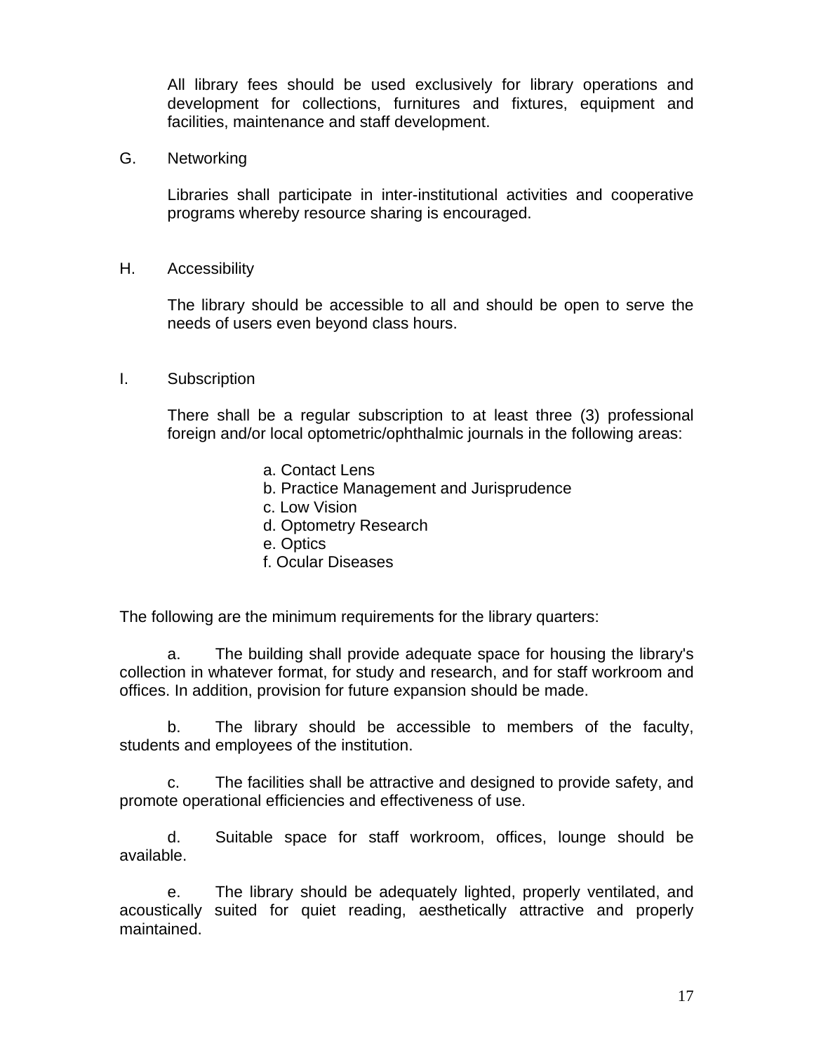All library fees should be used exclusively for library operations and development for collections, furnitures and fixtures, equipment and facilities, maintenance and staff development.

G. Networking

Libraries shall participate in inter-institutional activities and cooperative programs whereby resource sharing is encouraged.

H. Accessibility

The library should be accessible to all and should be open to serve the needs of users even beyond class hours.

I. Subscription

There shall be a regular subscription to at least three (3) professional foreign and/or local optometric/ophthalmic journals in the following areas:

a. Contact Lens
b. Practice Management and Jurisprudence
c. Low Vision
d. Optometry Research
e. Optics
f. Ocular Diseases

The following are the minimum requirements for the library quarters:

a. The building shall provide adequate space for housing the library's collection in whatever format, for study and research, and for staff workroom and offices. In addition, provision for future expansion should be made.

b. The library should be accessible to members of the faculty, students and employees of the institution.

c. The facilities shall be attractive and designed to provide safety, and promote operational efficiencies and effectiveness of use.

d. Suitable space for staff workroom, offices, lounge should be available.

e. The library should be adequately lighted, properly ventilated, and acoustically suited for quiet reading, aesthetically attractive and properly maintained.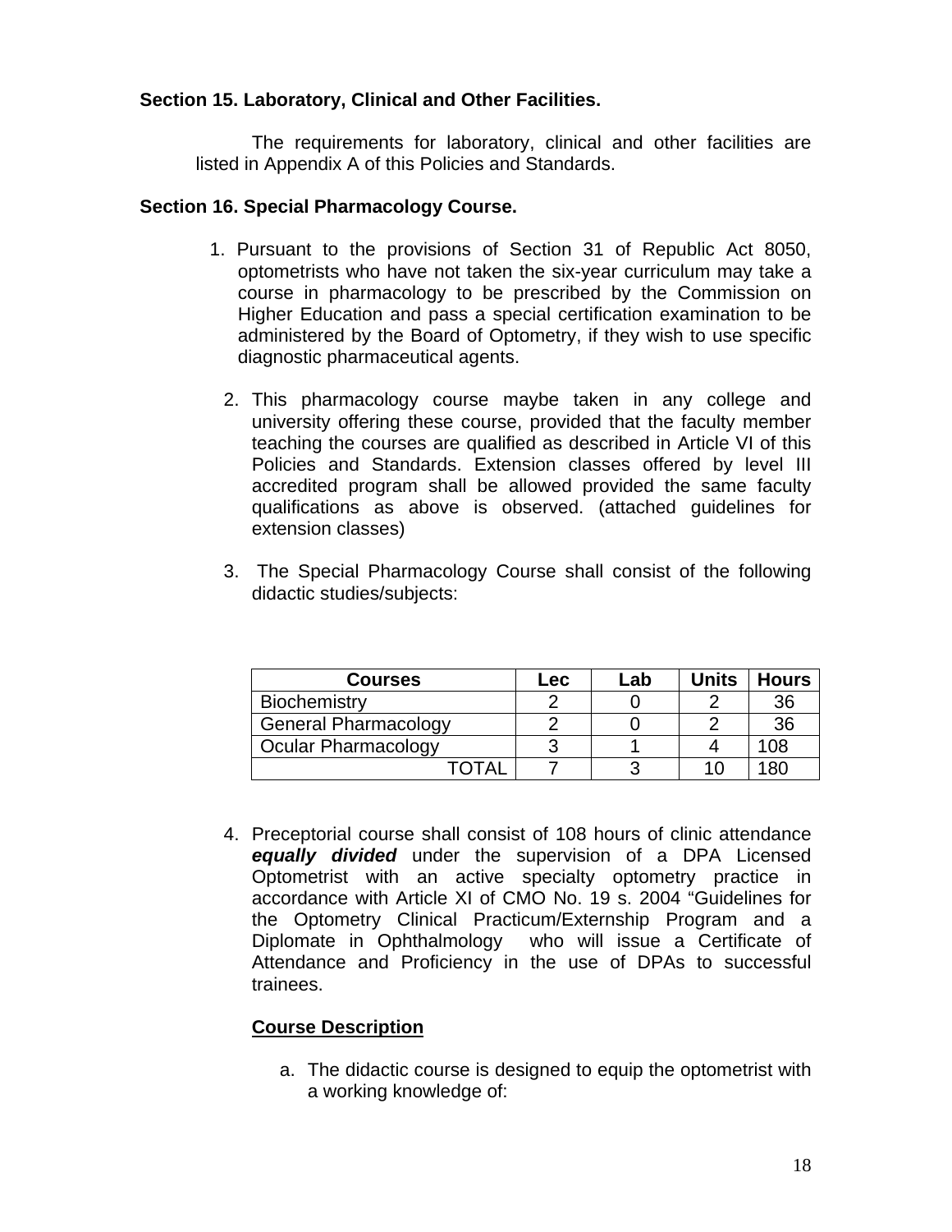**Section 15. Laboratory, Clinical and Other Facilities.**

The requirements for laboratory, clinical and other facilities are listed in Appendix A of this Policies and Standards.

**Section 16. Special Pharmacology Course.**

1. Pursuant to the provisions of Section 31 of Republic Act 8050, optometrists who have not taken the six-year curriculum may take a course in pharmacology to be prescribed by the Commission on Higher Education and pass a special certification examination to be administered by the Board of Optometry, if they wish to use specific diagnostic pharmaceutical agents.

2. This pharmacology course maybe taken in any college and university offering these course, provided that the faculty member teaching the courses are qualified as described in Article VI of this Policies and Standards. Extension classes offered by level III accredited program shall be allowed provided the same faculty qualifications as above is observed. (attached guidelines for extension classes)

3. The Special Pharmacology Course shall consist of the following didactic studies/subjects:

| Courses | Lec | Lab | Units | Hours |
|---|---|---|---|---|
| Biochemistry | 2 | 0 | 2 | 36 |
| General Pharmacology | 2 | 0 | 2 | 36 |
| Ocular Pharmacology | 3 | 1 | 4 | 108 |
| TOTAL | 7 | 3 | 10 | 180 |

4. Preceptorial course shall consist of 108 hours of clinic attendance ***equally divided*** under the supervision of a DPA Licensed Optometrist with an active specialty optometry practice in accordance with Article XI of CMO No. 19 s. 2004 "Guidelines for the Optometry Clinical Practicum/Externship Program and a Diplomate in Ophthalmology who will issue a Certificate of Attendance and Proficiency in the use of DPAs to successful trainees.

**Course Description**

a. The didactic course is designed to equip the optometrist with a working knowledge of: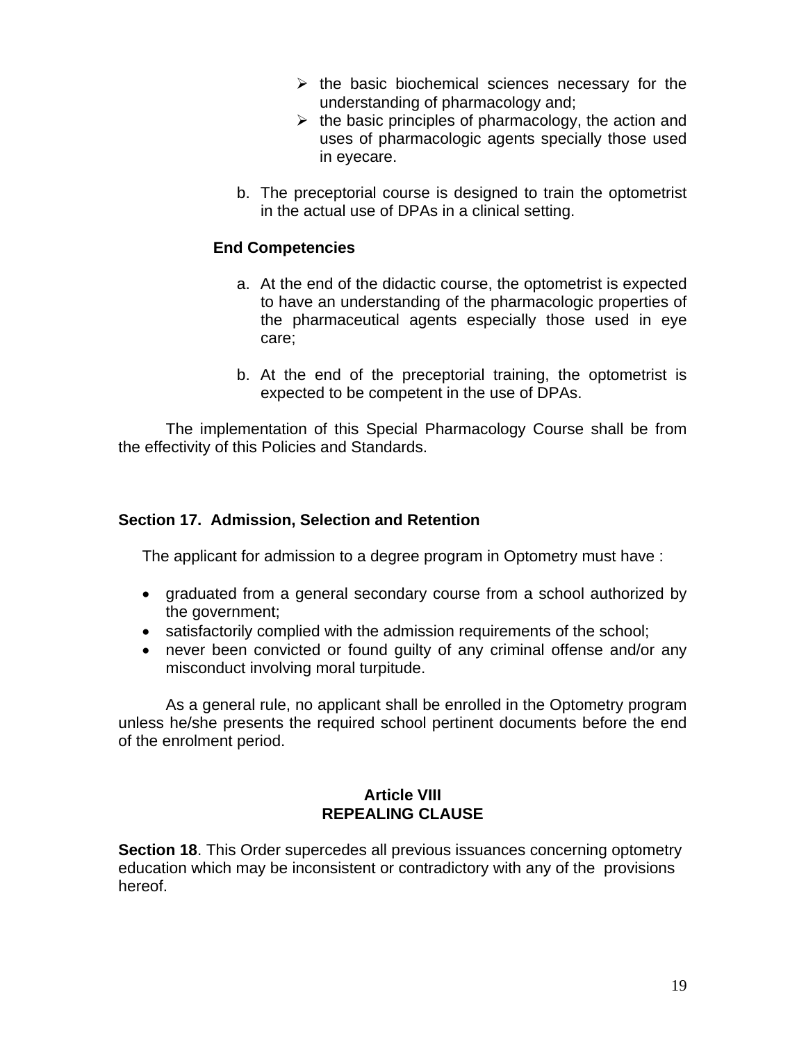- the basic biochemical sciences necessary for the understanding of pharmacology and;
- the basic principles of pharmacology, the action and uses of pharmacologic agents specially those used in eyecare.

b. The preceptorial course is designed to train the optometrist in the actual use of DPAs in a clinical setting.

**End Competencies**

a. At the end of the didactic course, the optometrist is expected to have an understanding of the pharmacologic properties of the pharmaceutical agents especially those used in eye care;

b. At the end of the preceptorial training, the optometrist is expected to be competent in the use of DPAs.

The implementation of this Special Pharmacology Course shall be from the effectivity of this Policies and Standards.

### Section 17. Admission, Selection and Retention

The applicant for admission to a degree program in Optometry must have :

- graduated from a general secondary course from a school authorized by the government;
- satisfactorily complied with the admission requirements of the school;
- never been convicted or found guilty of any criminal offense and/or any misconduct involving moral turpitude.

As a general rule, no applicant shall be enrolled in the Optometry program unless he/she presents the required school pertinent documents before the end of the enrolment period.

## Article VIII
## REPEALING CLAUSE

**Section 18**. This Order supercedes all previous issuances concerning optometry education which may be inconsistent or contradictory with any of the provisions hereof.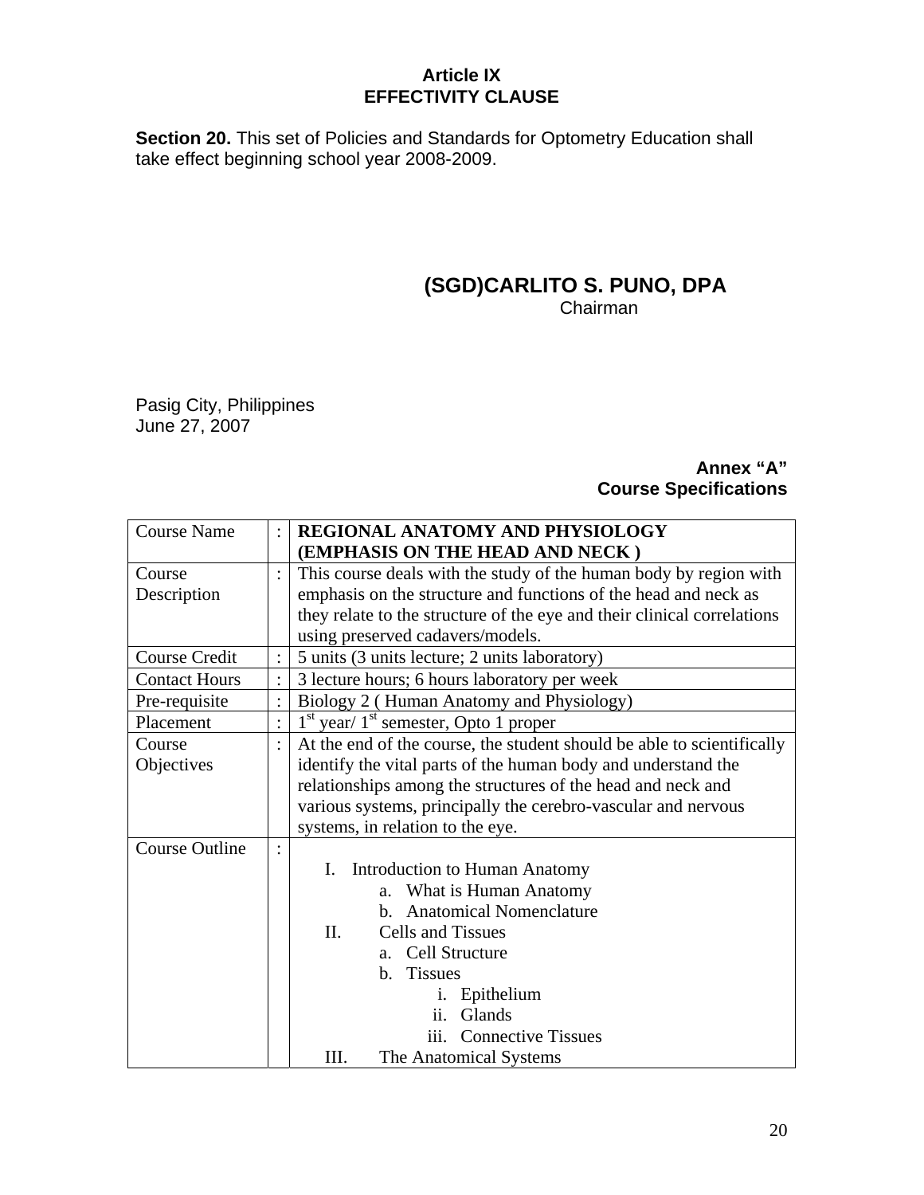## Article IX
## EFFECTIVITY CLAUSE

**Section 20.** This set of Policies and Standards for Optometry Education shall take effect beginning school year 2008-2009.

**(SGD)CARLITO S. PUNO, DPA**
Chairman

Pasig City, Philippines
June 27, 2007

**Annex "A"**
**Course Specifications**

| | | |
|---|---|---|
| Course Name | : | **REGIONAL ANATOMY AND PHYSIOLOGY (EMPHASIS ON THE HEAD AND NECK )** |
| Course Description | : | This course deals with the study of the human body by region with emphasis on the structure and functions of the head and neck as they relate to the structure of the eye and their clinical correlations using preserved cadavers/models. |
| Course Credit | : | 5 units (3 units lecture; 2 units laboratory) |
| Contact Hours | : | 3 lecture hours; 6 hours laboratory per week |
| Pre-requisite | : | Biology 2 ( Human Anatomy and Physiology) |
| Placement | : | 1st year/ 1st semester, Opto 1 proper |
| Course Objectives | : | At the end of the course, the student should be able to scientifically identify the vital parts of the human body and understand the relationships among the structures of the head and neck and various systems, principally the cerebro-vascular and nervous systems, in relation to the eye. |
| Course Outline | : | I. Introduction to Human Anatomy<br>a. What is Human Anatomy<br>b. Anatomical Nomenclature<br>II. Cells and Tissues<br>a. Cell Structure<br>b. Tissues<br>i. Epithelium<br>ii. Glands<br>iii. Connective Tissues<br>III. The Anatomical Systems |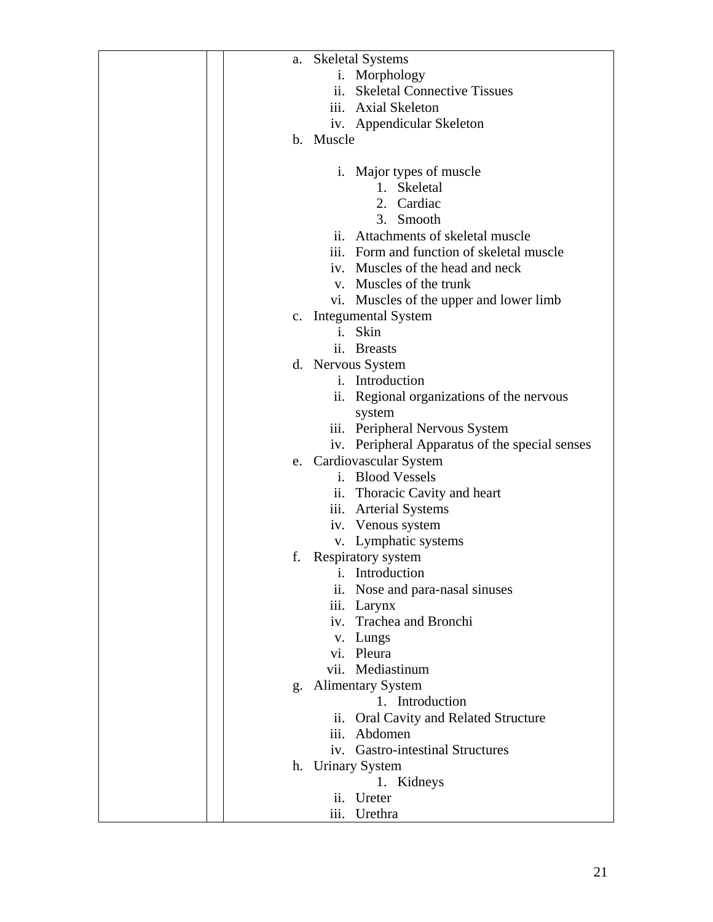| | | |
|---|---|---|
| | | a. Skeletal Systems<br>i. Morphology<br>ii. Skeletal Connective Tissues<br>iii. Axial Skeleton<br>iv. Appendicular Skeleton<br>b. Muscle<br>i. Major types of muscle<br>1. Skeletal<br>2. Cardiac<br>3. Smooth<br>ii. Attachments of skeletal muscle<br>iii. Form and function of skeletal muscle<br>iv. Muscles of the head and neck<br>v. Muscles of the trunk<br>vi. Muscles of the upper and lower limb<br>c. Integumental System<br>i. Skin<br>ii. Breasts<br>d. Nervous System<br>i. Introduction<br>ii. Regional organizations of the nervous system<br>iii. Peripheral Nervous System<br>iv. Peripheral Apparatus of the special senses<br>e. Cardiovascular System<br>i. Blood Vessels<br>ii. Thoracic Cavity and heart<br>iii. Arterial Systems<br>iv. Venous system<br>v. Lymphatic systems<br>f. Respiratory system<br>i. Introduction<br>ii. Nose and para-nasal sinuses<br>iii. Larynx<br>iv. Trachea and Bronchi<br>v. Lungs<br>vi. Pleura<br>vii. Mediastinum<br>g. Alimentary System<br>1. Introduction<br>ii. Oral Cavity and Related Structure<br>iii. Abdomen<br>iv. Gastro-intestinal Structures<br>h. Urinary System<br>1. Kidneys<br>ii. Ureter<br>iii. Urethra |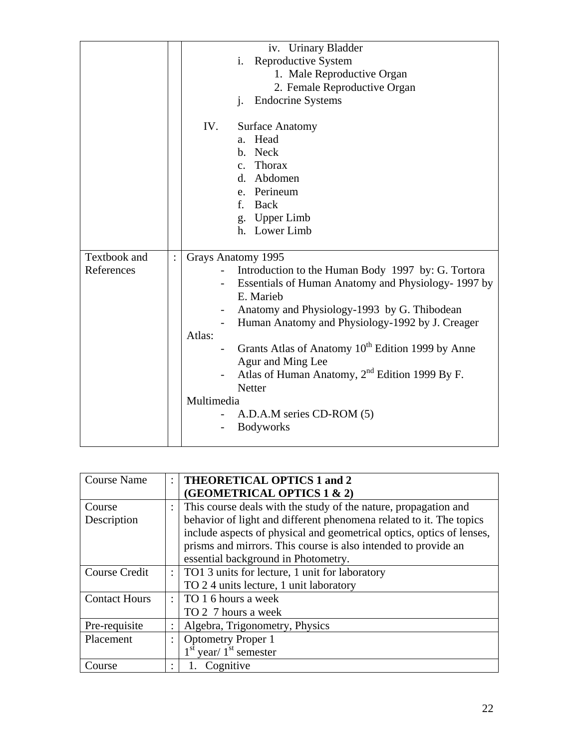| | | |
|---|---|---|
| | | iv. Urinary Bladder<br>i. Reproductive System<br>1. Male Reproductive Organ<br>2. Female Reproductive Organ<br>j. Endocrine Systems<br><br>IV. Surface Anatomy<br>a. Head<br>b. Neck<br>c. Thorax<br>d. Abdomen<br>e. Perineum<br>f. Back<br>g. Upper Limb<br>h. Lower Limb |
| Textbook and References | : | Grays Anatomy 1995<br>- Introduction to the Human Body 1997 by: G. Tortora<br>- Essentials of Human Anatomy and Physiology- 1997 by E. Marieb<br>- Anatomy and Physiology-1993 by G. Thibodean<br>- Human Anatomy and Physiology-1992 by J. Creager<br>Atlas:<br>- Grants Atlas of Anatomy 10th Edition 1999 by Anne Agur and Ming Lee<br>- Atlas of Human Anatomy, 2nd Edition 1999 By F. Netter<br>Multimedia<br>- A.D.A.M series CD-ROM (5)<br>- Bodyworks |

| | | |
|---|---|---|
| Course Name | : | **THEORETICAL OPTICS 1 and 2 (GEOMETRICAL OPTICS 1 & 2)** |
| Course Description | : | This course deals with the study of the nature, propagation and behavior of light and different phenomena related to it. The topics include aspects of physical and geometrical optics, optics of lenses, prisms and mirrors. This course is also intended to provide an essential background in Photometry. |
| Course Credit | : | TO1 3 units for lecture, 1 unit for laboratory<br>TO 2 4 units lecture, 1 unit laboratory |
| Contact Hours | : | TO 1 6 hours a week<br>TO 2 7 hours a week |
| Pre-requisite | : | Algebra, Trigonometry, Physics |
| Placement | : | Optometry Proper 1<br>1st year/ 1st semester |
| Course | : | 1. Cognitive |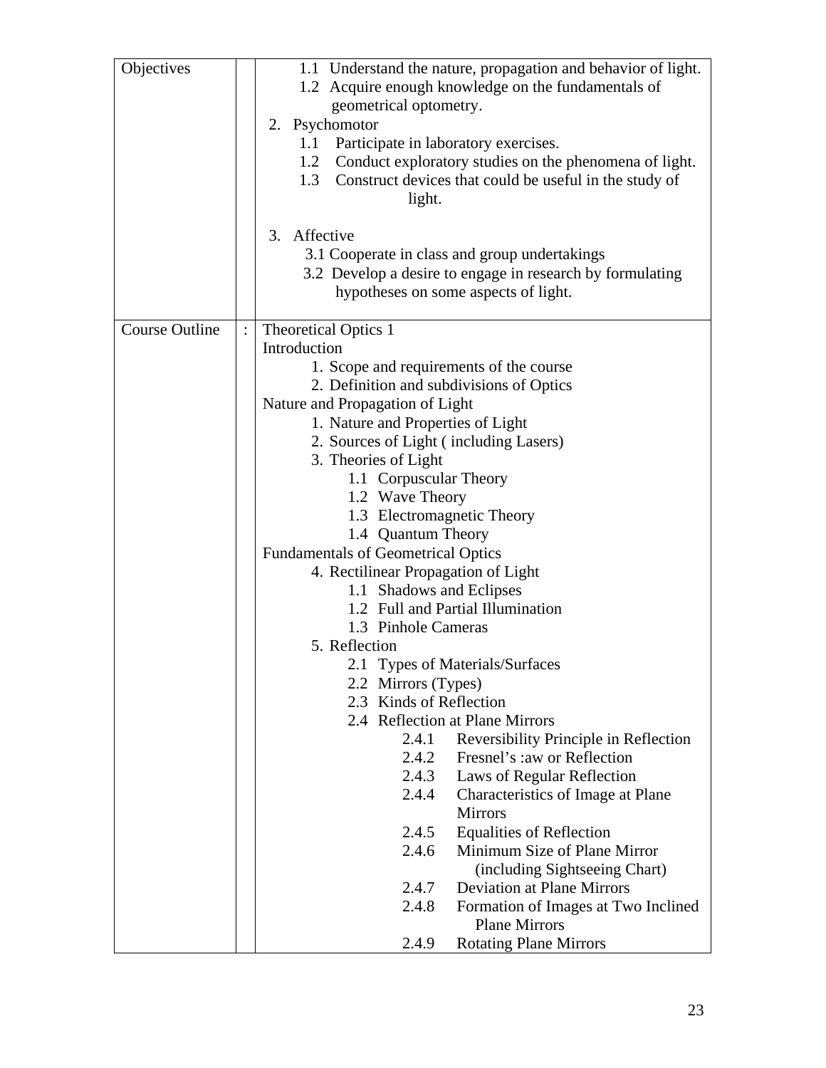| | | |
|---|---|---|
| Objectives | | 1.1 Understand the nature, propagation and behavior of light.<br>1.2 Acquire enough knowledge on the fundamentals of geometrical optometry.<br>2. Psychomotor<br>1.1 Participate in laboratory exercises.<br>1.2 Conduct exploratory studies on the phenomena of light.<br>1.3 Construct devices that could be useful in the study of light.<br><br>3. Affective<br>3.1 Cooperate in class and group undertakings<br>3.2 Develop a desire to engage in research by formulating hypotheses on some aspects of light. |
| Course Outline | : | Theoretical Optics 1<br>Introduction<br>1. Scope and requirements of the course<br>2. Definition and subdivisions of Optics<br>Nature and Propagation of Light<br>1. Nature and Properties of Light<br>2. Sources of Light ( including Lasers)<br>3. Theories of Light<br>1.1 Corpuscular Theory<br>1.2 Wave Theory<br>1.3 Electromagnetic Theory<br>1.4 Quantum Theory<br>Fundamentals of Geometrical Optics<br>4. Rectilinear Propagation of Light<br>1.1 Shadows and Eclipses<br>1.2 Full and Partial Illumination<br>1.3 Pinhole Cameras<br>5. Reflection<br>2.1 Types of Materials/Surfaces<br>2.2 Mirrors (Types)<br>2.3 Kinds of Reflection<br>2.4 Reflection at Plane Mirrors<br>2.4.1 Reversibility Principle in Reflection<br>2.4.2 Fresnel's :aw or Reflection<br>2.4.3 Laws of Regular Reflection<br>2.4.4 Characteristics of Image at Plane Mirrors<br>2.4.5 Equalities of Reflection<br>2.4.6 Minimum Size of Plane Mirror (including Sightseeing Chart)<br>2.4.7 Deviation at Plane Mirrors<br>2.4.8 Formation of Images at Two Inclined Plane Mirrors<br>2.4.9 Rotating Plane Mirrors |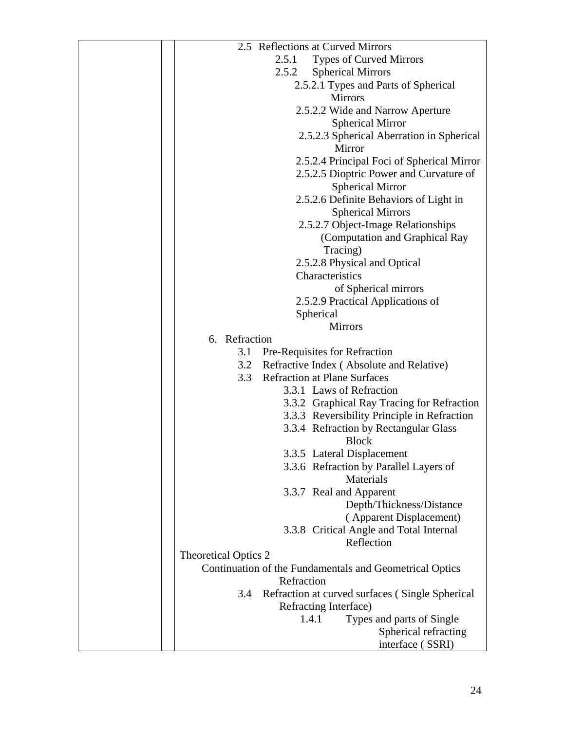| | | |
|---|---|---|
| | | 2.5 Reflections at Curved Mirrors<br>2.5.1 Types of Curved Mirrors<br>2.5.2 Spherical Mirrors<br>2.5.2.1 Types and Parts of Spherical Mirrors<br>2.5.2.2 Wide and Narrow Aperture Spherical Mirror<br>2.5.2.3 Spherical Aberration in Spherical Mirror<br>2.5.2.4 Principal Foci of Spherical Mirror<br>2.5.2.5 Dioptric Power and Curvature of Spherical Mirror<br>2.5.2.6 Definite Behaviors of Light in Spherical Mirrors<br>2.5.2.7 Object-Image Relationships (Computation and Graphical Ray Tracing)<br>2.5.2.8 Physical and Optical Characteristics of Spherical mirrors<br>2.5.2.9 Practical Applications of Spherical Mirrors<br>6. Refraction<br>3.1 Pre-Requisites for Refraction<br>3.2 Refractive Index ( Absolute and Relative)<br>3.3 Refraction at Plane Surfaces<br>3.3.1 Laws of Refraction<br>3.3.2 Graphical Ray Tracing for Refraction<br>3.3.3 Reversibility Principle in Refraction<br>3.3.4 Refraction by Rectangular Glass Block<br>3.3.5 Lateral Displacement<br>3.3.6 Refraction by Parallel Layers of Materials<br>3.3.7 Real and Apparent Depth/Thickness/Distance ( Apparent Displacement)<br>3.3.8 Critical Angle and Total Internal Reflection<br>Theoretical Optics 2<br>Continuation of the Fundamentals and Geometrical Optics Refraction<br>3.4 Refraction at curved surfaces ( Single Spherical Refracting Interface)<br>1.4.1 Types and parts of Single Spherical refracting interface ( SSRI) |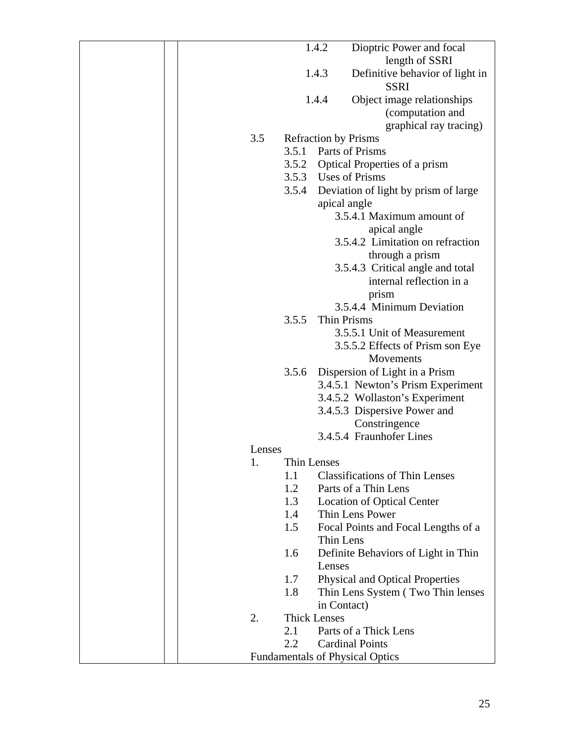| | | |
|---|---|---|
| | | 1.4.2 Dioptric Power and focal length of SSRI<br>1.4.3 Definitive behavior of light in SSRI<br>1.4.4 Object image relationships (computation and graphical ray tracing)<br>3.5 Refraction by Prisms<br>3.5.1 Parts of Prisms<br>3.5.2 Optical Properties of a prism<br>3.5.3 Uses of Prisms<br>3.5.4 Deviation of light by prism of large apical angle<br>3.5.4.1 Maximum amount of apical angle<br>3.5.4.2 Limitation on refraction through a prism<br>3.5.4.3 Critical angle and total internal reflection in a prism<br>3.5.4.4 Minimum Deviation<br>3.5.5 Thin Prisms<br>3.5.5.1 Unit of Measurement<br>3.5.5.2 Effects of Prism son Eye Movements<br>3.5.6 Dispersion of Light in a Prism<br>3.4.5.1 Newton's Prism Experiment<br>3.4.5.2 Wollaston's Experiment<br>3.4.5.3 Dispersive Power and Constringence<br>3.4.5.4 Fraunhofer Lines<br>Lenses<br>1. Thin Lenses<br>1.1 Classifications of Thin Lenses<br>1.2 Parts of a Thin Lens<br>1.3 Location of Optical Center<br>1.4 Thin Lens Power<br>1.5 Focal Points and Focal Lengths of a Thin Lens<br>1.6 Definite Behaviors of Light in Thin Lenses<br>1.7 Physical and Optical Properties<br>1.8 Thin Lens System ( Two Thin lenses in Contact)<br>2. Thick Lenses<br>2.1 Parts of a Thick Lens<br>2.2 Cardinal Points<br>Fundamentals of Physical Optics |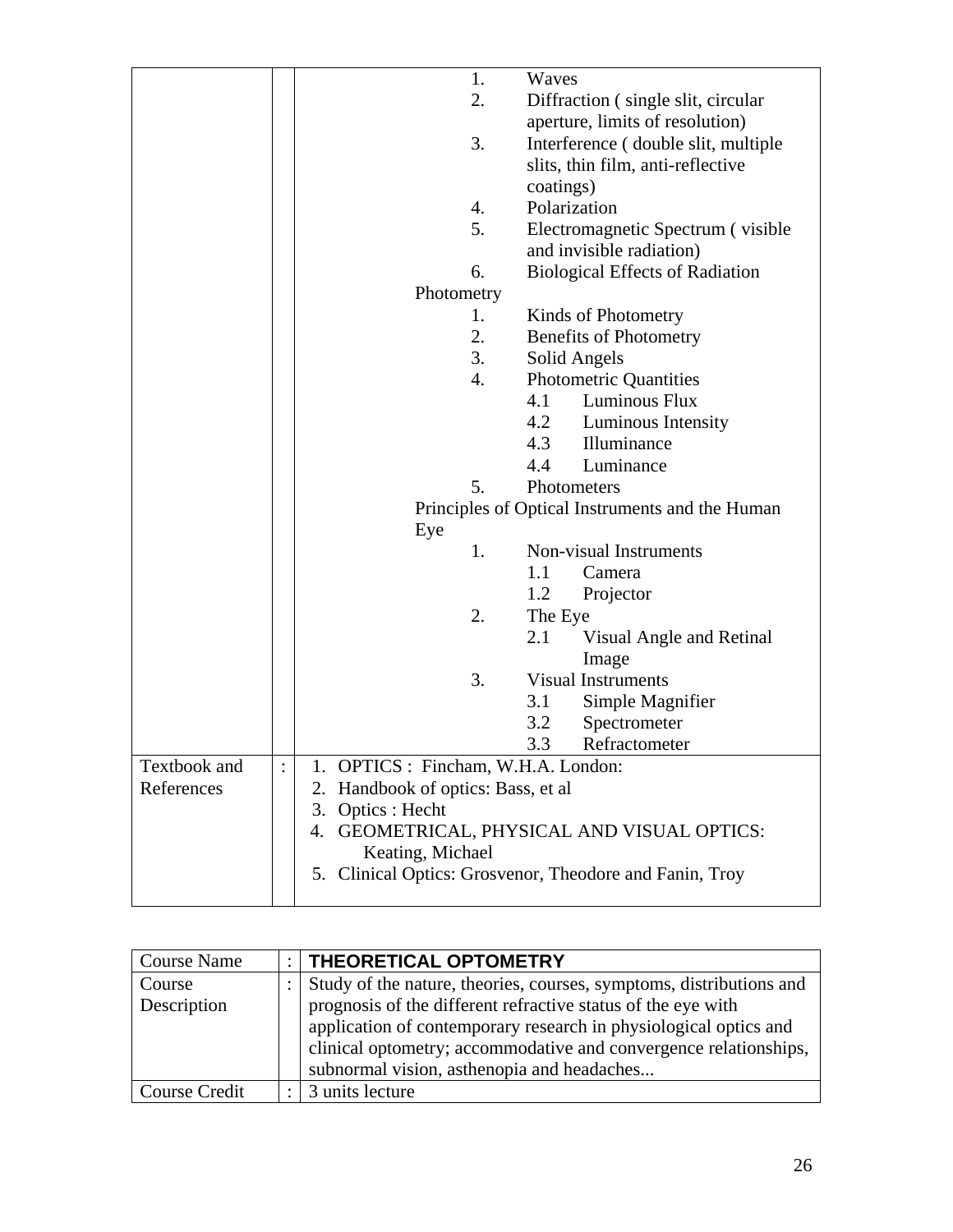| | | |
|---|---|---|
| | | 1. Waves<br>2. Diffraction ( single slit, circular aperture, limits of resolution)<br>3. Interference ( double slit, multiple slits, thin film, anti-reflective coatings)<br>4. Polarization<br>5. Electromagnetic Spectrum ( visible and invisible radiation)<br>6. Biological Effects of Radiation<br>Photometry<br>1. Kinds of Photometry<br>2. Benefits of Photometry<br>3. Solid Angels<br>4. Photometric Quantities<br>4.1 Luminous Flux<br>4.2 Luminous Intensity<br>4.3 Illuminance<br>4.4 Luminance<br>5. Photometers<br>Principles of Optical Instruments and the Human Eye<br>1. Non-visual Instruments<br>1.1 Camera<br>1.2 Projector<br>2. The Eye<br>2.1 Visual Angle and Retinal Image<br>3. Visual Instruments<br>3.1 Simple Magnifier<br>3.2 Spectrometer<br>3.3 Refractometer |
| Textbook and References | : | 1. OPTICS : Fincham, W.H.A. London:<br>2. Handbook of optics: Bass, et al<br>3. Optics : Hecht<br>4. GEOMETRICAL, PHYSICAL AND VISUAL OPTICS: Keating, Michael<br>5. Clinical Optics: Grosvenor, Theodore and Fanin, Troy |

| Course Name | : | **THEORETICAL OPTOMETRY** |
|---|---|---|
| Course Description | : | Study of the nature, theories, courses, symptoms, distributions and prognosis of the different refractive status of the eye with application of contemporary research in physiological optics and clinical optometry; accommodative and convergence relationships, subnormal vision, asthenopia and headaches... |
| Course Credit | : | 3 units lecture |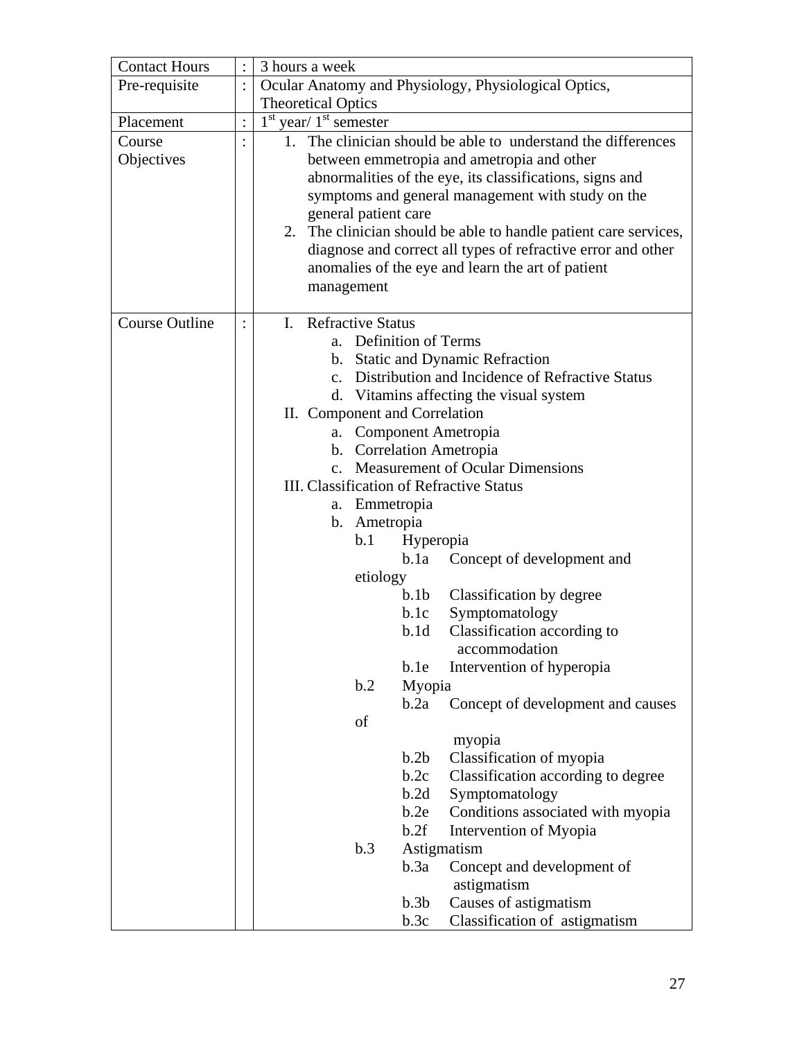| Contact Hours | : | 3 hours a week |
|---|---|---|
| Pre-requisite | : | Ocular Anatomy and Physiology, Physiological Optics, Theoretical Optics |
| Placement | : | 1st year/ 1st semester |
| Course Objectives | : | 1. The clinician should be able to understand the differences between emmetropia and ametropia and other abnormalities of the eye, its classifications, signs and symptoms and general management with study on the general patient care<br>2. The clinician should be able to handle patient care services, diagnose and correct all types of refractive error and other anomalies of the eye and learn the art of patient management |
| Course Outline | : | I. Refractive Status<br>a. Definition of Terms<br>b. Static and Dynamic Refraction<br>c. Distribution and Incidence of Refractive Status<br>d. Vitamins affecting the visual system<br>II. Component and Correlation<br>a. Component Ametropia<br>b. Correlation Ametropia<br>c. Measurement of Ocular Dimensions<br>III. Classification of Refractive Status<br>a. Emmetropia<br>b. Ametropia<br>b.1 Hyperopia<br>b.1a Concept of development and etiology<br>b.1b Classification by degree<br>b.1c Symptomatology<br>b.1d Classification according to accommodation<br>b.1e Intervention of hyperopia<br>b.2 Myopia<br>b.2a Concept of development and causes of myopia<br>b.2b Classification of myopia<br>b.2c Classification according to degree<br>b.2d Symptomatology<br>b.2e Conditions associated with myopia<br>b.2f Intervention of Myopia<br>b.3 Astigmatism<br>b.3a Concept and development of astigmatism<br>b.3b Causes of astigmatism<br>b.3c Classification of astigmatism |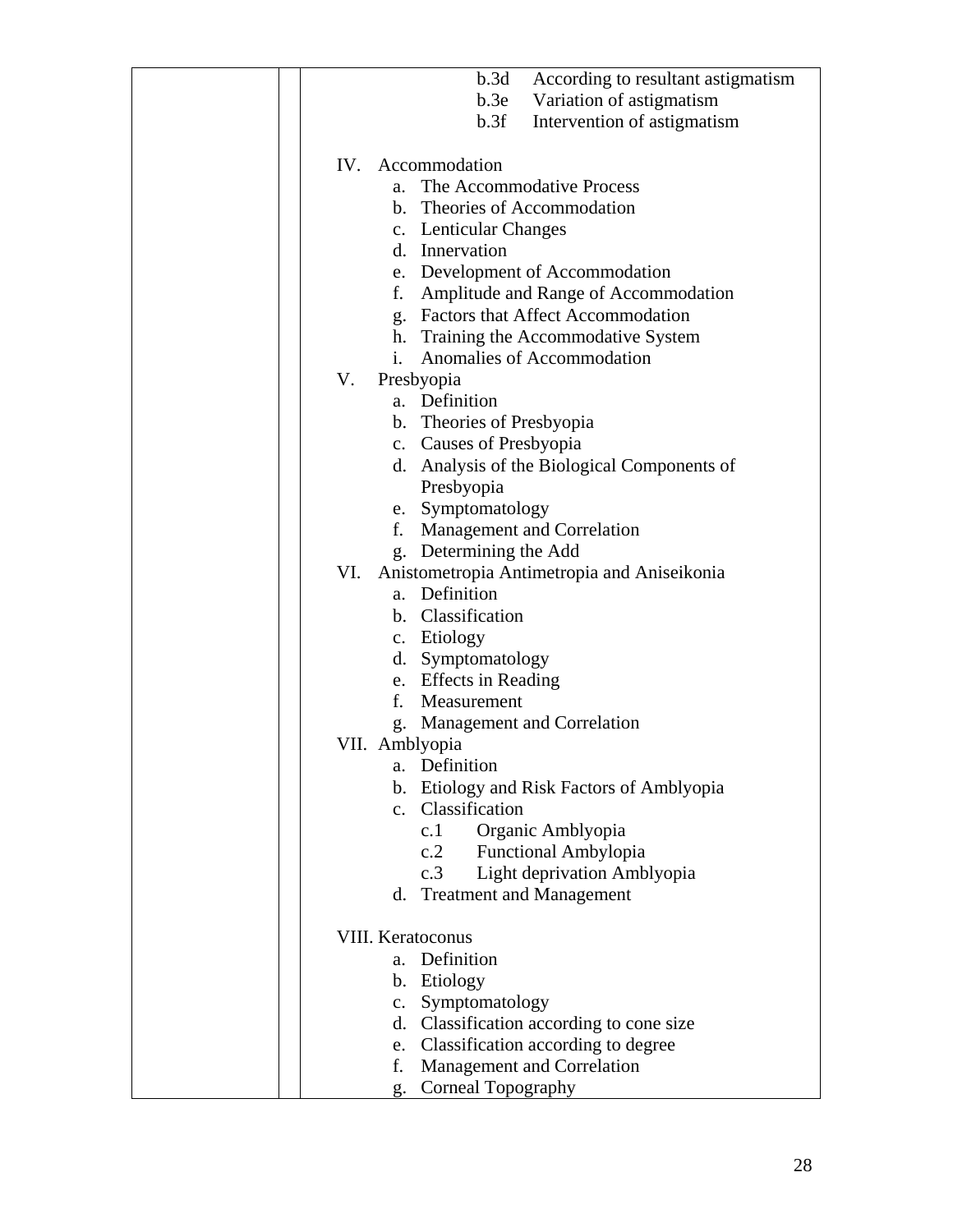| | | |
|---|---|---|
| | | b.3d According to resultant astigmatism<br>b.3e Variation of astigmatism<br>b.3f Intervention of astigmatism<br><br>IV. Accommodation<br>a. The Accommodative Process<br>b. Theories of Accommodation<br>c. Lenticular Changes<br>d. Innervation<br>e. Development of Accommodation<br>f. Amplitude and Range of Accommodation<br>g. Factors that Affect Accommodation<br>h. Training the Accommodative System<br>i. Anomalies of Accommodation<br>V. Presbyopia<br>a. Definition<br>b. Theories of Presbyopia<br>c. Causes of Presbyopia<br>d. Analysis of the Biological Components of Presbyopia<br>e. Symptomatology<br>f. Management and Correlation<br>g. Determining the Add<br>VI. Anisometropia Antimetropia and Aniseikonia<br>a. Definition<br>b. Classification<br>c. Etiology<br>d. Symptomatology<br>e. Effects in Reading<br>f. Measurement<br>g. Management and Correlation<br>VII. Amblyopia<br>a. Definition<br>b. Etiology and Risk Factors of Amblyopia<br>c. Classification<br>c.1 Organic Amblyopia<br>c.2 Functional Amblyopia<br>c.3 Light deprivation Amblyopia<br>d. Treatment and Management<br><br>VIII. Keratoconus<br>a. Definition<br>b. Etiology<br>c. Symptomatology<br>d. Classification according to cone size<br>e. Classification according to degree<br>f. Management and Correlation<br>g. Corneal Topography |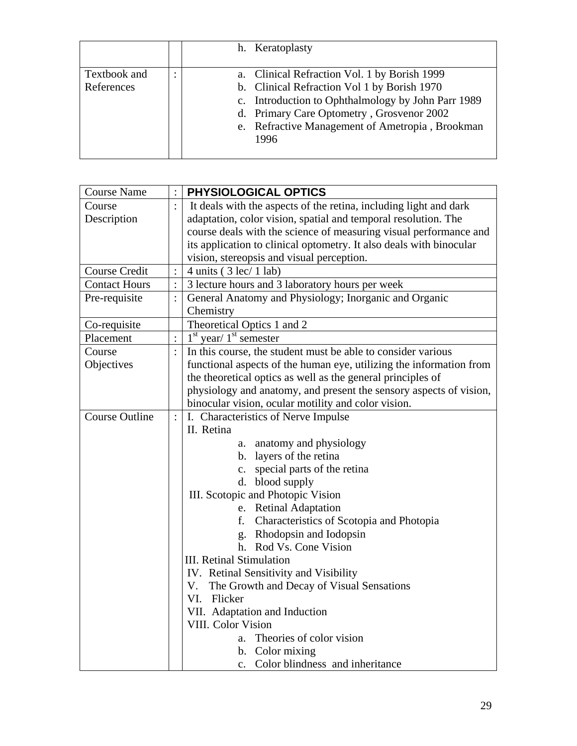| | | |
|---|---|---|
| | | h. Keratoplasty |
| Textbook and References | : | a. Clinical Refraction Vol. 1 by Borish 1999<br>b. Clinical Refraction Vol 1 by Borish 1970<br>c. Introduction to Ophthalmology by John Parr 1989<br>d. Primary Care Optometry , Grosvenor 2002<br>e. Refractive Management of Ametropia , Brookman 1996 |

| Course Name | : | **PHYSIOLOGICAL OPTICS** |
|---|---|---|
| Course Description | : | It deals with the aspects of the retina, including light and dark adaptation, color vision, spatial and temporal resolution. The course deals with the science of measuring visual performance and its application to clinical optometry. It also deals with binocular vision, stereopsis and visual perception. |
| Course Credit | : | 4 units ( 3 lec/ 1 lab) |
| Contact Hours | : | 3 lecture hours and 3 laboratory hours per week |
| Pre-requisite | : | General Anatomy and Physiology; Inorganic and Organic Chemistry |
| Co-requisite | | Theoretical Optics 1 and 2 |
| Placement | : | 1st year/ 1st semester |
| Course Objectives | : | In this course, the student must be able to consider various functional aspects of the human eye, utilizing the information from the theoretical optics as well as the general principles of physiology and anatomy, and present the sensory aspects of vision, binocular vision, ocular motility and color vision. |
| Course Outline | : | I. Characteristics of Nerve Impulse<br>II. Retina<br>a. anatomy and physiology<br>b. layers of the retina<br>c. special parts of the retina<br>d. blood supply<br>III. Scotopic and Photopic Vision<br>e. Retinal Adaptation<br>f. Characteristics of Scotopia and Photopia<br>g. Rhodopsin and Iodopsin<br>h. Rod Vs. Cone Vision<br>III. Retinal Stimulation<br>IV. Retinal Sensitivity and Visibility<br>V. The Growth and Decay of Visual Sensations<br>VI. Flicker<br>VII. Adaptation and Induction<br>VIII. Color Vision<br>a. Theories of color vision<br>b. Color mixing<br>c. Color blindness and inheritance |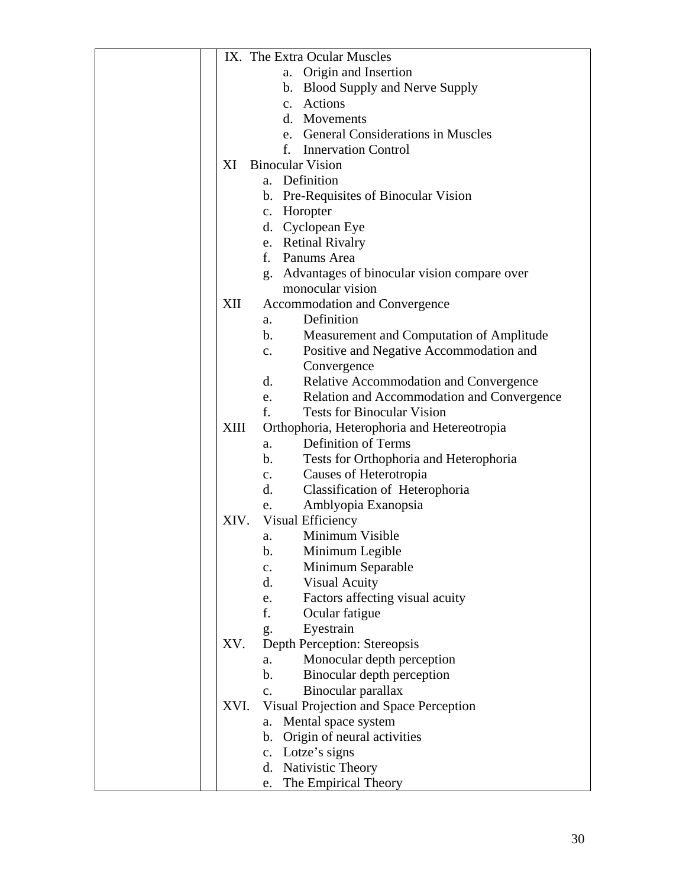| | | IX. The Extra Ocular Muscles<br>a. Origin and Insertion<br>b. Blood Supply and Nerve Supply<br>c. Actions<br>d. Movements<br>e. General Considerations in Muscles<br>f. Innervation Control<br>XI Binocular Vision<br>a. Definition<br>b. Pre-Requisites of Binocular Vision<br>c. Horopter<br>d. Cyclopean Eye<br>e. Retinal Rivalry<br>f. Panums Area<br>g. Advantages of binocular vision compare over monocular vision<br>XII Accommodation and Convergence<br>a. Definition<br>b. Measurement and Computation of Amplitude<br>c. Positive and Negative Accommodation and Convergence<br>d. Relative Accommodation and Convergence<br>e. Relation and Accommodation and Convergence<br>f. Tests for Binocular Vision<br>XIII Orthophoria, Heterophoria and Hetereotropia<br>a. Definition of Terms<br>b. Tests for Orthophoria and Heterophoria<br>c. Causes of Heterotropia<br>d. Classification of Heterophoria<br>e. Amblyopia Exanopsia<br>XIV. Visual Efficiency<br>a. Minimum Visible<br>b. Minimum Legible<br>c. Minimum Separable<br>d. Visual Acuity<br>e. Factors affecting visual acuity<br>f. Ocular fatigue<br>g. Eyestrain<br>XV. Depth Perception: Stereopsis<br>a. Monocular depth perception<br>b. Binocular depth perception<br>c. Binocular parallax<br>XVI. Visual Projection and Space Perception<br>a. Mental space system<br>b. Origin of neural activities<br>c. Lotze's signs<br>d. Nativistic Theory<br>e. The Empirical Theory |
|---|---|---|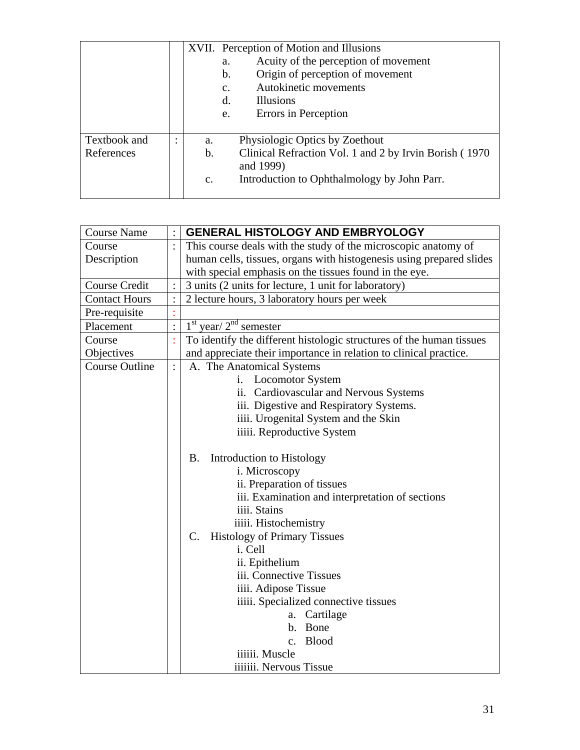| | | XVII. Perception of Motion and Illusions<br>a. Acuity of the perception of movement<br>b. Origin of perception of movement<br>c. Autokinetic movements<br>d. Illusions<br>e. Errors in Perception |
|---|---|---|
| Textbook and References | : | a. Physiologic Optics by Zoethout<br>b. Clinical Refraction Vol. 1 and 2 by Irvin Borish ( 1970 and 1999)<br>c. Introduction to Ophthalmology by John Parr. |

| Course Name | : | **GENERAL HISTOLOGY AND EMBRYOLOGY** |
|---|---|---|
| Course Description | : | This course deals with the study of the microscopic anatomy of human cells, tissues, organs with histogenesis using prepared slides with special emphasis on the tissues found in the eye. |
| Course Credit | : | 3 units (2 units for lecture, 1 unit for laboratory) |
| Contact Hours | : | 2 lecture hours, 3 laboratory hours per week |
| Pre-requisite | : | |
| Placement | : | 1st year/ 2nd semester |
| Course Objectives | : | To identify the different histologic structures of the human tissues and appreciate their importance in relation to clinical practice. |
| Course Outline | : | A. The Anatomical Systems<br>i. Locomotor System<br>ii. Cardiovascular and Nervous Systems<br>iii. Digestive and Respiratory Systems.<br>iiii. Urogenital System and the Skin<br>iiiii. Reproductive System<br><br>B. Introduction to Histology<br>i. Microscopy<br>ii. Preparation of tissues<br>iii. Examination and interpretation of sections<br>iiii. Stains<br>iiiii. Histochemistry<br>C. Histology of Primary Tissues<br>i. Cell<br>ii. Epithelium<br>iii. Connective Tissues<br>iiii. Adipose Tissue<br>iiiii. Specialized connective tissues<br>a. Cartilage<br>b. Bone<br>c. Blood<br>iiiiii. Muscle<br>iiiiiii. Nervous Tissue |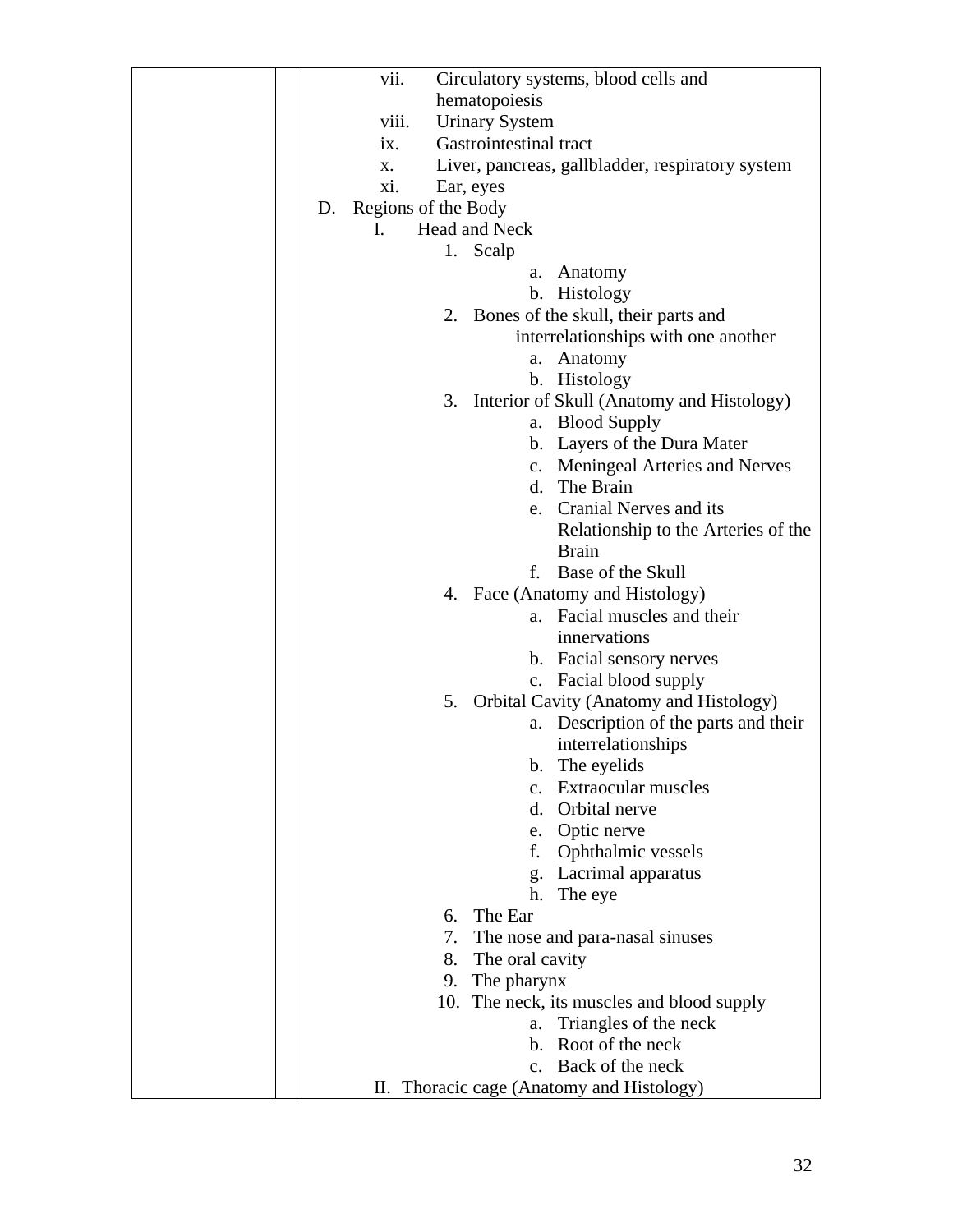| | | |
|---|---|---|
| | | vii. Circulatory systems, blood cells and hematopoiesis<br>viii. Urinary System<br>ix. Gastrointestinal tract<br>x. Liver, pancreas, gallbladder, respiratory system<br>xi. Ear, eyes<br>D. Regions of the Body<br>I. Head and Neck<br>1. Scalp<br>a. Anatomy<br>b. Histology<br>2. Bones of the skull, their parts and interrelationships with one another<br>a. Anatomy<br>b. Histology<br>3. Interior of Skull (Anatomy and Histology)<br>a. Blood Supply<br>b. Layers of the Dura Mater<br>c. Meningeal Arteries and Nerves<br>d. The Brain<br>e. Cranial Nerves and its Relationship to the Arteries of the Brain<br>f. Base of the Skull<br>4. Face (Anatomy and Histology)<br>a. Facial muscles and their innervations<br>b. Facial sensory nerves<br>c. Facial blood supply<br>5. Orbital Cavity (Anatomy and Histology)<br>a. Description of the parts and their interrelationships<br>b. The eyelids<br>c. Extraocular muscles<br>d. Orbital nerve<br>e. Optic nerve<br>f. Ophthalmic vessels<br>g. Lacrimal apparatus<br>h. The eye<br>6. The Ear<br>7. The nose and para-nasal sinuses<br>8. The oral cavity<br>9. The pharynx<br>10. The neck, its muscles and blood supply<br>a. Triangles of the neck<br>b. Root of the neck<br>c. Back of the neck<br>II. Thoracic cage (Anatomy and Histology) |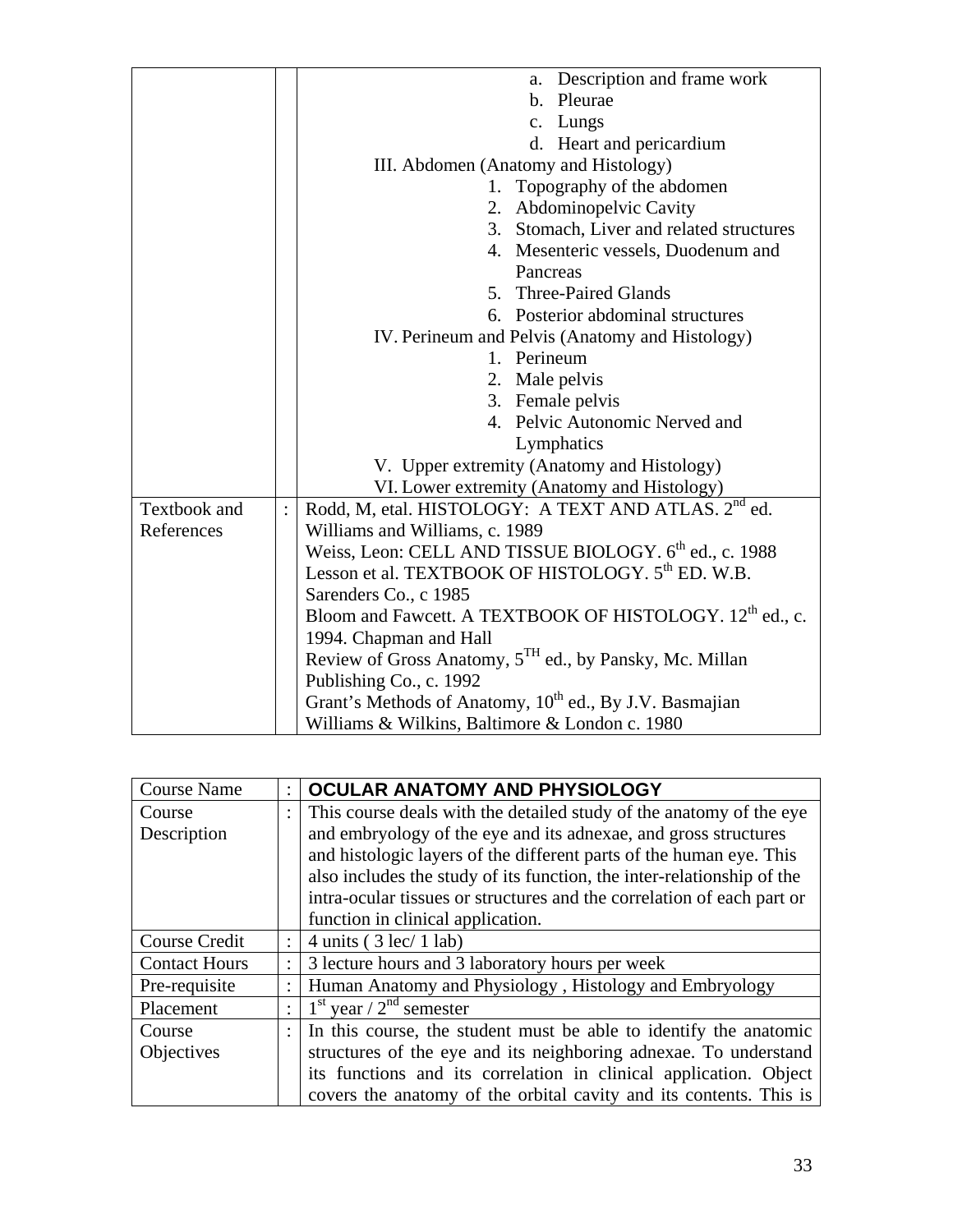| | | |
|---|---|---|
| | | a. Description and frame work<br>b. Pleurae<br>c. Lungs<br>d. Heart and pericardium<br>III. Abdomen (Anatomy and Histology)<br>1. Topography of the abdomen<br>2. Abdominopelvic Cavity<br>3. Stomach, Liver and related structures<br>4. Mesenteric vessels, Duodenum and Pancreas<br>5. Three-Paired Glands<br>6. Posterior abdominal structures<br>IV. Perineum and Pelvis (Anatomy and Histology)<br>1. Perineum<br>2. Male pelvis<br>3. Female pelvis<br>4. Pelvic Autonomic Nerved and Lymphatics<br>V. Upper extremity (Anatomy and Histology)<br>VI. Lower extremity (Anatomy and Histology) |
| Textbook and References | : | Rodd, M, etal. HISTOLOGY: A TEXT AND ATLAS. 2nd ed. Williams and Williams, c. 1989<br>Weiss, Leon: CELL AND TISSUE BIOLOGY. 6th ed., c. 1988<br>Lesson et al. TEXTBOOK OF HISTOLOGY. 5th ED. W.B. Sarenders Co., c 1985<br>Bloom and Fawcett. A TEXTBOOK OF HISTOLOGY. 12th ed., c. 1994. Chapman and Hall<br>Review of Gross Anatomy, 5TH ed., by Pansky, Mc. Millan Publishing Co., c. 1992<br>Grant's Methods of Anatomy, 10th ed., By J.V. Basmajian Williams & Wilkins, Baltimore & London c. 1980 |

| | | |
|---|---|---|
| Course Name | : | **OCULAR ANATOMY AND PHYSIOLOGY** |
| Course Description | : | This course deals with the detailed study of the anatomy of the eye and embryology of the eye and its adnexae, and gross structures and histologic layers of the different parts of the human eye. This also includes the study of its function, the inter-relationship of the intra-ocular tissues or structures and the correlation of each part or function in clinical application. |
| Course Credit | : | 4 units ( 3 lec/ 1 lab) |
| Contact Hours | : | 3 lecture hours and 3 laboratory hours per week |
| Pre-requisite | : | Human Anatomy and Physiology , Histology and Embryology |
| Placement | : | 1st year / 2nd semester |
| Course Objectives | : | In this course, the student must be able to identify the anatomic structures of the eye and its neighboring adnexae. To understand its functions and its correlation in clinical application. Object covers the anatomy of the orbital cavity and its contents. This is |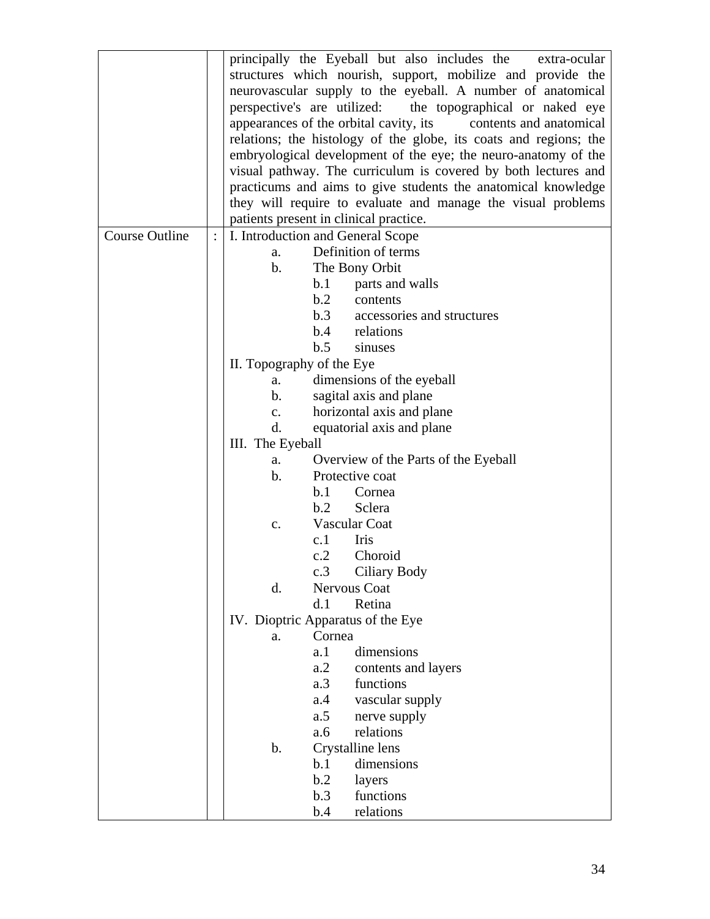| | | |
|---|---|---|
| | | principally the Eyeball but also includes the extra-ocular structures which nourish, support, mobilize and provide the neurovascular supply to the eyeball. A number of anatomical perspective's are utilized: the topographical or naked eye appearances of the orbital cavity, its contents and anatomical relations; the histology of the globe, its coats and regions; the embryological development of the eye; the neuro-anatomy of the visual pathway. The curriculum is covered by both lectures and practicums and aims to give students the anatomical knowledge they will require to evaluate and manage the visual problems patients present in clinical practice. |
| Course Outline | : | I. Introduction and General Scope<br>a. Definition of terms<br>b. The Bony Orbit<br>b.1 parts and walls<br>b.2 contents<br>b.3 accessories and structures<br>b.4 relations<br>b.5 sinuses<br>II. Topography of the Eye<br>a. dimensions of the eyeball<br>b. sagital axis and plane<br>c. horizontal axis and plane<br>d. equatorial axis and plane<br>III. The Eyeball<br>a. Overview of the Parts of the Eyeball<br>b. Protective coat<br>b.1 Cornea<br>b.2 Sclera<br>c. Vascular Coat<br>c.1 Iris<br>c.2 Choroid<br>c.3 Ciliary Body<br>d. Nervous Coat<br>d.1 Retina<br>IV. Dioptric Apparatus of the Eye<br>a. Cornea<br>a.1 dimensions<br>a.2 contents and layers<br>a.3 functions<br>a.4 vascular supply<br>a.5 nerve supply<br>a.6 relations<br>b. Crystalline lens<br>b.1 dimensions<br>b.2 layers<br>b.3 functions<br>b.4 relations |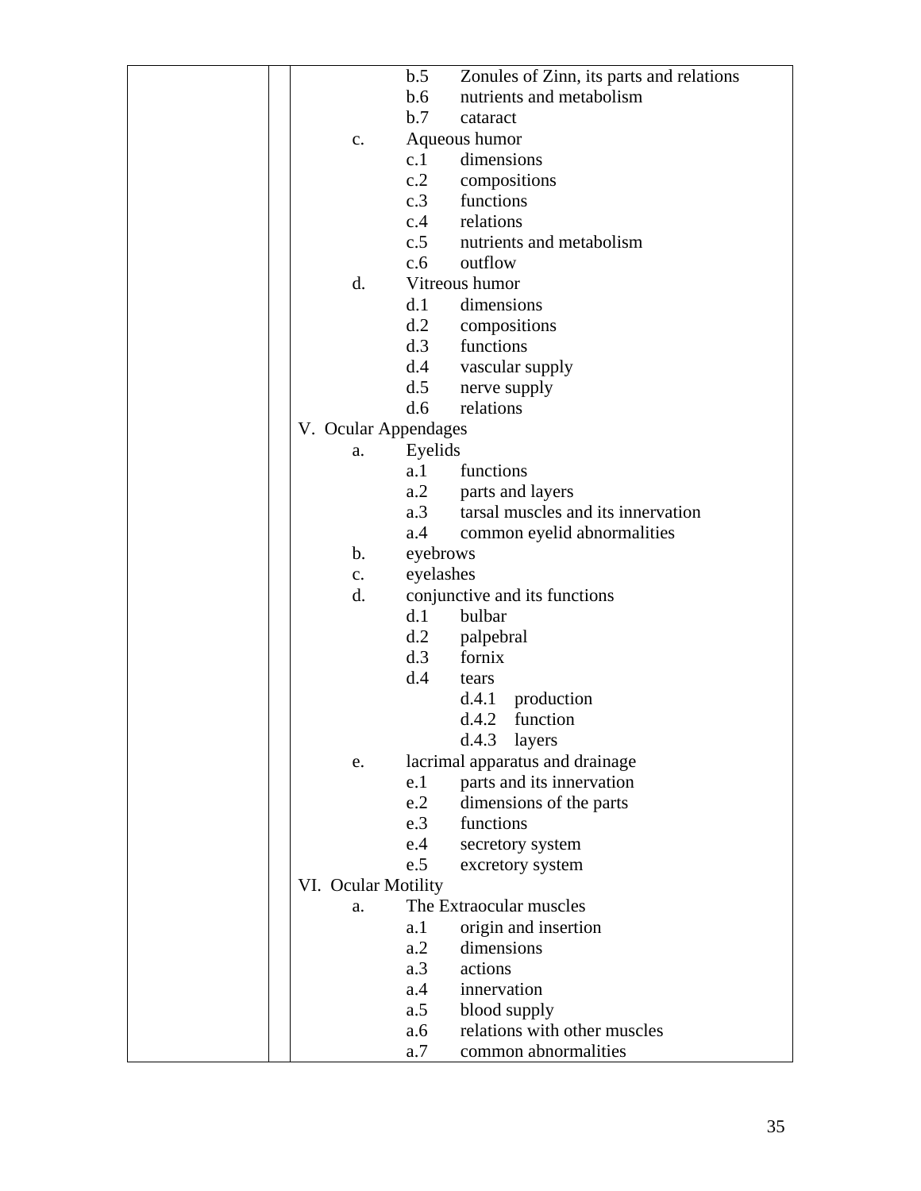|  |  |  |
|---|---|---|
|  |  | b.5 Zonules of Zinn, its parts and relations<br>b.6 nutrients and metabolism<br>b.7 cataract<br>c. Aqueous humor<br>c.1 dimensions<br>c.2 compositions<br>c.3 functions<br>c.4 relations<br>c.5 nutrients and metabolism<br>c.6 outflow<br>d. Vitreous humor<br>d.1 dimensions<br>d.2 compositions<br>d.3 functions<br>d.4 vascular supply<br>d.5 nerve supply<br>d.6 relations<br>V. Ocular Appendages<br>a. Eyelids<br>a.1 functions<br>a.2 parts and layers<br>a.3 tarsal muscles and its innervation<br>a.4 common eyelid abnormalities<br>b. eyebrows<br>c. eyelashes<br>d. conjunctive and its functions<br>d.1 bulbar<br>d.2 palpebral<br>d.3 fornix<br>d.4 tears<br>d.4.1 production<br>d.4.2 function<br>d.4.3 layers<br>e. lacrimal apparatus and drainage<br>e.1 parts and its innervation<br>e.2 dimensions of the parts<br>e.3 functions<br>e.4 secretory system<br>e.5 excretory system<br>VI. Ocular Motility<br>a. The Extraocular muscles<br>a.1 origin and insertion<br>a.2 dimensions<br>a.3 actions<br>a.4 innervation<br>a.5 blood supply<br>a.6 relations with other muscles<br>a.7 common abnormalities |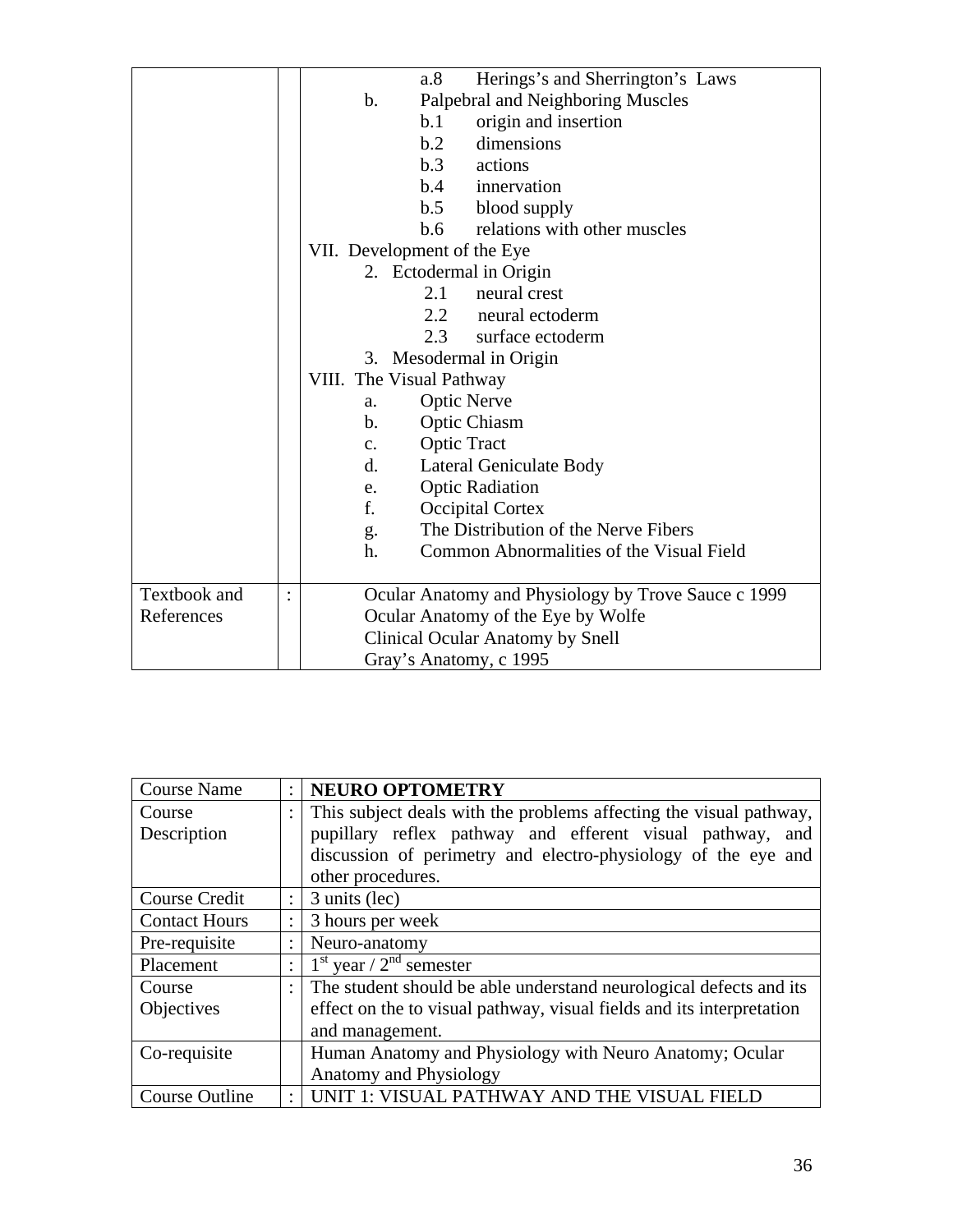| | | |
|---|---|---|
| | | a.8 Herings's and Sherrington's Laws<br>b. Palpebral and Neighboring Muscles<br>b.1 origin and insertion<br>b.2 dimensions<br>b.3 actions<br>b.4 innervation<br>b.5 blood supply<br>b.6 relations with other muscles<br>VII. Development of the Eye<br>2. Ectodermal in Origin<br>2.1 neural crest<br>2.2 neural ectoderm<br>2.3 surface ectoderm<br>3. Mesodermal in Origin<br>VIII. The Visual Pathway<br>a. Optic Nerve<br>b. Optic Chiasm<br>c. Optic Tract<br>d. Lateral Geniculate Body<br>e. Optic Radiation<br>f. Occipital Cortex<br>g. The Distribution of the Nerve Fibers<br>h. Common Abnormalities of the Visual Field |
| Textbook and References | : | Ocular Anatomy and Physiology by Trove Sauce c 1999<br>Ocular Anatomy of the Eye by Wolfe<br>Clinical Ocular Anatomy by Snell<br>Gray's Anatomy, c 1995 |

| | | |
|---|---|---|
| Course Name | : | **NEURO OPTOMETRY** |
| Course Description | : | This subject deals with the problems affecting the visual pathway, pupillary reflex pathway and efferent visual pathway, and discussion of perimetry and electro-physiology of the eye and other procedures. |
| Course Credit | : | 3 units (lec) |
| Contact Hours | : | 3 hours per week |
| Pre-requisite | : | Neuro-anatomy |
| Placement | : | 1st year / 2nd semester |
| Course Objectives | : | The student should be able understand neurological defects and its effect on the to visual pathway, visual fields and its interpretation and management. |
| Co-requisite | | Human Anatomy and Physiology with Neuro Anatomy; Ocular Anatomy and Physiology |
| Course Outline | : | UNIT 1: VISUAL PATHWAY AND THE VISUAL FIELD |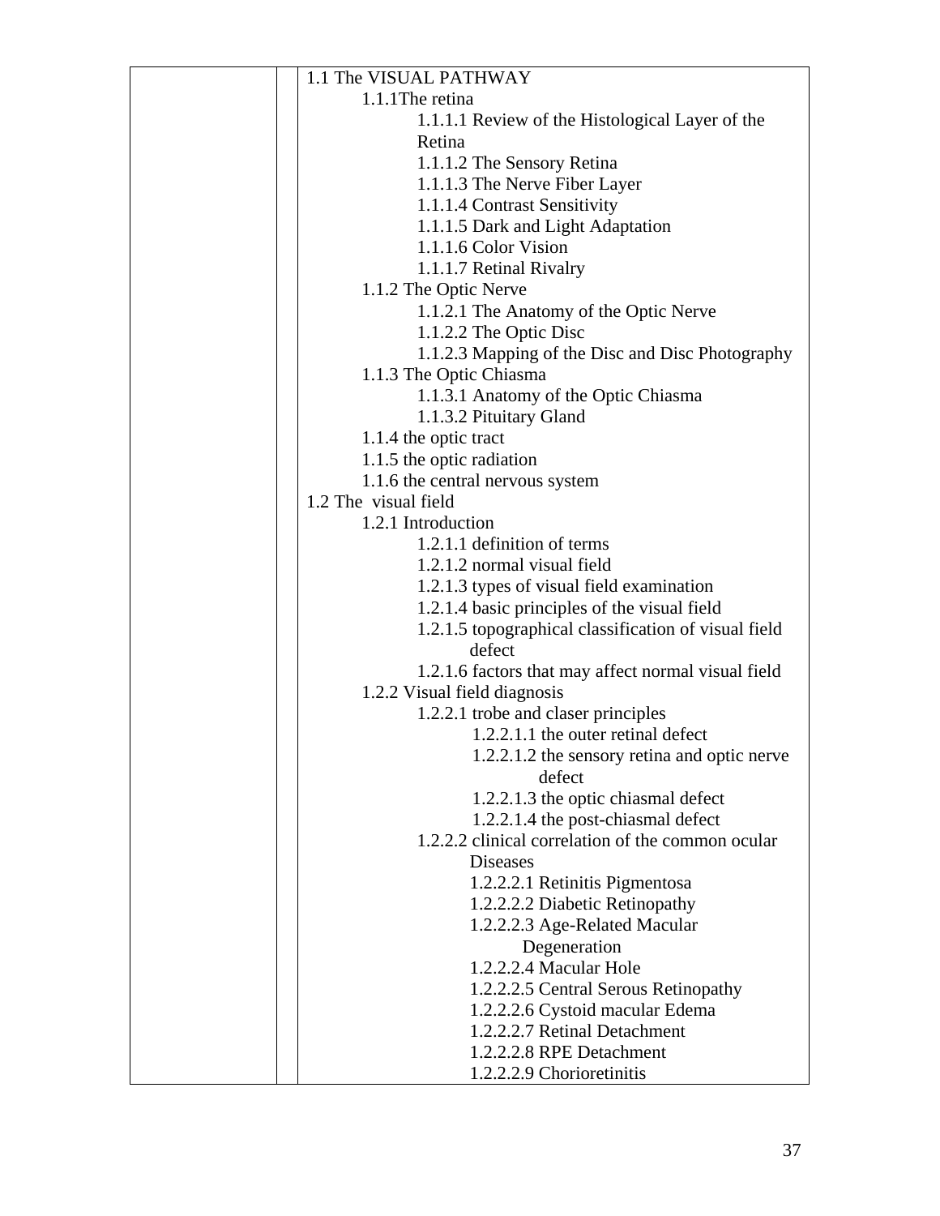| | | |
|---|---|---|
| | | 1.1 The VISUAL PATHWAY<br>1.1.1The retina<br>1.1.1.1 Review of the Histological Layer of the Retina<br>1.1.1.2 The Sensory Retina<br>1.1.1.3 The Nerve Fiber Layer<br>1.1.1.4 Contrast Sensitivity<br>1.1.1.5 Dark and Light Adaptation<br>1.1.1.6 Color Vision<br>1.1.1.7 Retinal Rivalry<br>1.1.2 The Optic Nerve<br>1.1.2.1 The Anatomy of the Optic Nerve<br>1.1.2.2 The Optic Disc<br>1.1.2.3 Mapping of the Disc and Disc Photography<br>1.1.3 The Optic Chiasma<br>1.1.3.1 Anatomy of the Optic Chiasma<br>1.1.3.2 Pituitary Gland<br>1.1.4 the optic tract<br>1.1.5 the optic radiation<br>1.1.6 the central nervous system<br>1.2 The visual field<br>1.2.1 Introduction<br>1.2.1.1 definition of terms<br>1.2.1.2 normal visual field<br>1.2.1.3 types of visual field examination<br>1.2.1.4 basic principles of the visual field<br>1.2.1.5 topographical classification of visual field defect<br>1.2.1.6 factors that may affect normal visual field<br>1.2.2 Visual field diagnosis<br>1.2.2.1 trobe and claser principles<br>1.2.2.1.1 the outer retinal defect<br>1.2.2.1.2 the sensory retina and optic nerve defect<br>1.2.2.1.3 the optic chiasmal defect<br>1.2.2.1.4 the post-chiasmal defect<br>1.2.2.2 clinical correlation of the common ocular Diseases<br>1.2.2.2.1 Retinitis Pigmentosa<br>1.2.2.2.2 Diabetic Retinopathy<br>1.2.2.2.3 Age-Related Macular Degeneration<br>1.2.2.2.4 Macular Hole<br>1.2.2.2.5 Central Serous Retinopathy<br>1.2.2.2.6 Cystoid macular Edema<br>1.2.2.2.7 Retinal Detachment<br>1.2.2.2.8 RPE Detachment<br>1.2.2.2.9 Chorioretinitis |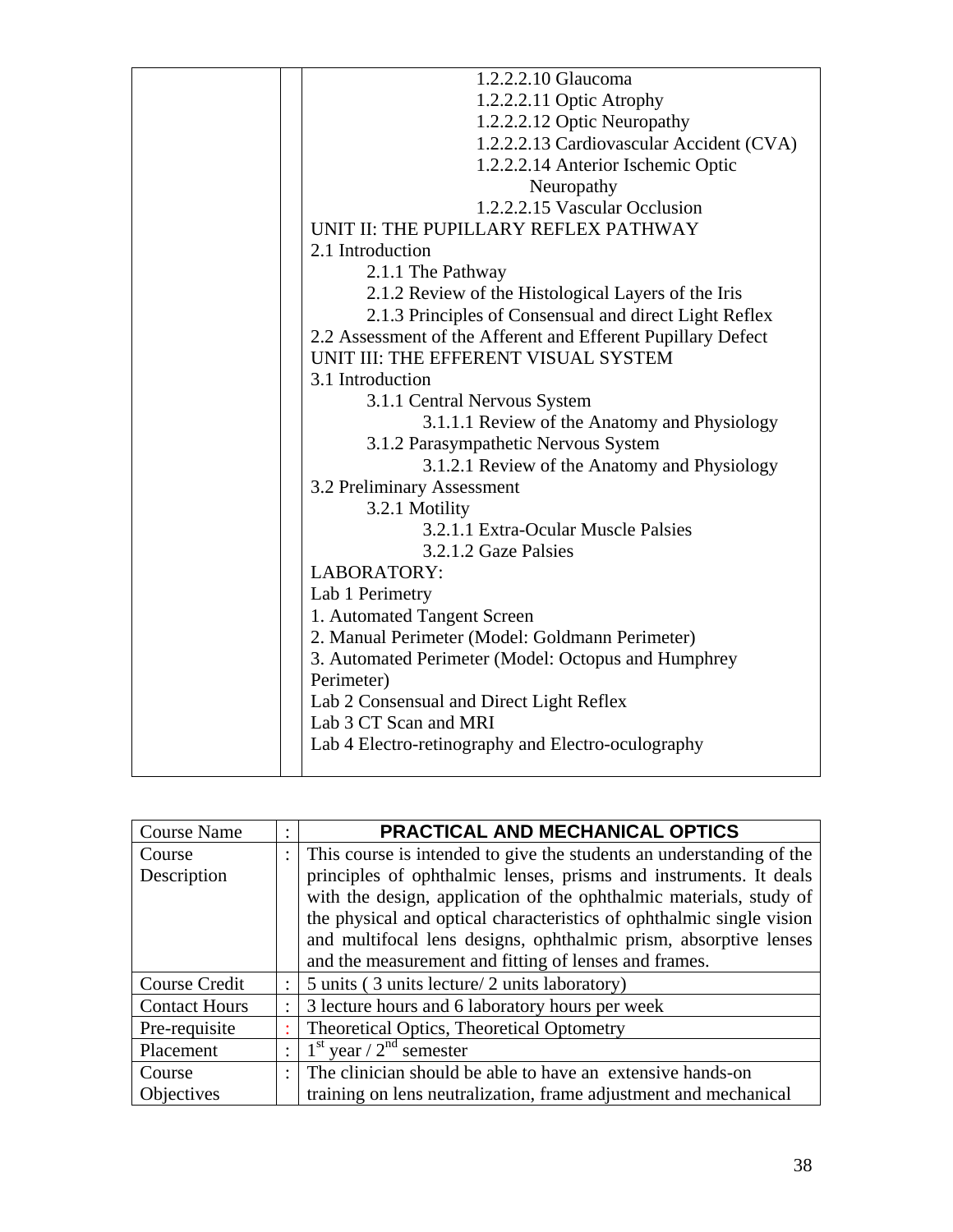| | | |
|---|---|---|
| | | 1.2.2.2.10 Glaucoma<br>1.2.2.2.11 Optic Atrophy<br>1.2.2.2.12 Optic Neuropathy<br>1.2.2.2.13 Cardiovascular Accident (CVA)<br>1.2.2.2.14 Anterior Ischemic Optic Neuropathy<br>1.2.2.2.15 Vascular Occlusion<br>UNIT II: THE PUPILLARY REFLEX PATHWAY<br>2.1 Introduction<br>2.1.1 The Pathway<br>2.1.2 Review of the Histological Layers of the Iris<br>2.1.3 Principles of Consensual and direct Light Reflex<br>2.2 Assessment of the Afferent and Efferent Pupillary Defect<br>UNIT III: THE EFFERENT VISUAL SYSTEM<br>3.1 Introduction<br>3.1.1 Central Nervous System<br>3.1.1.1 Review of the Anatomy and Physiology<br>3.1.2 Parasympathetic Nervous System<br>3.1.2.1 Review of the Anatomy and Physiology<br>3.2 Preliminary Assessment<br>3.2.1 Motility<br>3.2.1.1 Extra-Ocular Muscle Palsies<br>3.2.1.2 Gaze Palsies<br>LABORATORY:<br>Lab 1 Perimetry<br>1. Automated Tangent Screen<br>2. Manual Perimeter (Model: Goldmann Perimeter)<br>3. Automated Perimeter (Model: Octopus and Humphrey Perimeter)<br>Lab 2 Consensual and Direct Light Reflex<br>Lab 3 CT Scan and MRI<br>Lab 4 Electro-retinography and Electro-oculography |

| Course Name | : | **PRACTICAL AND MECHANICAL OPTICS** |
|---|---|---|
| Course Description | : | This course is intended to give the students an understanding of the principles of ophthalmic lenses, prisms and instruments. It deals with the design, application of the ophthalmic materials, study of the physical and optical characteristics of ophthalmic single vision and multifocal lens designs, ophthalmic prism, absorptive lenses and the measurement and fitting of lenses and frames. |
| Course Credit | : | 5 units ( 3 units lecture/ 2 units laboratory) |
| Contact Hours | : | 3 lecture hours and 6 laboratory hours per week |
| Pre-requisite | : | Theoretical Optics, Theoretical Optometry |
| Placement | : | 1st year / 2nd semester |
| Course Objectives | : | The clinician should be able to have an extensive hands-on training on lens neutralization, frame adjustment and mechanical |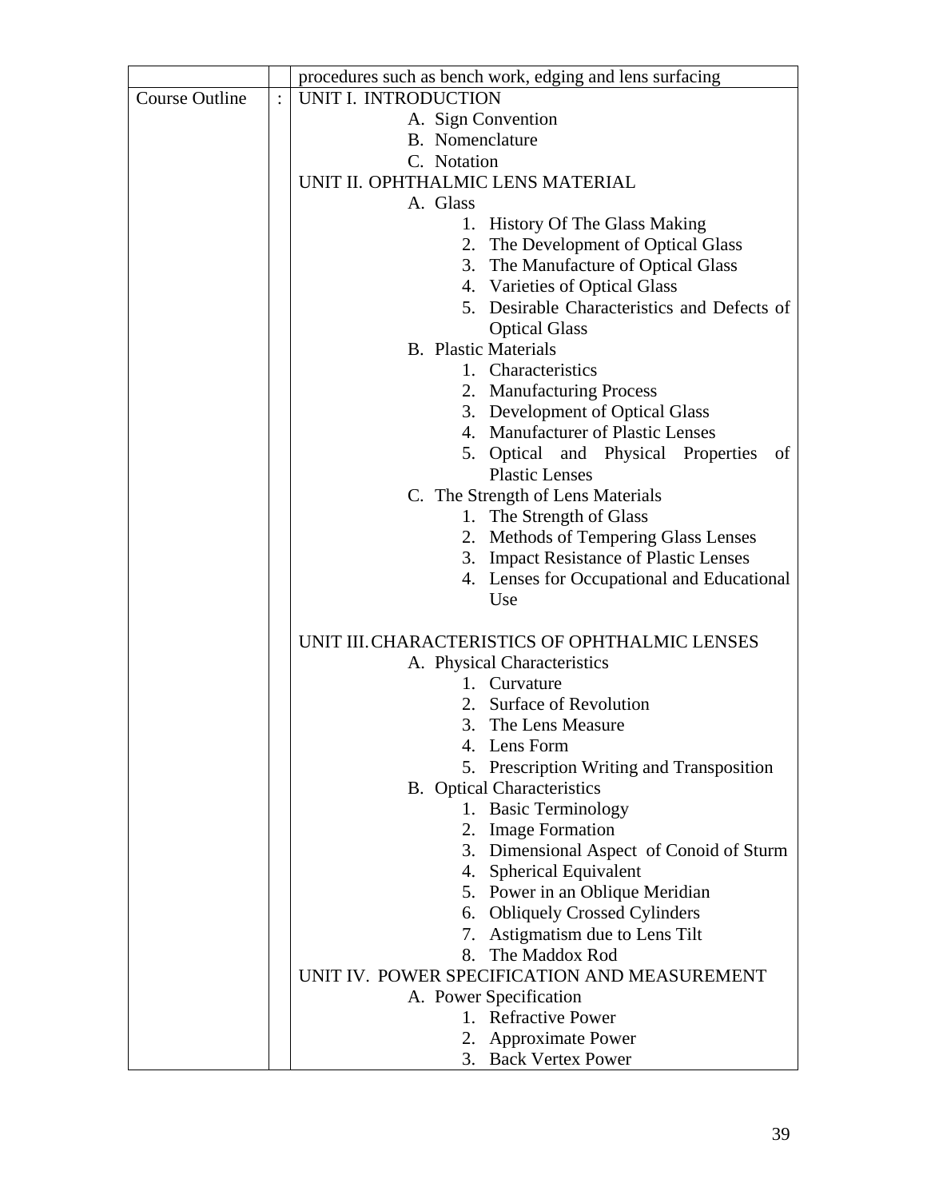| | | |
|---|---|---|
| | | procedures such as bench work, edging and lens surfacing |
| Course Outline | : | UNIT I. INTRODUCTION<br>A. Sign Convention<br>B. Nomenclature<br>C. Notation<br>UNIT II. OPHTHALMIC LENS MATERIAL<br>A. Glass<br>1. History Of The Glass Making<br>2. The Development of Optical Glass<br>3. The Manufacture of Optical Glass<br>4. Varieties of Optical Glass<br>5. Desirable Characteristics and Defects of Optical Glass<br>B. Plastic Materials<br>1. Characteristics<br>2. Manufacturing Process<br>3. Development of Optical Glass<br>4. Manufacturer of Plastic Lenses<br>5. Optical and Physical Properties of Plastic Lenses<br>C. The Strength of Lens Materials<br>1. The Strength of Glass<br>2. Methods of Tempering Glass Lenses<br>3. Impact Resistance of Plastic Lenses<br>4. Lenses for Occupational and Educational Use<br><br>UNIT III. CHARACTERISTICS OF OPHTHALMIC LENSES<br>A. Physical Characteristics<br>1. Curvature<br>2. Surface of Revolution<br>3. The Lens Measure<br>4. Lens Form<br>5. Prescription Writing and Transposition<br>B. Optical Characteristics<br>1. Basic Terminology<br>2. Image Formation<br>3. Dimensional Aspect of Conoid of Sturm<br>4. Spherical Equivalent<br>5. Power in an Oblique Meridian<br>6. Obliquely Crossed Cylinders<br>7. Astigmatism due to Lens Tilt<br>8. The Maddox Rod<br>UNIT IV. POWER SPECIFICATION AND MEASUREMENT<br>A. Power Specification<br>1. Refractive Power<br>2. Approximate Power<br>3. Back Vertex Power |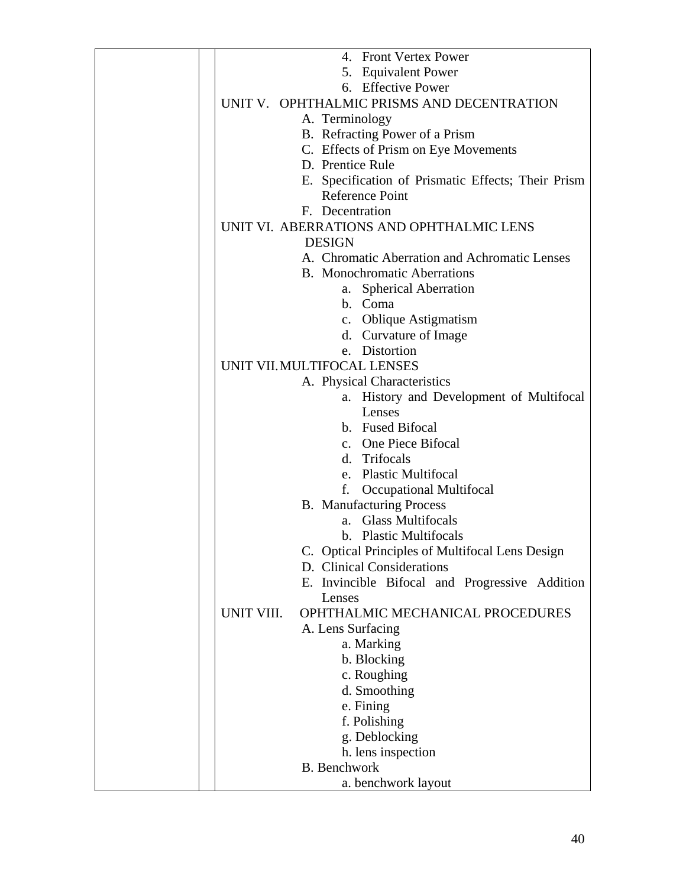| | | |
|---|---|---|
| | | 4. Front Vertex Power<br>5. Equivalent Power<br>6. Effective Power<br>UNIT V. OPHTHALMIC PRISMS AND DECENTRATION<br>A. Terminology<br>B. Refracting Power of a Prism<br>C. Effects of Prism on Eye Movements<br>D. Prentice Rule<br>E. Specification of Prismatic Effects; Their Prism Reference Point<br>F. Decentration<br>UNIT VI. ABERRATIONS AND OPHTHALMIC LENS DESIGN<br>A. Chromatic Aberration and Achromatic Lenses<br>B. Monochromatic Aberrations<br>a. Spherical Aberration<br>b. Coma<br>c. Oblique Astigmatism<br>d. Curvature of Image<br>e. Distortion<br>UNIT VII. MULTIFOCAL LENSES<br>A. Physical Characteristics<br>a. History and Development of Multifocal Lenses<br>b. Fused Bifocal<br>c. One Piece Bifocal<br>d. Trifocals<br>e. Plastic Multifocal<br>f. Occupational Multifocal<br>B. Manufacturing Process<br>a. Glass Multifocals<br>b. Plastic Multifocals<br>C. Optical Principles of Multifocal Lens Design<br>D. Clinical Considerations<br>E. Invincible Bifocal and Progressive Addition Lenses<br>UNIT VIII. OPHTHALMIC MECHANICAL PROCEDURES<br>A. Lens Surfacing<br>a. Marking<br>b. Blocking<br>c. Roughing<br>d. Smoothing<br>e. Fining<br>f. Polishing<br>g. Deblocking<br>h. lens inspection<br>B. Benchwork<br>a. benchwork layout |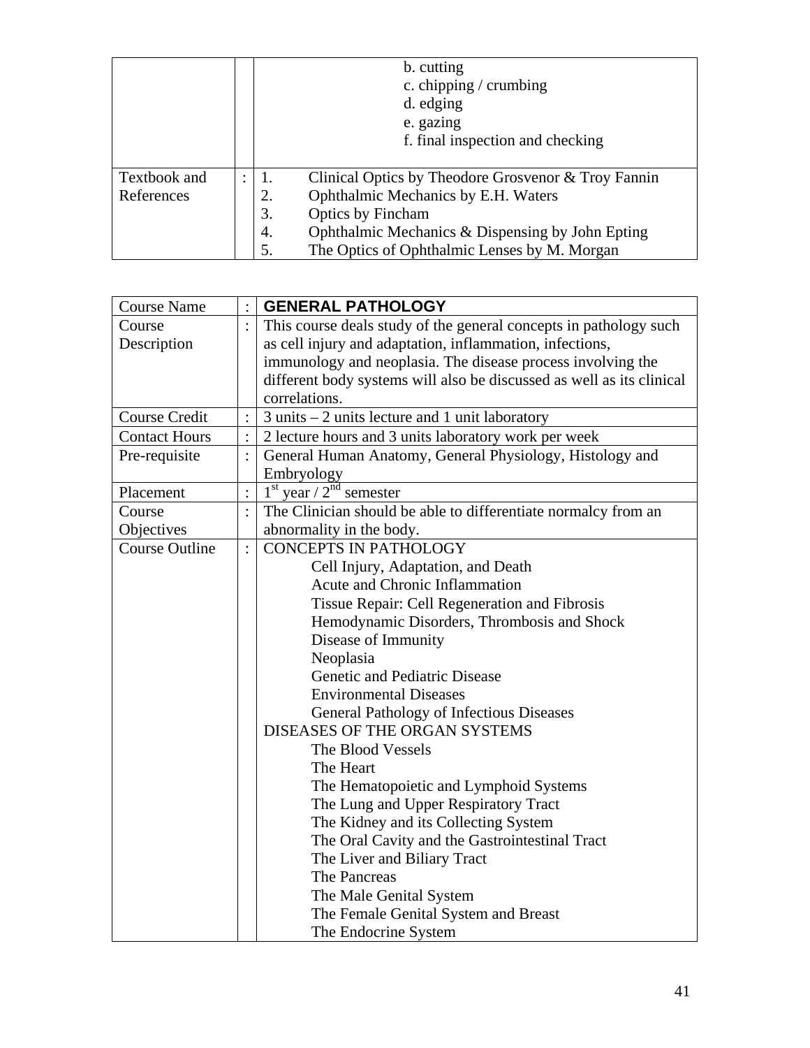| | | |
|---|---|---|
| | | b. cutting<br>c. chipping / crumbing<br>d. edging<br>e. gazing<br>f. final inspection and checking |
| Textbook and References | : | 1. Clinical Optics by Theodore Grosvenor & Troy Fannin<br>2. Ophthalmic Mechanics by E.H. Waters<br>3. Optics by Fincham<br>4. Ophthalmic Mechanics & Dispensing by John Epting<br>5. The Optics of Ophthalmic Lenses by M. Morgan |

| Course Name | : | **GENERAL PATHOLOGY** |
|---|---|---|
| Course Description | : | This course deals study of the general concepts in pathology such as cell injury and adaptation, inflammation, infections, immunology and neoplasia. The disease process involving the different body systems will also be discussed as well as its clinical correlations. |
| Course Credit | : | 3 units – 2 units lecture and 1 unit laboratory |
| Contact Hours | : | 2 lecture hours and 3 units laboratory work per week |
| Pre-requisite | : | General Human Anatomy, General Physiology, Histology and Embryology |
| Placement | : | 1st year / 2nd semester |
| Course Objectives | : | The Clinician should be able to differentiate normalcy from an abnormality in the body. |
| Course Outline | : | CONCEPTS IN PATHOLOGY<br>Cell Injury, Adaptation, and Death<br>Acute and Chronic Inflammation<br>Tissue Repair: Cell Regeneration and Fibrosis<br>Hemodynamic Disorders, Thrombosis and Shock<br>Disease of Immunity<br>Neoplasia<br>Genetic and Pediatric Disease<br>Environmental Diseases<br>General Pathology of Infectious Diseases<br>DISEASES OF THE ORGAN SYSTEMS<br>The Blood Vessels<br>The Heart<br>The Hematopoietic and Lymphoid Systems<br>The Lung and Upper Respiratory Tract<br>The Kidney and its Collecting System<br>The Oral Cavity and the Gastrointestinal Tract<br>The Liver and Biliary Tract<br>The Pancreas<br>The Male Genital System<br>The Female Genital System and Breast<br>The Endocrine System |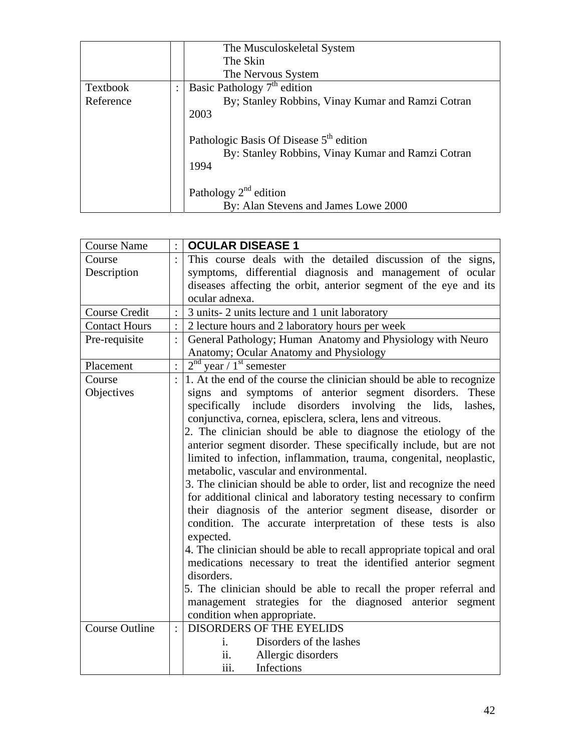| | | |
|---|---|---|
| | | The Musculoskeletal System<br>The Skin<br>The Nervous System |
| Textbook Reference | : | Basic Pathology 7th edition<br>By; Stanley Robbins, Vinay Kumar and Ramzi Cotran 2003<br><br>Pathologic Basis Of Disease 5th edition<br>By: Stanley Robbins, Vinay Kumar and Ramzi Cotran 1994<br><br>Pathology 2nd edition<br>By: Alan Stevens and James Lowe 2000 |

| | | |
|---|---|---|
| Course Name | : | **OCULAR DISEASE 1** |
| Course Description | : | This course deals with the detailed discussion of the signs, symptoms, differential diagnosis and management of ocular diseases affecting the orbit, anterior segment of the eye and its ocular adnexa. |
| Course Credit | : | 3 units- 2 units lecture and 1 unit laboratory |
| Contact Hours | : | 2 lecture hours and 2 laboratory hours per week |
| Pre-requisite | : | General Pathology; Human Anatomy and Physiology with Neuro Anatomy; Ocular Anatomy and Physiology |
| Placement | : | 2nd year / 1st semester |
| Course Objectives | : | 1. At the end of the course the clinician should be able to recognize signs and symptoms of anterior segment disorders. These specifically include disorders involving the lids, lashes, conjunctiva, cornea, episclera, sclera, lens and vitreous.<br>2. The clinician should be able to diagnose the etiology of the anterior segment disorder. These specifically include, but are not limited to infection, inflammation, trauma, congenital, neoplastic, metabolic, vascular and environmental.<br>3. The clinician should be able to order, list and recognize the need for additional clinical and laboratory testing necessary to confirm their diagnosis of the anterior segment disease, disorder or condition. The accurate interpretation of these tests is also expected.<br>4. The clinician should be able to recall appropriate topical and oral medications necessary to treat the identified anterior segment disorders.<br>5. The clinician should be able to recall the proper referral and management strategies for the diagnosed anterior segment condition when appropriate. |
| Course Outline | : | DISORDERS OF THE EYELIDS<br>i. Disorders of the lashes<br>ii. Allergic disorders<br>iii. Infections |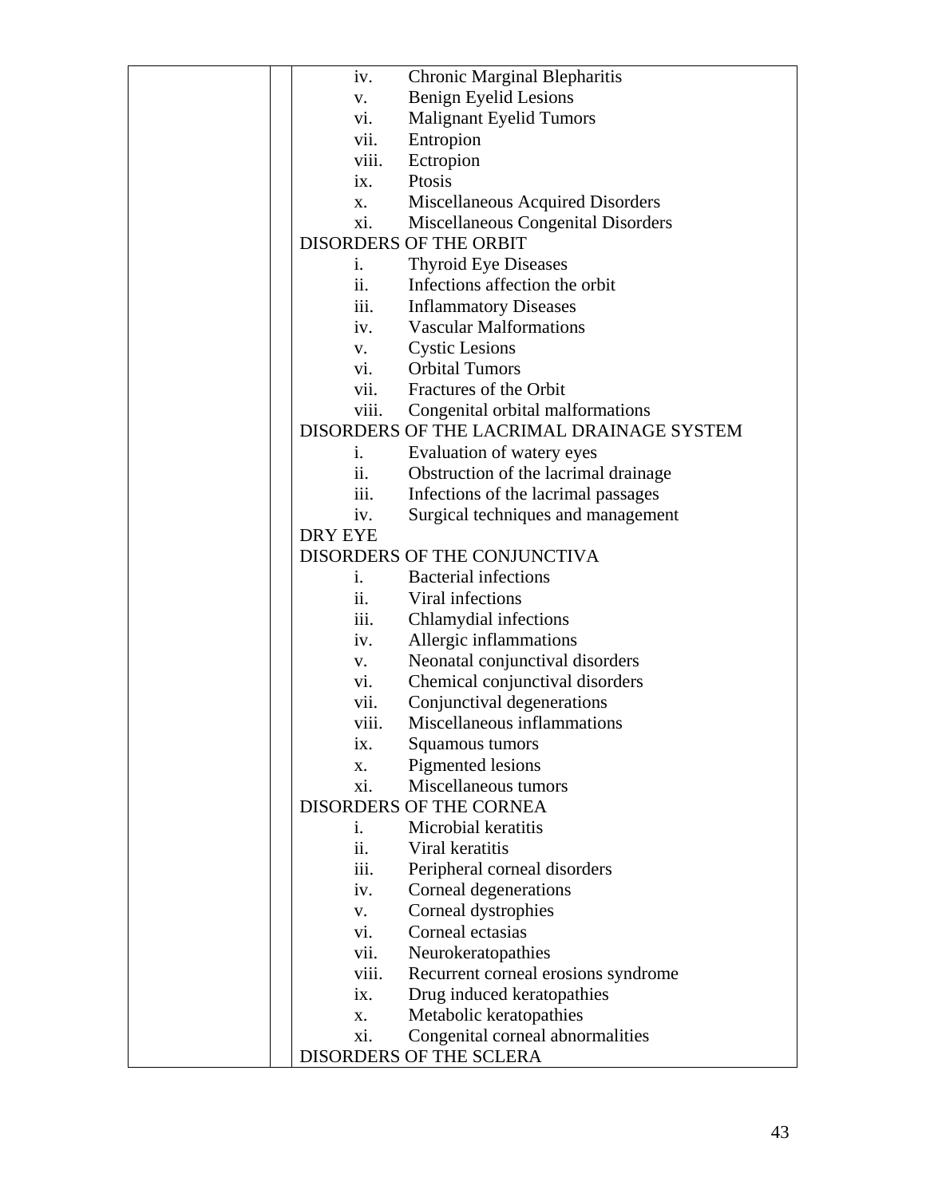| | | |
|---|---|---|
| | | iv. Chronic Marginal Blepharitis<br>v. Benign Eyelid Lesions<br>vi. Malignant Eyelid Tumors<br>vii. Entropion<br>viii. Ectropion<br>ix. Ptosis<br>x. Miscellaneous Acquired Disorders<br>xi. Miscellaneous Congenital Disorders<br>DISORDERS OF THE ORBIT<br>i. Thyroid Eye Diseases<br>ii. Infections affection the orbit<br>iii. Inflammatory Diseases<br>iv. Vascular Malformations<br>v. Cystic Lesions<br>vi. Orbital Tumors<br>vii. Fractures of the Orbit<br>viii. Congenital orbital malformations<br>DISORDERS OF THE LACRIMAL DRAINAGE SYSTEM<br>i. Evaluation of watery eyes<br>ii. Obstruction of the lacrimal drainage<br>iii. Infections of the lacrimal passages<br>iv. Surgical techniques and management<br>DRY EYE<br>DISORDERS OF THE CONJUNCTIVA<br>i. Bacterial infections<br>ii. Viral infections<br>iii. Chlamydial infections<br>iv. Allergic inflammations<br>v. Neonatal conjunctival disorders<br>vi. Chemical conjunctival disorders<br>vii. Conjunctival degenerations<br>viii. Miscellaneous inflammations<br>ix. Squamous tumors<br>x. Pigmented lesions<br>xi. Miscellaneous tumors<br>DISORDERS OF THE CORNEA<br>i. Microbial keratitis<br>ii. Viral keratitis<br>iii. Peripheral corneal disorders<br>iv. Corneal degenerations<br>v. Corneal dystrophies<br>vi. Corneal ectasias<br>vii. Neurokeratopathies<br>viii. Recurrent corneal erosions syndrome<br>ix. Drug induced keratopathies<br>x. Metabolic keratopathies<br>xi. Congenital corneal abnormalities<br>DISORDERS OF THE SCLERA |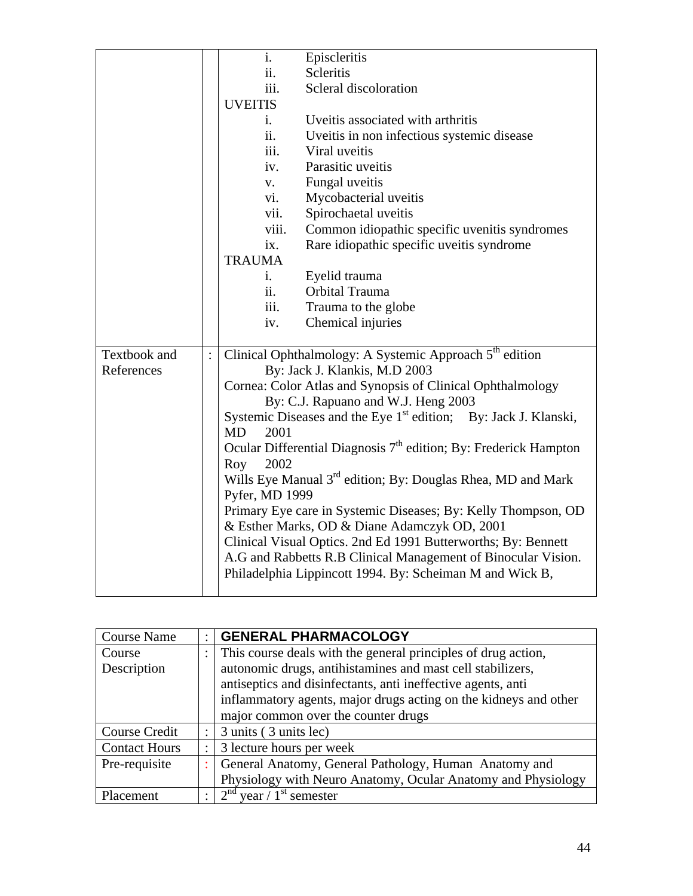| | | |
|---|---|---|
| | | i. Episcleritis<br>ii. Scleritis<br>iii. Scleral discoloration<br>UVEITIS<br>i. Uveitis associated with arthritis<br>ii. Uveitis in non infectious systemic disease<br>iii. Viral uveitis<br>iv. Parasitic uveitis<br>v. Fungal uveitis<br>vi. Mycobacterial uveitis<br>vii. Spirochaetal uveitis<br>viii. Common idiopathic specific uvenitis syndromes<br>ix. Rare idiopathic specific uveitis syndrome<br>TRAUMA<br>i. Eyelid trauma<br>ii. Orbital Trauma<br>iii. Trauma to the globe<br>iv. Chemical injuries |
| Textbook and References | : | Clinical Ophthalmology: A Systemic Approach 5th edition By: Jack J. Klankis, M.D 2003<br>Cornea: Color Atlas and Synopsis of Clinical Ophthalmology By: C.J. Rapuano and W.J. Heng 2003<br>Systemic Diseases and the Eye 1st edition; By: Jack J. Klanski, MD 2001<br>Ocular Differential Diagnosis 7th edition; By: Frederick Hampton Roy 2002<br>Wills Eye Manual 3rd edition; By: Douglas Rhea, MD and Mark Pyfer, MD 1999<br>Primary Eye care in Systemic Diseases; By: Kelly Thompson, OD & Esther Marks, OD & Diane Adamczyk OD, 2001<br>Clinical Visual Optics. 2nd Ed 1991 Butterworths; By: Bennett A.G and Rabbetts R.B Clinical Management of Binocular Vision. Philadelphia Lippincott 1994. By: Scheiman M and Wick B, |

| Course Name | : | **GENERAL PHARMACOLOGY** |
|---|---|---|
| Course Description | : | This course deals with the general principles of drug action, autonomic drugs, antihistamines and mast cell stabilizers, antiseptics and disinfectants, anti ineffective agents, anti inflammatory agents, major drugs acting on the kidneys and other major common over the counter drugs |
| Course Credit | : | 3 units ( 3 units lec) |
| Contact Hours | : | 3 lecture hours per week |
| Pre-requisite | : | General Anatomy, General Pathology, Human Anatomy and Physiology with Neuro Anatomy, Ocular Anatomy and Physiology |
| Placement | : | 2nd year / 1st semester |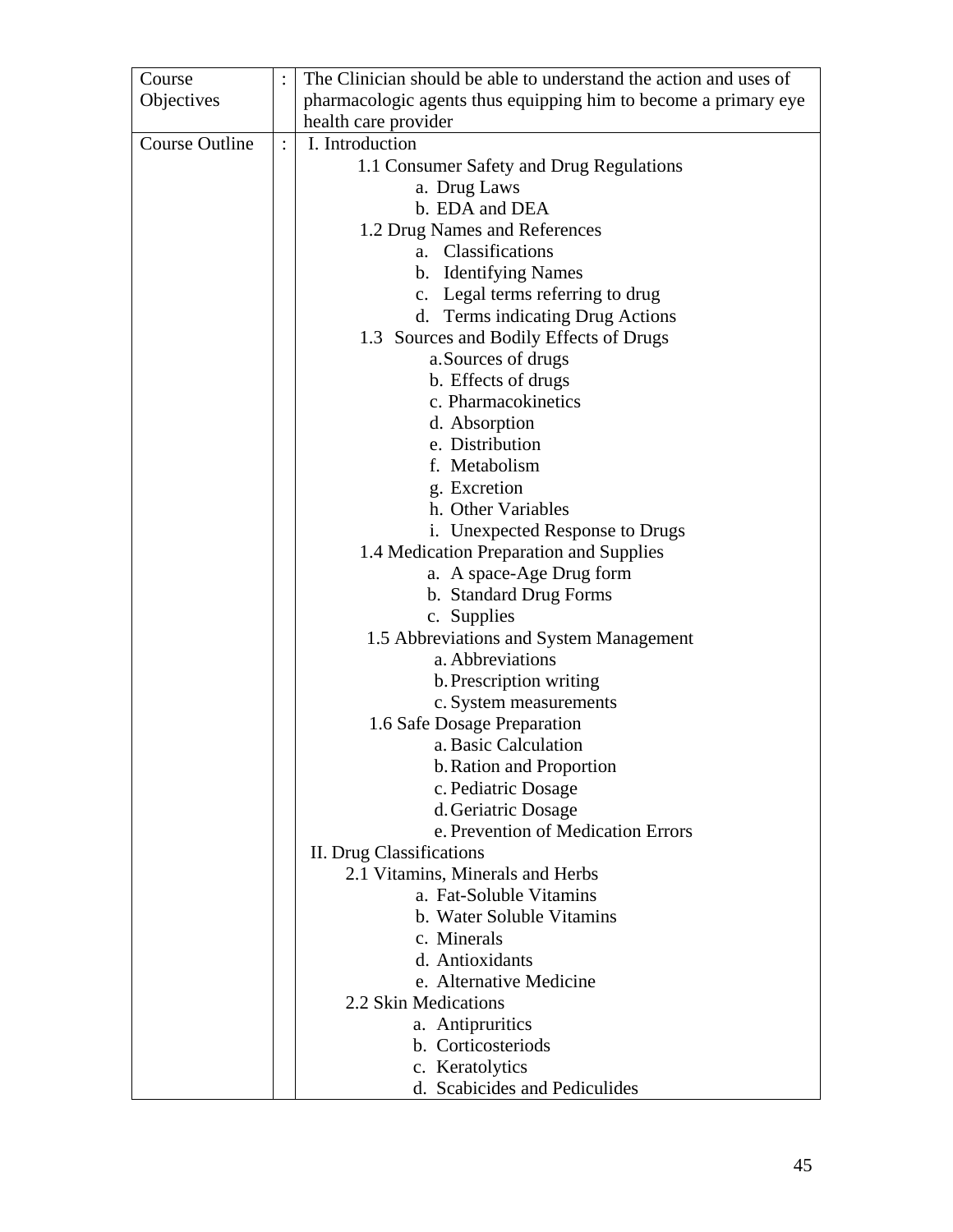| Course Objectives | : | The Clinician should be able to understand the action and uses of pharmacologic agents thus equipping him to become a primary eye health care provider |
|---|---|---|
| Course Outline | : | I. Introduction<br>1.1 Consumer Safety and Drug Regulations<br>a. Drug Laws<br>b. EDA and DEA<br>1.2 Drug Names and References<br>a. Classifications<br>b. Identifying Names<br>c. Legal terms referring to drug<br>d. Terms indicating Drug Actions<br>1.3 Sources and Bodily Effects of Drugs<br>a. Sources of drugs<br>b. Effects of drugs<br>c. Pharmacokinetics<br>d. Absorption<br>e. Distribution<br>f. Metabolism<br>g. Excretion<br>h. Other Variables<br>i. Unexpected Response to Drugs<br>1.4 Medication Preparation and Supplies<br>a. A space-Age Drug form<br>b. Standard Drug Forms<br>c. Supplies<br>1.5 Abbreviations and System Management<br>a. Abbreviations<br>b. Prescription writing<br>c. System measurements<br>1.6 Safe Dosage Preparation<br>a. Basic Calculation<br>b. Ration and Proportion<br>c. Pediatric Dosage<br>d. Geriatric Dosage<br>e. Prevention of Medication Errors<br>II. Drug Classifications<br>2.1 Vitamins, Minerals and Herbs<br>a. Fat-Soluble Vitamins<br>b. Water Soluble Vitamins<br>c. Minerals<br>d. Antioxidants<br>e. Alternative Medicine<br>2.2 Skin Medications<br>a. Antipruritics<br>b. Corticosteriods<br>c. Keratolytics<br>d. Scabicides and Pediculides |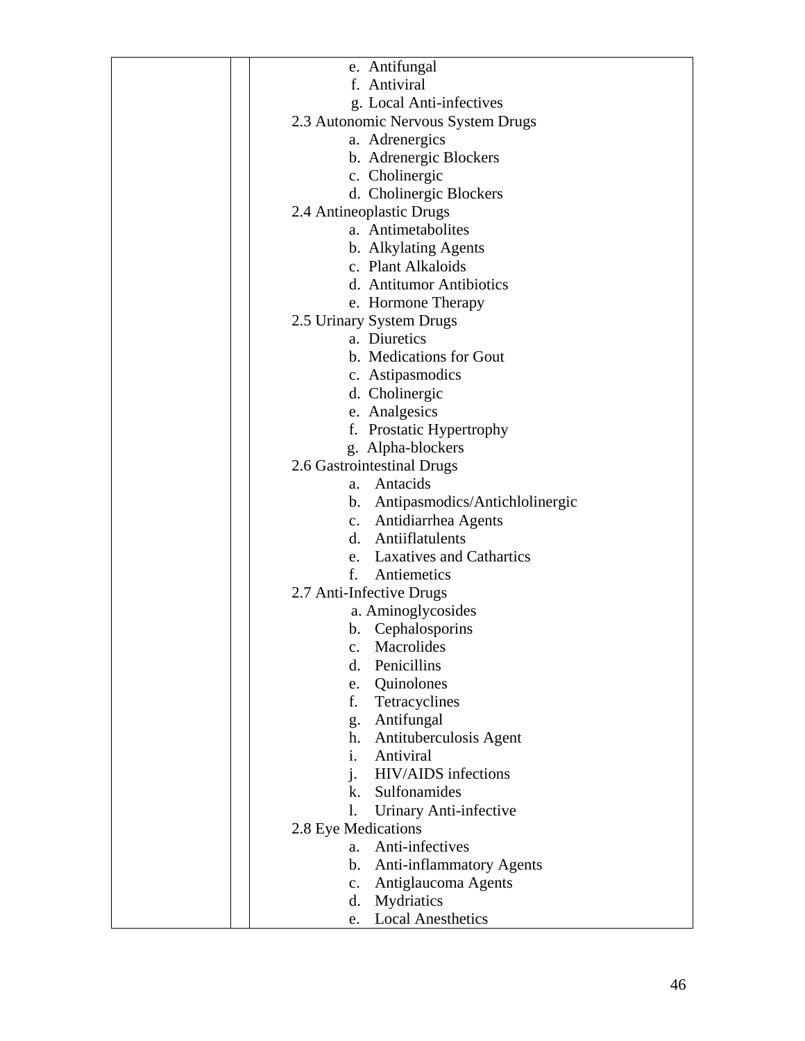| | | |
|---|---|---|
| | | e. Antifungal<br>f. Antiviral<br>g. Local Anti-infectives<br>2.3 Autonomic Nervous System Drugs<br>a. Adrenergics<br>b. Adrenergic Blockers<br>c. Cholinergic<br>d. Cholinergic Blockers<br>2.4 Antineoplastic Drugs<br>a. Antimetabolites<br>b. Alkylating Agents<br>c. Plant Alkaloids<br>d. Antitumor Antibiotics<br>e. Hormone Therapy<br>2.5 Urinary System Drugs<br>a. Diuretics<br>b. Medications for Gout<br>c. Astipasmodics<br>d. Cholinergic<br>e. Analgesics<br>f. Prostatic Hypertrophy<br>g. Alpha-blockers<br>2.6 Gastrointestinal Drugs<br>a. Antacids<br>b. Antipasmodics/Antichlolinergic<br>c. Antidiarrhea Agents<br>d. Antiiflatulents<br>e. Laxatives and Cathartics<br>f. Antiemetics<br>2.7 Anti-Infective Drugs<br>a. Aminoglycosides<br>b. Cephalosporins<br>c. Macrolides<br>d. Penicillins<br>e. Quinolones<br>f. Tetracyclines<br>g. Antifungal<br>h. Antituberculosis Agent<br>i. Antiviral<br>j. HIV/AIDS infections<br>k. Sulfonamides<br>l. Urinary Anti-infective<br>2.8 Eye Medications<br>a. Anti-infectives<br>b. Anti-inflammatory Agents<br>c. Antiglaucoma Agents<br>d. Mydriatics<br>e. Local Anesthetics |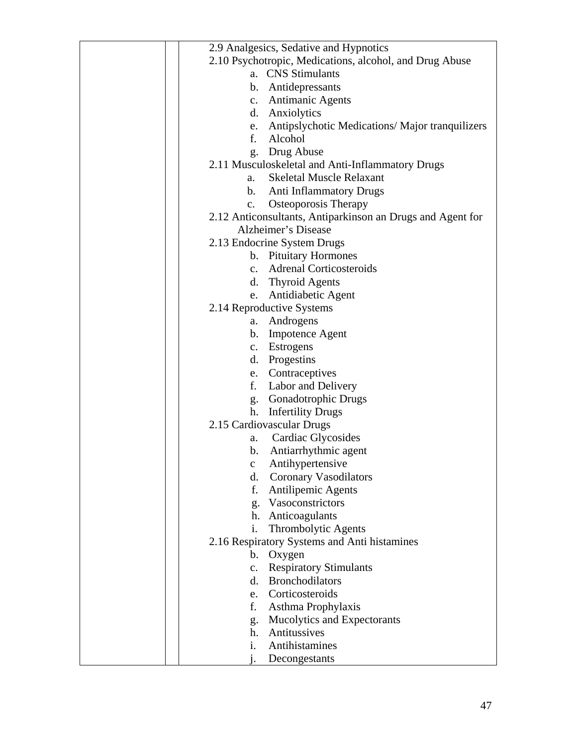| | | |
|---|---|---|
| | | 2.9 Analgesics, Sedative and Hypnotics<br>2.10 Psychotropic, Medications, alcohol, and Drug Abuse<br>a. CNS Stimulants<br>b. Antidepressants<br>c. Antimanic Agents<br>d. Anxiolytics<br>e. Antipslychotic Medications/ Major tranquilizers<br>f. Alcohol<br>g. Drug Abuse<br>2.11 Musculoskeletal and Anti-Inflammatory Drugs<br>a. Skeletal Muscle Relaxant<br>b. Anti Inflammatory Drugs<br>c. Osteoporosis Therapy<br>2.12 Anticonsultants, Antiparkinson an Drugs and Agent for Alzheimer's Disease<br>2.13 Endocrine System Drugs<br>b. Pituitary Hormones<br>c. Adrenal Corticosteroids<br>d. Thyroid Agents<br>e. Antidiabetic Agent<br>2.14 Reproductive Systems<br>a. Androgens<br>b. Impotence Agent<br>c. Estrogens<br>d. Progestins<br>e. Contraceptives<br>f. Labor and Delivery<br>g. Gonadotrophic Drugs<br>h. Infertility Drugs<br>2.15 Cardiovascular Drugs<br>a. Cardiac Glycosides<br>b. Antiarrhythmic agent<br>c Antihypertensive<br>d. Coronary Vasodilators<br>f. Antilipemic Agents<br>g. Vasoconstrictors<br>h. Anticoagulants<br>i. Thrombolytic Agents<br>2.16 Respiratory Systems and Anti histamines<br>b. Oxygen<br>c. Respiratory Stimulants<br>d. Bronchodilators<br>e. Corticosteroids<br>f. Asthma Prophylaxis<br>g. Mucolytics and Expectorants<br>h. Antitussives<br>i. Antihistamines<br>j. Decongestants |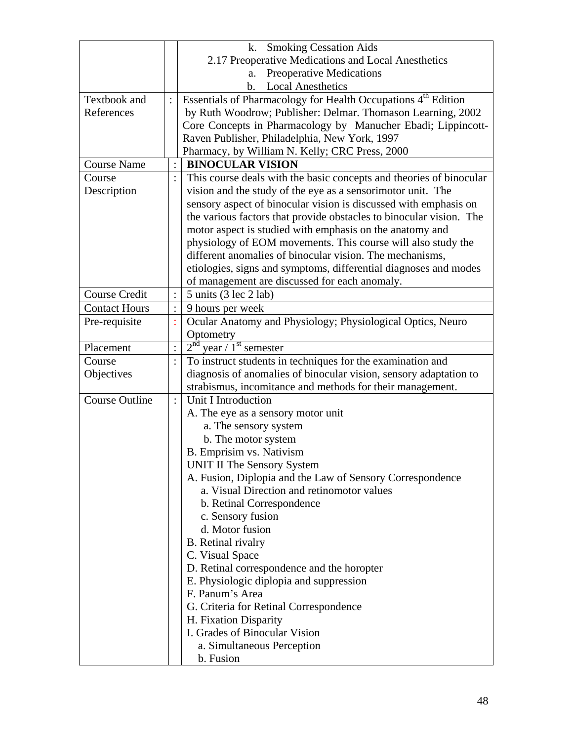| | | |
|---|---|---|
| | | k. Smoking Cessation Aids<br>2.17 Preoperative Medications and Local Anesthetics<br>a. Preoperative Medications<br>b. Local Anesthetics |
| Textbook and References | : | Essentials of Pharmacology for Health Occupations 4th Edition by Ruth Woodrow; Publisher: Delmar. Thomason Learning, 2002<br>Core Concepts in Pharmacology by Manucher Ebadi; Lippincott-Raven Publisher, Philadelphia, New York, 1997<br>Pharmacy, by William N. Kelly; CRC Press, 2000 |
| Course Name | : | **BINOCULAR VISION** |
| Course Description | : | This course deals with the basic concepts and theories of binocular vision and the study of the eye as a sensorimotor unit. The sensory aspect of binocular vision is discussed with emphasis on the various factors that provide obstacles to binocular vision. The motor aspect is studied with emphasis on the anatomy and physiology of EOM movements. This course will also study the different anomalies of binocular vision. The mechanisms, etiologies, signs and symptoms, differential diagnoses and modes of management are discussed for each anomaly. |
| Course Credit | : | 5 units (3 lec 2 lab) |
| Contact Hours | : | 9 hours per week |
| Pre-requisite | : | Ocular Anatomy and Physiology; Physiological Optics, Neuro Optometry |
| Placement | : | 2nd year / 1st semester |
| Course Objectives | : | To instruct students in techniques for the examination and diagnosis of anomalies of binocular vision, sensory adaptation to strabismus, incomitance and methods for their management. |
| Course Outline | : | Unit I Introduction<br>A. The eye as a sensory motor unit<br>a. The sensory system<br>b. The motor system<br>B. Emprisim vs. Nativism<br>UNIT II The Sensory System<br>A. Fusion, Diplopia and the Law of Sensory Correspondence<br>a. Visual Direction and retinomotor values<br>b. Retinal Correspondence<br>c. Sensory fusion<br>d. Motor fusion<br>B. Retinal rivalry<br>C. Visual Space<br>D. Retinal correspondence and the horopter<br>E. Physiologic diplopia and suppression<br>F. Panum's Area<br>G. Criteria for Retinal Correspondence<br>H. Fixation Disparity<br>I. Grades of Binocular Vision<br>a. Simultaneous Perception<br>b. Fusion |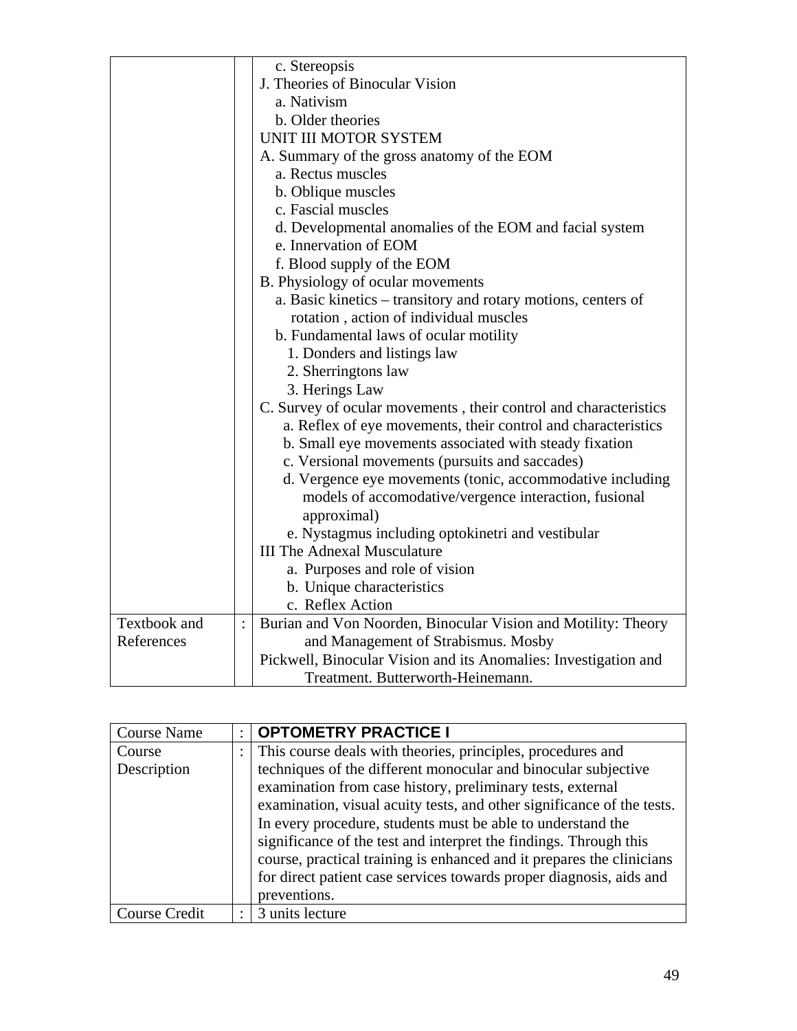| | | |
|---|---|---|
| | | c. Stereopsis<br>J. Theories of Binocular Vision<br>a. Nativism<br>b. Older theories<br>UNIT III MOTOR SYSTEM<br>A. Summary of the gross anatomy of the EOM<br>a. Rectus muscles<br>b. Oblique muscles<br>c. Fascial muscles<br>d. Developmental anomalies of the EOM and facial system<br>e. Innervation of EOM<br>f. Blood supply of the EOM<br>B. Physiology of ocular movements<br>a. Basic kinetics – transitory and rotary motions, centers of rotation , action of individual muscles<br>b. Fundamental laws of ocular motility<br>1. Donders and listings law<br>2. Sherringtons law<br>3. Herings Law<br>C. Survey of ocular movements , their control and characteristics<br>a. Reflex of eye movements, their control and characteristics<br>b. Small eye movements associated with steady fixation<br>c. Versional movements (pursuits and saccades)<br>d. Vergence eye movements (tonic, accommodative including models of accomodative/vergence interaction, fusional approximal)<br>e. Nystagmus including optokinetri and vestibular<br>III The Adnexal Musculature<br>a. Purposes and role of vision<br>b. Unique characteristics<br>c. Reflex Action |
| Textbook and References | : | Burian and Von Noorden, Binocular Vision and Motility: Theory and Management of Strabismus. Mosby<br>Pickwell, Binocular Vision and its Anomalies: Investigation and Treatment. Butterworth-Heinemann. |

| Course Name | : | **OPTOMETRY PRACTICE I** |
|---|---|---|
| Course Description | : | This course deals with theories, principles, procedures and techniques of the different monocular and binocular subjective examination from case history, preliminary tests, external examination, visual acuity tests, and other significance of the tests. In every procedure, students must be able to understand the significance of the test and interpret the findings. Through this course, practical training is enhanced and it prepares the clinicians for direct patient case services towards proper diagnosis, aids and preventions. |
| Course Credit | : | 3 units lecture |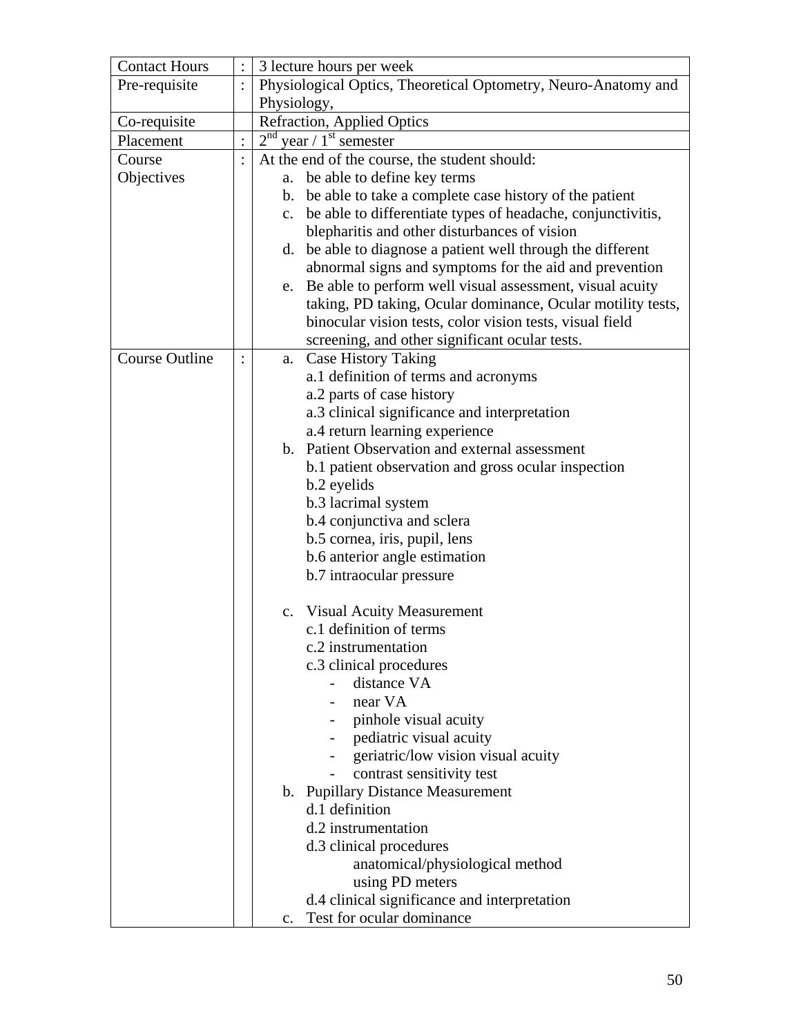| Contact Hours | : | 3 lecture hours per week |
|---|---|---|
| Pre-requisite | : | Physiological Optics, Theoretical Optometry, Neuro-Anatomy and Physiology, |
| Co-requisite | | Refraction, Applied Optics |
| Placement | : | 2nd year / 1st semester |
| Course Objectives | : | At the end of the course, the student should:<br>a. be able to define key terms<br>b. be able to take a complete case history of the patient<br>c. be able to differentiate types of headache, conjunctivitis, blepharitis and other disturbances of vision<br>d. be able to diagnose a patient well through the different abnormal signs and symptoms for the aid and prevention<br>e. Be able to perform well visual assessment, visual acuity taking, PD taking, Ocular dominance, Ocular motility tests, binocular vision tests, color vision tests, visual field screening, and other significant ocular tests. |
| Course Outline | : | a. Case History Taking<br>a.1 definition of terms and acronyms<br>a.2 parts of case history<br>a.3 clinical significance and interpretation<br>a.4 return learning experience<br>b. Patient Observation and external assessment<br>b.1 patient observation and gross ocular inspection<br>b.2 eyelids<br>b.3 lacrimal system<br>b.4 conjunctiva and sclera<br>b.5 cornea, iris, pupil, lens<br>b.6 anterior angle estimation<br>b.7 intraocular pressure<br><br>c. Visual Acuity Measurement<br>c.1 definition of terms<br>c.2 instrumentation<br>c.3 clinical procedures<br>- distance VA<br>- near VA<br>- pinhole visual acuity<br>- pediatric visual acuity<br>- geriatric/low vision visual acuity<br>- contrast sensitivity test<br>b. Pupillary Distance Measurement<br>d.1 definition<br>d.2 instrumentation<br>d.3 clinical procedures<br>anatomical/physiological method<br>using PD meters<br>d.4 clinical significance and interpretation<br>c. Test for ocular dominance |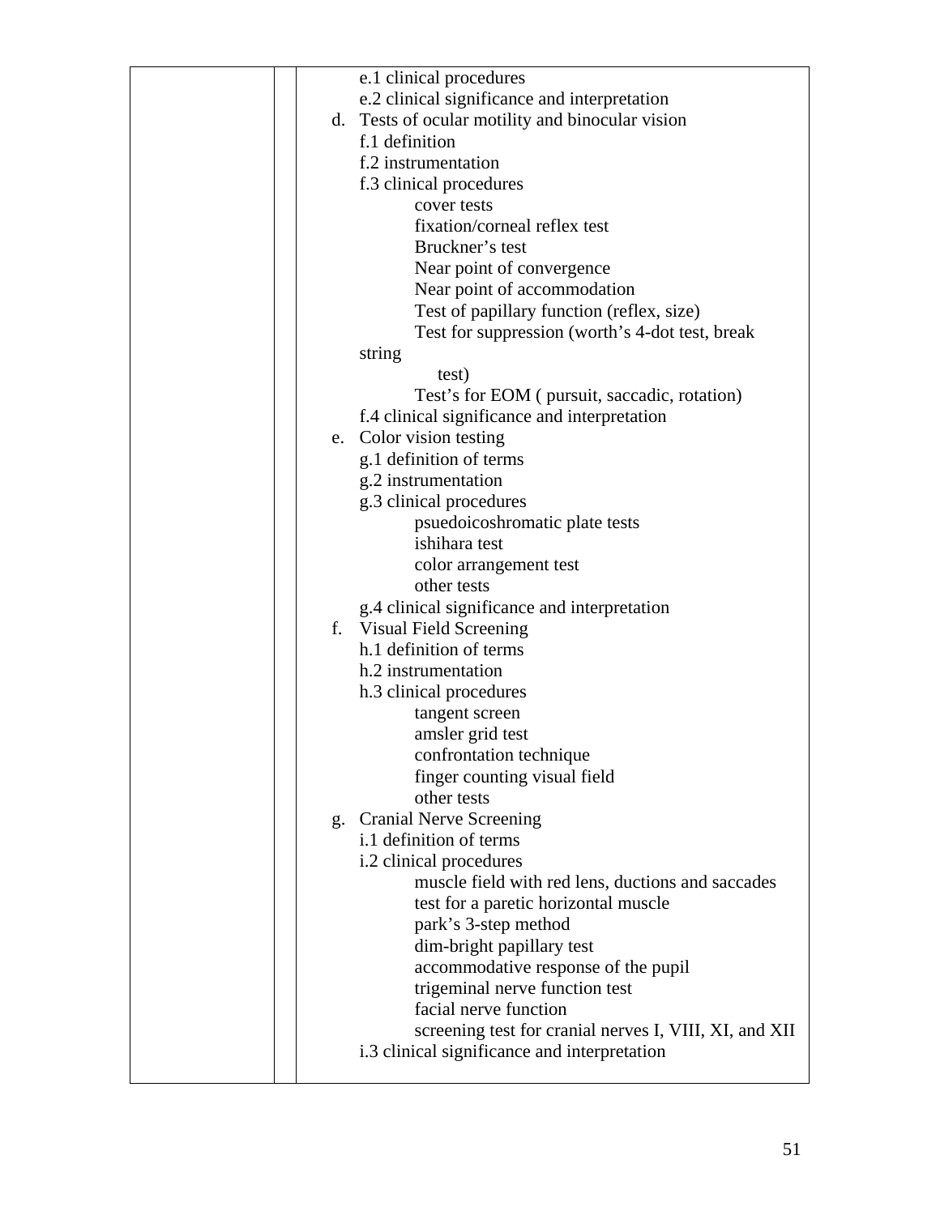| | | |
|---|---|---|
| | | e.1 clinical procedures<br>e.2 clinical significance and interpretation<br>d. Tests of ocular motility and binocular vision<br>f.1 definition<br>f.2 instrumentation<br>f.3 clinical procedures<br>cover tests<br>fixation/corneal reflex test<br>Bruckner's test<br>Near point of convergence<br>Near point of accommodation<br>Test of papillary function (reflex, size)<br>Test for suppression (worth's 4-dot test, break string test)<br>Test's for EOM ( pursuit, saccadic, rotation)<br>f.4 clinical significance and interpretation<br>e. Color vision testing<br>g.1 definition of terms<br>g.2 instrumentation<br>g.3 clinical procedures<br>psuedoicoshromatic plate tests<br>ishihara test<br>color arrangement test<br>other tests<br>g.4 clinical significance and interpretation<br>f. Visual Field Screening<br>h.1 definition of terms<br>h.2 instrumentation<br>h.3 clinical procedures<br>tangent screen<br>amsler grid test<br>confrontation technique<br>finger counting visual field<br>other tests<br>g. Cranial Nerve Screening<br>i.1 definition of terms<br>i.2 clinical procedures<br>muscle field with red lens, ductions and saccades<br>test for a paretic horizontal muscle<br>park's 3-step method<br>dim-bright papillary test<br>accommodative response of the pupil<br>trigeminal nerve function test<br>facial nerve function<br>screening test for cranial nerves I, VIII, XI, and XII<br>i.3 clinical significance and interpretation |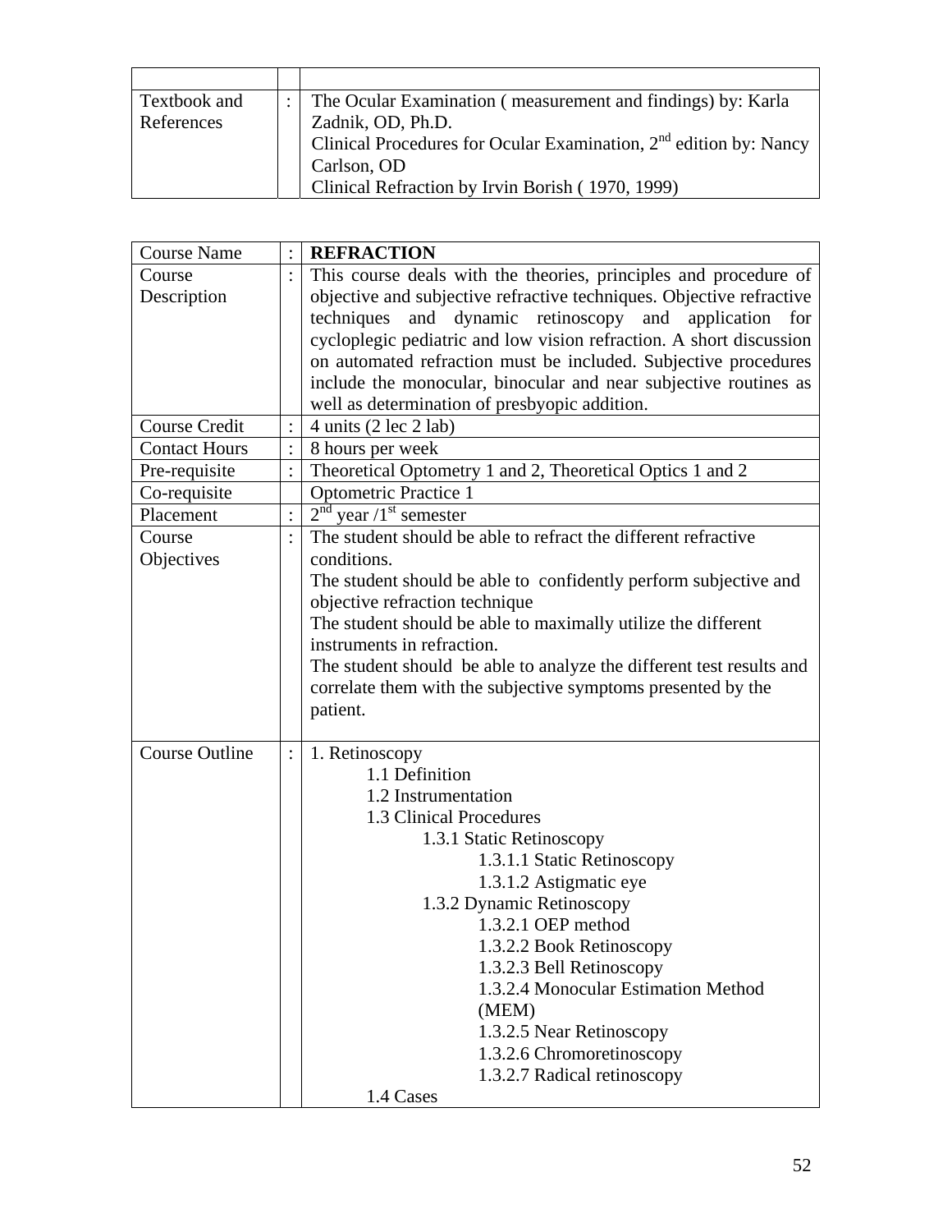| | | |
|---|---|---|
| Textbook and References | : | The Ocular Examination ( measurement and findings) by: Karla Zadnik, OD, Ph.D.<br>Clinical Procedures for Ocular Examination, 2nd edition by: Nancy Carlson, OD<br>Clinical Refraction by Irvin Borish ( 1970, 1999) |

| | | |
|---|---|---|
| Course Name | : | **REFRACTION** |
| Course Description | : | This course deals with the theories, principles and procedure of objective and subjective refractive techniques. Objective refractive techniques and dynamic retinoscopy and application for cycloplegic pediatric and low vision refraction. A short discussion on automated refraction must be included. Subjective procedures include the monocular, binocular and near subjective routines as well as determination of presbyopic addition. |
| Course Credit | : | 4 units (2 lec 2 lab) |
| Contact Hours | : | 8 hours per week |
| Pre-requisite | : | Theoretical Optometry 1 and 2, Theoretical Optics 1 and 2 |
| Co-requisite | | Optometric Practice 1 |
| Placement | : | 2nd year /1st semester |
| Course Objectives | : | The student should be able to refract the different refractive conditions.<br>The student should be able to confidently perform subjective and objective refraction technique<br>The student should be able to maximally utilize the different instruments in refraction.<br>The student should be able to analyze the different test results and correlate them with the subjective symptoms presented by the patient. |
| Course Outline | : | 1. Retinoscopy<br>&nbsp;&nbsp;&nbsp;&nbsp;1.1 Definition<br>&nbsp;&nbsp;&nbsp;&nbsp;1.2 Instrumentation<br>&nbsp;&nbsp;&nbsp;&nbsp;1.3 Clinical Procedures<br>&nbsp;&nbsp;&nbsp;&nbsp;&nbsp;&nbsp;&nbsp;&nbsp;1.3.1 Static Retinoscopy<br>&nbsp;&nbsp;&nbsp;&nbsp;&nbsp;&nbsp;&nbsp;&nbsp;&nbsp;&nbsp;&nbsp;&nbsp;1.3.1.1 Static Retinoscopy<br>&nbsp;&nbsp;&nbsp;&nbsp;&nbsp;&nbsp;&nbsp;&nbsp;&nbsp;&nbsp;&nbsp;&nbsp;1.3.1.2 Astigmatic eye<br>&nbsp;&nbsp;&nbsp;&nbsp;&nbsp;&nbsp;&nbsp;&nbsp;1.3.2 Dynamic Retinoscopy<br>&nbsp;&nbsp;&nbsp;&nbsp;&nbsp;&nbsp;&nbsp;&nbsp;&nbsp;&nbsp;&nbsp;&nbsp;1.3.2.1 OEP method<br>&nbsp;&nbsp;&nbsp;&nbsp;&nbsp;&nbsp;&nbsp;&nbsp;&nbsp;&nbsp;&nbsp;&nbsp;1.3.2.2 Book Retinoscopy<br>&nbsp;&nbsp;&nbsp;&nbsp;&nbsp;&nbsp;&nbsp;&nbsp;&nbsp;&nbsp;&nbsp;&nbsp;1.3.2.3 Bell Retinoscopy<br>&nbsp;&nbsp;&nbsp;&nbsp;&nbsp;&nbsp;&nbsp;&nbsp;&nbsp;&nbsp;&nbsp;&nbsp;1.3.2.4 Monocular Estimation Method (MEM)<br>&nbsp;&nbsp;&nbsp;&nbsp;&nbsp;&nbsp;&nbsp;&nbsp;&nbsp;&nbsp;&nbsp;&nbsp;1.3.2.5 Near Retinoscopy<br>&nbsp;&nbsp;&nbsp;&nbsp;&nbsp;&nbsp;&nbsp;&nbsp;&nbsp;&nbsp;&nbsp;&nbsp;1.3.2.6 Chromoretinoscopy<br>&nbsp;&nbsp;&nbsp;&nbsp;&nbsp;&nbsp;&nbsp;&nbsp;&nbsp;&nbsp;&nbsp;&nbsp;1.3.2.7 Radical retinoscopy<br>&nbsp;&nbsp;&nbsp;&nbsp;1.4 Cases |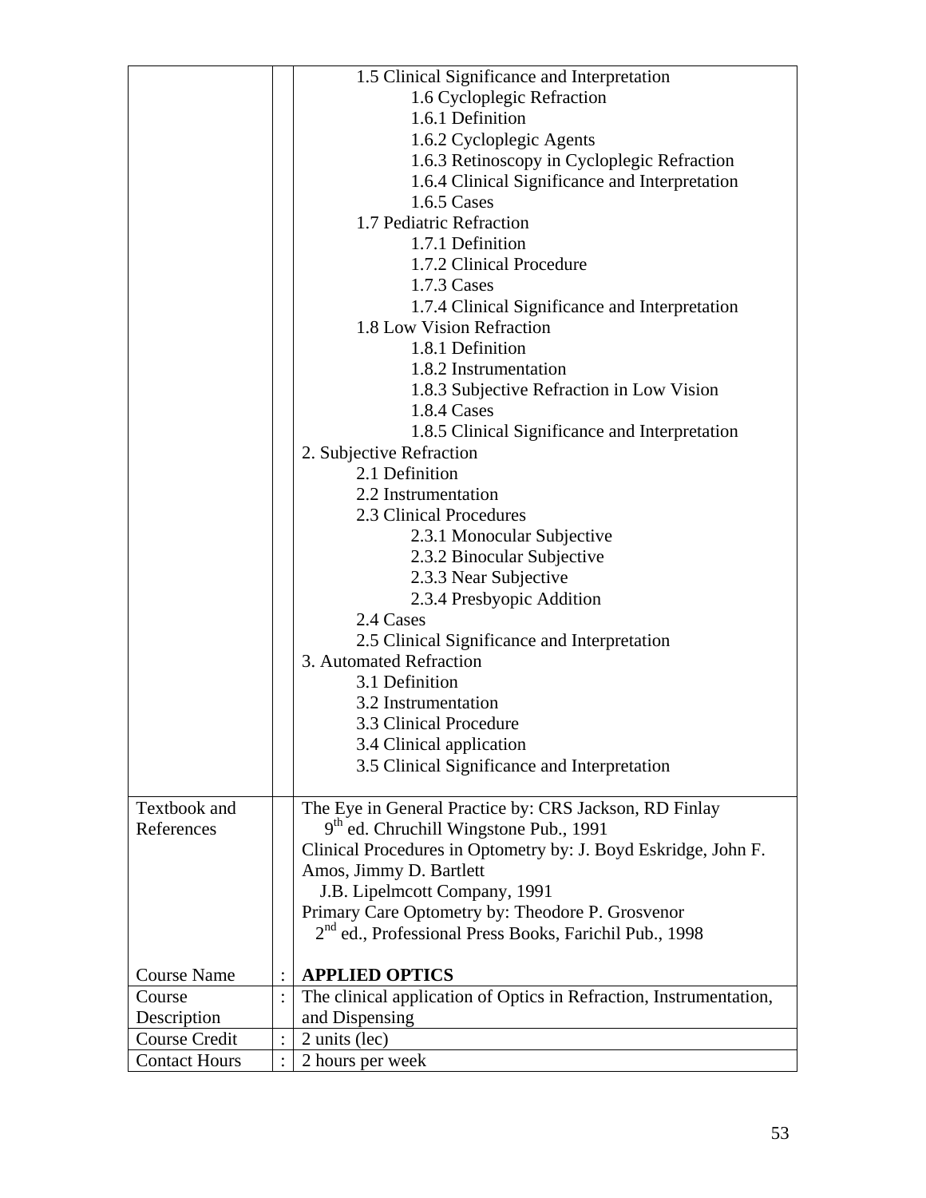| | | |
|---|---|---|
| | | 1.5 Clinical Significance and Interpretation<br>1.6 Cycloplegic Refraction<br>1.6.1 Definition<br>1.6.2 Cycloplegic Agents<br>1.6.3 Retinoscopy in Cycloplegic Refraction<br>1.6.4 Clinical Significance and Interpretation<br>1.6.5 Cases<br>1.7 Pediatric Refraction<br>1.7.1 Definition<br>1.7.2 Clinical Procedure<br>1.7.3 Cases<br>1.7.4 Clinical Significance and Interpretation<br>1.8 Low Vision Refraction<br>1.8.1 Definition<br>1.8.2 Instrumentation<br>1.8.3 Subjective Refraction in Low Vision<br>1.8.4 Cases<br>1.8.5 Clinical Significance and Interpretation<br>2. Subjective Refraction<br>2.1 Definition<br>2.2 Instrumentation<br>2.3 Clinical Procedures<br>2.3.1 Monocular Subjective<br>2.3.2 Binocular Subjective<br>2.3.3 Near Subjective<br>2.3.4 Presbyopic Addition<br>2.4 Cases<br>2.5 Clinical Significance and Interpretation<br>3. Automated Refraction<br>3.1 Definition<br>3.2 Instrumentation<br>3.3 Clinical Procedure<br>3.4 Clinical application<br>3.5 Clinical Significance and Interpretation |
| Textbook and References | | The Eye in General Practice by: CRS Jackson, RD Finlay<br>9th ed. Chruchill Wingstone Pub., 1991<br>Clinical Procedures in Optometry by: J. Boyd Eskridge, John F. Amos, Jimmy D. Bartlett<br>J.B. Lipelmcott Company, 1991<br>Primary Care Optometry by: Theodore P. Grosvenor<br>2nd ed., Professional Press Books, Farichil Pub., 1998 |
| Course Name | : | **APPLIED OPTICS** |
| Course Description | : | The clinical application of Optics in Refraction, Instrumentation, and Dispensing |
| Course Credit | : | 2 units (lec) |
| Contact Hours | : | 2 hours per week |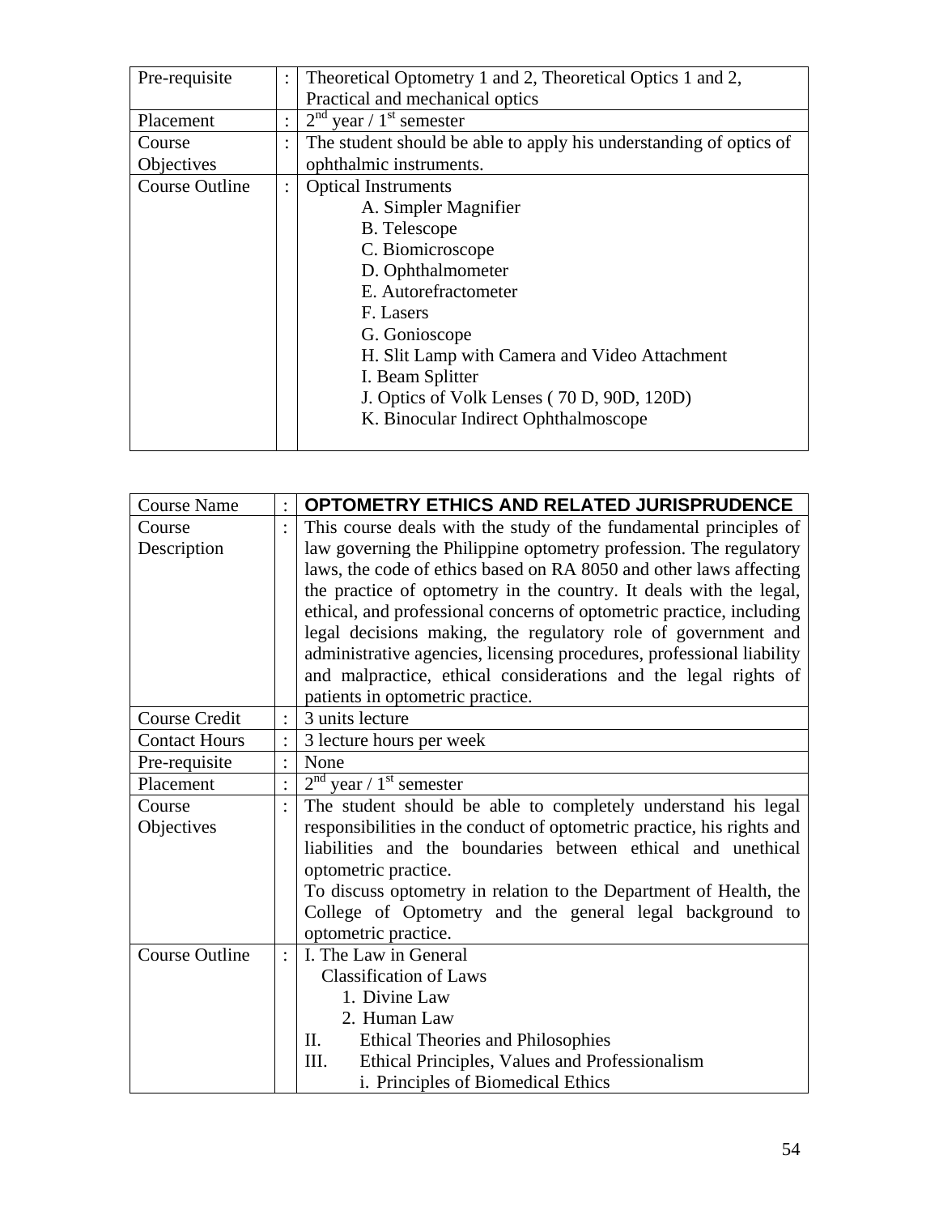| Pre-requisite | : | Theoretical Optometry 1 and 2, Theoretical Optics 1 and 2, Practical and mechanical optics |
|---|---|---|
| Placement | : | 2nd year / 1st semester |
| Course Objectives | : | The student should be able to apply his understanding of optics of ophthalmic instruments. |
| Course Outline | : | Optical Instruments<br>A. Simpler Magnifier<br>B. Telescope<br>C. Biomicroscope<br>D. Ophthalmometer<br>E. Autorefractometer<br>F. Lasers<br>G. Gonioscope<br>H. Slit Lamp with Camera and Video Attachment<br>I. Beam Splitter<br>J. Optics of Volk Lenses ( 70 D, 90D, 120D)<br>K. Binocular Indirect Ophthalmoscope |

| Course Name | : | **OPTOMETRY ETHICS AND RELATED JURISPRUDENCE** |
|---|---|---|
| Course Description | : | This course deals with the study of the fundamental principles of law governing the Philippine optometry profession. The regulatory laws, the code of ethics based on RA 8050 and other laws affecting the practice of optometry in the country. It deals with the legal, ethical, and professional concerns of optometric practice, including legal decisions making, the regulatory role of government and administrative agencies, licensing procedures, professional liability and malpractice, ethical considerations and the legal rights of patients in optometric practice. |
| Course Credit | : | 3 units lecture |
| Contact Hours | : | 3 lecture hours per week |
| Pre-requisite | : | None |
| Placement | : | 2nd year / 1st semester |
| Course Objectives | : | The student should be able to completely understand his legal responsibilities in the conduct of optometric practice, his rights and liabilities and the boundaries between ethical and unethical optometric practice.<br>To discuss optometry in relation to the Department of Health, the College of Optometry and the general legal background to optometric practice. |
| Course Outline | : | I. The Law in General<br>Classification of Laws<br>1. Divine Law<br>2. Human Law<br>II. Ethical Theories and Philosophies<br>III. Ethical Principles, Values and Professionalism<br>i. Principles of Biomedical Ethics |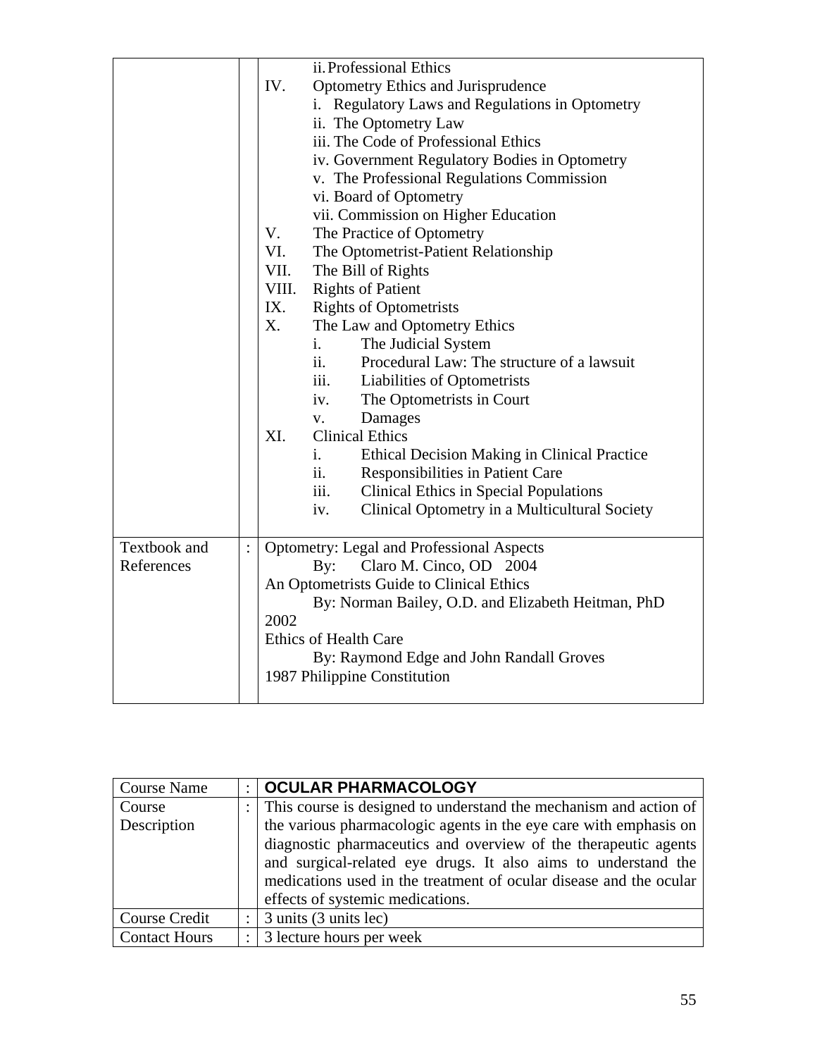| | | |
|---|---|---|
| | | ii. Professional Ethics<br>IV. Optometry Ethics and Jurisprudence<br>i. Regulatory Laws and Regulations in Optometry<br>ii. The Optometry Law<br>iii. The Code of Professional Ethics<br>iv. Government Regulatory Bodies in Optometry<br>v. The Professional Regulations Commission<br>vi. Board of Optometry<br>vii. Commission on Higher Education<br>V. The Practice of Optometry<br>VI. The Optometrist-Patient Relationship<br>VII. The Bill of Rights<br>VIII. Rights of Patient<br>IX. Rights of Optometrists<br>X. The Law and Optometry Ethics<br>i. The Judicial System<br>ii. Procedural Law: The structure of a lawsuit<br>iii. Liabilities of Optometrists<br>iv. The Optometrists in Court<br>v. Damages<br>XI. Clinical Ethics<br>i. Ethical Decision Making in Clinical Practice<br>ii. Responsibilities in Patient Care<br>iii. Clinical Ethics in Special Populations<br>iv. Clinical Optometry in a Multicultural Society |
| Textbook and References | : | Optometry: Legal and Professional Aspects<br>By: Claro M. Cinco, OD 2004<br>An Optometrists Guide to Clinical Ethics<br>By: Norman Bailey, O.D. and Elizabeth Heitman, PhD 2002<br>Ethics of Health Care<br>By: Raymond Edge and John Randall Groves<br>1987 Philippine Constitution |

| Course Name | : | **OCULAR PHARMACOLOGY** |
|---|---|---|
| Course Description | : | This course is designed to understand the mechanism and action of the various pharmacologic agents in the eye care with emphasis on diagnostic pharmaceutics and overview of the therapeutic agents and surgical-related eye drugs. It also aims to understand the medications used in the treatment of ocular disease and the ocular effects of systemic medications. |
| Course Credit | : | 3 units (3 units lec) |
| Contact Hours | : | 3 lecture hours per week |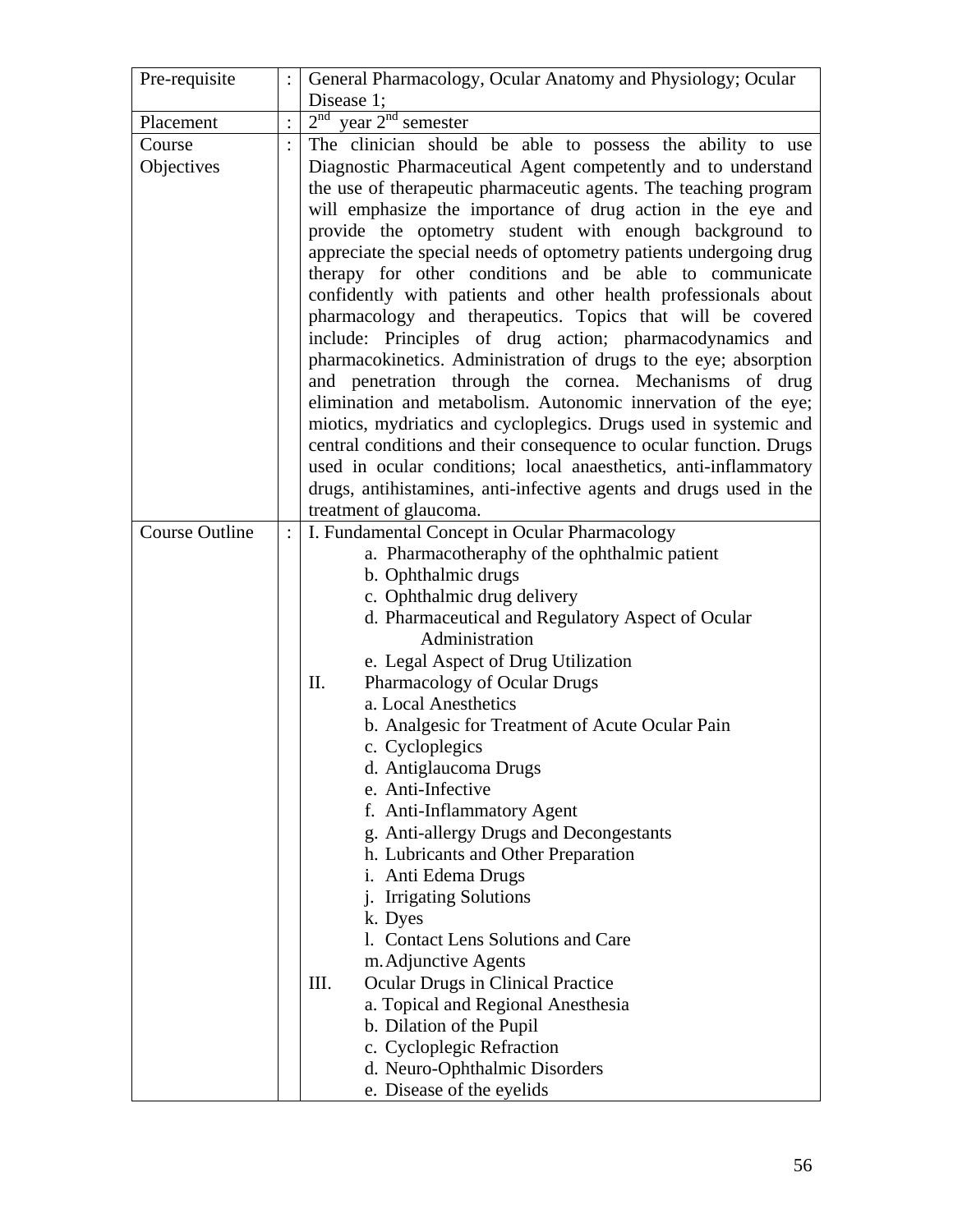| | | |
|---|---|---|
| Pre-requisite | : | General Pharmacology, Ocular Anatomy and Physiology; Ocular Disease 1; |
| Placement | : | 2$^{nd}$ year 2$^{nd}$ semester |
| Course Objectives | : | The clinician should be able to possess the ability to use Diagnostic Pharmaceutical Agent competently and to understand the use of therapeutic pharmaceutic agents. The teaching program will emphasize the importance of drug action in the eye and provide the optometry student with enough background to appreciate the special needs of optometry patients undergoing drug therapy for other conditions and be able to communicate confidently with patients and other health professionals about pharmacology and therapeutics. Topics that will be covered include: Principles of drug action; pharmacodynamics and pharmacokinetics. Administration of drugs to the eye; absorption and penetration through the cornea. Mechanisms of drug elimination and metabolism. Autonomic innervation of the eye; miotics, mydriatics and cycloplegics. Drugs used in systemic and central conditions and their consequence to ocular function. Drugs used in ocular conditions; local anaesthetics, anti-inflammatory drugs, antihistamines, anti-infective agents and drugs used in the treatment of glaucoma. |
| Course Outline | : | I. Fundamental Concept in Ocular Pharmacology<br>a. Pharmacotheraphy of the ophthalmic patient<br>b. Ophthalmic drugs<br>c. Ophthalmic drug delivery<br>d. Pharmaceutical and Regulatory Aspect of Ocular Administration<br>e. Legal Aspect of Drug Utilization<br>II. Pharmacology of Ocular Drugs<br>a. Local Anesthetics<br>b. Analgesic for Treatment of Acute Ocular Pain<br>c. Cycloplegics<br>d. Antiglaucoma Drugs<br>e. Anti-Infective<br>f. Anti-Inflammatory Agent<br>g. Anti-allergy Drugs and Decongestants<br>h. Lubricants and Other Preparation<br>i. Anti Edema Drugs<br>j. Irrigating Solutions<br>k. Dyes<br>l. Contact Lens Solutions and Care<br>m. Adjunctive Agents<br>III. Ocular Drugs in Clinical Practice<br>a. Topical and Regional Anesthesia<br>b. Dilation of the Pupil<br>c. Cycloplegic Refraction<br>d. Neuro-Ophthalmic Disorders<br>e. Disease of the eyelids |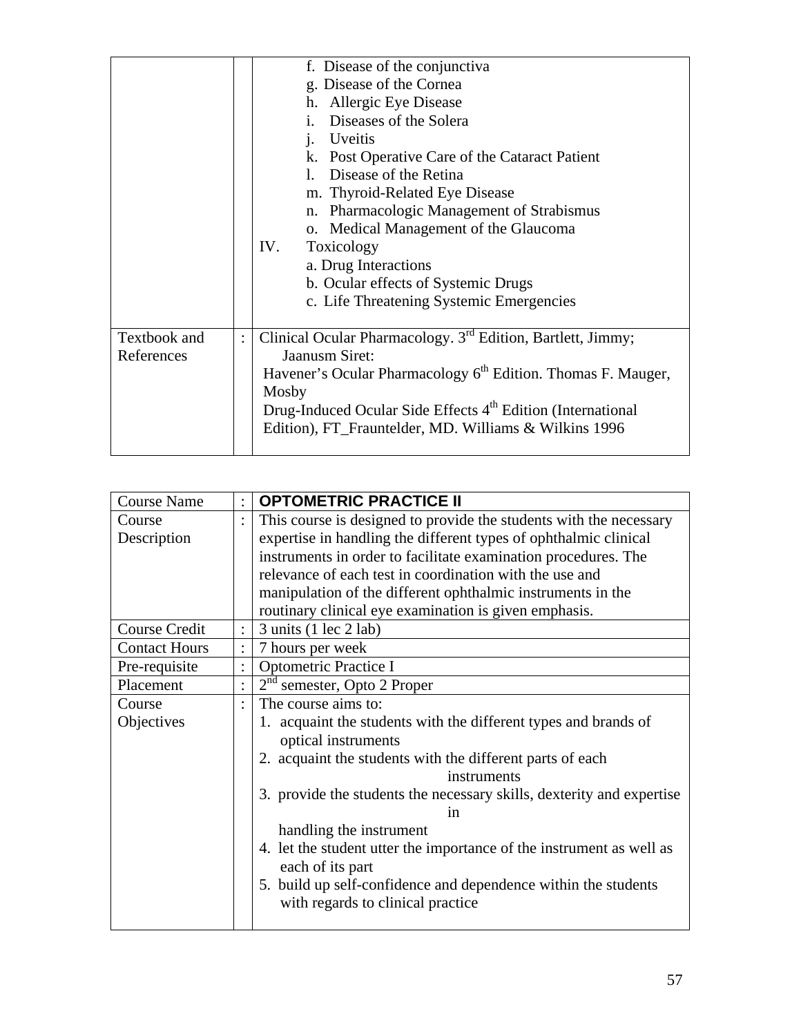| | | |
|---|---|---|
| | | f. Disease of the conjunctiva<br>g. Disease of the Cornea<br>h. Allergic Eye Disease<br>i. Diseases of the Solera<br>j. Uveitis<br>k. Post Operative Care of the Cataract Patient<br>l. Disease of the Retina<br>m. Thyroid-Related Eye Disease<br>n. Pharmacologic Management of Strabismus<br>o. Medical Management of the Glaucoma<br>IV. Toxicology<br>a. Drug Interactions<br>b. Ocular effects of Systemic Drugs<br>c. Life Threatening Systemic Emergencies |
| Textbook and References | : | Clinical Ocular Pharmacology. 3rd Edition, Bartlett, Jimmy; Jaanusm Siret:<br>Havener's Ocular Pharmacology 6th Edition. Thomas F. Mauger, Mosby<br>Drug-Induced Ocular Side Effects 4th Edition (International Edition), FT_Frauntelder, MD. Williams & Wilkins 1996 |

| | | |
|---|---|---|
| Course Name | : | **OPTOMETRIC PRACTICE II** |
| Course Description | : | This course is designed to provide the students with the necessary expertise in handling the different types of ophthalmic clinical instruments in order to facilitate examination procedures. The relevance of each test in coordination with the use and manipulation of the different ophthalmic instruments in the routinary clinical eye examination is given emphasis. |
| Course Credit | : | 3 units (1 lec 2 lab) |
| Contact Hours | : | 7 hours per week |
| Pre-requisite | : | Optometric Practice I |
| Placement | : | 2nd semester, Opto 2 Proper |
| Course Objectives | : | The course aims to:<br>1. acquaint the students with the different types and brands of optical instruments<br>2. acquaint the students with the different parts of each instruments<br>3. provide the students the necessary skills, dexterity and expertise in handling the instrument<br>4. let the student utter the importance of the instrument as well as each of its part<br>5. build up self-confidence and dependence within the students with regards to clinical practice |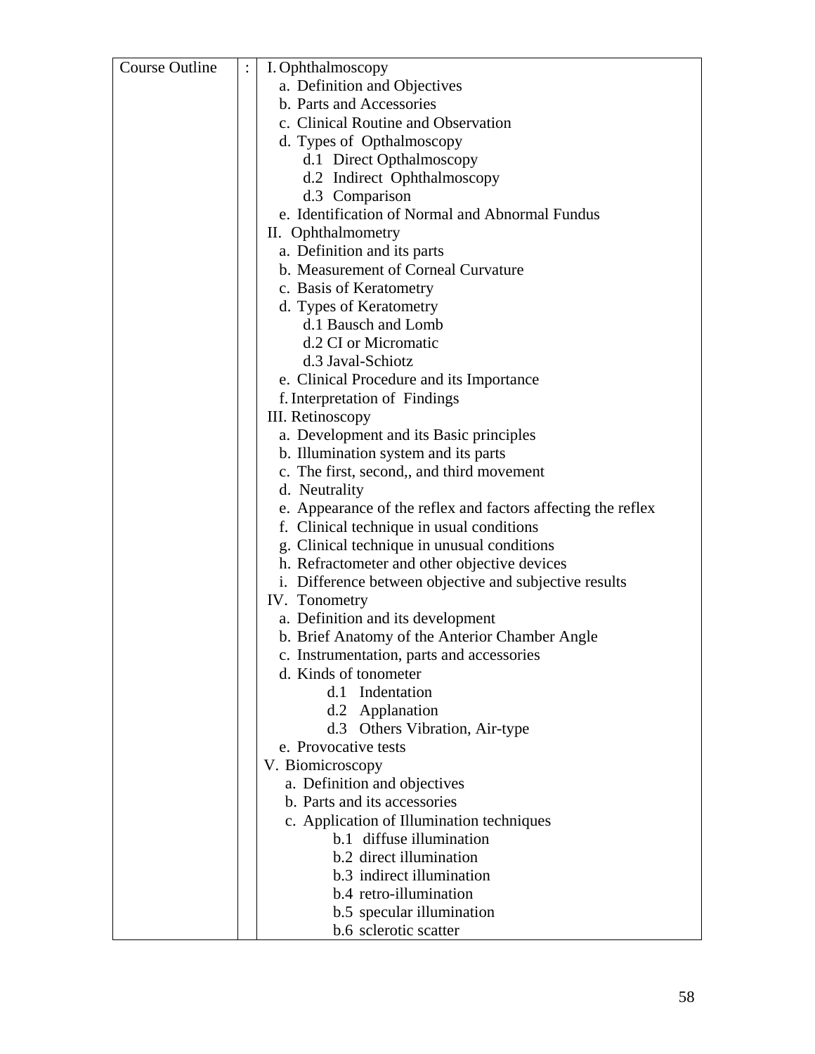| Course Outline | : | I. Ophthalmoscopy<br>a. Definition and Objectives<br>b. Parts and Accessories<br>c. Clinical Routine and Observation<br>d. Types of Opthalmoscopy<br>d.1 Direct Opthalmoscopy<br>d.2 Indirect Ophthalmoscopy<br>d.3 Comparison<br>e. Identification of Normal and Abnormal Fundus<br>II. Ophthalmometry<br>a. Definition and its parts<br>b. Measurement of Corneal Curvature<br>c. Basis of Keratometry<br>d. Types of Keratometry<br>d.1 Bausch and Lomb<br>d.2 CI or Micromatic<br>d.3 Javal-Schiotz<br>e. Clinical Procedure and its Importance<br>f. Interpretation of Findings<br>III. Retinoscopy<br>a. Development and its Basic principles<br>b. Illumination system and its parts<br>c. The first, second,, and third movement<br>d. Neutrality<br>e. Appearance of the reflex and factors affecting the reflex<br>f. Clinical technique in usual conditions<br>g. Clinical technique in unusual conditions<br>h. Refractometer and other objective devices<br>i. Difference between objective and subjective results<br>IV. Tonometry<br>a. Definition and its development<br>b. Brief Anatomy of the Anterior Chamber Angle<br>c. Instrumentation, parts and accessories<br>d. Kinds of tonometer<br>d.1 Indentation<br>d.2 Applanation<br>d.3 Others Vibration, Air-type<br>e. Provocative tests<br>V. Biomicroscopy<br>a. Definition and objectives<br>b. Parts and its accessories<br>c. Application of Illumination techniques<br>b.1 diffuse illumination<br>b.2 direct illumination<br>b.3 indirect illumination<br>b.4 retro-illumination<br>b.5 specular illumination<br>b.6 sclerotic scatter |
|---|---|---|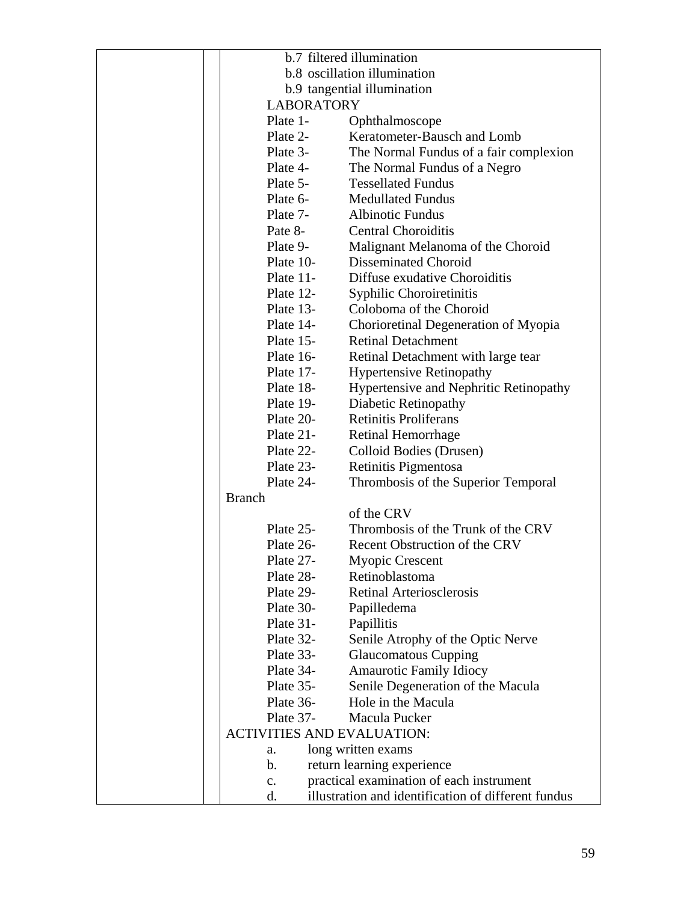b.7 filtered illumination

b.8 oscillation illumination

b.9 tangential illumination

LABORATORY

Plate 1- Ophthalmoscope

Plate 2- Keratometer-Bausch and Lomb

Plate 3- The Normal Fundus of a fair complexion

Plate 4- The Normal Fundus of a Negro

Plate 5- Tessellated Fundus

Plate 6- Medullated Fundus

Plate 7- Albinotic Fundus

Pate 8- Central Choroiditis

Plate 9- Malignant Melanoma of the Choroid

Plate 10- Disseminated Choroid

Plate 11- Diffuse exudative Choroiditis

Plate 12- Syphilic Choroiretinitis

Plate 13- Coloboma of the Choroid

Plate 14- Chorioretinal Degeneration of Myopia

Plate 15- Retinal Detachment

Plate 16- Retinal Detachment with large tear

Plate 17- Hypertensive Retinopathy

Plate 18- Hypertensive and Nephritic Retinopathy

Plate 19- Diabetic Retinopathy

Plate 20- Retinitis Proliferans

Plate 21- Retinal Hemorrhage

Plate 22- Colloid Bodies (Drusen)

Plate 23- Retinitis Pigmentosa

Plate 24- Thrombosis of the Superior Temporal Branch of the CRV

Plate 25- Thrombosis of the Trunk of the CRV

Plate 26- Recent Obstruction of the CRV

Plate 27- Myopic Crescent

Plate 28- Retinoblastoma

Plate 29- Retinal Arteriosclerosis

Plate 30- Papilledema

Plate 31- Papillitis

Plate 32- Senile Atrophy of the Optic Nerve

Plate 33- Glaucomatous Cupping

Plate 34- Amaurotic Family Idiocy

Plate 35- Senile Degeneration of the Macula

Plate 36- Hole in the Macula

Plate 37- Macula Pucker

ACTIVITIES AND EVALUATION:

a. long written exams
b. return learning experience
c. practical examination of each instrument
d. illustration and identification of different fundus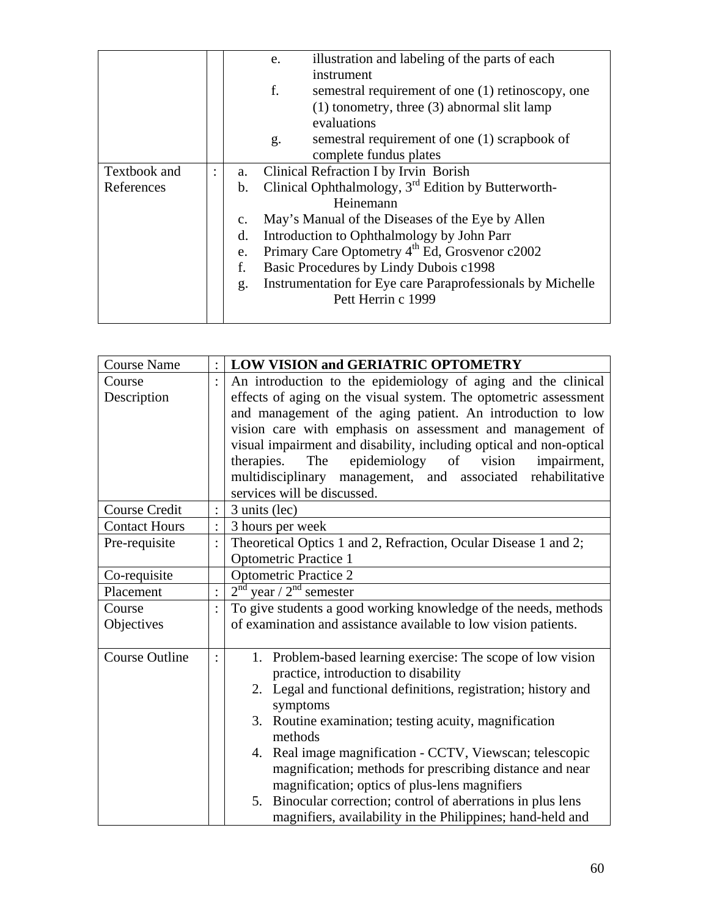| | | |
|---|---|---|
| | | e. illustration and labeling of the parts of each instrument<br>f. semestral requirement of one (1) retinoscopy, one (1) tonometry, three (3) abnormal slit lamp evaluations<br>g. semestral requirement of one (1) scrapbook of complete fundus plates |
| Textbook and References | : | a. Clinical Refraction I by Irvin Borish<br>b. Clinical Ophthalmology, 3rd Edition by Butterworth-Heinemann<br>c. May's Manual of the Diseases of the Eye by Allen<br>d. Introduction to Ophthalmology by John Parr<br>e. Primary Care Optometry 4th Ed, Grosvenor c2002<br>f. Basic Procedures by Lindy Dubois c1998<br>g. Instrumentation for Eye care Paraprofessionals by Michelle Pett Herrin c 1999 |

| Course Name | : | **LOW VISION and GERIATRIC OPTOMETRY** |
|---|---|---|
| Course Description | : | An introduction to the epidemiology of aging and the clinical effects of aging on the visual system. The optometric assessment and management of the aging patient. An introduction to low vision care with emphasis on assessment and management of visual impairment and disability, including optical and non-optical therapies. The epidemiology of vision impairment, multidisciplinary management, and associated rehabilitative services will be discussed. |
| Course Credit | : | 3 units (lec) |
| Contact Hours | : | 3 hours per week |
| Pre-requisite | : | Theoretical Optics 1 and 2, Refraction, Ocular Disease 1 and 2; Optometric Practice 1 |
| Co-requisite | | Optometric Practice 2 |
| Placement | : | 2nd year / 2nd semester |
| Course Objectives | : | To give students a good working knowledge of the needs, methods of examination and assistance available to low vision patients. |
| Course Outline | : | 1. Problem-based learning exercise: The scope of low vision practice, introduction to disability<br>2. Legal and functional definitions, registration; history and symptoms<br>3. Routine examination; testing acuity, magnification methods<br>4. Real image magnification - CCTV, Viewscan; telescopic magnification; methods for prescribing distance and near magnification; optics of plus-lens magnifiers<br>5. Binocular correction; control of aberrations in plus lens magnifiers, availability in the Philippines; hand-held and |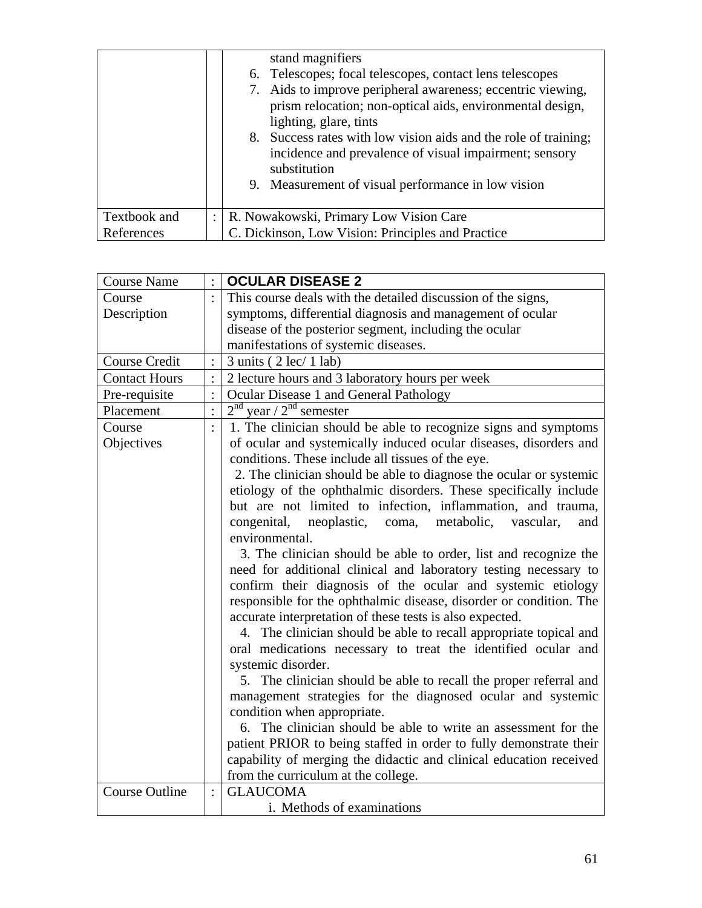| | | |
|---|---|---|
| | | stand magnifiers<br>6. Telescopes; focal telescopes, contact lens telescopes<br>7. Aids to improve peripheral awareness; eccentric viewing, prism relocation; non-optical aids, environmental design, lighting, glare, tints<br>8. Success rates with low vision aids and the role of training; incidence and prevalence of visual impairment; sensory substitution<br>9. Measurement of visual performance in low vision |
| Textbook and References | : | R. Nowakowski, Primary Low Vision Care<br>C. Dickinson, Low Vision: Principles and Practice |

| | | |
|---|---|---|
| Course Name | : | **OCULAR DISEASE 2** |
| Course Description | : | This course deals with the detailed discussion of the signs, symptoms, differential diagnosis and management of ocular disease of the posterior segment, including the ocular manifestations of systemic diseases. |
| Course Credit | : | 3 units ( 2 lec/ 1 lab) |
| Contact Hours | : | 2 lecture hours and 3 laboratory hours per week |
| Pre-requisite | : | Ocular Disease 1 and General Pathology |
| Placement | : | 2nd year / 2nd semester |
| Course Objectives | : | 1. The clinician should be able to recognize signs and symptoms of ocular and systemically induced ocular diseases, disorders and conditions. These include all tissues of the eye.<br>2. The clinician should be able to diagnose the ocular or systemic etiology of the ophthalmic disorders. These specifically include but are not limited to infection, inflammation, and trauma, congenital, neoplastic, coma, metabolic, vascular, and environmental.<br>3. The clinician should be able to order, list and recognize the need for additional clinical and laboratory testing necessary to confirm their diagnosis of the ocular and systemic etiology responsible for the ophthalmic disease, disorder or condition. The accurate interpretation of these tests is also expected.<br>4. The clinician should be able to recall appropriate topical and oral medications necessary to treat the identified ocular and systemic disorder.<br>5. The clinician should be able to recall the proper referral and management strategies for the diagnosed ocular and systemic condition when appropriate.<br>6. The clinician should be able to write an assessment for the patient PRIOR to being staffed in order to fully demonstrate their capability of merging the didactic and clinical education received from the curriculum at the college. |
| Course Outline | : | GLAUCOMA<br>i. Methods of examinations |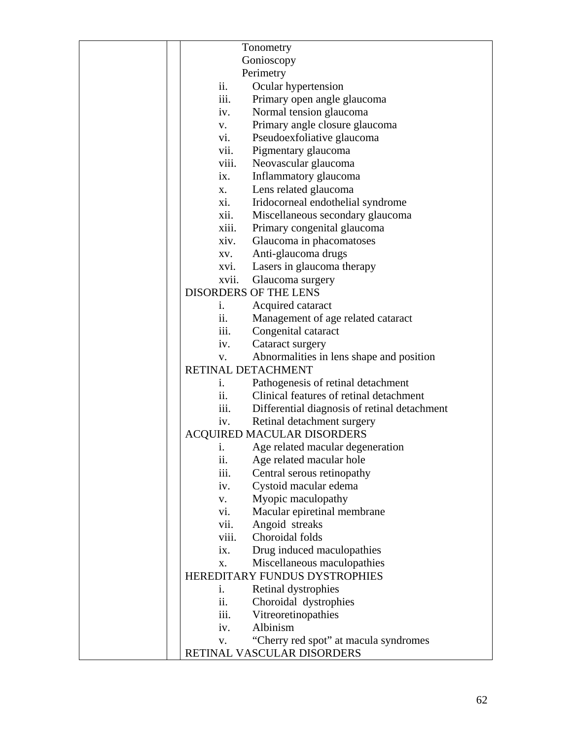Tonometry
Gonioscopy
Perimetry

ii. Ocular hypertension
iii. Primary open angle glaucoma
iv. Normal tension glaucoma
v. Primary angle closure glaucoma
vi. Pseudoexfoliative glaucoma
vii. Pigmentary glaucoma
viii. Neovascular glaucoma
ix. Inflammatory glaucoma
x. Lens related glaucoma
xi. Iridocorneal endothelial syndrome
xii. Miscellaneous secondary glaucoma
xiii. Primary congenital glaucoma
xiv. Glaucoma in phacomatoses
xv. Anti-glaucoma drugs
xvi. Lasers in glaucoma therapy
xvii. Glaucoma surgery

DISORDERS OF THE LENS

i. Acquired cataract
ii. Management of age related cataract
iii. Congenital cataract
iv. Cataract surgery
v. Abnormalities in lens shape and position

RETINAL DETACHMENT

i. Pathogenesis of retinal detachment
ii. Clinical features of retinal detachment
iii. Differential diagnosis of retinal detachment
iv. Retinal detachment surgery

ACQUIRED MACULAR DISORDERS

i. Age related macular degeneration
ii. Age related macular hole
iii. Central serous retinopathy
iv. Cystoid macular edema
v. Myopic maculopathy
vi. Macular epiretinal membrane
vii. Angoid streaks
viii. Choroidal folds
ix. Drug induced maculopathies
x. Miscellaneous maculopathies

HEREDITARY FUNDUS DYSTROPHIES

i. Retinal dystrophies
ii. Choroidal dystrophies
iii. Vitreoretinopathies
iv. Albinism
v. "Cherry red spot" at macula syndromes

RETINAL VASCULAR DISORDERS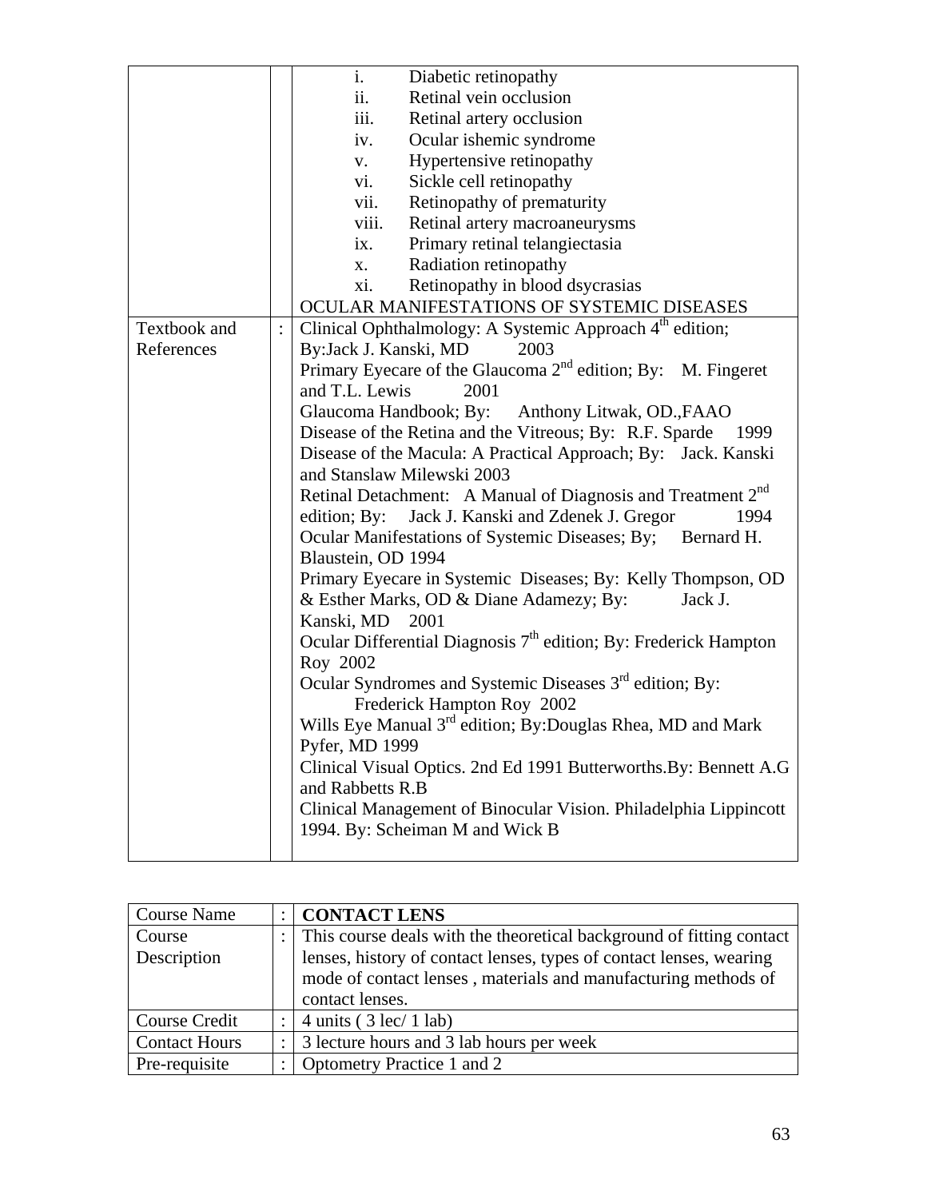| | | |
|---|---|---|
| | | i. Diabetic retinopathy<br>ii. Retinal vein occlusion<br>iii. Retinal artery occlusion<br>iv. Ocular ischemic syndrome<br>v. Hypertensive retinopathy<br>vi. Sickle cell retinopathy<br>vii. Retinopathy of prematurity<br>viii. Retinal artery macroaneurysms<br>ix. Primary retinal telangiectasia<br>x. Radiation retinopathy<br>xi. Retinopathy in blood dsycrasias<br>OCULAR MANIFESTATIONS OF SYSTEMIC DISEASES |
| Textbook and References | : | Clinical Ophthalmology: A Systemic Approach 4th edition; By:Jack J. Kanski, MD 2003<br>Primary Eyecare of the Glaucoma 2nd edition; By: M. Fingeret and T.L. Lewis 2001<br>Glaucoma Handbook; By: Anthony Litwak, OD.,FAAO<br>Disease of the Retina and the Vitreous; By: R.F. Sparde 1999<br>Disease of the Macula: A Practical Approach; By: Jack. Kanski and Stanslaw Milewski 2003<br>Retinal Detachment: A Manual of Diagnosis and Treatment 2nd edition; By: Jack J. Kanski and Zdenek J. Gregor 1994<br>Ocular Manifestations of Systemic Diseases; By; Bernard H. Blaustein, OD 1994<br>Primary Eyecare in Systemic Diseases; By: Kelly Thompson, OD & Esther Marks, OD & Diane Adamezy; By: Jack J. Kanski, MD 2001<br>Ocular Differential Diagnosis 7th edition; By: Frederick Hampton Roy 2002<br>Ocular Syndromes and Systemic Diseases 3rd edition; By: Frederick Hampton Roy 2002<br>Wills Eye Manual 3rd edition; By:Douglas Rhea, MD and Mark Pyfer, MD 1999<br>Clinical Visual Optics. 2nd Ed 1991 Butterworths.By: Bennett A.G and Rabbetts R.B<br>Clinical Management of Binocular Vision. Philadelphia Lippincott 1994. By: Scheiman M and Wick B |

| Course Name | : | **CONTACT LENS** |
|---|---|---|
| Course Description | : | This course deals with the theoretical background of fitting contact lenses, history of contact lenses, types of contact lenses, wearing mode of contact lenses , materials and manufacturing methods of contact lenses. |
| Course Credit | : | 4 units ( 3 lec/ 1 lab) |
| Contact Hours | : | 3 lecture hours and 3 lab hours per week |
| Pre-requisite | : | Optometry Practice 1 and 2 |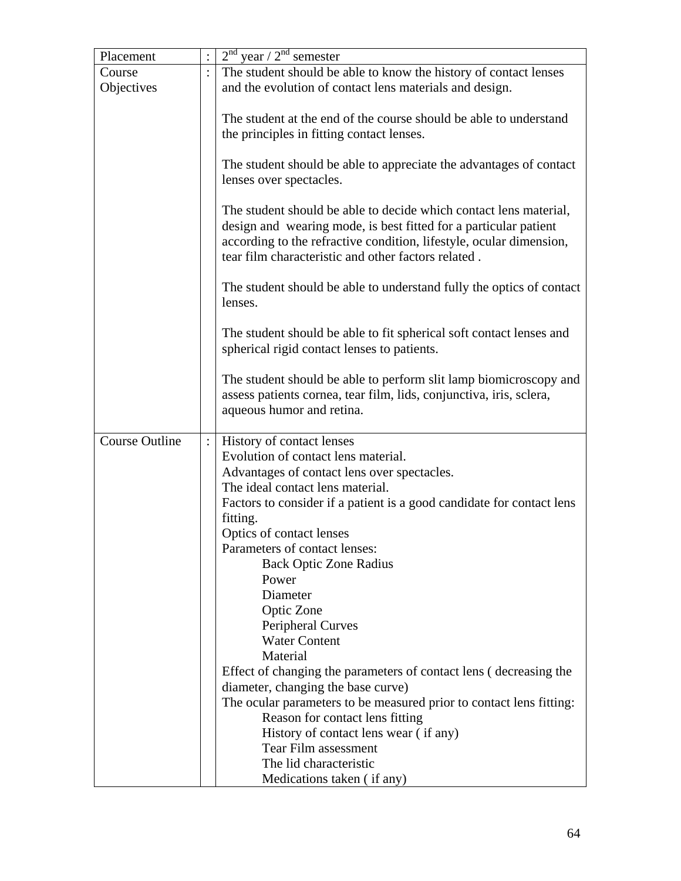| Placement | : | 2nd year / 2nd semester |
|---|---|---|
| Course Objectives | : | The student should be able to know the history of contact lenses and the evolution of contact lens materials and design.<br><br>The student at the end of the course should be able to understand the principles in fitting contact lenses.<br><br>The student should be able to appreciate the advantages of contact lenses over spectacles.<br><br>The student should be able to decide which contact lens material, design and wearing mode, is best fitted for a particular patient according to the refractive condition, lifestyle, ocular dimension, tear film characteristic and other factors related .<br><br>The student should be able to understand fully the optics of contact lenses.<br><br>The student should be able to fit spherical soft contact lenses and spherical rigid contact lenses to patients.<br><br>The student should be able to perform slit lamp biomicroscopy and assess patients cornea, tear film, lids, conjunctiva, iris, sclera, aqueous humor and retina. |
| Course Outline | : | History of contact lenses<br>Evolution of contact lens material.<br>Advantages of contact lens over spectacles.<br>The ideal contact lens material.<br>Factors to consider if a patient is a good candidate for contact lens fitting.<br>Optics of contact lenses<br>Parameters of contact lenses:<br>&nbsp;&nbsp;&nbsp;&nbsp;Back Optic Zone Radius<br>&nbsp;&nbsp;&nbsp;&nbsp;Power<br>&nbsp;&nbsp;&nbsp;&nbsp;Diameter<br>&nbsp;&nbsp;&nbsp;&nbsp;Optic Zone<br>&nbsp;&nbsp;&nbsp;&nbsp;Peripheral Curves<br>&nbsp;&nbsp;&nbsp;&nbsp;Water Content<br>&nbsp;&nbsp;&nbsp;&nbsp;Material<br>Effect of changing the parameters of contact lens ( decreasing the diameter, changing the base curve)<br>The ocular parameters to be measured prior to contact lens fitting:<br>&nbsp;&nbsp;&nbsp;&nbsp;Reason for contact lens fitting<br>&nbsp;&nbsp;&nbsp;&nbsp;History of contact lens wear ( if any)<br>&nbsp;&nbsp;&nbsp;&nbsp;Tear Film assessment<br>&nbsp;&nbsp;&nbsp;&nbsp;The lid characteristic<br>&nbsp;&nbsp;&nbsp;&nbsp;Medications taken ( if any) |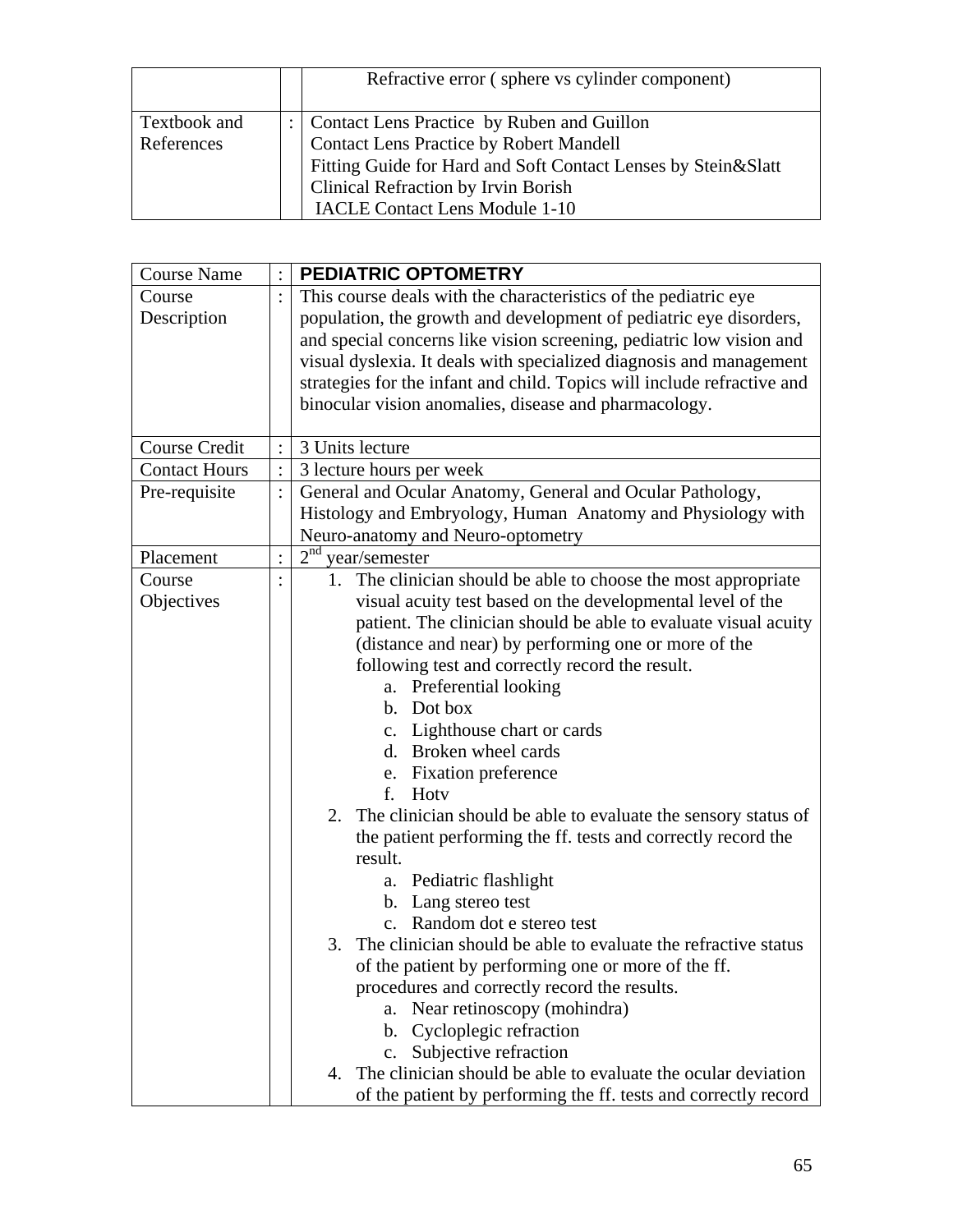| | | |
|---|---|---|
| | | Refractive error ( sphere vs cylinder component) |
| Textbook and References | : | Contact Lens Practice by Ruben and Guillon<br>Contact Lens Practice by Robert Mandell<br>Fitting Guide for Hard and Soft Contact Lenses by Stein&Slatt<br>Clinical Refraction by Irvin Borish<br>IACLE Contact Lens Module 1-10 |

| Course Name | : | **PEDIATRIC OPTOMETRY** |
|---|---|---|
| Course Description | : | This course deals with the characteristics of the pediatric eye population, the growth and development of pediatric eye disorders, and special concerns like vision screening, pediatric low vision and visual dyslexia. It deals with specialized diagnosis and management strategies for the infant and child. Topics will include refractive and binocular vision anomalies, disease and pharmacology. |
| Course Credit | : | 3 Units lecture |
| Contact Hours | : | 3 lecture hours per week |
| Pre-requisite | : | General and Ocular Anatomy, General and Ocular Pathology, Histology and Embryology, Human Anatomy and Physiology with Neuro-anatomy and Neuro-optometry |
| Placement | : | 2nd year/semester |
| Course Objectives | : | 1. The clinician should be able to choose the most appropriate visual acuity test based on the developmental level of the patient. The clinician should be able to evaluate visual acuity (distance and near) by performing one or more of the following test and correctly record the result.<br>a. Preferential looking<br>b. Dot box<br>c. Lighthouse chart or cards<br>d. Broken wheel cards<br>e. Fixation preference<br>f. Hotv<br>2. The clinician should be able to evaluate the sensory status of the patient performing the ff. tests and correctly record the result.<br>a. Pediatric flashlight<br>b. Lang stereo test<br>c. Random dot e stereo test<br>3. The clinician should be able to evaluate the refractive status of the patient by performing one or more of the ff. procedures and correctly record the results.<br>a. Near retinoscopy (mohindra)<br>b. Cycloplegic refraction<br>c. Subjective refraction<br>4. The clinician should be able to evaluate the ocular deviation of the patient by performing the ff. tests and correctly record |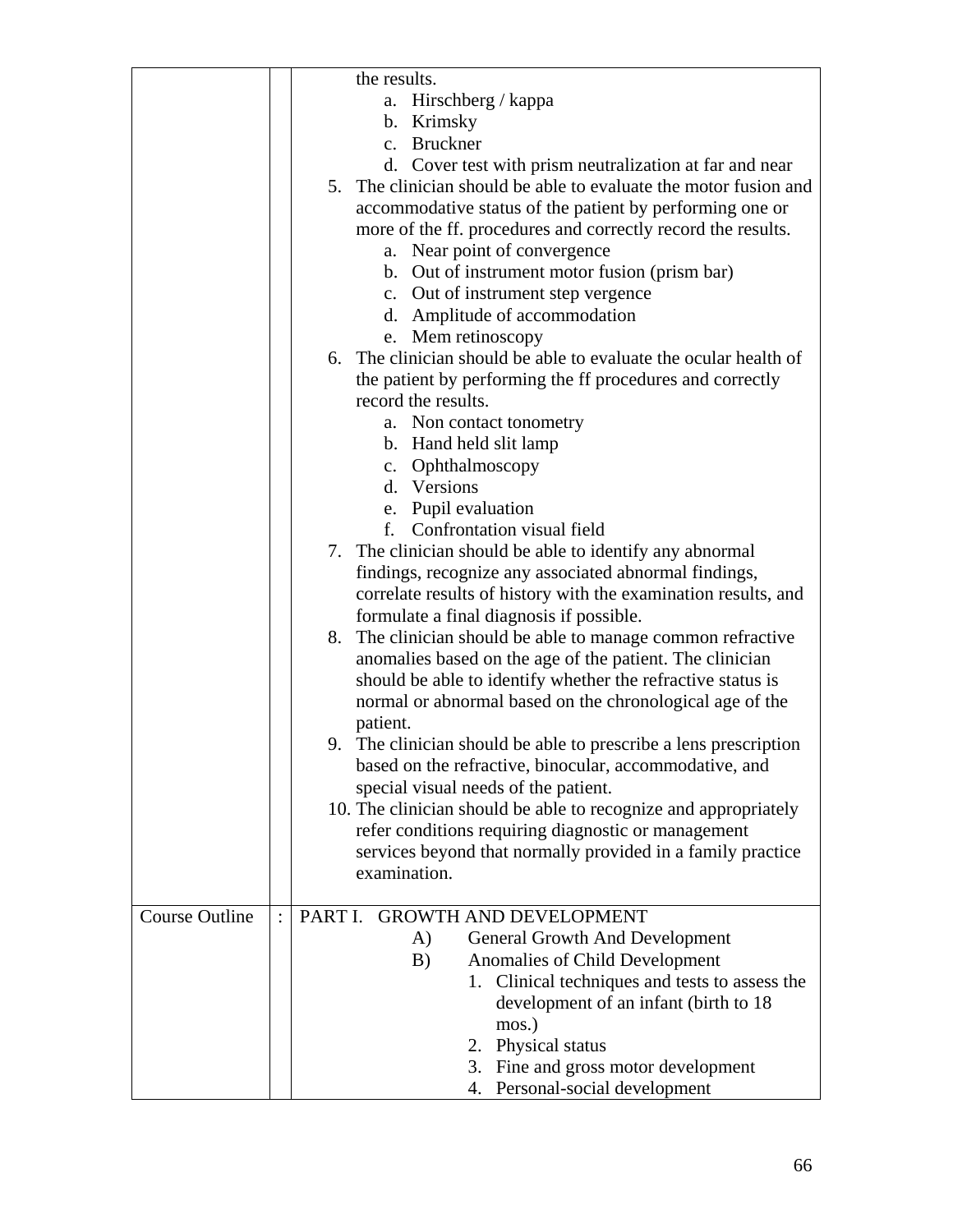| | | |
|---|---|---|
| | | the results.<br>a. Hirschberg / kappa<br>b. Krimsky<br>c. Bruckner<br>d. Cover test with prism neutralization at far and near<br>5. The clinician should be able to evaluate the motor fusion and accommodative status of the patient by performing one or more of the ff. procedures and correctly record the results.<br>a. Near point of convergence<br>b. Out of instrument motor fusion (prism bar)<br>c. Out of instrument step vergence<br>d. Amplitude of accommodation<br>e. Mem retinoscopy<br>6. The clinician should be able to evaluate the ocular health of the patient by performing the ff procedures and correctly record the results.<br>a. Non contact tonometry<br>b. Hand held slit lamp<br>c. Ophthalmoscopy<br>d. Versions<br>e. Pupil evaluation<br>f. Confrontation visual field<br>7. The clinician should be able to identify any abnormal findings, recognize any associated abnormal findings, correlate results of history with the examination results, and formulate a final diagnosis if possible.<br>8. The clinician should be able to manage common refractive anomalies based on the age of the patient. The clinician should be able to identify whether the refractive status is normal or abnormal based on the chronological age of the patient.<br>9. The clinician should be able to prescribe a lens prescription based on the refractive, binocular, accommodative, and special visual needs of the patient.<br>10. The clinician should be able to recognize and appropriately refer conditions requiring diagnostic or management services beyond that normally provided in a family practice examination. |
| Course Outline | : | PART I. GROWTH AND DEVELOPMENT<br>A) General Growth And Development<br>B) Anomalies of Child Development<br>1. Clinical techniques and tests to assess the development of an infant (birth to 18 mos.)<br>2. Physical status<br>3. Fine and gross motor development<br>4. Personal-social development |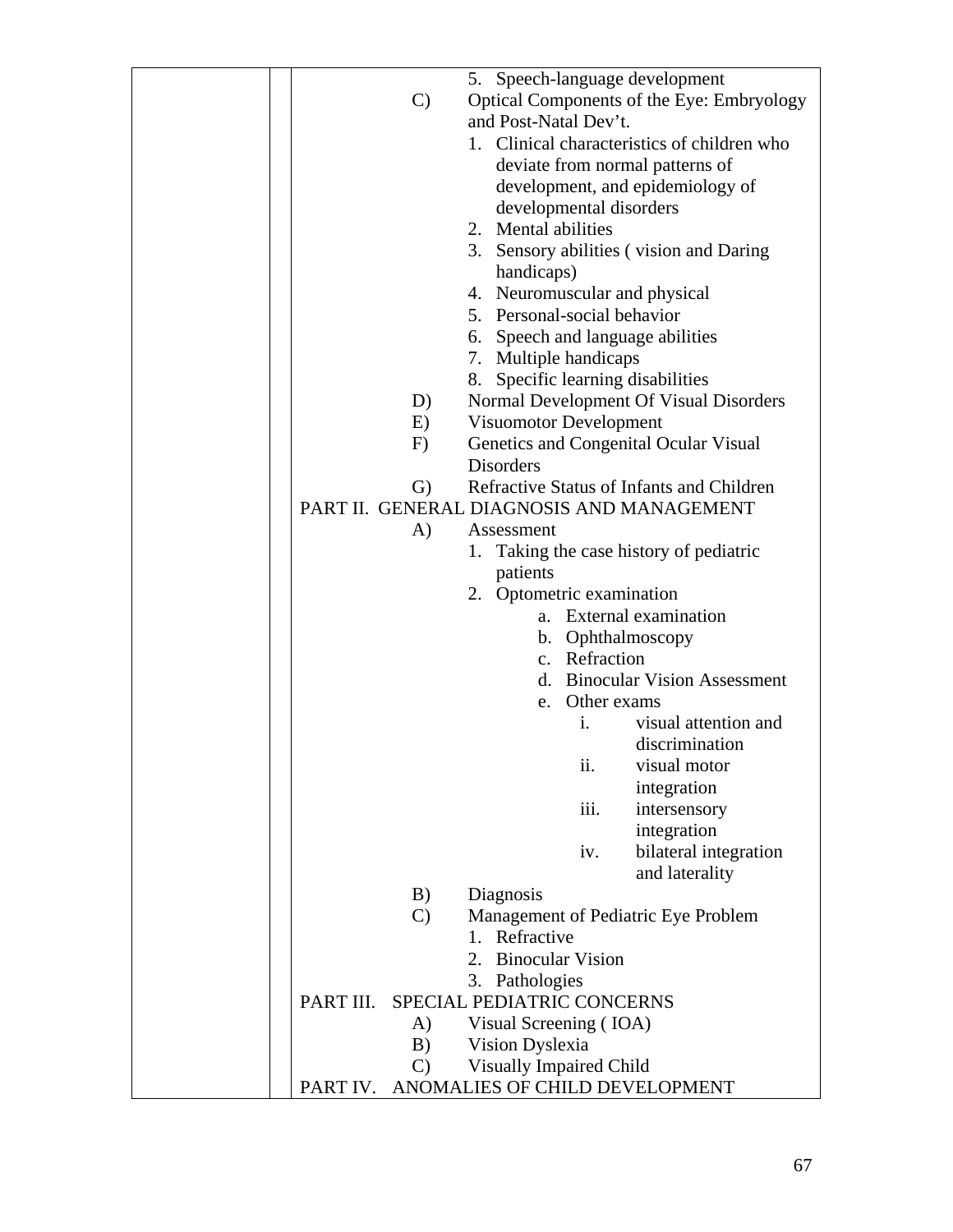5. Speech-language development

C) Optical Components of the Eye: Embryology and Post-Natal Dev't.

1. Clinical characteristics of children who deviate from normal patterns of development, and epidemiology of developmental disorders
2. Mental abilities
3. Sensory abilities ( vision and Daring handicaps)
4. Neuromuscular and physical
5. Personal-social behavior
6. Speech and language abilities
7. Multiple handicaps
8. Specific learning disabilities

D) Normal Development Of Visual Disorders

E) Visuomotor Development

F) Genetics and Congenital Ocular Visual Disorders

G) Refractive Status of Infants and Children

PART II. GENERAL DIAGNOSIS AND MANAGEMENT

A) Assessment

1. Taking the case history of pediatric patients
2. Optometric examination
   a. External examination
   b. Ophthalmoscopy
   c. Refraction
   d. Binocular Vision Assessment
   e. Other exams
      i. visual attention and discrimination
      ii. visual motor integration
      iii. intersensory integration
      iv. bilateral integration and laterality

B) Diagnosis

C) Management of Pediatric Eye Problem

1. Refractive
2. Binocular Vision
3. Pathologies

PART III. SPECIAL PEDIATRIC CONCERNS

A) Visual Screening ( IOA)

B) Vision Dyslexia

C) Visually Impaired Child

PART IV. ANOMALIES OF CHILD DEVELOPMENT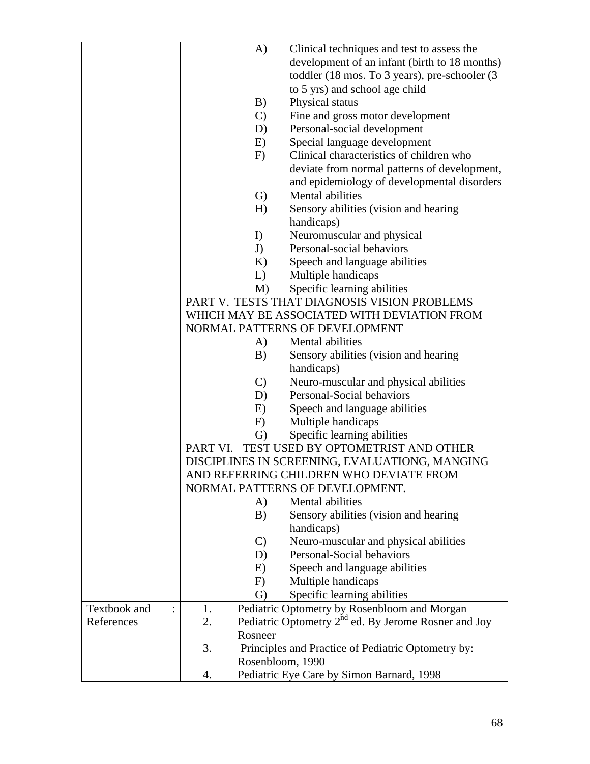|  |  |  |
|---|---|---|
|  |  | A) Clinical techniques and test to assess the development of an infant (birth to 18 months) toddler (18 mos. To 3 years), pre-schooler (3 to 5 yrs) and school age child<br>B) Physical status<br>C) Fine and gross motor development<br>D) Personal-social development<br>E) Special language development<br>F) Clinical characteristics of children who deviate from normal patterns of development, and epidemiology of developmental disorders<br>G) Mental abilities<br>H) Sensory abilities (vision and hearing handicaps)<br>I) Neuromuscular and physical<br>J) Personal-social behaviors<br>K) Speech and language abilities<br>L) Multiple handicaps<br>M) Specific learning abilities<br>PART V. TESTS THAT DIAGNOSIS VISION PROBLEMS WHICH MAY BE ASSOCIATED WITH DEVIATION FROM NORMAL PATTERNS OF DEVELOPMENT<br>A) Mental abilities<br>B) Sensory abilities (vision and hearing handicaps)<br>C) Neuro-muscular and physical abilities<br>D) Personal-Social behaviors<br>E) Speech and language abilities<br>F) Multiple handicaps<br>G) Specific learning abilities<br>PART VI. TEST USED BY OPTOMETRIST AND OTHER DISCIPLINES IN SCREENING, EVALUATIONG, MANGING AND REFERRING CHILDREN WHO DEVIATE FROM NORMAL PATTERNS OF DEVELOPMENT.<br>A) Mental abilities<br>B) Sensory abilities (vision and hearing handicaps)<br>C) Neuro-muscular and physical abilities<br>D) Personal-Social behaviors<br>E) Speech and language abilities<br>F) Multiple handicaps<br>G) Specific learning abilities |
| Textbook and References | : | 1. Pediatric Optometry by Rosenbloom and Morgan<br>2. Pediatric Optometry 2nd ed. By Jerome Rosner and Joy Rosneer<br>3. Principles and Practice of Pediatric Optometry by: Rosenbloom, 1990<br>4. Pediatric Eye Care by Simon Barnard, 1998 |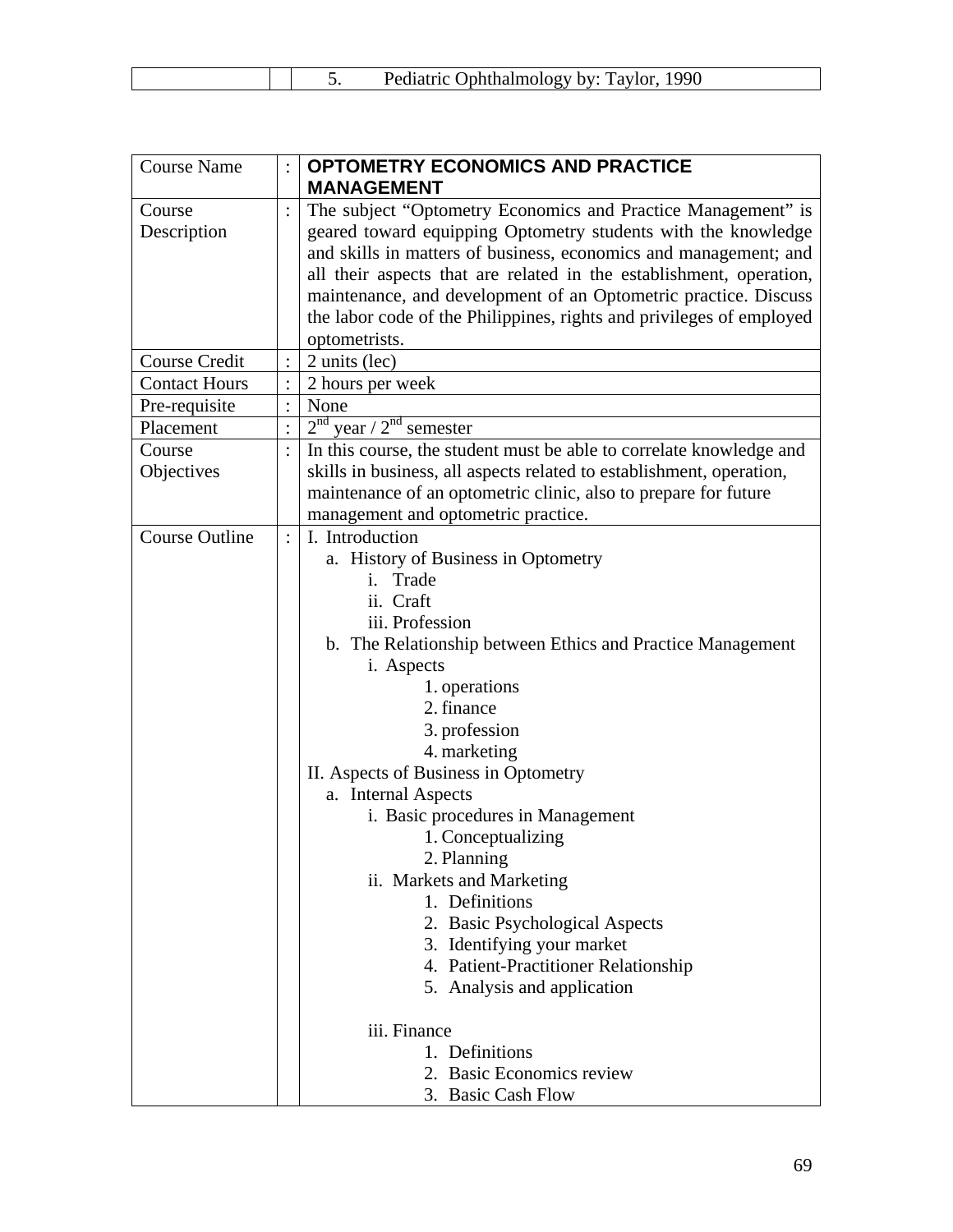| | | |
|---|---|---|
| | | 5. Pediatric Ophthalmology by: Taylor, 1990 |

| | | |
|---|---|---|
| Course Name | : | **OPTOMETRY ECONOMICS AND PRACTICE MANAGEMENT** |
| Course Description | : | The subject "Optometry Economics and Practice Management" is geared toward equipping Optometry students with the knowledge and skills in matters of business, economics and management; and all their aspects that are related in the establishment, operation, maintenance, and development of an Optometric practice. Discuss the labor code of the Philippines, rights and privileges of employed optometrists. |
| Course Credit | : | 2 units (lec) |
| Contact Hours | : | 2 hours per week |
| Pre-requisite | : | None |
| Placement | : | 2nd year / 2nd semester |
| Course Objectives | : | In this course, the student must be able to correlate knowledge and skills in business, all aspects related to establishment, operation, maintenance of an optometric clinic, also to prepare for future management and optometric practice. |
| Course Outline | : | I. Introduction<br>a. History of Business in Optometry<br>i. Trade<br>ii. Craft<br>iii. Profession<br>b. The Relationship between Ethics and Practice Management<br>i. Aspects<br>1. operations<br>2. finance<br>3. profession<br>4. marketing<br>II. Aspects of Business in Optometry<br>a. Internal Aspects<br>i. Basic procedures in Management<br>1. Conceptualizing<br>2. Planning<br>ii. Markets and Marketing<br>1. Definitions<br>2. Basic Psychological Aspects<br>3. Identifying your market<br>4. Patient-Practitioner Relationship<br>5. Analysis and application<br><br>iii. Finance<br>1. Definitions<br>2. Basic Economics review<br>3. Basic Cash Flow |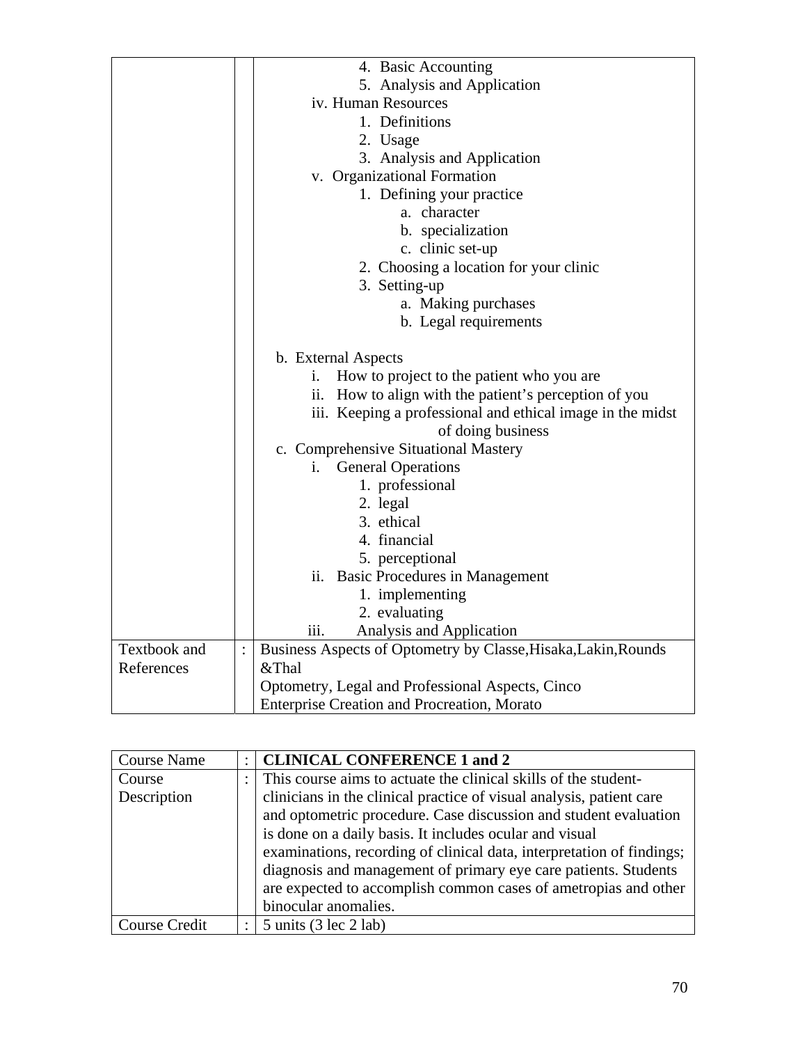| | | |
|---|---|---|
| | | 4. Basic Accounting<br>5. Analysis and Application<br>iv. Human Resources<br>1. Definitions<br>2. Usage<br>3. Analysis and Application<br>v. Organizational Formation<br>1. Defining your practice<br>a. character<br>b. specialization<br>c. clinic set-up<br>2. Choosing a location for your clinic<br>3. Setting-up<br>a. Making purchases<br>b. Legal requirements<br><br>b. External Aspects<br>i. How to project to the patient who you are<br>ii. How to align with the patient's perception of you<br>iii. Keeping a professional and ethical image in the midst of doing business<br>c. Comprehensive Situational Mastery<br>i. General Operations<br>1. professional<br>2. legal<br>3. ethical<br>4. financial<br>5. perceptional<br>ii. Basic Procedures in Management<br>1. implementing<br>2. evaluating<br>iii. Analysis and Application |
| Textbook and References | : | Business Aspects of Optometry by Classe,Hisaka,Lakin,Rounds &Thal<br>Optometry, Legal and Professional Aspects, Cinco<br>Enterprise Creation and Procreation, Morato |

| | | |
|---|---|---|
| Course Name | : | **CLINICAL CONFERENCE 1 and 2** |
| Course Description | : | This course aims to actuate the clinical skills of the student-clinicians in the clinical practice of visual analysis, patient care and optometric procedure. Case discussion and student evaluation is done on a daily basis. It includes ocular and visual examinations, recording of clinical data, interpretation of findings; diagnosis and management of primary eye care patients. Students are expected to accomplish common cases of ametropias and other binocular anomalies. |
| Course Credit | : | 5 units (3 lec 2 lab) |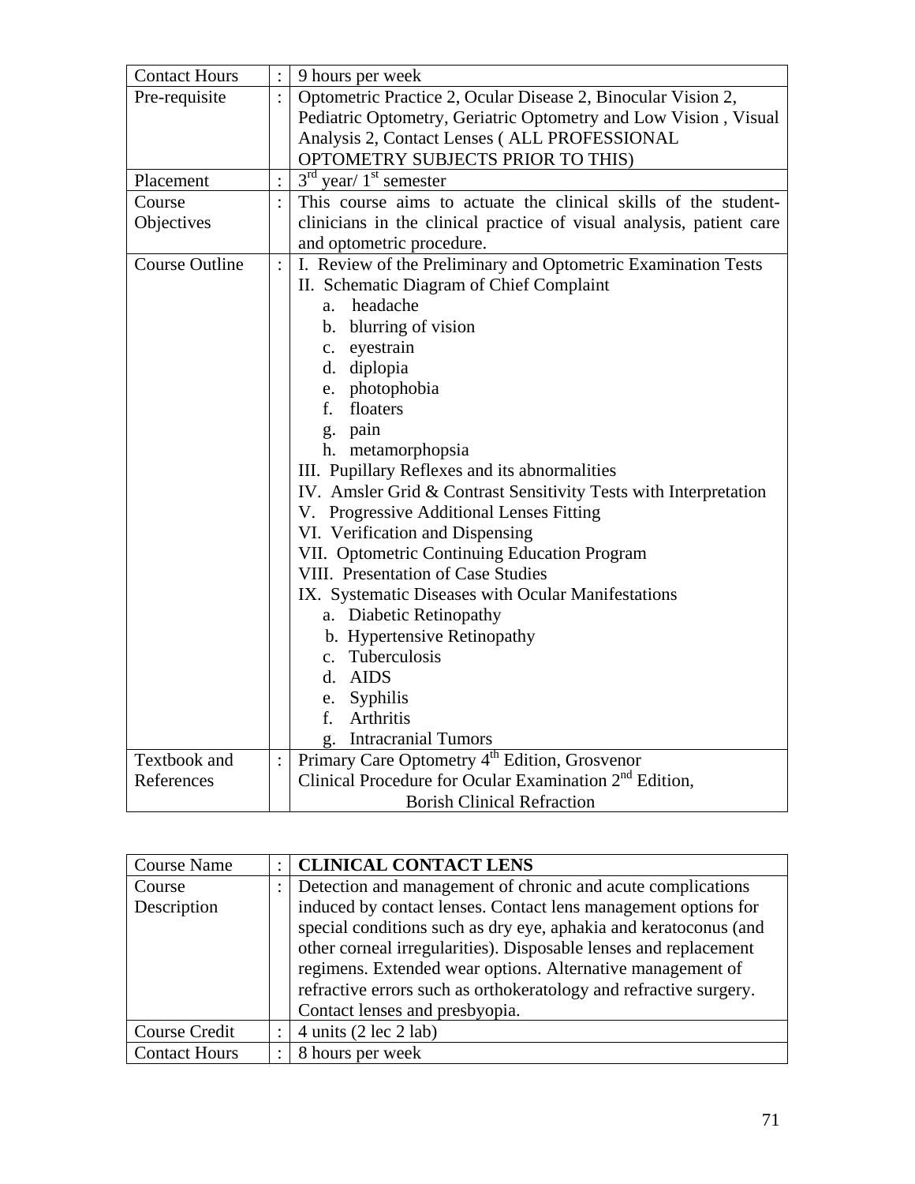| Contact Hours | : | 9 hours per week |
|---|---|---|
| Pre-requisite | : | Optometric Practice 2, Ocular Disease 2, Binocular Vision 2, Pediatric Optometry, Geriatric Optometry and Low Vision , Visual Analysis 2, Contact Lenses ( ALL PROFESSIONAL OPTOMETRY SUBJECTS PRIOR TO THIS) |
| Placement | : | 3rd year/ 1st semester |
| Course Objectives | : | This course aims to actuate the clinical skills of the student-clinicians in the clinical practice of visual analysis, patient care and optometric procedure. |
| Course Outline | : | I. Review of the Preliminary and Optometric Examination Tests<br>II. Schematic Diagram of Chief Complaint<br>a. headache<br>b. blurring of vision<br>c. eyestrain<br>d. diplopia<br>e. photophobia<br>f. floaters<br>g. pain<br>h. metamorphopsia<br>III. Pupillary Reflexes and its abnormalities<br>IV. Amsler Grid & Contrast Sensitivity Tests with Interpretation<br>V. Progressive Additional Lenses Fitting<br>VI. Verification and Dispensing<br>VII. Optometric Continuing Education Program<br>VIII. Presentation of Case Studies<br>IX. Systematic Diseases with Ocular Manifestations<br>a. Diabetic Retinopathy<br>b. Hypertensive Retinopathy<br>c. Tuberculosis<br>d. AIDS<br>e. Syphilis<br>f. Arthritis<br>g. Intracranial Tumors |
| Textbook and References | : | Primary Care Optometry 4th Edition, Grosvenor<br>Clinical Procedure for Ocular Examination 2nd Edition,<br>Borish Clinical Refraction |

| Course Name | : | **CLINICAL CONTACT LENS** |
|---|---|---|
| Course Description | : | Detection and management of chronic and acute complications induced by contact lenses. Contact lens management options for special conditions such as dry eye, aphakia and keratoconus (and other corneal irregularities). Disposable lenses and replacement regimens. Extended wear options. Alternative management of refractive errors such as orthokeratology and refractive surgery. Contact lenses and presbyopia. |
| Course Credit | : | 4 units (2 lec 2 lab) |
| Contact Hours | : | 8 hours per week |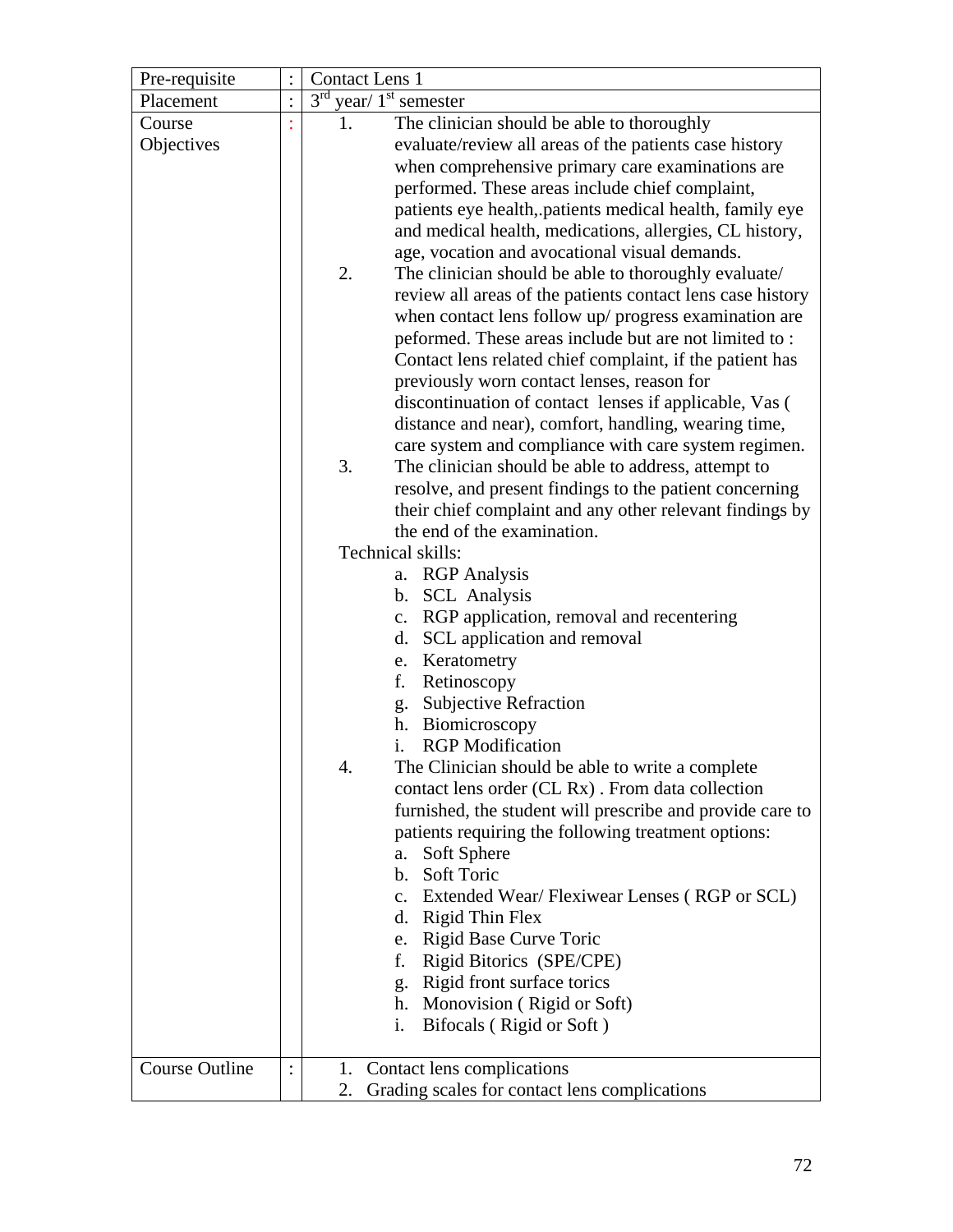| | | |
|---|---|---|
| Pre-requisite | : | Contact Lens 1 |
| Placement | : | 3rd year/ 1st semester |
| Course Objectives | : | 1. The clinician should be able to thoroughly evaluate/review all areas of the patients case history when comprehensive primary care examinations are performed. These areas include chief complaint, patients eye health,.patients medical health, family eye and medical health, medications, allergies, CL history, age, vocation and avocational visual demands.<br>2. The clinician should be able to thoroughly evaluate/ review all areas of the patients contact lens case history when contact lens follow up/ progress examination are peformed. These areas include but are not limited to : Contact lens related chief complaint, if the patient has previously worn contact lenses, reason for discontinuation of contact lenses if applicable, Vas ( distance and near), comfort, handling, wearing time, care system and compliance with care system regimen.<br>3. The clinician should be able to address, attempt to resolve, and present findings to the patient concerning their chief complaint and any other relevant findings by the end of the examination.<br>Technical skills:<br>a. RGP Analysis<br>b. SCL Analysis<br>c. RGP application, removal and recentering<br>d. SCL application and removal<br>e. Keratometry<br>f. Retinoscopy<br>g. Subjective Refraction<br>h. Biomicroscopy<br>i. RGP Modification<br>4. The Clinician should be able to write a complete contact lens order (CL Rx) . From data collection furnished, the student will prescribe and provide care to patients requiring the following treatment options:<br>a. Soft Sphere<br>b. Soft Toric<br>c. Extended Wear/ Flexiwear Lenses ( RGP or SCL)<br>d. Rigid Thin Flex<br>e. Rigid Base Curve Toric<br>f. Rigid Bitorics (SPE/CPE)<br>g. Rigid front surface torics<br>h. Monovision ( Rigid or Soft)<br>i. Bifocals ( Rigid or Soft ) |
| Course Outline | : | 1. Contact lens complications<br>2. Grading scales for contact lens complications |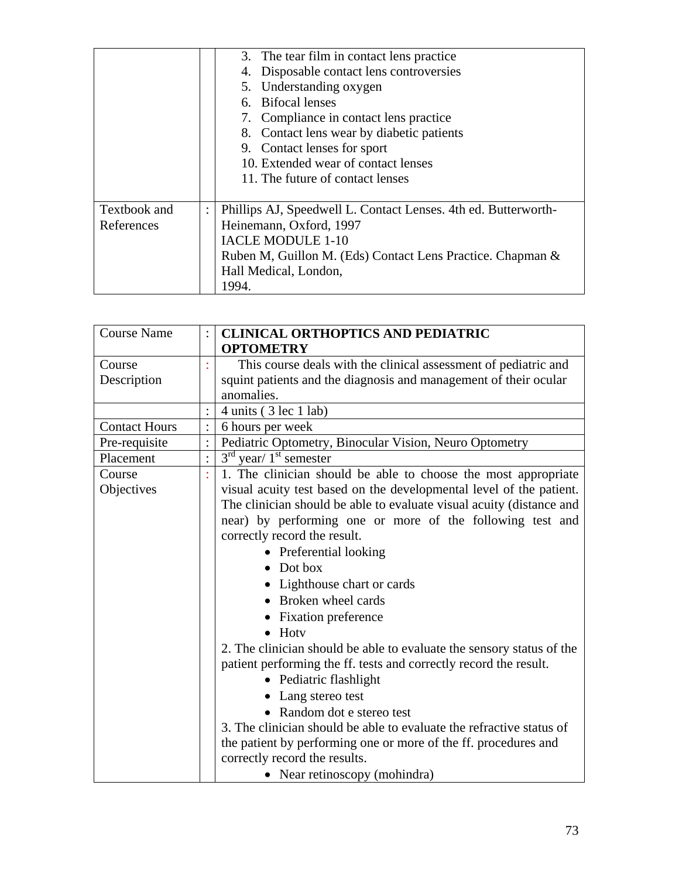| | | |
|---|---|---|
| | | 3. The tear film in contact lens practice<br>4. Disposable contact lens controversies<br>5. Understanding oxygen<br>6. Bifocal lenses<br>7. Compliance in contact lens practice<br>8. Contact lens wear by diabetic patients<br>9. Contact lenses for sport<br>10. Extended wear of contact lenses<br>11. The future of contact lenses |
| Textbook and References | : | Phillips AJ, Speedwell L. Contact Lenses. 4th ed. Butterworth-Heinemann, Oxford, 1997<br>IACLE MODULE 1-10<br>Ruben M, Guillon M. (Eds) Contact Lens Practice. Chapman & Hall Medical, London, 1994. |

| | | |
|---|---|---|
| Course Name | : | **CLINICAL ORTHOPTICS AND PEDIATRIC OPTOMETRY** |
| Course Description | : | This course deals with the clinical assessment of pediatric and squint patients and the diagnosis and management of their ocular anomalies. |
| | : | 4 units ( 3 lec 1 lab) |
| Contact Hours | : | 6 hours per week |
| Pre-requisite | : | Pediatric Optometry, Binocular Vision, Neuro Optometry |
| Placement | : | 3rd year/ 1st semester |
| Course Objectives | : | 1. The clinician should be able to choose the most appropriate visual acuity test based on the developmental level of the patient. The clinician should be able to evaluate visual acuity (distance and near) by performing one or more of the following test and correctly record the result.<br>• Preferential looking<br>• Dot box<br>• Lighthouse chart or cards<br>• Broken wheel cards<br>• Fixation preference<br>• Hotv<br>2. The clinician should be able to evaluate the sensory status of the patient performing the ff. tests and correctly record the result.<br>• Pediatric flashlight<br>• Lang stereo test<br>• Random dot e stereo test<br>3. The clinician should be able to evaluate the refractive status of the patient by performing one or more of the ff. procedures and correctly record the results.<br>• Near retinoscopy (mohindra) |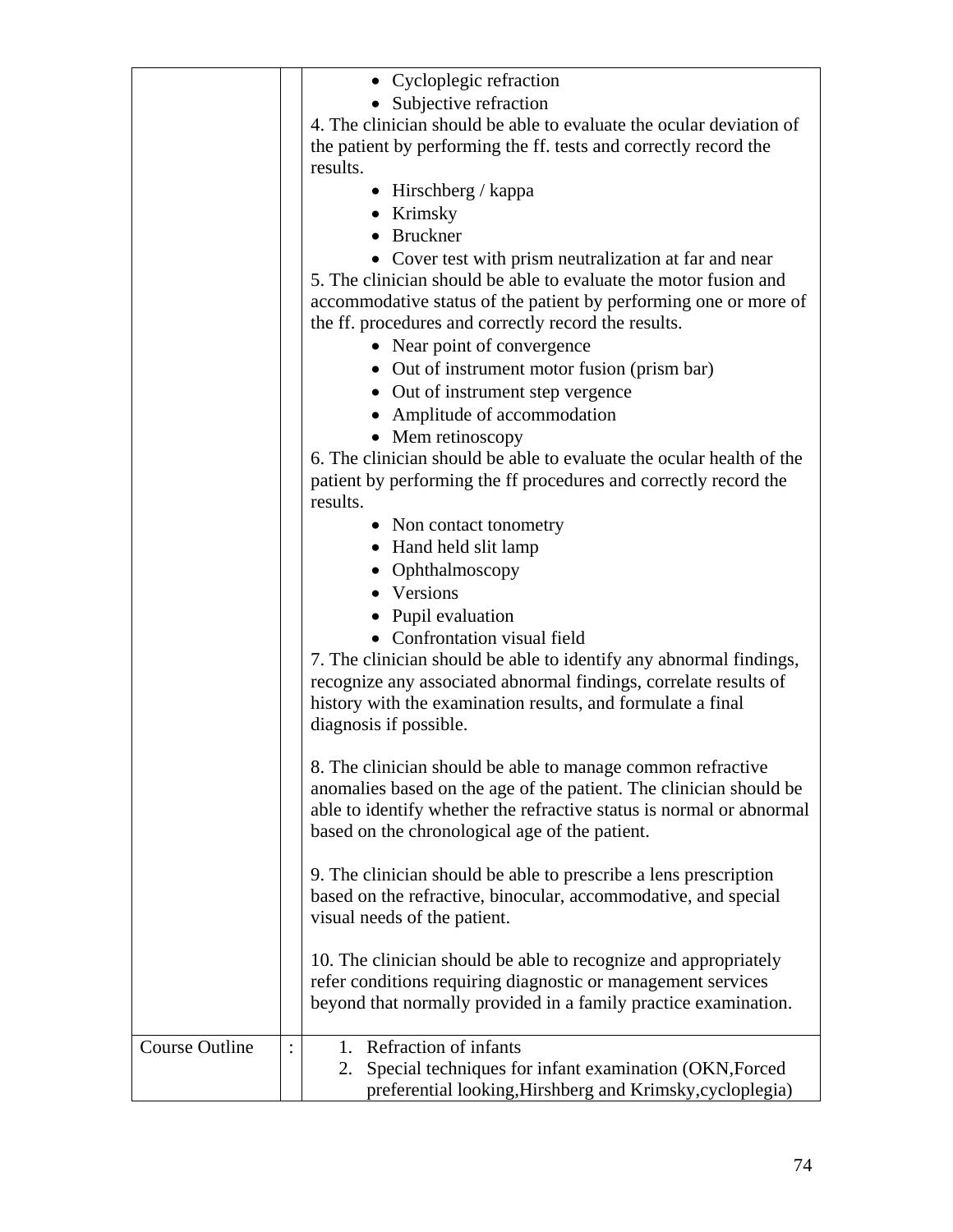| | | |
|---|---|---|
| | | • Cycloplegic refraction<br>• Subjective refraction<br>4. The clinician should be able to evaluate the ocular deviation of the patient by performing the ff. tests and correctly record the results.<br>• Hirschberg / kappa<br>• Krimsky<br>• Bruckner<br>• Cover test with prism neutralization at far and near<br>5. The clinician should be able to evaluate the motor fusion and accommodative status of the patient by performing one or more of the ff. procedures and correctly record the results.<br>• Near point of convergence<br>• Out of instrument motor fusion (prism bar)<br>• Out of instrument step vergence<br>• Amplitude of accommodation<br>• Mem retinoscopy<br>6. The clinician should be able to evaluate the ocular health of the patient by performing the ff procedures and correctly record the results.<br>• Non contact tonometry<br>• Hand held slit lamp<br>• Ophthalmoscopy<br>• Versions<br>• Pupil evaluation<br>• Confrontation visual field<br>7. The clinician should be able to identify any abnormal findings, recognize any associated abnormal findings, correlate results of history with the examination results, and formulate a final diagnosis if possible.<br><br>8. The clinician should be able to manage common refractive anomalies based on the age of the patient. The clinician should be able to identify whether the refractive status is normal or abnormal based on the chronological age of the patient.<br><br>9. The clinician should be able to prescribe a lens prescription based on the refractive, binocular, accommodative, and special visual needs of the patient.<br><br>10. The clinician should be able to recognize and appropriately refer conditions requiring diagnostic or management services beyond that normally provided in a family practice examination. |
| Course Outline | : | 1. Refraction of infants<br>2. Special techniques for infant examination (OKN,Forced preferential looking,Hirshberg and Krimsky,cycloplegia) |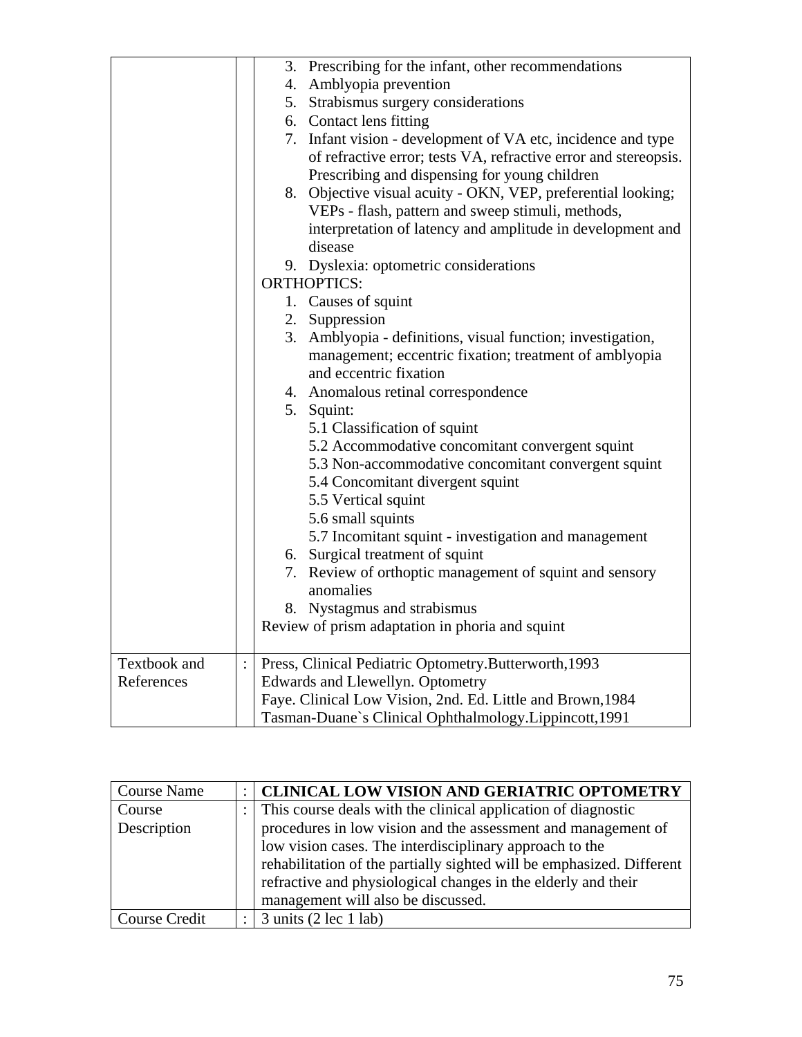| | | |
|---|---|---|
| | | 3. Prescribing for the infant, other recommendations<br>4. Amblyopia prevention<br>5. Strabismus surgery considerations<br>6. Contact lens fitting<br>7. Infant vision - development of VA etc, incidence and type of refractive error; tests VA, refractive error and stereopsis. Prescribing and dispensing for young children<br>8. Objective visual acuity - OKN, VEP, preferential looking; VEPs - flash, pattern and sweep stimuli, methods, interpretation of latency and amplitude in development and disease<br>9. Dyslexia: optometric considerations<br>ORTHOPTICS:<br>1. Causes of squint<br>2. Suppression<br>3. Amblyopia - definitions, visual function; investigation, management; eccentric fixation; treatment of amblyopia and eccentric fixation<br>4. Anomalous retinal correspondence<br>5. Squint:<br>5.1 Classification of squint<br>5.2 Accommodative concomitant convergent squint<br>5.3 Non-accommodative concomitant convergent squint<br>5.4 Concomitant divergent squint<br>5.5 Vertical squint<br>5.6 small squints<br>5.7 Incomitant squint - investigation and management<br>6. Surgical treatment of squint<br>7. Review of orthoptic management of squint and sensory anomalies<br>8. Nystagmus and strabismus<br>Review of prism adaptation in phoria and squint |
| Textbook and References | : | Press, Clinical Pediatric Optometry.Butterworth,1993<br>Edwards and Llewellyn. Optometry<br>Faye. Clinical Low Vision, 2nd. Ed. Little and Brown,1984<br>Tasman-Duane`s Clinical Ophthalmology.Lippincott,1991 |

| | | |
|---|---|---|
| Course Name | : | **CLINICAL LOW VISION AND GERIATRIC OPTOMETRY** |
| Course Description | : | This course deals with the clinical application of diagnostic procedures in low vision and the assessment and management of low vision cases. The interdisciplinary approach to the rehabilitation of the partially sighted will be emphasized. Different refractive and physiological changes in the elderly and their management will also be discussed. |
| Course Credit | : | 3 units (2 lec 1 lab) |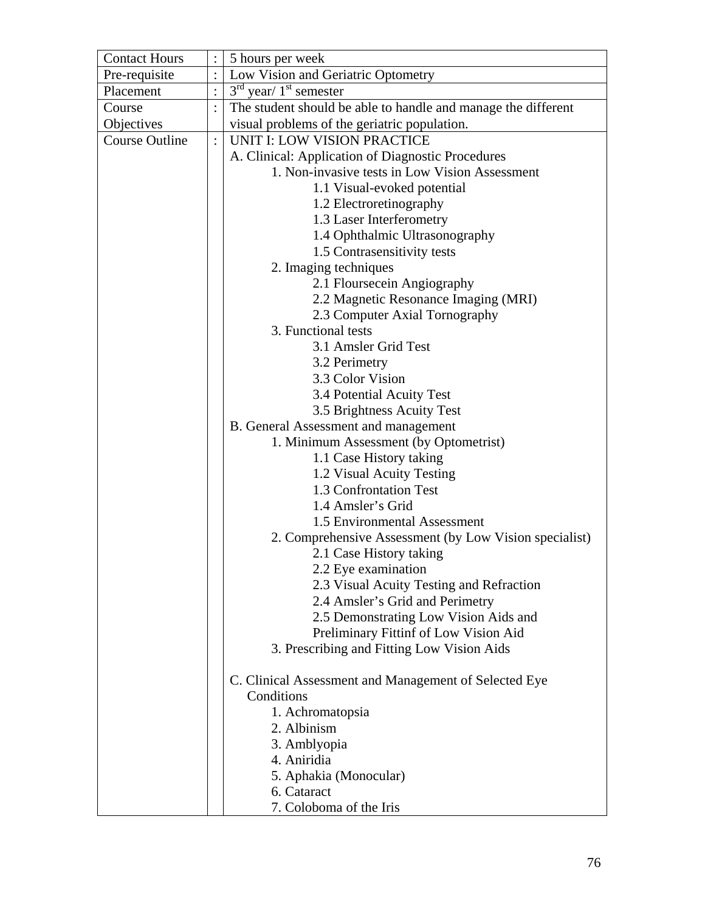| | | |
|---|---|---|
| Contact Hours | : | 5 hours per week |
| Pre-requisite | : | Low Vision and Geriatric Optometry |
| Placement | : | 3rd year/ 1st semester |
| Course Objectives | : | The student should be able to handle and manage the different visual problems of the geriatric population. |
| Course Outline | : | UNIT I: LOW VISION PRACTICE<br>A. Clinical: Application of Diagnostic Procedures<br>1. Non-invasive tests in Low Vision Assessment<br>1.1 Visual-evoked potential<br>1.2 Electroretinography<br>1.3 Laser Interferometry<br>1.4 Ophthalmic Ultrasonography<br>1.5 Contrasensitivity tests<br>2. Imaging techniques<br>2.1 Floursecein Angiography<br>2.2 Magnetic Resonance Imaging (MRI)<br>2.3 Computer Axial Tornography<br>3. Functional tests<br>3.1 Amsler Grid Test<br>3.2 Perimetry<br>3.3 Color Vision<br>3.4 Potential Acuity Test<br>3.5 Brightness Acuity Test<br>B. General Assessment and management<br>1. Minimum Assessment (by Optometrist)<br>1.1 Case History taking<br>1.2 Visual Acuity Testing<br>1.3 Confrontation Test<br>1.4 Amsler's Grid<br>1.5 Environmental Assessment<br>2. Comprehensive Assessment (by Low Vision specialist)<br>2.1 Case History taking<br>2.2 Eye examination<br>2.3 Visual Acuity Testing and Refraction<br>2.4 Amsler's Grid and Perimetry<br>2.5 Demonstrating Low Vision Aids and Preliminary Fittinf of Low Vision Aid<br>3. Prescribing and Fitting Low Vision Aids<br><br>C. Clinical Assessment and Management of Selected Eye Conditions<br>1. Achromatopsia<br>2. Albinism<br>3. Amblyopia<br>4. Aniridia<br>5. Aphakia (Monocular)<br>6. Cataract<br>7. Coloboma of the Iris |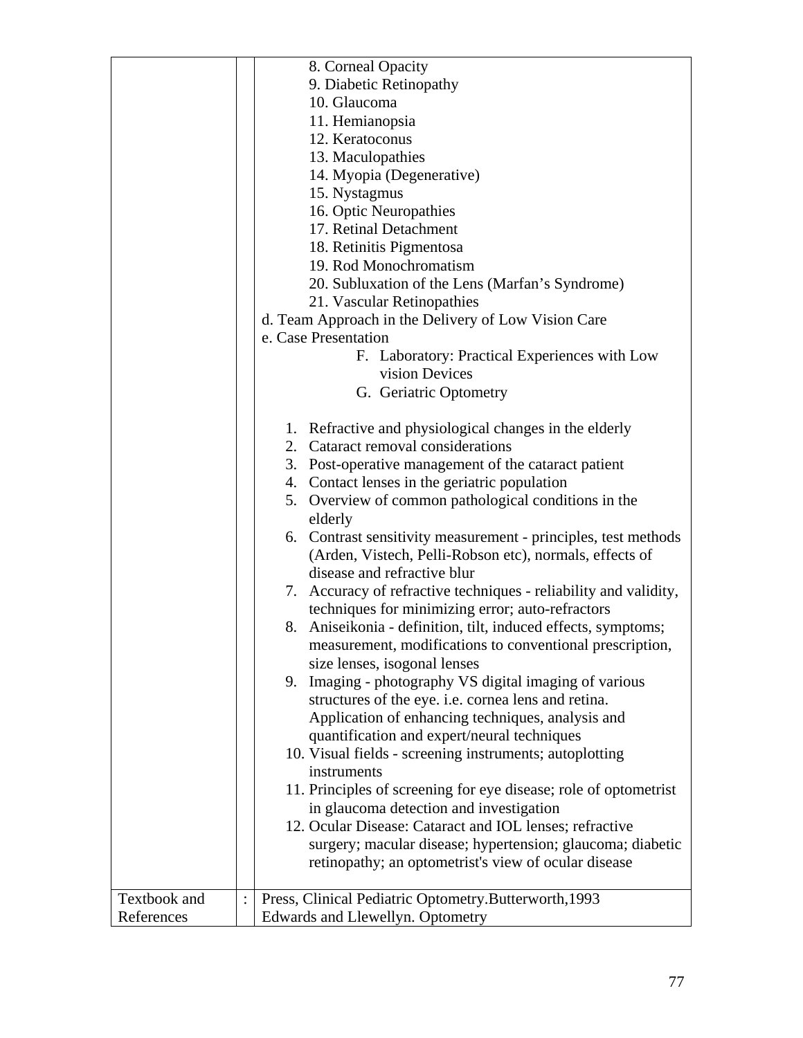| | | |
|---|---|---|
| | | 8. Corneal Opacity<br>9. Diabetic Retinopathy<br>10. Glaucoma<br>11. Hemianopsia<br>12. Keratoconus<br>13. Maculopathies<br>14. Myopia (Degenerative)<br>15. Nystagmus<br>16. Optic Neuropathies<br>17. Retinal Detachment<br>18. Retinitis Pigmentosa<br>19. Rod Monochromatism<br>20. Subluxation of the Lens (Marfan's Syndrome)<br>21. Vascular Retinopathies<br>d. Team Approach in the Delivery of Low Vision Care<br>e. Case Presentation<br>F. Laboratory: Practical Experiences with Low vision Devices<br>G. Geriatric Optometry<br><br>1. Refractive and physiological changes in the elderly<br>2. Cataract removal considerations<br>3. Post-operative management of the cataract patient<br>4. Contact lenses in the geriatric population<br>5. Overview of common pathological conditions in the elderly<br>6. Contrast sensitivity measurement - principles, test methods (Arden, Vistech, Pelli-Robson etc), normals, effects of disease and refractive blur<br>7. Accuracy of refractive techniques - reliability and validity, techniques for minimizing error; auto-refractors<br>8. Aniseikonia - definition, tilt, induced effects, symptoms; measurement, modifications to conventional prescription, size lenses, isogonal lenses<br>9. Imaging - photography VS digital imaging of various structures of the eye. i.e. cornea lens and retina. Application of enhancing techniques, analysis and quantification and expert/neural techniques<br>10. Visual fields - screening instruments; autoplotting instruments<br>11. Principles of screening for eye disease; role of optometrist in glaucoma detection and investigation<br>12. Ocular Disease: Cataract and IOL lenses; refractive surgery; macular disease; hypertension; glaucoma; diabetic retinopathy; an optometrist's view of ocular disease |
| Textbook and References | : | Press, Clinical Pediatric Optometry.Butterworth,1993<br>Edwards and Llewellyn. Optometry |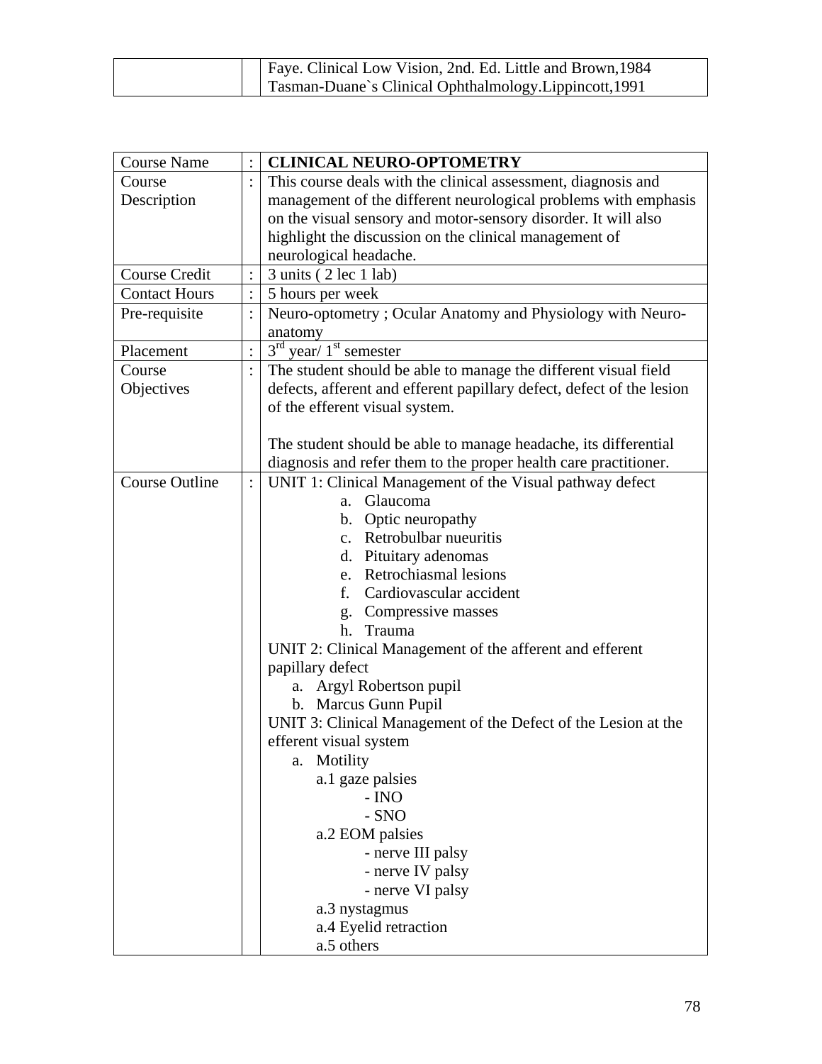| | | |
|---|---|---|
| | | Faye. Clinical Low Vision, 2nd. Ed. Little and Brown,1984<br>Tasman-Duane`s Clinical Ophthalmology.Lippincott,1991 |

| Course Name | : | **CLINICAL NEURO-OPTOMETRY** |
|---|---|---|
| Course Description | : | This course deals with the clinical assessment, diagnosis and management of the different neurological problems with emphasis on the visual sensory and motor-sensory disorder. It will also highlight the discussion on the clinical management of neurological headache. |
| Course Credit | : | 3 units ( 2 lec 1 lab) |
| Contact Hours | : | 5 hours per week |
| Pre-requisite | : | Neuro-optometry ; Ocular Anatomy and Physiology with Neuro-anatomy |
| Placement | : | 3rd year/ 1st semester |
| Course Objectives | : | The student should be able to manage the different visual field defects, afferent and efferent papillary defect, defect of the lesion of the efferent visual system.<br><br>The student should be able to manage headache, its differential diagnosis and refer them to the proper health care practitioner. |
| Course Outline | : | UNIT 1: Clinical Management of the Visual pathway defect<br>a. Glaucoma<br>b. Optic neuropathy<br>c. Retrobulbar nueuritis<br>d. Pituitary adenomas<br>e. Retrochiasmal lesions<br>f. Cardiovascular accident<br>g. Compressive masses<br>h. Trauma<br>UNIT 2: Clinical Management of the afferent and efferent papillary defect<br>a. Argyl Robertson pupil<br>b. Marcus Gunn Pupil<br>UNIT 3: Clinical Management of the Defect of the Lesion at the efferent visual system<br>a. Motility<br>a.1 gaze palsies<br>- INO<br>- SNO<br>a.2 EOM palsies<br>- nerve III palsy<br>- nerve IV palsy<br>- nerve VI palsy<br>a.3 nystagmus<br>a.4 Eyelid retraction<br>a.5 others |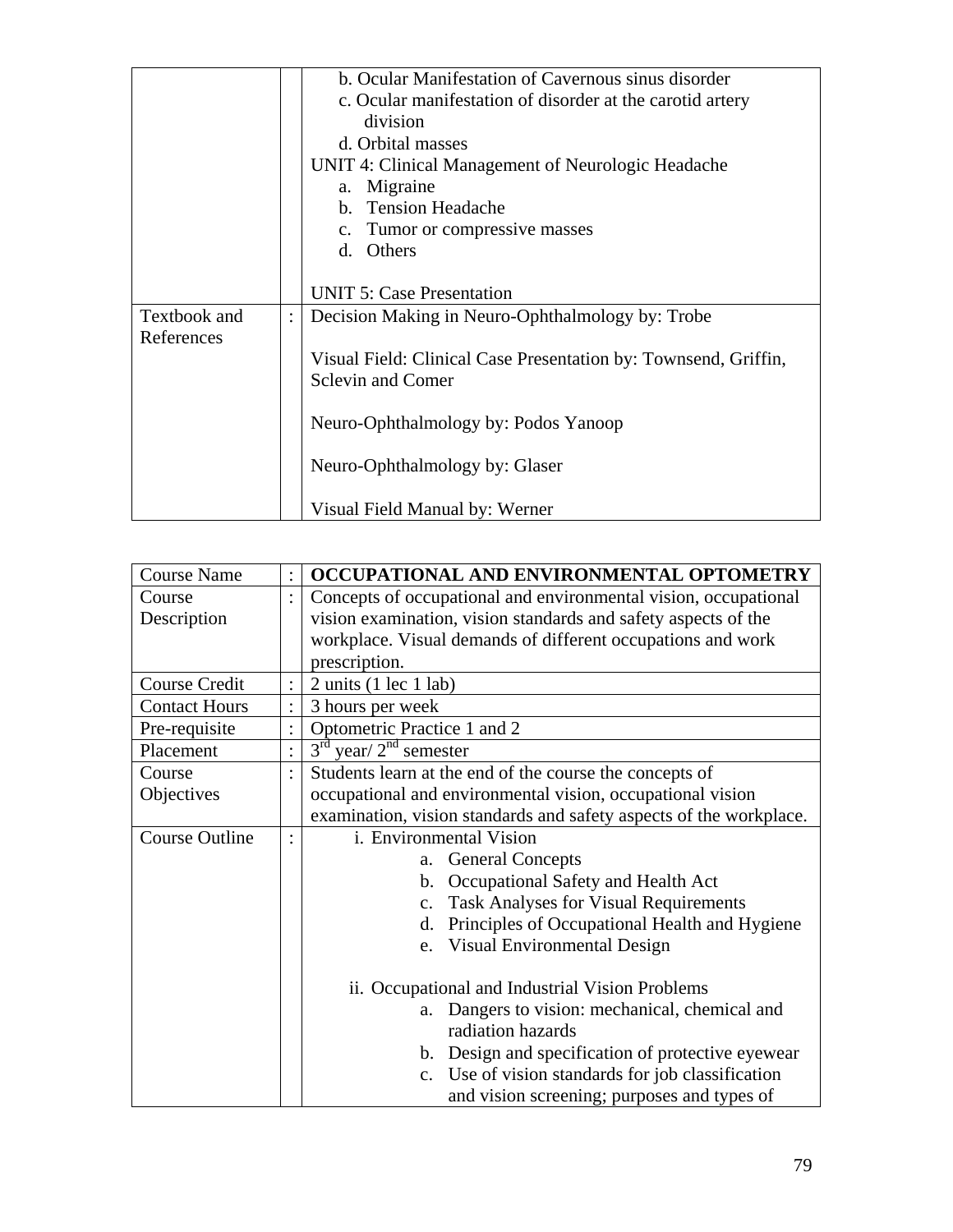| | | |
|---|---|---|
| | | b. Ocular Manifestation of Cavernous sinus disorder<br>c. Ocular manifestation of disorder at the carotid artery division<br>d. Orbital masses<br>UNIT 4: Clinical Management of Neurologic Headache<br>a. Migraine<br>b. Tension Headache<br>c. Tumor or compressive masses<br>d. Others<br><br>UNIT 5: Case Presentation |
| Textbook and References | : | Decision Making in Neuro-Ophthalmology by: Trobe<br><br>Visual Field: Clinical Case Presentation by: Townsend, Griffin, Sclevin and Comer<br><br>Neuro-Ophthalmology by: Podos Yanoop<br><br>Neuro-Ophthalmology by: Glaser<br><br>Visual Field Manual by: Werner |

| Course Name | : | **OCCUPATIONAL AND ENVIRONMENTAL OPTOMETRY** |
|---|---|---|
| Course Description | : | Concepts of occupational and environmental vision, occupational vision examination, vision standards and safety aspects of the workplace. Visual demands of different occupations and work prescription. |
| Course Credit | : | 2 units (1 lec 1 lab) |
| Contact Hours | : | 3 hours per week |
| Pre-requisite | : | Optometric Practice 1 and 2 |
| Placement | : | 3rd year/ 2nd semester |
| Course Objectives | : | Students learn at the end of the course the concepts of occupational and environmental vision, occupational vision examination, vision standards and safety aspects of the workplace. |
| Course Outline | : | i. Environmental Vision<br>a. General Concepts<br>b. Occupational Safety and Health Act<br>c. Task Analyses for Visual Requirements<br>d. Principles of Occupational Health and Hygiene<br>e. Visual Environmental Design<br><br>ii. Occupational and Industrial Vision Problems<br>a. Dangers to vision: mechanical, chemical and radiation hazards<br>b. Design and specification of protective eyewear<br>c. Use of vision standards for job classification and vision screening; purposes and types of |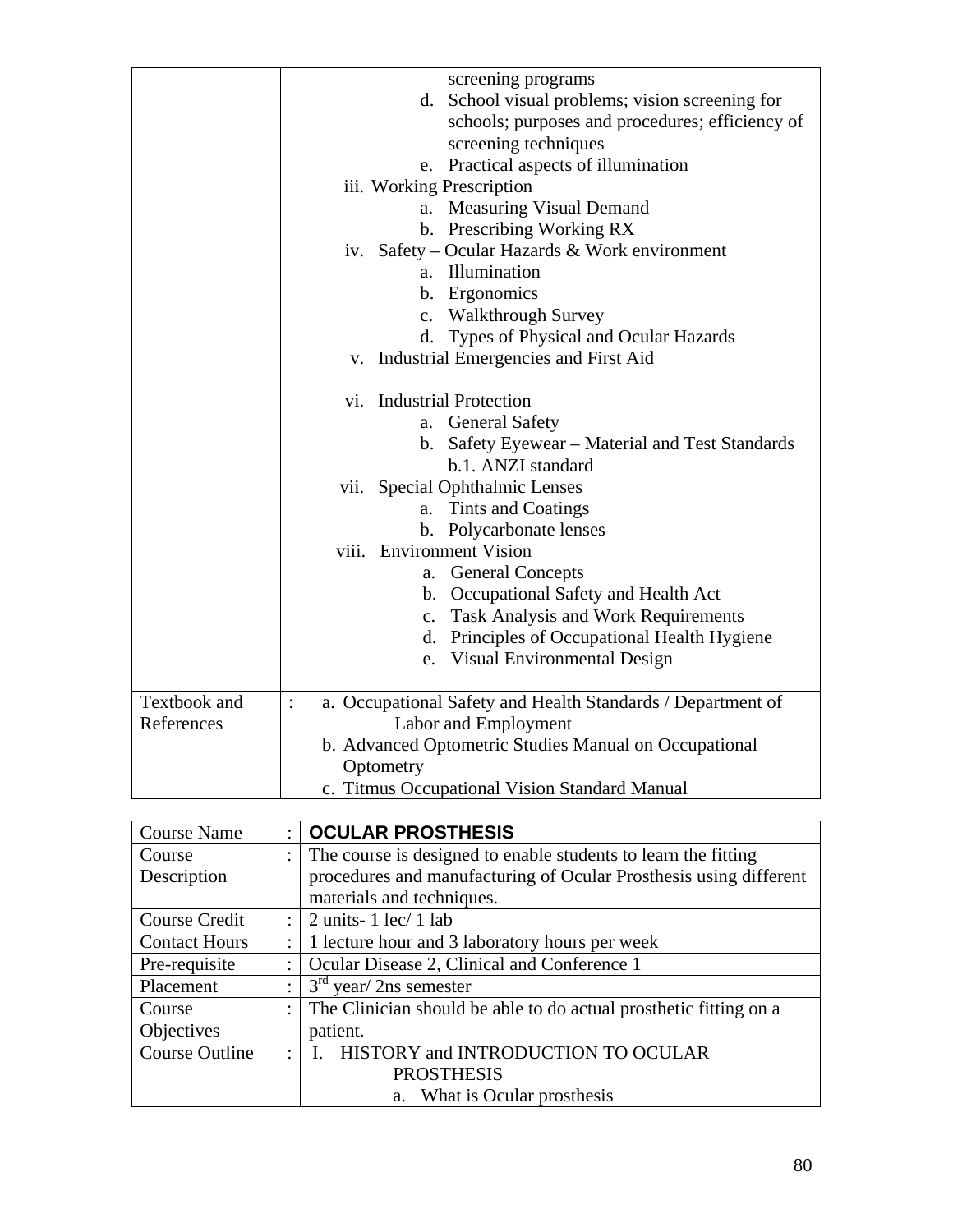| | | |
|---|---|---|
| | | screening programs<br>d. School visual problems; vision screening for schools; purposes and procedures; efficiency of screening techniques<br>e. Practical aspects of illumination<br>iii. Working Prescription<br>a. Measuring Visual Demand<br>b. Prescribing Working RX<br>iv. Safety – Ocular Hazards & Work environment<br>a. Illumination<br>b. Ergonomics<br>c. Walkthrough Survey<br>d. Types of Physical and Ocular Hazards<br>v. Industrial Emergencies and First Aid<br><br>vi. Industrial Protection<br>a. General Safety<br>b. Safety Eyewear – Material and Test Standards<br>b.1. ANZI standard<br>vii. Special Ophthalmic Lenses<br>a. Tints and Coatings<br>b. Polycarbonate lenses<br>viii. Environment Vision<br>a. General Concepts<br>b. Occupational Safety and Health Act<br>c. Task Analysis and Work Requirements<br>d. Principles of Occupational Health Hygiene<br>e. Visual Environmental Design |
| Textbook and References | : | a. Occupational Safety and Health Standards / Department of Labor and Employment<br>b. Advanced Optometric Studies Manual on Occupational Optometry<br>c. Titmus Occupational Vision Standard Manual |

| | | |
|---|---|---|
| Course Name | : | **OCULAR PROSTHESIS** |
| Course Description | : | The course is designed to enable students to learn the fitting procedures and manufacturing of Ocular Prosthesis using different materials and techniques. |
| Course Credit | : | 2 units- 1 lec/ 1 lab |
| Contact Hours | : | 1 lecture hour and 3 laboratory hours per week |
| Pre-requisite | : | Ocular Disease 2, Clinical and Conference 1 |
| Placement | : | 3rd year/ 2ns semester |
| Course Objectives | : | The Clinician should be able to do actual prosthetic fitting on a patient. |
| Course Outline | : | I. HISTORY and INTRODUCTION TO OCULAR PROSTHESIS<br>a. What is Ocular prosthesis |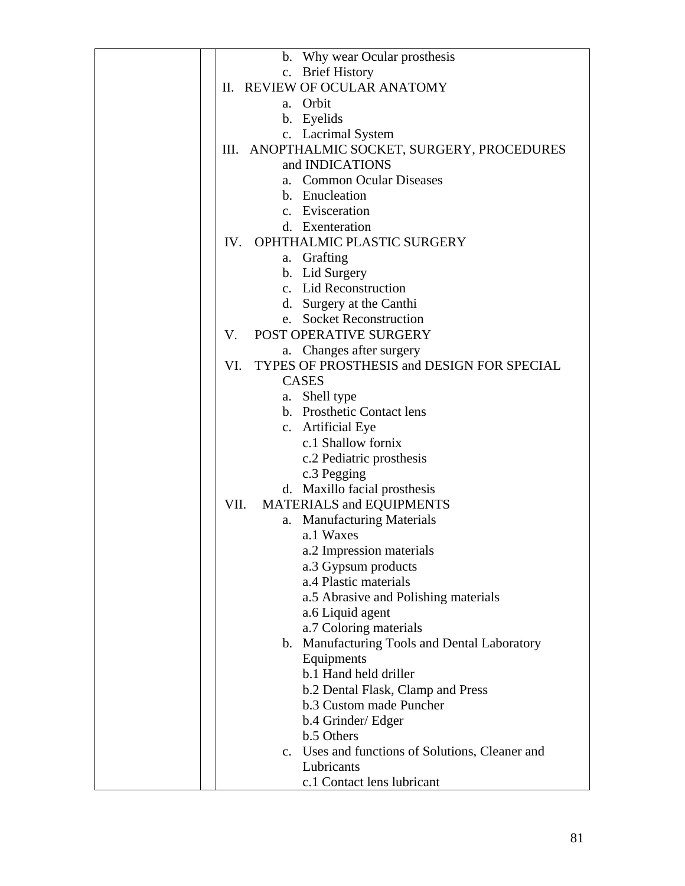| | | |
|---|---|---|
| | | b. Why wear Ocular prosthesis<br>c. Brief History<br>II. REVIEW OF OCULAR ANATOMY<br>a. Orbit<br>b. Eyelids<br>c. Lacrimal System<br>III. ANOPTHALMIC SOCKET, SURGERY, PROCEDURES and INDICATIONS<br>a. Common Ocular Diseases<br>b. Enucleation<br>c. Evisceration<br>d. Exenteration<br>IV. OPHTHALMIC PLASTIC SURGERY<br>a. Grafting<br>b. Lid Surgery<br>c. Lid Reconstruction<br>d. Surgery at the Canthi<br>e. Socket Reconstruction<br>V. POST OPERATIVE SURGERY<br>a. Changes after surgery<br>VI. TYPES OF PROSTHESIS and DESIGN FOR SPECIAL CASES<br>a. Shell type<br>b. Prosthetic Contact lens<br>c. Artificial Eye<br>c.1 Shallow fornix<br>c.2 Pediatric prosthesis<br>c.3 Pegging<br>d. Maxillo facial prosthesis<br>VII. MATERIALS and EQUIPMENTS<br>a. Manufacturing Materials<br>a.1 Waxes<br>a.2 Impression materials<br>a.3 Gypsum products<br>a.4 Plastic materials<br>a.5 Abrasive and Polishing materials<br>a.6 Liquid agent<br>a.7 Coloring materials<br>b. Manufacturing Tools and Dental Laboratory Equipments<br>b.1 Hand held driller<br>b.2 Dental Flask, Clamp and Press<br>b.3 Custom made Puncher<br>b.4 Grinder/ Edger<br>b.5 Others<br>c. Uses and functions of Solutions, Cleaner and Lubricants<br>c.1 Contact lens lubricant |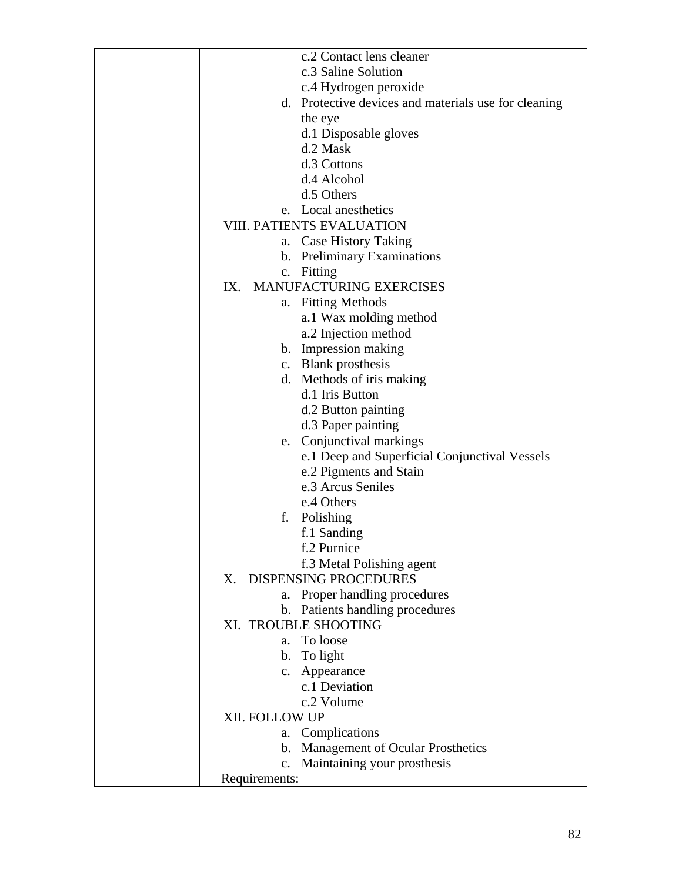- c.2 Contact lens cleaner
- c.3 Saline Solution
- c.4 Hydrogen peroxide

d. Protective devices and materials use for cleaning the eye
- d.1 Disposable gloves
- d.2 Mask
- d.3 Cottons
- d.4 Alcohol
- d.5 Others

e. Local anesthetics

VIII. PATIENTS EVALUATION

a. Case History Taking

b. Preliminary Examinations

c. Fitting

IX. MANUFACTURING EXERCISES

a. Fitting Methods
- a.1 Wax molding method
- a.2 Injection method

b. Impression making

c. Blank prosthesis

d. Methods of iris making
- d.1 Iris Button
- d.2 Button painting
- d.3 Paper painting

e. Conjunctival markings
- e.1 Deep and Superficial Conjunctival Vessels
- e.2 Pigments and Stain
- e.3 Arcus Seniles
- e.4 Others

f. Polishing
- f.1 Sanding
- f.2 Purnice
- f.3 Metal Polishing agent

X. DISPENSING PROCEDURES

a. Proper handling procedures

b. Patients handling procedures

XI. TROUBLE SHOOTING

a. To loose

b. To light

c. Appearance
- c.1 Deviation
- c.2 Volume

XII. FOLLOW UP

a. Complications

b. Management of Ocular Prosthetics

c. Maintaining your prosthesis

Requirements: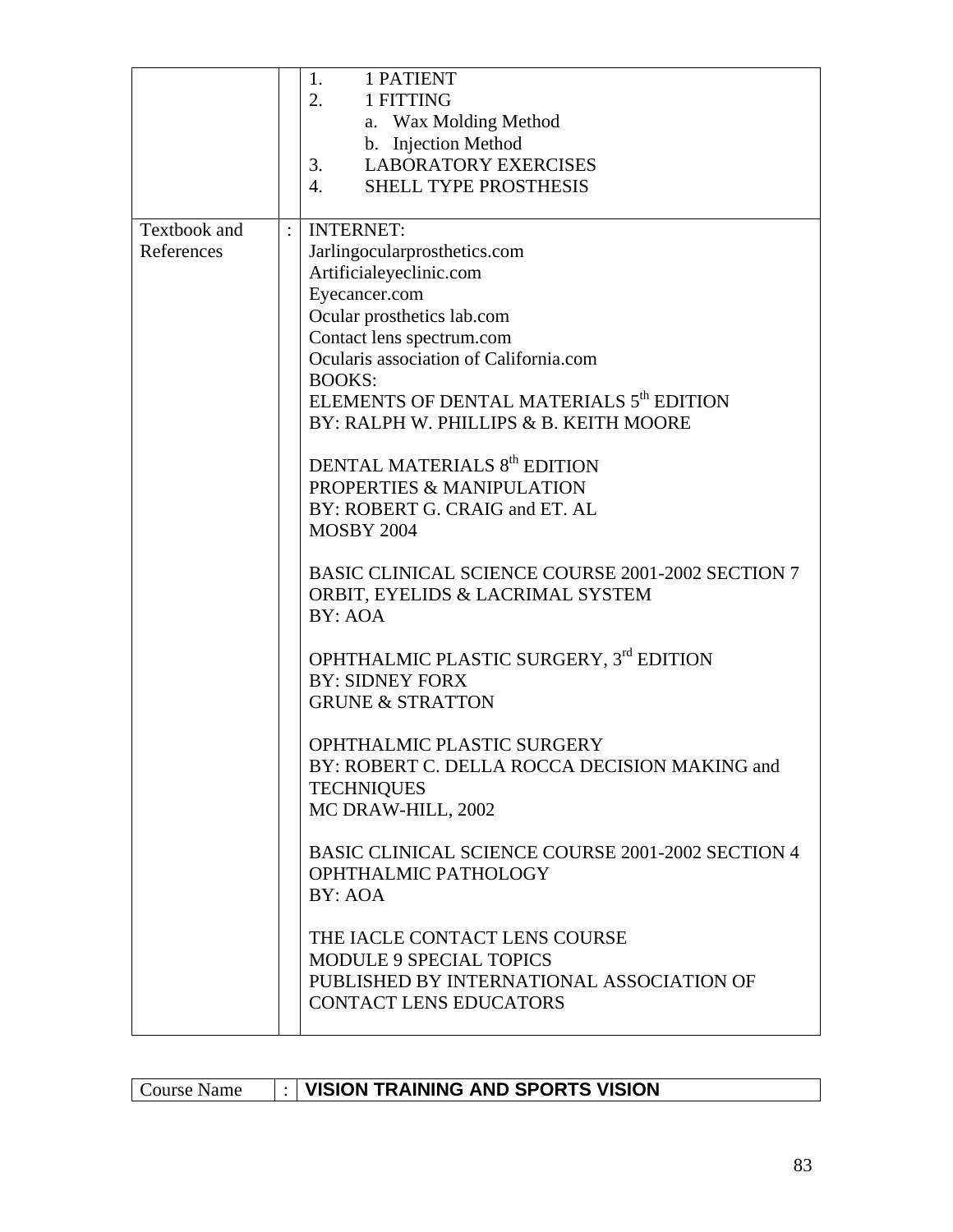| | | |
|---|---|---|
| | | 1. 1 PATIENT<br>2. 1 FITTING<br>a. Wax Molding Method<br>b. Injection Method<br>3. LABORATORY EXERCISES<br>4. SHELL TYPE PROSTHESIS |
| Textbook and References | : | INTERNET:<br>Jarlingocularprosthetics.com<br>Artificialeyeclinic.com<br>Eyecancer.com<br>Ocular prosthetics lab.com<br>Contact lens spectrum.com<br>Ocularis association of California.com<br>BOOKS:<br>ELEMENTS OF DENTAL MATERIALS 5th EDITION<br>BY: RALPH W. PHILLIPS & B. KEITH MOORE<br><br>DENTAL MATERIALS 8th EDITION<br>PROPERTIES & MANIPULATION<br>BY: ROBERT G. CRAIG and ET. AL<br>MOSBY 2004<br><br>BASIC CLINICAL SCIENCE COURSE 2001-2002 SECTION 7<br>ORBIT, EYELIDS & LACRIMAL SYSTEM<br>BY: AOA<br><br>OPHTHALMIC PLASTIC SURGERY, 3rd EDITION<br>BY: SIDNEY FORX<br>GRUNE & STRATTON<br><br>OPHTHALMIC PLASTIC SURGERY<br>BY: ROBERT C. DELLA ROCCA DECISION MAKING and TECHNIQUES<br>MC DRAW-HILL, 2002<br><br>BASIC CLINICAL SCIENCE COURSE 2001-2002 SECTION 4<br>OPHTHALMIC PATHOLOGY<br>BY: AOA<br><br>THE IACLE CONTACT LENS COURSE<br>MODULE 9 SPECIAL TOPICS<br>PUBLISHED BY INTERNATIONAL ASSOCIATION OF CONTACT LENS EDUCATORS |

| | | |
|---|---|---|
| Course Name | : | **VISION TRAINING AND SPORTS VISION** |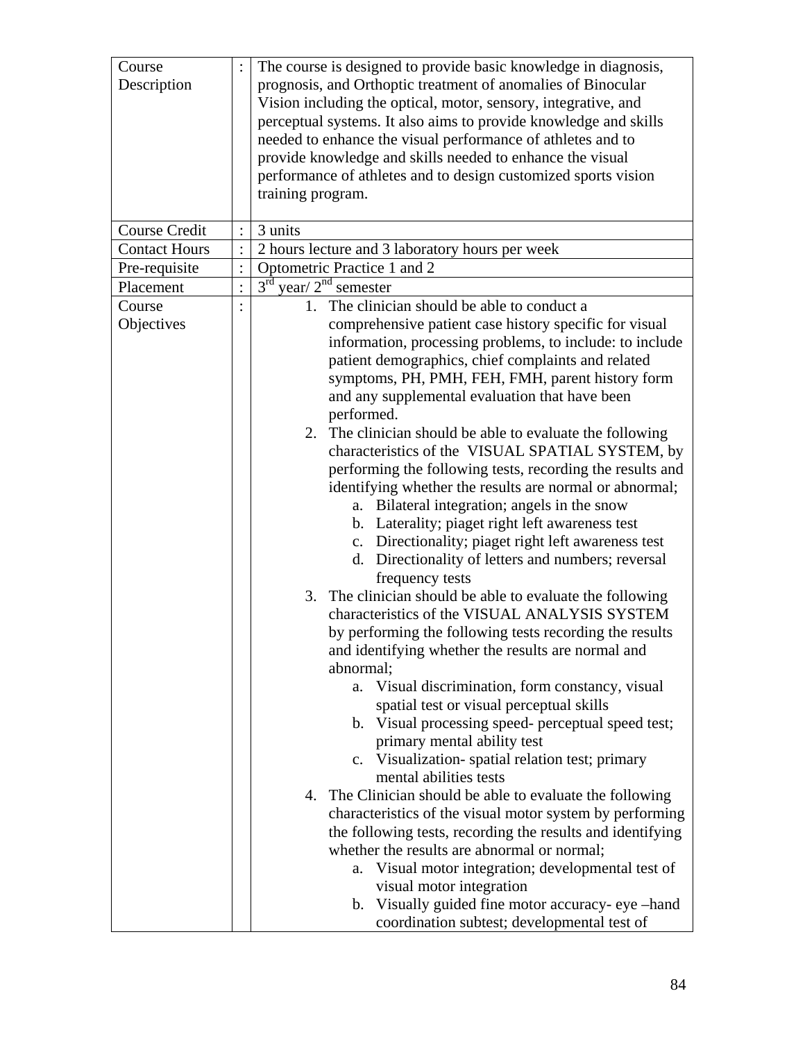| Course Description | : | The course is designed to provide basic knowledge in diagnosis, prognosis, and Orthoptic treatment of anomalies of Binocular Vision including the optical, motor, sensory, integrative, and perceptual systems. It also aims to provide knowledge and skills needed to enhance the visual performance of athletes and to provide knowledge and skills needed to enhance the visual performance of athletes and to design customized sports vision training program. |
|---|---|---|
| Course Credit | : | 3 units |
| Contact Hours | : | 2 hours lecture and 3 laboratory hours per week |
| Pre-requisite | : | Optometric Practice 1 and 2 |
| Placement | : | 3rd year/ 2nd semester |
| Course Objectives | : | 1. The clinician should be able to conduct a comprehensive patient case history specific for visual information, processing problems, to include: to include patient demographics, chief complaints and related symptoms, PH, PMH, FEH, FMH, parent history form and any supplemental evaluation that have been performed.<br>2. The clinician should be able to evaluate the following characteristics of the VISUAL SPATIAL SYSTEM, by performing the following tests, recording the results and identifying whether the results are normal or abnormal;<br>a. Bilateral integration; angels in the snow<br>b. Laterality; piaget right left awareness test<br>c. Directionality; piaget right left awareness test<br>d. Directionality of letters and numbers; reversal frequency tests<br>3. The clinician should be able to evaluate the following characteristics of the VISUAL ANALYSIS SYSTEM by performing the following tests recording the results and identifying whether the results are normal and abnormal;<br>a. Visual discrimination, form constancy, visual spatial test or visual perceptual skills<br>b. Visual processing speed- perceptual speed test; primary mental ability test<br>c. Visualization- spatial relation test; primary mental abilities tests<br>4. The Clinician should be able to evaluate the following characteristics of the visual motor system by performing the following tests, recording the results and identifying whether the results are abnormal or normal;<br>a. Visual motor integration; developmental test of visual motor integration<br>b. Visually guided fine motor accuracy- eye –hand coordination subtest; developmental test of |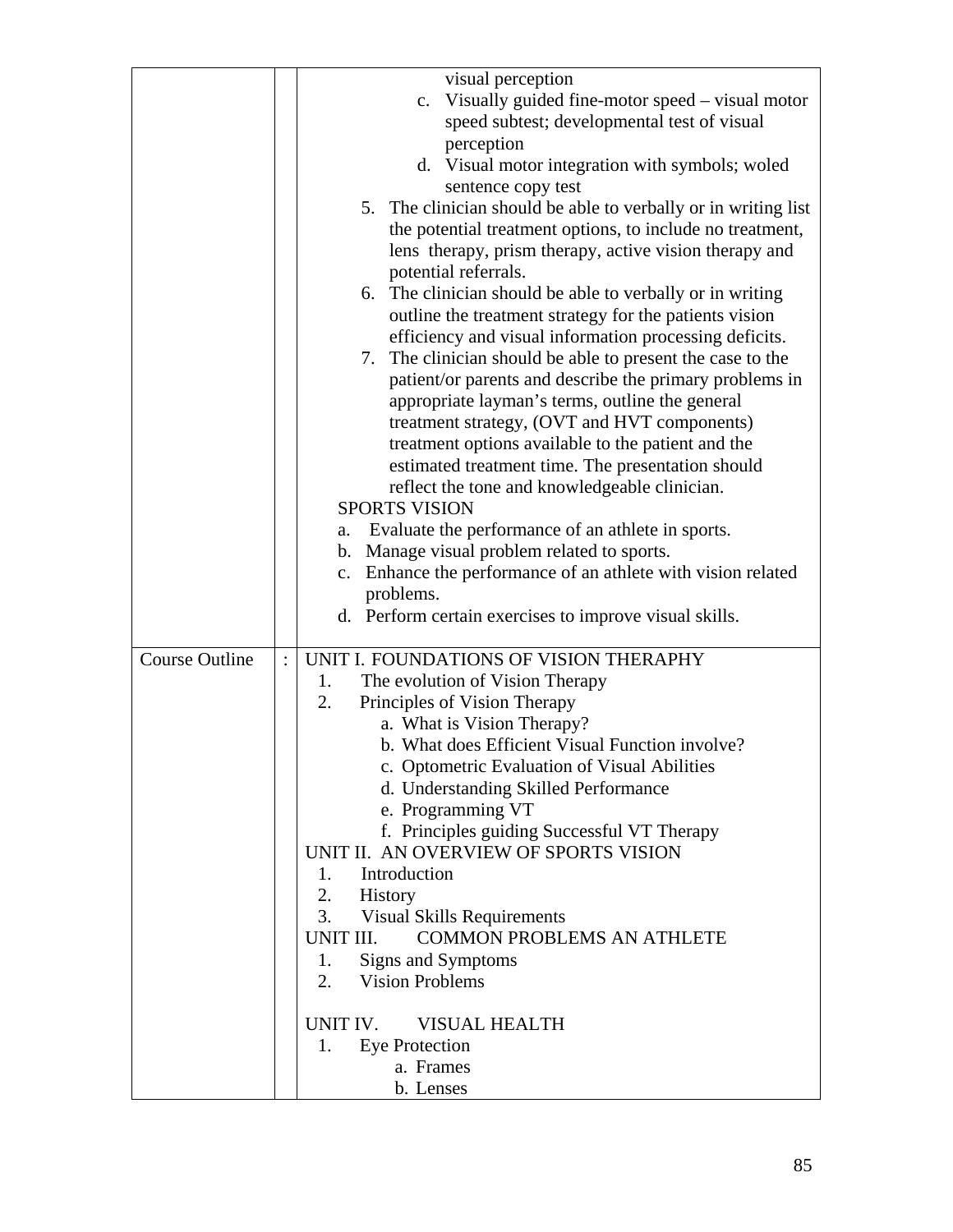| | | |
|---|---|---|
| | | visual perception<br>c. Visually guided fine-motor speed – visual motor speed subtest; developmental test of visual perception<br>d. Visual motor integration with symbols; woled sentence copy test<br>5. The clinician should be able to verbally or in writing list the potential treatment options, to include no treatment, lens therapy, prism therapy, active vision therapy and potential referrals.<br>6. The clinician should be able to verbally or in writing outline the treatment strategy for the patients vision efficiency and visual information processing deficits.<br>7. The clinician should be able to present the case to the patient/or parents and describe the primary problems in appropriate layman's terms, outline the general treatment strategy, (OVT and HVT components) treatment options available to the patient and the estimated treatment time. The presentation should reflect the tone and knowledgeable clinician.<br>SPORTS VISION<br>a. Evaluate the performance of an athlete in sports.<br>b. Manage visual problem related to sports.<br>c. Enhance the performance of an athlete with vision related problems.<br>d. Perform certain exercises to improve visual skills. |
| Course Outline | : | UNIT I. FOUNDATIONS OF VISION THERAPHY<br>1. The evolution of Vision Therapy<br>2. Principles of Vision Therapy<br>a. What is Vision Therapy?<br>b. What does Efficient Visual Function involve?<br>c. Optometric Evaluation of Visual Abilities<br>d. Understanding Skilled Performance<br>e. Programming VT<br>f. Principles guiding Successful VT Therapy<br>UNIT II. AN OVERVIEW OF SPORTS VISION<br>1. Introduction<br>2. History<br>3. Visual Skills Requirements<br>UNIT III. COMMON PROBLEMS AN ATHLETE<br>1. Signs and Symptoms<br>2. Vision Problems<br><br>UNIT IV. VISUAL HEALTH<br>1. Eye Protection<br>a. Frames<br>b. Lenses |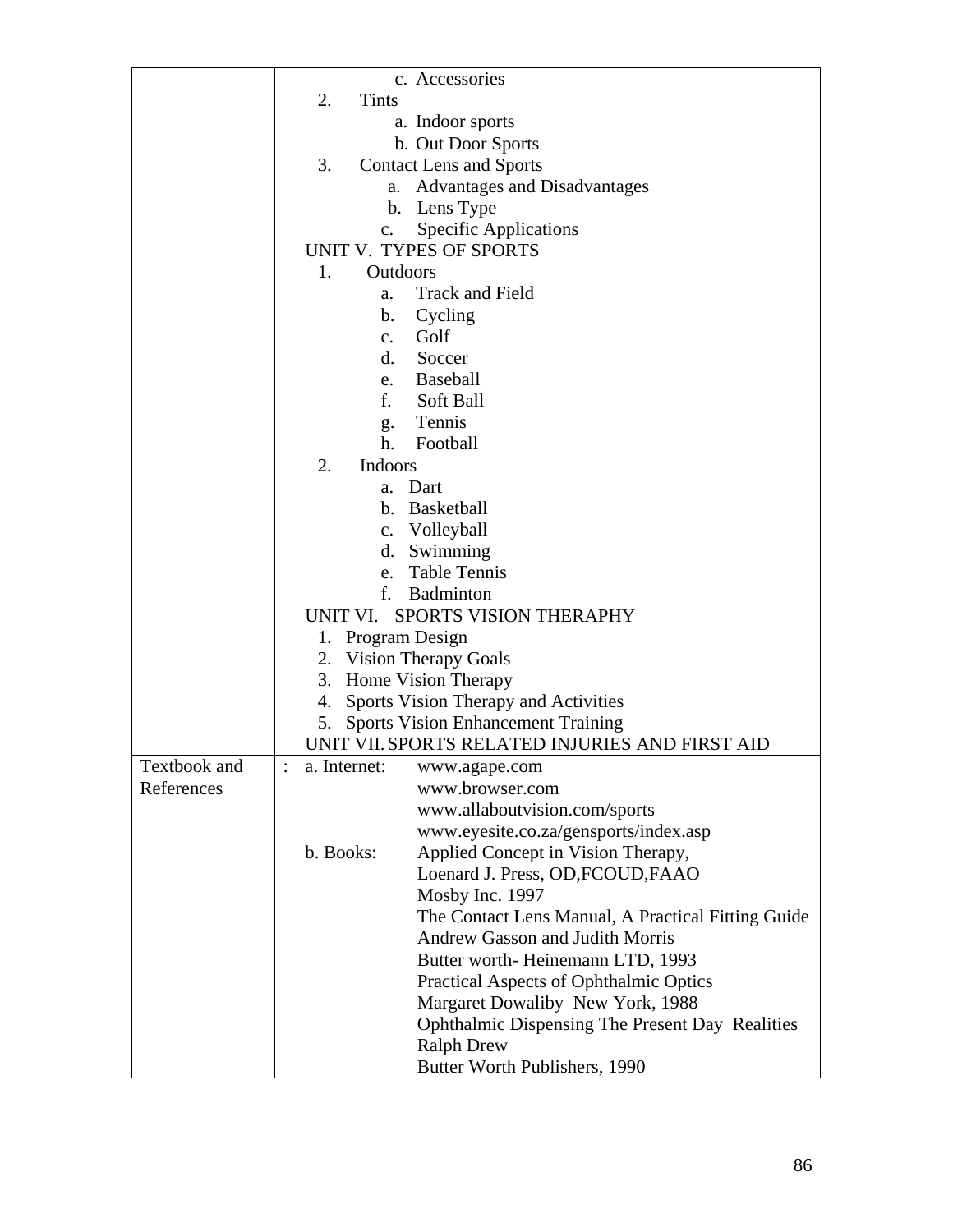| | | |
|---|---|---|
| | | c. Accessories<br>2. Tints<br>a. Indoor sports<br>b. Out Door Sports<br>3. Contact Lens and Sports<br>a. Advantages and Disadvantages<br>b. Lens Type<br>c. Specific Applications<br>UNIT V. TYPES OF SPORTS<br>1. Outdoors<br>a. Track and Field<br>b. Cycling<br>c. Golf<br>d. Soccer<br>e. Baseball<br>f. Soft Ball<br>g. Tennis<br>h. Football<br>2. Indoors<br>a. Dart<br>b. Basketball<br>c. Volleyball<br>d. Swimming<br>e. Table Tennis<br>f. Badminton<br>UNIT VI. SPORTS VISION THERAPHY<br>1. Program Design<br>2. Vision Therapy Goals<br>3. Home Vision Therapy<br>4. Sports Vision Therapy and Activities<br>5. Sports Vision Enhancement Training<br>UNIT VII. SPORTS RELATED INJURIES AND FIRST AID |
| Textbook and References | : | a. Internet: www.agape.com<br>www.browser.com<br>www.allaboutvision.com/sports<br>www.eyesite.co.za/gensports/index.asp<br>b. Books: Applied Concept in Vision Therapy,<br>Loenard J. Press, OD,FCOUD,FAAO<br>Mosby Inc. 1997<br>The Contact Lens Manual, A Practical Fitting Guide<br>Andrew Gasson and Judith Morris<br>Butter worth- Heinemann LTD, 1993<br>Practical Aspects of Ophthalmic Optics<br>Margaret Dowaliby New York, 1988<br>Ophthalmic Dispensing The Present Day Realities<br>Ralph Drew<br>Butter Worth Publishers, 1990 |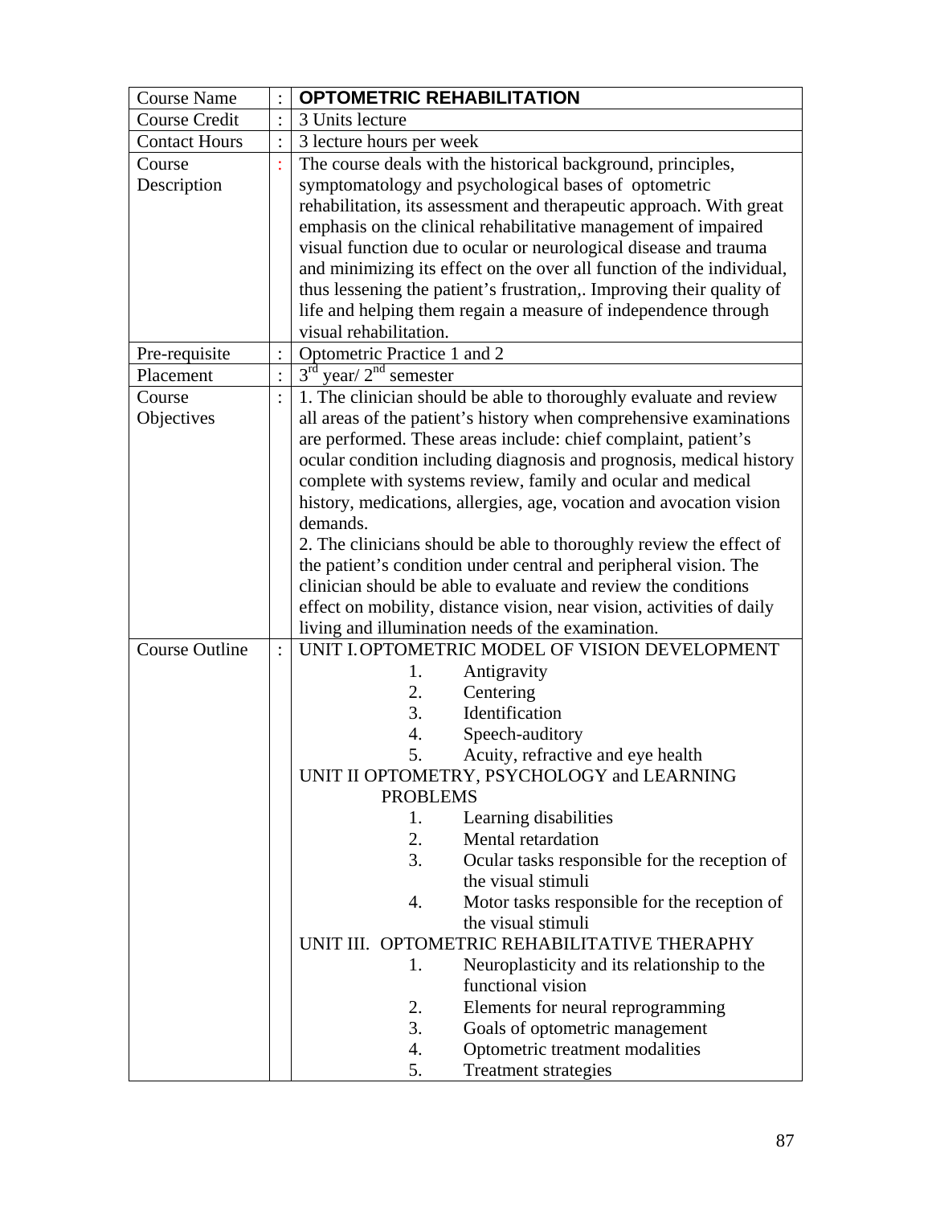| Course Name | : | **OPTOMETRIC REHABILITATION** |
|---|---|---|
| Course Credit | : | 3 Units lecture |
| Contact Hours | : | 3 lecture hours per week |
| Course Description | : | The course deals with the historical background, principles, symptomatology and psychological bases of optometric rehabilitation, its assessment and therapeutic approach. With great emphasis on the clinical rehabilitative management of impaired visual function due to ocular or neurological disease and trauma and minimizing its effect on the over all function of the individual, thus lessening the patient's frustration,. Improving their quality of life and helping them regain a measure of independence through visual rehabilitation. |
| Pre-requisite | : | Optometric Practice 1 and 2 |
| Placement | : | 3rd year/ 2nd semester |
| Course Objectives | : | 1. The clinician should be able to thoroughly evaluate and review all areas of the patient's history when comprehensive examinations are performed. These areas include: chief complaint, patient's ocular condition including diagnosis and prognosis, medical history complete with systems review, family and ocular and medical history, medications, allergies, age, vocation and avocation vision demands.<br>2. The clinicians should be able to thoroughly review the effect of the patient's condition under central and peripheral vision. The clinician should be able to evaluate and review the conditions effect on mobility, distance vision, near vision, activities of daily living and illumination needs of the examination. |
| Course Outline | : | UNIT I. OPTOMETRIC MODEL OF VISION DEVELOPMENT<br>1. Antigravity<br>2. Centering<br>3. Identification<br>4. Speech-auditory<br>5. Acuity, refractive and eye health<br>UNIT II OPTOMETRY, PSYCHOLOGY and LEARNING PROBLEMS<br>1. Learning disabilities<br>2. Mental retardation<br>3. Ocular tasks responsible for the reception of the visual stimuli<br>4. Motor tasks responsible for the reception of the visual stimuli<br>UNIT III. OPTOMETRIC REHABILITATIVE THERAPHY<br>1. Neuroplasticity and its relationship to the functional vision<br>2. Elements for neural reprogramming<br>3. Goals of optometric management<br>4. Optometric treatment modalities<br>5. Treatment strategies |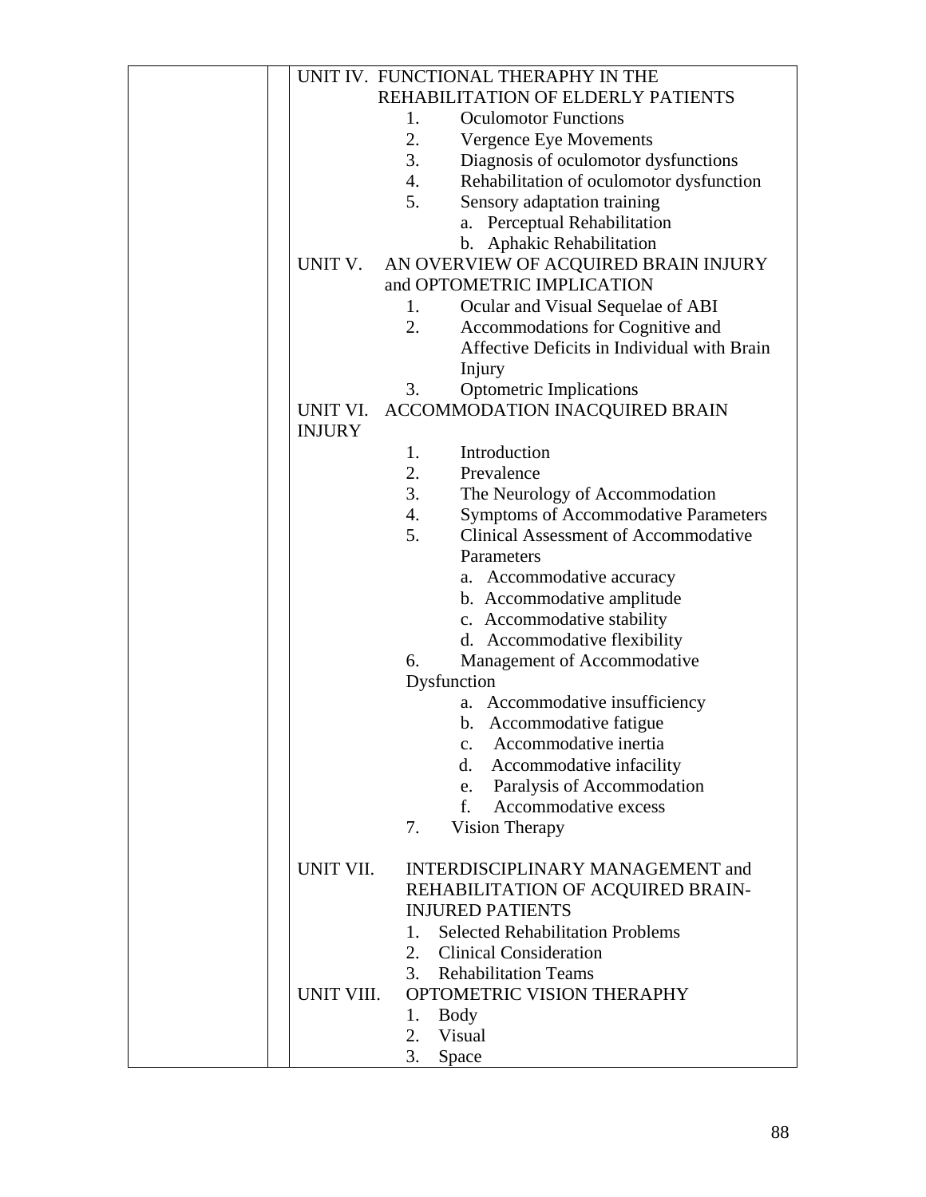UNIT IV. FUNCTIONAL THERAPHY IN THE REHABILITATION OF ELDERLY PATIENTS

1. Oculomotor Functions
2. Vergence Eye Movements
3. Diagnosis of oculomotor dysfunctions
4. Rehabilitation of oculomotor dysfunction
5. Sensory adaptation training
   a. Perceptual Rehabilitation
   b. Aphakic Rehabilitation

UNIT V. AN OVERVIEW OF ACQUIRED BRAIN INJURY and OPTOMETRIC IMPLICATION

1. Ocular and Visual Sequelae of ABI
2. Accommodations for Cognitive and Affective Deficits in Individual with Brain Injury
3. Optometric Implications

UNIT VI. ACCOMMODATION INACQUIRED BRAIN INJURY

1. Introduction
2. Prevalence
3. The Neurology of Accommodation
4. Symptoms of Accommodative Parameters
5. Clinical Assessment of Accommodative Parameters
   a. Accommodative accuracy
   b. Accommodative amplitude
   c. Accommodative stability
   d. Accommodative flexibility
6. Management of Accommodative Dysfunction
   a. Accommodative insufficiency
   b. Accommodative fatigue
   c. Accommodative inertia
   d. Accommodative infacility
   e. Paralysis of Accommodation
   f. Accommodative excess
7. Vision Therapy

UNIT VII. INTERDISCIPLINARY MANAGEMENT and REHABILITATION OF ACQUIRED BRAIN-INJURED PATIENTS

1. Selected Rehabilitation Problems
2. Clinical Consideration
3. Rehabilitation Teams

UNIT VIII. OPTOMETRIC VISION THERAPHY

1. Body
2. Visual
3. Space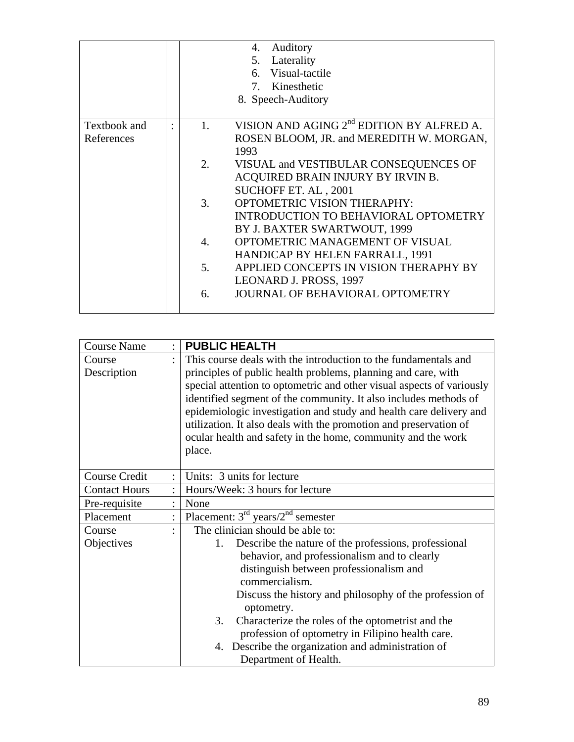| | | |
|---|---|---|
| | | 4. Auditory<br>5. Laterality<br>6. Visual-tactile<br>7. Kinesthetic<br>8. Speech-Auditory |
| Textbook and References | : | 1. VISION AND AGING 2nd EDITION BY ALFRED A. ROSEN BLOOM, JR. and MEREDITH W. MORGAN, 1993<br>2. VISUAL and VESTIBULAR CONSEQUENCES OF ACQUIRED BRAIN INJURY BY IRVIN B. SUCHOFF ET. AL , 2001<br>3. OPTOMETRIC VISION THERAPHY: INTRODUCTION TO BEHAVIORAL OPTOMETRY BY J. BAXTER SWARTWOUT, 1999<br>4. OPTOMETRIC MANAGEMENT OF VISUAL HANDICAP BY HELEN FARRALL, 1991<br>5. APPLIED CONCEPTS IN VISION THERAPHY BY LEONARD J. PROSS, 1997<br>6. JOURNAL OF BEHAVIORAL OPTOMETRY |

| Course Name | : | **PUBLIC HEALTH** |
|---|---|---|
| Course Description | : | This course deals with the introduction to the fundamentals and principles of public health problems, planning and care, with special attention to optometric and other visual aspects of variously identified segment of the community. It also includes methods of epidemiologic investigation and study and health care delivery and utilization. It also deals with the promotion and preservation of ocular health and safety in the home, community and the work place. |
| Course Credit | : | Units: 3 units for lecture |
| Contact Hours | : | Hours/Week: 3 hours for lecture |
| Pre-requisite | : | None |
| Placement | : | Placement: 3rd years/2nd semester |
| Course Objectives | : | The clinician should be able to:<br>1. Describe the nature of the professions, professional behavior, and professionalism and to clearly distinguish between professionalism and commercialism.<br>Discuss the history and philosophy of the profession of optometry.<br>3. Characterize the roles of the optometrist and the profession of optometry in Filipino health care.<br>4. Describe the organization and administration of Department of Health. |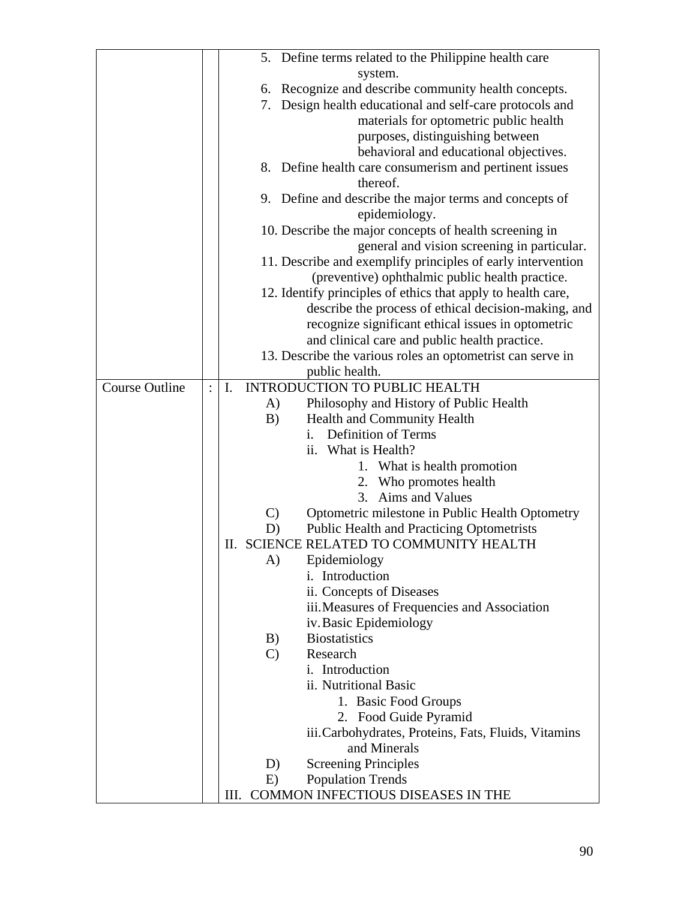| | | |
|---|---|---|
| | | 5. Define terms related to the Philippine health care system.<br>6. Recognize and describe community health concepts.<br>7. Design health educational and self-care protocols and materials for optometric public health purposes, distinguishing between behavioral and educational objectives.<br>8. Define health care consumerism and pertinent issues thereof.<br>9. Define and describe the major terms and concepts of epidemiology.<br>10. Describe the major concepts of health screening in general and vision screening in particular.<br>11. Describe and exemplify principles of early intervention (preventive) ophthalmic public health practice.<br>12. Identify principles of ethics that apply to health care, describe the process of ethical decision-making, and recognize significant ethical issues in optometric and clinical care and public health practice.<br>13. Describe the various roles an optometrist can serve in public health. |
| Course Outline | : | I. INTRODUCTION TO PUBLIC HEALTH<br>A) Philosophy and History of Public Health<br>B) Health and Community Health<br>i. Definition of Terms<br>ii. What is Health?<br>1. What is health promotion<br>2. Who promotes health<br>3. Aims and Values<br>C) Optometric milestone in Public Health Optometry<br>D) Public Health and Practicing Optometrists<br>II. SCIENCE RELATED TO COMMUNITY HEALTH<br>A) Epidemiology<br>i. Introduction<br>ii. Concepts of Diseases<br>iii. Measures of Frequencies and Association<br>iv. Basic Epidemiology<br>B) Biostatistics<br>C) Research<br>i. Introduction<br>ii. Nutritional Basic<br>1. Basic Food Groups<br>2. Food Guide Pyramid<br>iii. Carbohydrates, Proteins, Fats, Fluids, Vitamins and Minerals<br>D) Screening Principles<br>E) Population Trends<br>III. COMMON INFECTIOUS DISEASES IN THE |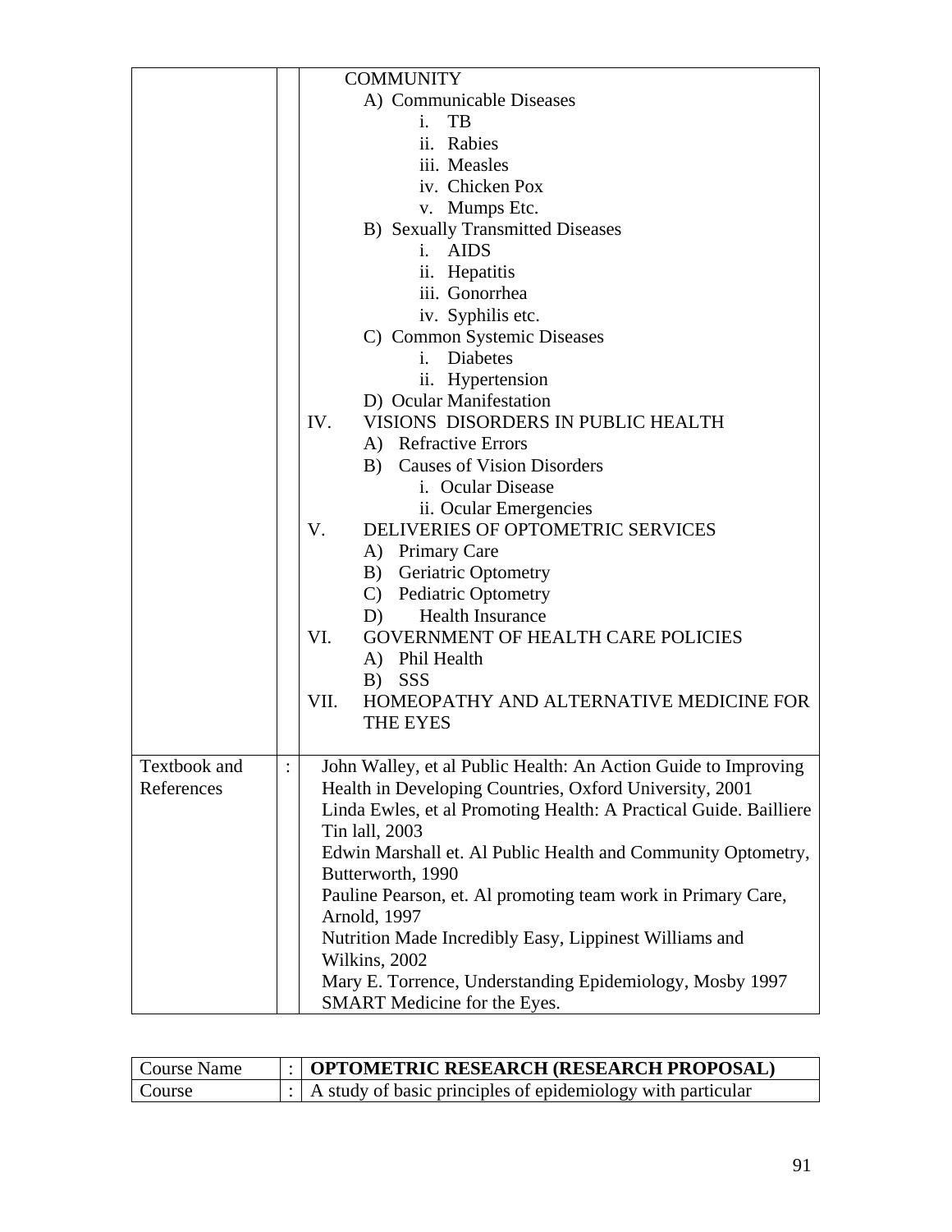| | | |
|---|---|---|
| | | COMMUNITY<br>A) Communicable Diseases<br>i. TB<br>ii. Rabies<br>iii. Measles<br>iv. Chicken Pox<br>v. Mumps Etc.<br>B) Sexually Transmitted Diseases<br>i. AIDS<br>ii. Hepatitis<br>iii. Gonorrhea<br>iv. Syphilis etc.<br>C) Common Systemic Diseases<br>i. Diabetes<br>ii. Hypertension<br>D) Ocular Manifestation<br>IV. VISIONS DISORDERS IN PUBLIC HEALTH<br>A) Refractive Errors<br>B) Causes of Vision Disorders<br>i. Ocular Disease<br>ii. Ocular Emergencies<br>V. DELIVERIES OF OPTOMETRIC SERVICES<br>A) Primary Care<br>B) Geriatric Optometry<br>C) Pediatric Optometry<br>D) Health Insurance<br>VI. GOVERNMENT OF HEALTH CARE POLICIES<br>A) Phil Health<br>B) SSS<br>VII. HOMEOPATHY AND ALTERNATIVE MEDICINE FOR THE EYES |
| Textbook and References | : | John Walley, et al Public Health: An Action Guide to Improving Health in Developing Countries, Oxford University, 2001<br>Linda Ewles, et al Promoting Health: A Practical Guide. Bailliere Tin lall, 2003<br>Edwin Marshall et. Al Public Health and Community Optometry, Butterworth, 1990<br>Pauline Pearson, et. Al promoting team work in Primary Care, Arnold, 1997<br>Nutrition Made Incredibly Easy, Lippinest Williams and Wilkins, 2002<br>Mary E. Torrence, Understanding Epidemiology, Mosby 1997<br>SMART Medicine for the Eyes. |

| | | |
|---|---|---|
| Course Name | : | **OPTOMETRIC RESEARCH (RESEARCH PROPOSAL)** |
| Course | : | A study of basic principles of epidemiology with particular |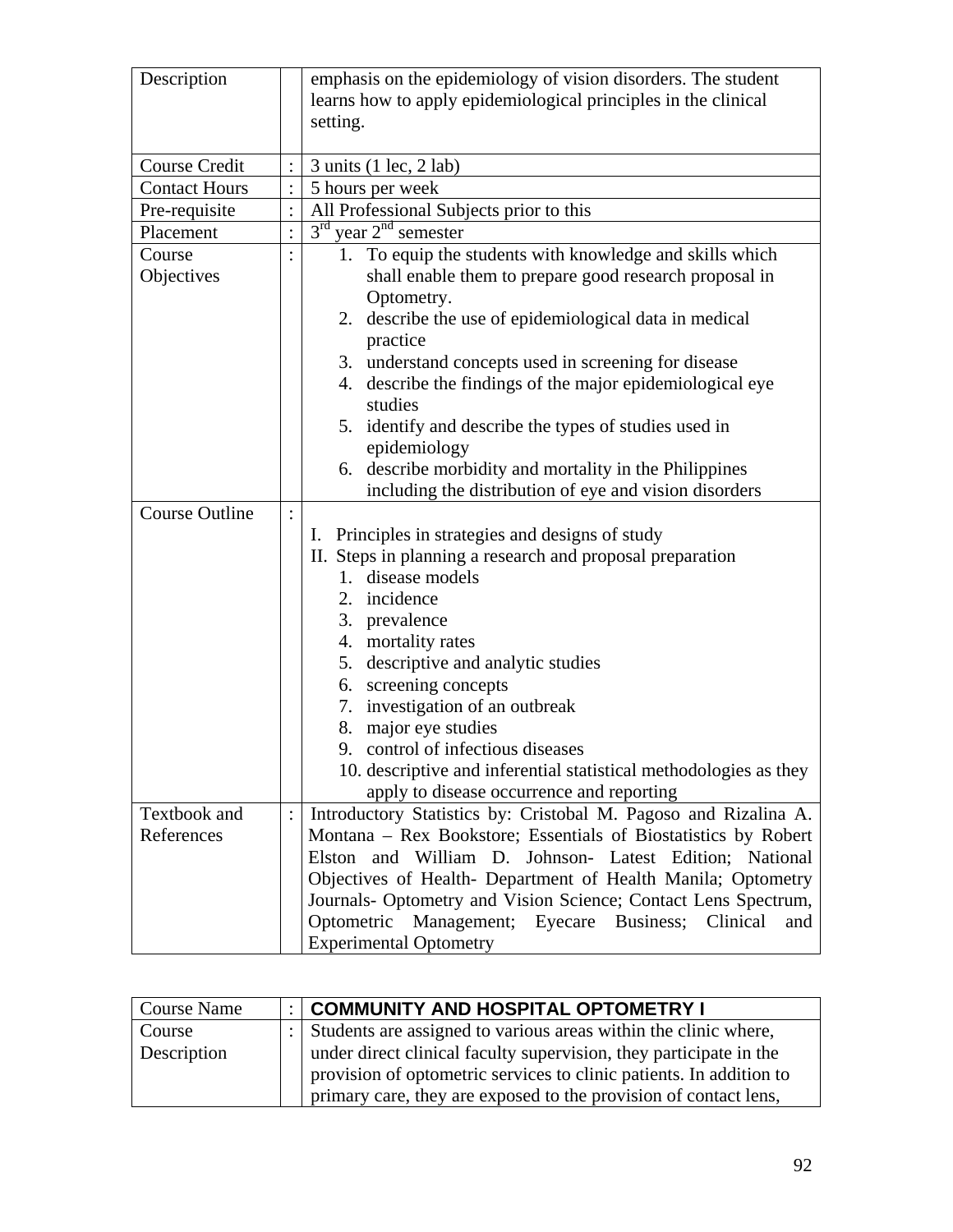| | | |
|---|---|---|
| Description | | emphasis on the epidemiology of vision disorders. The student learns how to apply epidemiological principles in the clinical setting. |
| Course Credit | : | 3 units (1 lec, 2 lab) |
| Contact Hours | : | 5 hours per week |
| Pre-requisite | : | All Professional Subjects prior to this |
| Placement | : | 3rd year 2nd semester |
| Course Objectives | : | 1. To equip the students with knowledge and skills which shall enable them to prepare good research proposal in Optometry.<br>2. describe the use of epidemiological data in medical practice<br>3. understand concepts used in screening for disease<br>4. describe the findings of the major epidemiological eye studies<br>5. identify and describe the types of studies used in epidemiology<br>6. describe morbidity and mortality in the Philippines including the distribution of eye and vision disorders |
| Course Outline | : | I. Principles in strategies and designs of study<br>II. Steps in planning a research and proposal preparation<br>1. disease models<br>2. incidence<br>3. prevalence<br>4. mortality rates<br>5. descriptive and analytic studies<br>6. screening concepts<br>7. investigation of an outbreak<br>8. major eye studies<br>9. control of infectious diseases<br>10. descriptive and inferential statistical methodologies as they apply to disease occurrence and reporting |
| Textbook and References | : | Introductory Statistics by: Cristobal M. Pagoso and Rizalina A. Montana – Rex Bookstore; Essentials of Biostatistics by Robert Elston and William D. Johnson- Latest Edition; National Objectives of Health- Department of Health Manila; Optometry Journals- Optometry and Vision Science; Contact Lens Spectrum, Optometric Management; Eyecare Business; Clinical and Experimental Optometry |

| Course Name | : | **COMMUNITY AND HOSPITAL OPTOMETRY I** |
|---|---|---|
| Course Description | : | Students are assigned to various areas within the clinic where, under direct clinical faculty supervision, they participate in the provision of optometric services to clinic patients. In addition to primary care, they are exposed to the provision of contact lens, |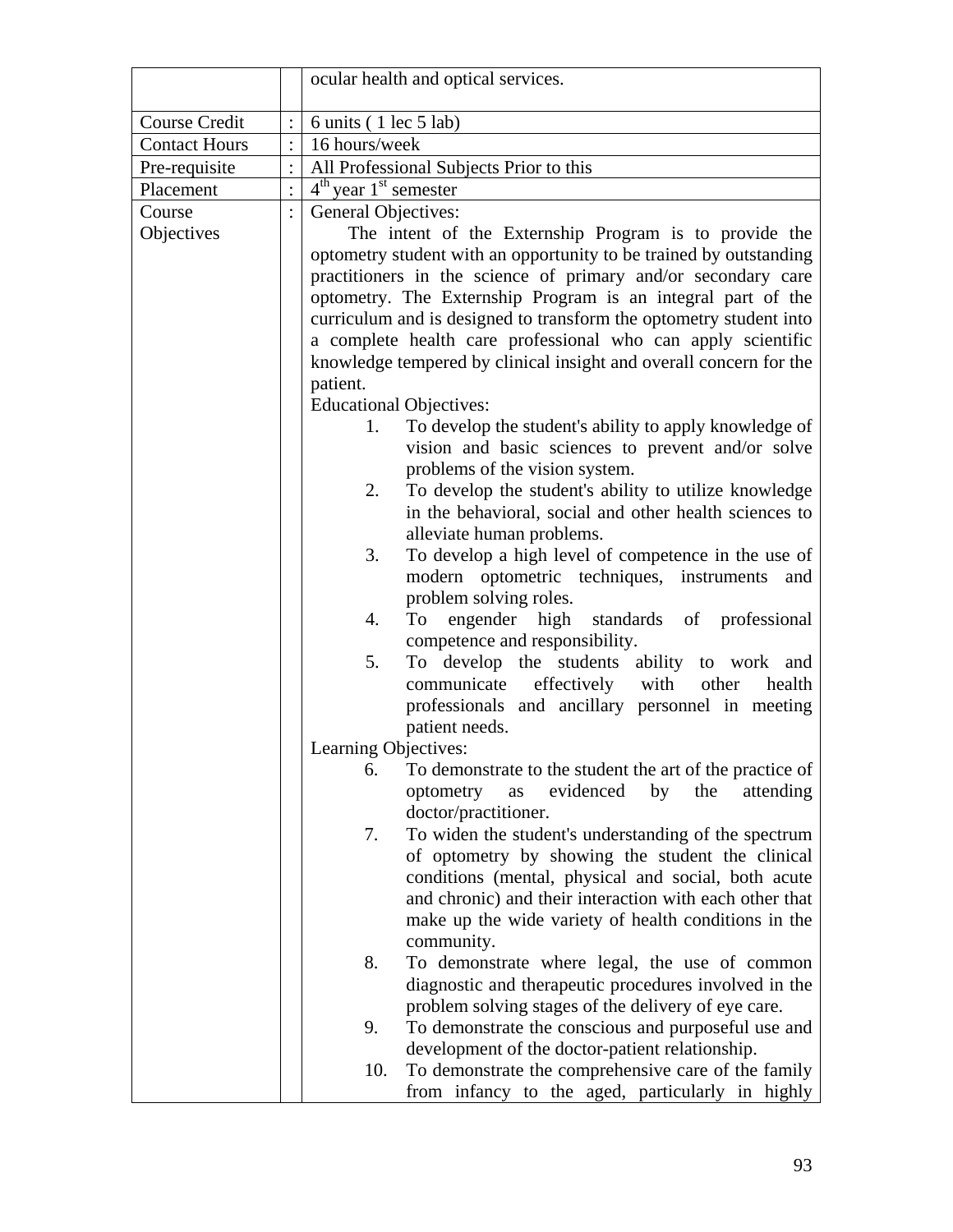| | | |
|---|---|---|
| | | ocular health and optical services. |
| Course Credit | : | 6 units ( 1 lec 5 lab) |
| Contact Hours | : | 16 hours/week |
| Pre-requisite | : | All Professional Subjects Prior to this |
| Placement | : | 4th year 1st semester |
| Course Objectives | : | General Objectives:<br>The intent of the Externship Program is to provide the optometry student with an opportunity to be trained by outstanding practitioners in the science of primary and/or secondary care optometry. The Externship Program is an integral part of the curriculum and is designed to transform the optometry student into a complete health care professional who can apply scientific knowledge tempered by clinical insight and overall concern for the patient.<br>Educational Objectives:<br>1. To develop the student's ability to apply knowledge of vision and basic sciences to prevent and/or solve problems of the vision system.<br>2. To develop the student's ability to utilize knowledge in the behavioral, social and other health sciences to alleviate human problems.<br>3. To develop a high level of competence in the use of modern optometric techniques, instruments and problem solving roles.<br>4. To engender high standards of professional competence and responsibility.<br>5. To develop the students ability to work and communicate effectively with other health professionals and ancillary personnel in meeting patient needs.<br>Learning Objectives:<br>6. To demonstrate to the student the art of the practice of optometry as evidenced by the attending doctor/practitioner.<br>7. To widen the student's understanding of the spectrum of optometry by showing the student the clinical conditions (mental, physical and social, both acute and chronic) and their interaction with each other that make up the wide variety of health conditions in the community.<br>8. To demonstrate where legal, the use of common diagnostic and therapeutic procedures involved in the problem solving stages of the delivery of eye care.<br>9. To demonstrate the conscious and purposeful use and development of the doctor-patient relationship.<br>10. To demonstrate the comprehensive care of the family from infancy to the aged, particularly in highly |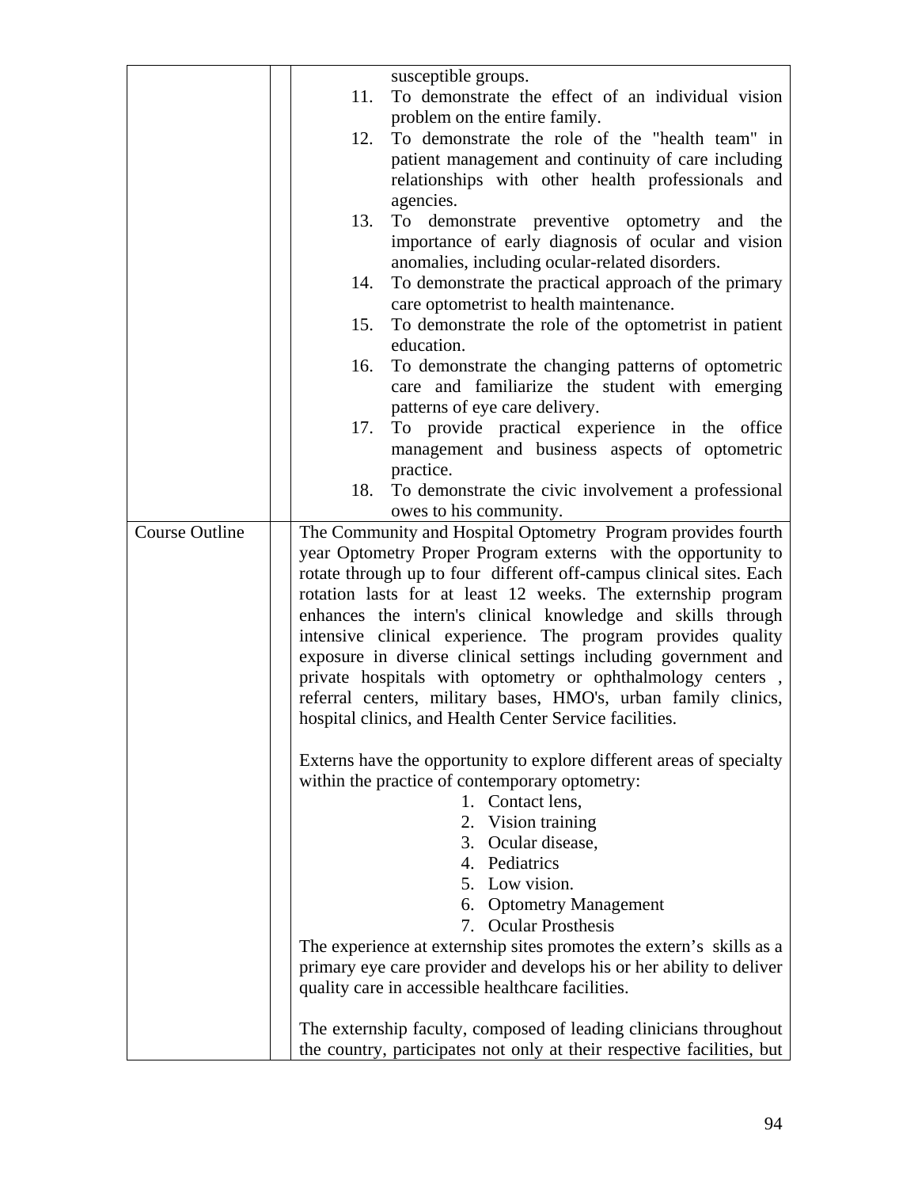| | | |
|---|---|---|
| | | susceptible groups.<br>11. To demonstrate the effect of an individual vision problem on the entire family.<br>12. To demonstrate the role of the "health team" in patient management and continuity of care including relationships with other health professionals and agencies.<br>13. To demonstrate preventive optometry and the importance of early diagnosis of ocular and vision anomalies, including ocular-related disorders.<br>14. To demonstrate the practical approach of the primary care optometrist to health maintenance.<br>15. To demonstrate the role of the optometrist in patient education.<br>16. To demonstrate the changing patterns of optometric care and familiarize the student with emerging patterns of eye care delivery.<br>17. To provide practical experience in the office management and business aspects of optometric practice.<br>18. To demonstrate the civic involvement a professional owes to his community. |
| Course Outline | | The Community and Hospital Optometry Program provides fourth year Optometry Proper Program externs with the opportunity to rotate through up to four different off-campus clinical sites. Each rotation lasts for at least 12 weeks. The externship program enhances the intern's clinical knowledge and skills through intensive clinical experience. The program provides quality exposure in diverse clinical settings including government and private hospitals with optometry or ophthalmology centers , referral centers, military bases, HMO's, urban family clinics, hospital clinics, and Health Center Service facilities.<br><br>Externs have the opportunity to explore different areas of specialty within the practice of contemporary optometry:<br>1. Contact lens,<br>2. Vision training<br>3. Ocular disease,<br>4. Pediatrics<br>5. Low vision.<br>6. Optometry Management<br>7. Ocular Prosthesis<br>The experience at externship sites promotes the extern's skills as a primary eye care provider and develops his or her ability to deliver quality care in accessible healthcare facilities.<br><br>The externship faculty, composed of leading clinicians throughout the country, participates not only at their respective facilities, but |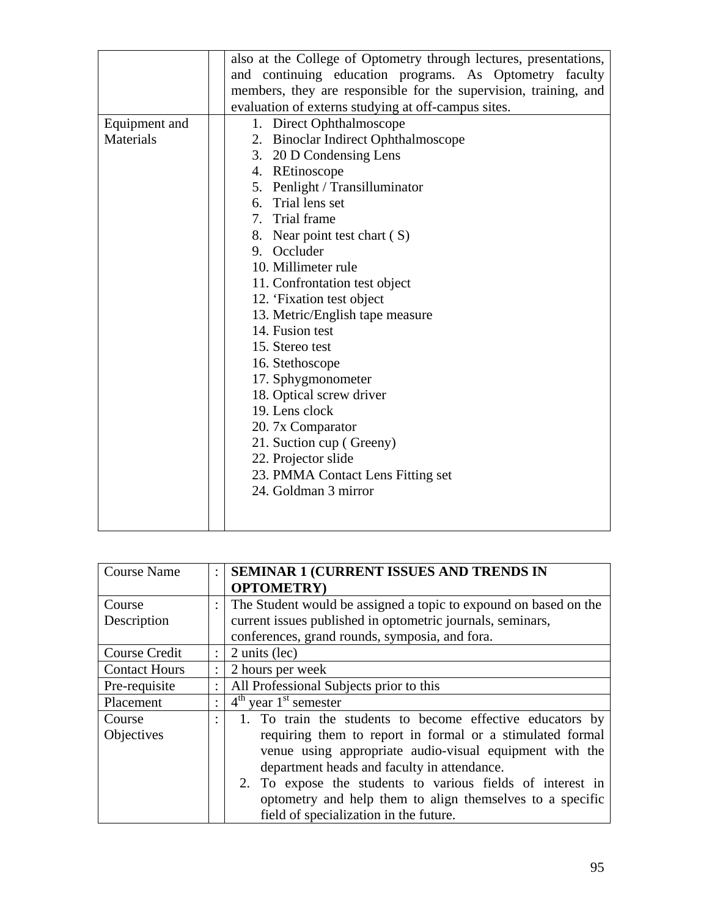|  |  |  |
|---|---|---|
|  |  | also at the College of Optometry through lectures, presentations, and continuing education programs. As Optometry faculty members, they are responsible for the supervision, training, and evaluation of externs studying at off-campus sites. |
| Equipment and Materials |  | 1. Direct Ophthalmoscope<br>2. Binoclar Indirect Ophthalmoscope<br>3. 20 D Condensing Lens<br>4. REtinoscope<br>5. Penlight / Transilluminator<br>6. Trial lens set<br>7. Trial frame<br>8. Near point test chart ( S)<br>9. Occluder<br>10. Millimeter rule<br>11. Confrontation test object<br>12. 'Fixation test object<br>13. Metric/English tape measure<br>14. Fusion test<br>15. Stereo test<br>16. Stethoscope<br>17. Sphygmonometer<br>18. Optical screw driver<br>19. Lens clock<br>20. 7x Comparator<br>21. Suction cup ( Greeny)<br>22. Projector slide<br>23. PMMA Contact Lens Fitting set<br>24. Goldman 3 mirror |

| Course Name | : | **SEMINAR 1 (CURRENT ISSUES AND TRENDS IN OPTOMETRY)** |
|---|---|---|
| Course Description | : | The Student would be assigned a topic to expound on based on the current issues published in optometric journals, seminars, conferences, grand rounds, symposia, and fora. |
| Course Credit | : | 2 units (lec) |
| Contact Hours | : | 2 hours per week |
| Pre-requisite | : | All Professional Subjects prior to this |
| Placement | : | 4th year 1st semester |
| Course Objectives | : | 1. To train the students to become effective educators by requiring them to report in formal or a stimulated formal venue using appropriate audio-visual equipment with the department heads and faculty in attendance.<br>2. To expose the students to various fields of interest in optometry and help them to align themselves to a specific field of specialization in the future. |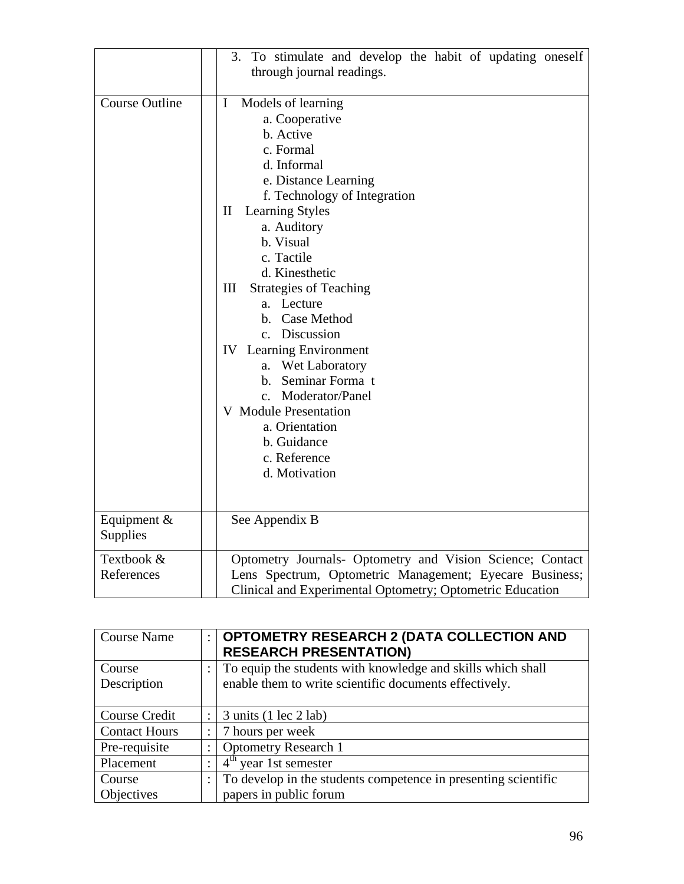| | | |
|---|---|---|
| | | 3. To stimulate and develop the habit of updating oneself through journal readings. |
| Course Outline | | I Models of learning<br>a. Cooperative<br>b. Active<br>c. Formal<br>d. Informal<br>e. Distance Learning<br>f. Technology of Integration<br>II Learning Styles<br>a. Auditory<br>b. Visual<br>c. Tactile<br>d. Kinesthetic<br>III Strategies of Teaching<br>a. Lecture<br>b. Case Method<br>c. Discussion<br>IV Learning Environment<br>a. Wet Laboratory<br>b. Seminar Forma t<br>c. Moderator/Panel<br>V Module Presentation<br>a. Orientation<br>b. Guidance<br>c. Reference<br>d. Motivation |
| Equipment & Supplies | | See Appendix B |
| Textbook & References | | Optometry Journals- Optometry and Vision Science; Contact Lens Spectrum, Optometric Management; Eyecare Business; Clinical and Experimental Optometry; Optometric Education |

| | | |
|---|---|---|
| Course Name | : | **OPTOMETRY RESEARCH 2 (DATA COLLECTION AND RESEARCH PRESENTATION)** |
| Course Description | : | To equip the students with knowledge and skills which shall enable them to write scientific documents effectively. |
| Course Credit | : | 3 units (1 lec 2 lab) |
| Contact Hours | : | 7 hours per week |
| Pre-requisite | : | Optometry Research 1 |
| Placement | : | 4th year 1st semester |
| Course Objectives | : | To develop in the students competence in presenting scientific papers in public forum |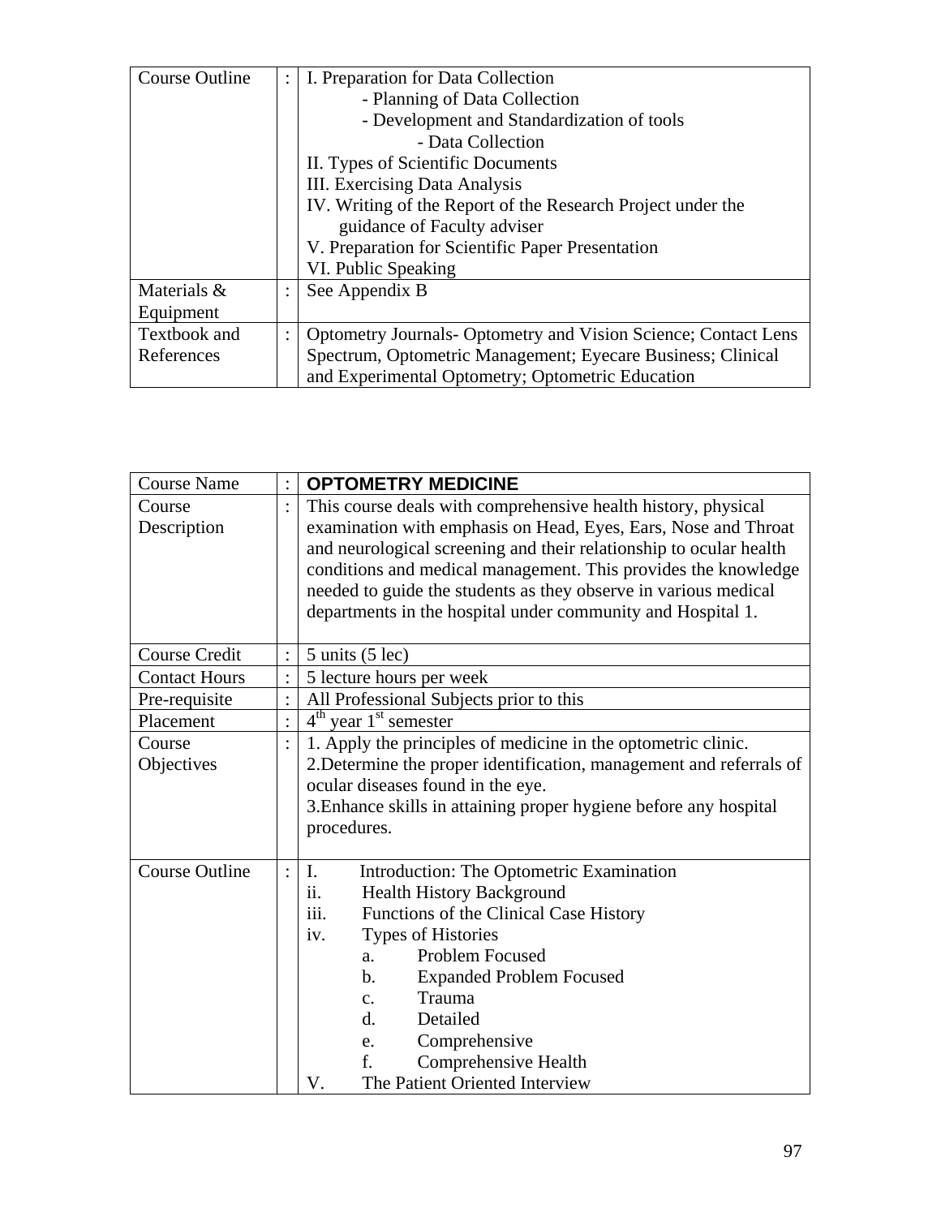| Course Outline | : | I. Preparation for Data Collection<br>- Planning of Data Collection<br>- Development and Standardization of tools<br>- Data Collection<br>II. Types of Scientific Documents<br>III. Exercising Data Analysis<br>IV. Writing of the Report of the Research Project under the guidance of Faculty adviser<br>V. Preparation for Scientific Paper Presentation<br>VI. Public Speaking |
|---|---|---|
| Materials & Equipment | : | See Appendix B |
| Textbook and References | : | Optometry Journals- Optometry and Vision Science; Contact Lens Spectrum, Optometric Management; Eyecare Business; Clinical and Experimental Optometry; Optometric Education |

| Course Name | : | **OPTOMETRY MEDICINE** |
|---|---|---|
| Course Description | : | This course deals with comprehensive health history, physical examination with emphasis on Head, Eyes, Ears, Nose and Throat and neurological screening and their relationship to ocular health conditions and medical management. This provides the knowledge needed to guide the students as they observe in various medical departments in the hospital under community and Hospital 1. |
| Course Credit | : | 5 units (5 lec) |
| Contact Hours | : | 5 lecture hours per week |
| Pre-requisite | : | All Professional Subjects prior to this |
| Placement | : | 4th year 1st semester |
| Course Objectives | : | 1. Apply the principles of medicine in the optometric clinic.<br>2.Determine the proper identification, management and referrals of ocular diseases found in the eye.<br>3.Enhance skills in attaining proper hygiene before any hospital procedures. |
| Course Outline | : | I. Introduction: The Optometric Examination<br>ii. Health History Background<br>iii. Functions of the Clinical Case History<br>iv. Types of Histories<br>a. Problem Focused<br>b. Expanded Problem Focused<br>c. Trauma<br>d. Detailed<br>e. Comprehensive<br>f. Comprehensive Health<br>V. The Patient Oriented Interview |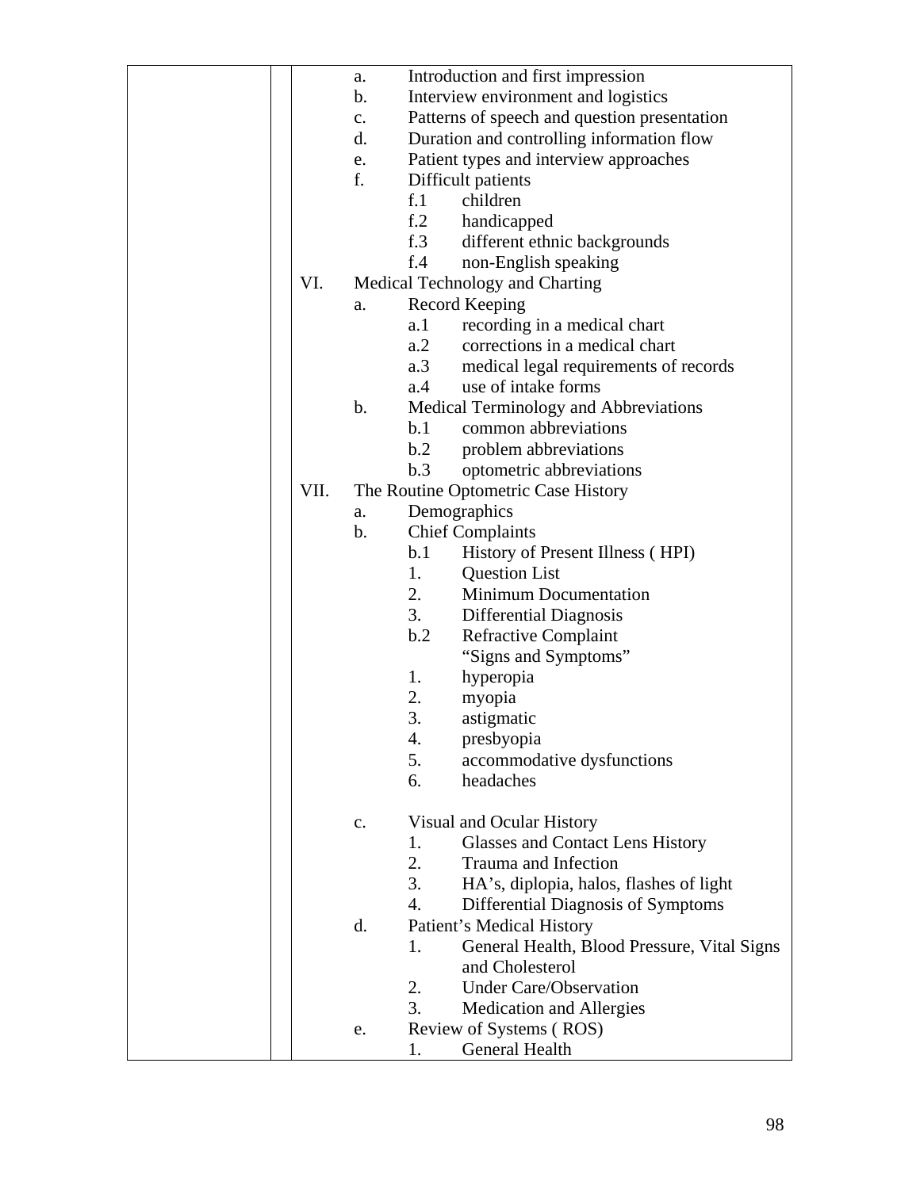- a. Introduction and first impression
- b. Interview environment and logistics
- c. Patterns of speech and question presentation
- d. Duration and controlling information flow
- e. Patient types and interview approaches
- f. Difficult patients
  - f.1 children
  - f.2 handicapped
  - f.3 different ethnic backgrounds
  - f.4 non-English speaking

VI. Medical Technology and Charting

- a. Record Keeping
  - a.1 recording in a medical chart
  - a.2 corrections in a medical chart
  - a.3 medical legal requirements of records
  - a.4 use of intake forms
- b. Medical Terminology and Abbreviations
  - b.1 common abbreviations
  - b.2 problem abbreviations
  - b.3 optometric abbreviations

VII. The Routine Optometric Case History

- a. Demographics
- b. Chief Complaints
  - b.1 History of Present Illness ( HPI)
    1. Question List
    2. Minimum Documentation
    3. Differential Diagnosis
  - b.2 Refractive Complaint
    "Signs and Symptoms"
    1. hyperopia
    2. myopia
    3. astigmatic
    4. presbyopia
    5. accommodative dysfunctions
    6. headaches
- c. Visual and Ocular History
  1. Glasses and Contact Lens History
  2. Trauma and Infection
  3. HA's, diplopia, halos, flashes of light
  4. Differential Diagnosis of Symptoms
- d. Patient's Medical History
  1. General Health, Blood Pressure, Vital Signs and Cholesterol
  2. Under Care/Observation
  3. Medication and Allergies
- e. Review of Systems ( ROS)
  1. General Health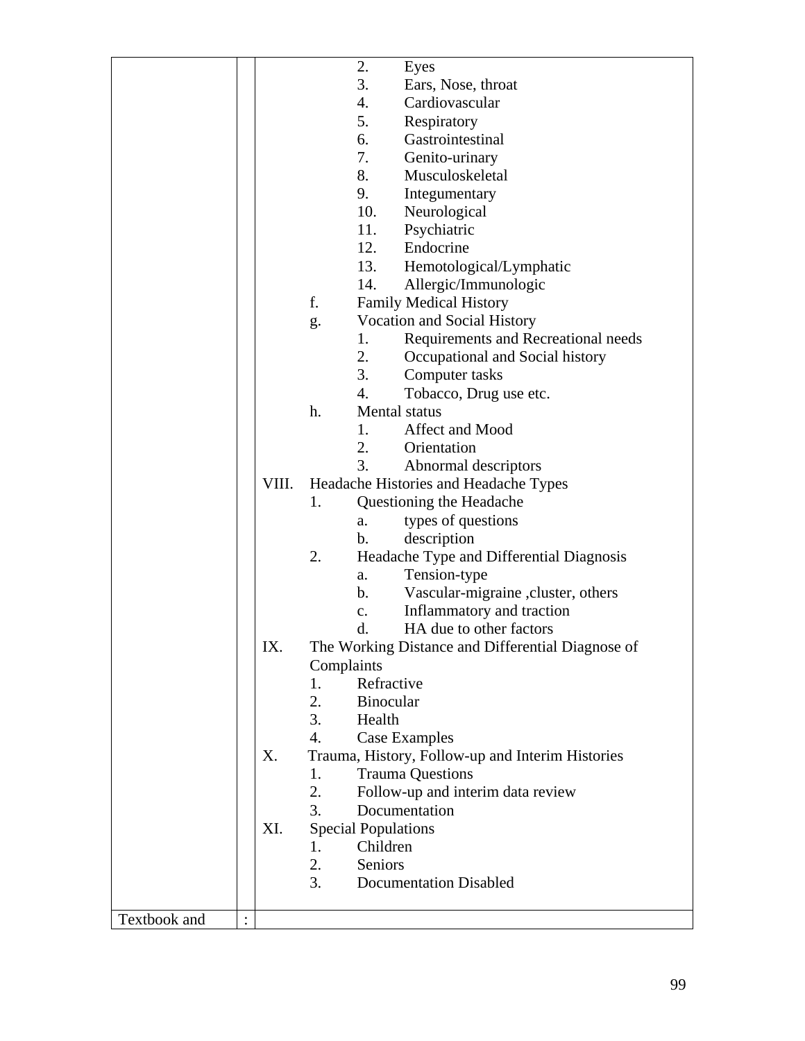|  |  |  |
|---|---|---|
|  |  | 2. Eyes<br>3. Ears, Nose, throat<br>4. Cardiovascular<br>5. Respiratory<br>6. Gastrointestinal<br>7. Genito-urinary<br>8. Musculoskeletal<br>9. Integumentary<br>10. Neurological<br>11. Psychiatric<br>12. Endocrine<br>13. Hemotological/Lymphatic<br>14. Allergic/Immunologic<br>f. Family Medical History<br>g. Vocation and Social History<br>1. Requirements and Recreational needs<br>2. Occupational and Social history<br>3. Computer tasks<br>4. Tobacco, Drug use etc.<br>h. Mental status<br>1. Affect and Mood<br>2. Orientation<br>3. Abnormal descriptors<br>VIII. Headache Histories and Headache Types<br>1. Questioning the Headache<br>a. types of questions<br>b. description<br>2. Headache Type and Differential Diagnosis<br>a. Tension-type<br>b. Vascular-migraine ,cluster, others<br>c. Inflammatory and traction<br>d. HA due to other factors<br>IX. The Working Distance and Differential Diagnose of Complaints<br>1. Refractive<br>2. Binocular<br>3. Health<br>4. Case Examples<br>X. Trauma, History, Follow-up and Interim Histories<br>1. Trauma Questions<br>2. Follow-up and interim data review<br>3. Documentation<br>XI. Special Populations<br>1. Children<br>2. Seniors<br>3. Documentation Disabled |
| Textbook and | : |  |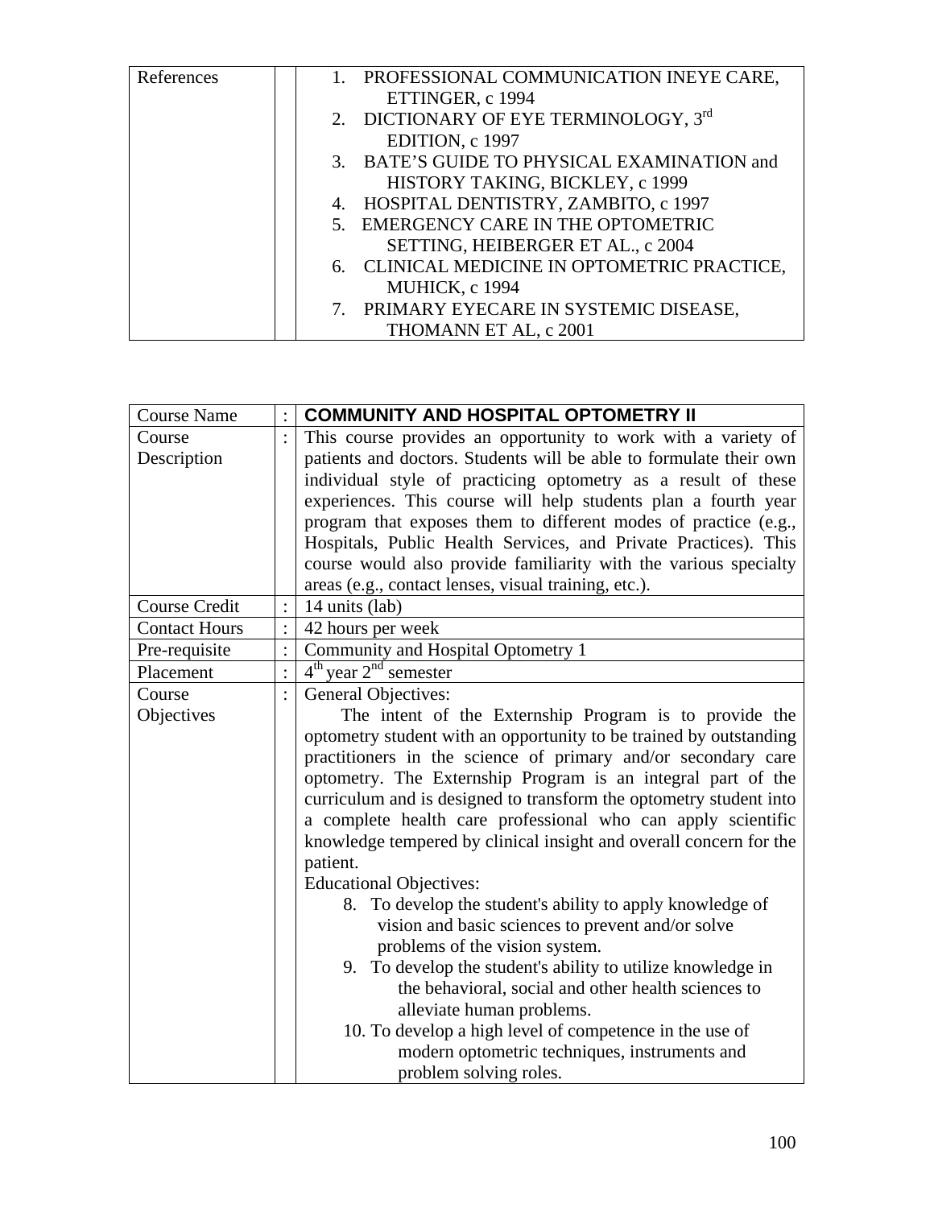| References | | 1. PROFESSIONAL COMMUNICATION INEYE CARE, ETTINGER, c 1994<br>2. DICTIONARY OF EYE TERMINOLOGY, 3rd EDITION, c 1997<br>3. BATE'S GUIDE TO PHYSICAL EXAMINATION and HISTORY TAKING, BICKLEY, c 1999<br>4. HOSPITAL DENTISTRY, ZAMBITO, c 1997<br>5. EMERGENCY CARE IN THE OPTOMETRIC SETTING, HEIBERGER ET AL., c 2004<br>6. CLINICAL MEDICINE IN OPTOMETRIC PRACTICE, MUHICK, c 1994<br>7. PRIMARY EYECARE IN SYSTEMIC DISEASE, THOMANN ET AL, c 2001 |
|---|---|---|

| Course Name | : | **COMMUNITY AND HOSPITAL OPTOMETRY II** |
|---|---|---|
| Course Description | : | This course provides an opportunity to work with a variety of patients and doctors. Students will be able to formulate their own individual style of practicing optometry as a result of these experiences. This course will help students plan a fourth year program that exposes them to different modes of practice (e.g., Hospitals, Public Health Services, and Private Practices). This course would also provide familiarity with the various specialty areas (e.g., contact lenses, visual training, etc.). |
| Course Credit | : | 14 units (lab) |
| Contact Hours | : | 42 hours per week |
| Pre-requisite | : | Community and Hospital Optometry 1 |
| Placement | : | 4th year 2nd semester |
| Course Objectives | : | General Objectives:<br>The intent of the Externship Program is to provide the optometry student with an opportunity to be trained by outstanding practitioners in the science of primary and/or secondary care optometry. The Externship Program is an integral part of the curriculum and is designed to transform the optometry student into a complete health care professional who can apply scientific knowledge tempered by clinical insight and overall concern for the patient.<br>Educational Objectives:<br>8. To develop the student's ability to apply knowledge of vision and basic sciences to prevent and/or solve problems of the vision system.<br>9. To develop the student's ability to utilize knowledge in the behavioral, social and other health sciences to alleviate human problems.<br>10. To develop a high level of competence in the use of modern optometric techniques, instruments and problem solving roles. |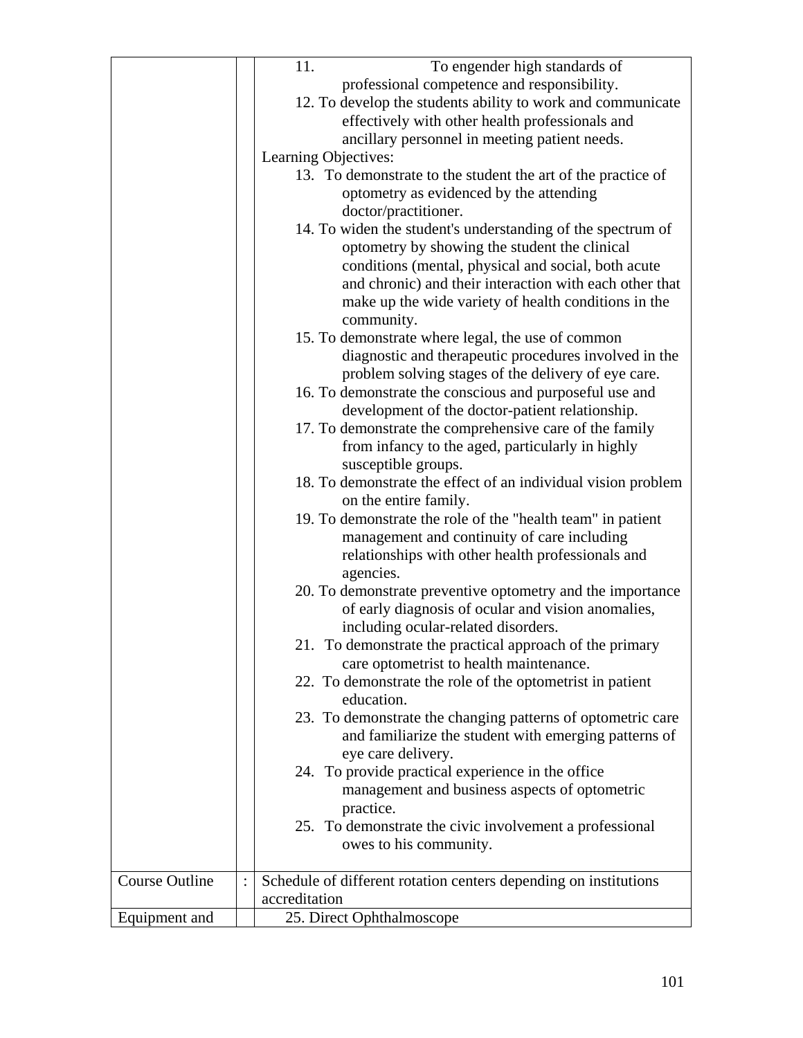| | | |
|---|---|---|
| | | 11. To engender high standards of professional competence and responsibility.<br>12. To develop the students ability to work and communicate effectively with other health professionals and ancillary personnel in meeting patient needs.<br>Learning Objectives:<br>13. To demonstrate to the student the art of the practice of optometry as evidenced by the attending doctor/practitioner.<br>14. To widen the student's understanding of the spectrum of optometry by showing the student the clinical conditions (mental, physical and social, both acute and chronic) and their interaction with each other that make up the wide variety of health conditions in the community.<br>15. To demonstrate where legal, the use of common diagnostic and therapeutic procedures involved in the problem solving stages of the delivery of eye care.<br>16. To demonstrate the conscious and purposeful use and development of the doctor-patient relationship.<br>17. To demonstrate the comprehensive care of the family from infancy to the aged, particularly in highly susceptible groups.<br>18. To demonstrate the effect of an individual vision problem on the entire family.<br>19. To demonstrate the role of the "health team" in patient management and continuity of care including relationships with other health professionals and agencies.<br>20. To demonstrate preventive optometry and the importance of early diagnosis of ocular and vision anomalies, including ocular-related disorders.<br>21. To demonstrate the practical approach of the primary care optometrist to health maintenance.<br>22. To demonstrate the role of the optometrist in patient education.<br>23. To demonstrate the changing patterns of optometric care and familiarize the student with emerging patterns of eye care delivery.<br>24. To provide practical experience in the office management and business aspects of optometric practice.<br>25. To demonstrate the civic involvement a professional owes to his community. |
| Course Outline | : | Schedule of different rotation centers depending on institutions accreditation |
| Equipment and | | 25. Direct Ophthalmoscope |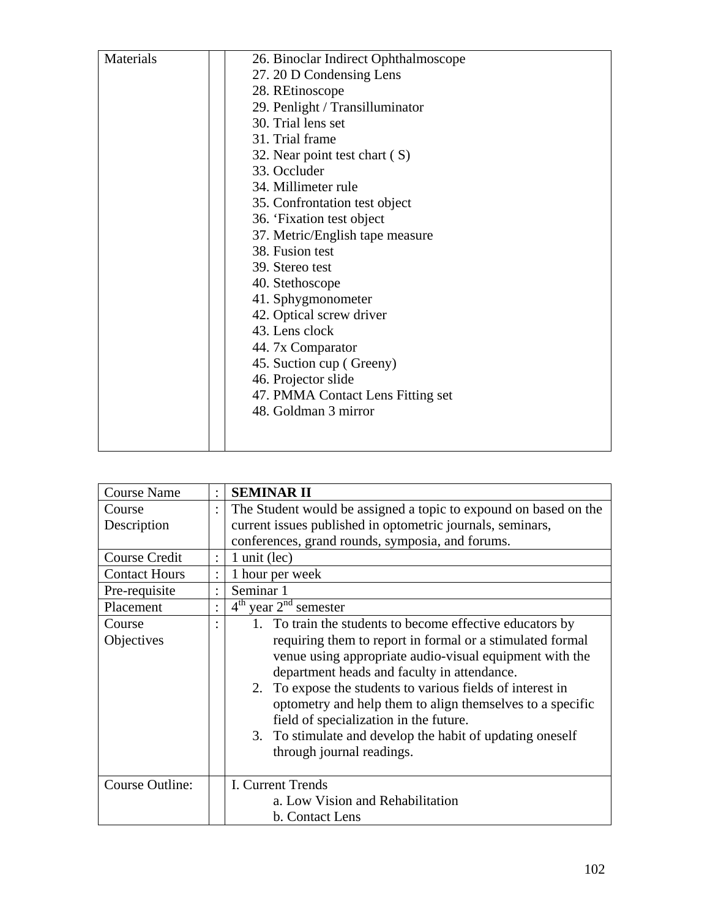| | | |
|---|---|---|
| Materials | | 26. Binoclar Indirect Ophthalmoscope<br>27. 20 D Condensing Lens<br>28. REtinoscope<br>29. Penlight / Transilluminator<br>30. Trial lens set<br>31. Trial frame<br>32. Near point test chart ( S)<br>33. Occluder<br>34. Millimeter rule<br>35. Confrontation test object<br>36. ‘Fixation test object<br>37. Metric/English tape measure<br>38. Fusion test<br>39. Stereo test<br>40. Stethoscope<br>41. Sphygmonometer<br>42. Optical screw driver<br>43. Lens clock<br>44. 7x Comparator<br>45. Suction cup ( Greeny)<br>46. Projector slide<br>47. PMMA Contact Lens Fitting set<br>48. Goldman 3 mirror |

| | | |
|---|---|---|
| Course Name | : | **SEMINAR II** |
| Course Description | : | The Student would be assigned a topic to expound on based on the current issues published in optometric journals, seminars, conferences, grand rounds, symposia, and forums. |
| Course Credit | : | 1 unit (lec) |
| Contact Hours | : | 1 hour per week |
| Pre-requisite | : | Seminar 1 |
| Placement | : | 4th year 2nd semester |
| Course Objectives | : | 1. To train the students to become effective educators by requiring them to report in formal or a stimulated formal venue using appropriate audio-visual equipment with the department heads and faculty in attendance.<br>2. To expose the students to various fields of interest in optometry and help them to align themselves to a specific field of specialization in the future.<br>3. To stimulate and develop the habit of updating oneself through journal readings. |
| Course Outline: | | I. Current Trends<br>a. Low Vision and Rehabilitation<br>b. Contact Lens |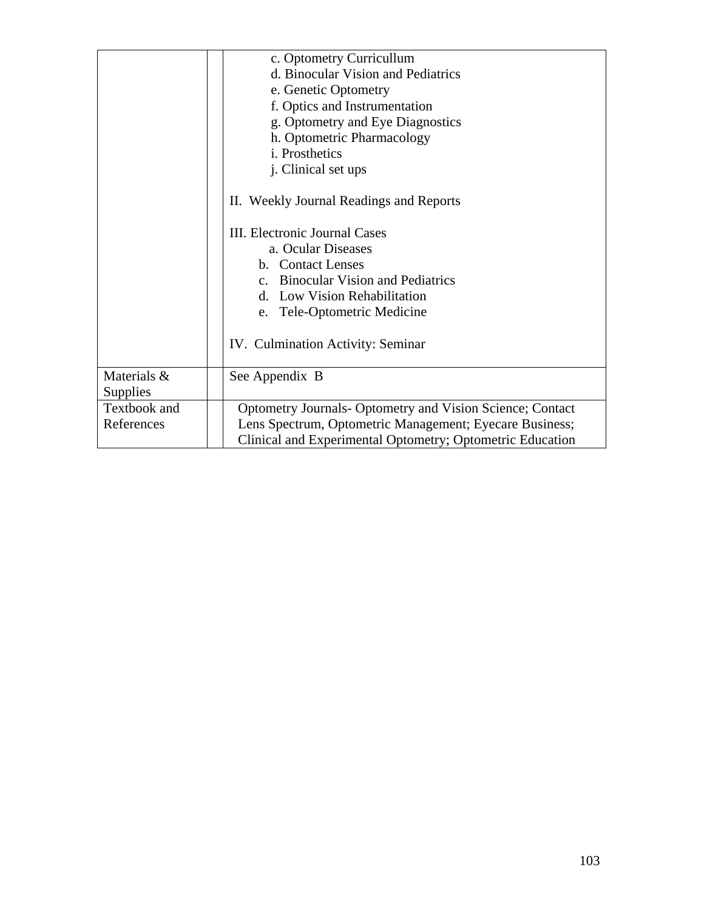| | | |
|---|---|---|
| | | c. Optometry Curricullum<br>d. Binocular Vision and Pediatrics<br>e. Genetic Optometry<br>f. Optics and Instrumentation<br>g. Optometry and Eye Diagnostics<br>h. Optometric Pharmacology<br>i. Prosthetics<br>j. Clinical set ups<br><br>II. Weekly Journal Readings and Reports<br><br>III. Electronic Journal Cases<br>a. Ocular Diseases<br>b. Contact Lenses<br>c. Binocular Vision and Pediatrics<br>d. Low Vision Rehabilitation<br>e. Tele-Optometric Medicine<br><br>IV. Culmination Activity: Seminar |
| Materials & Supplies | | See Appendix B |
| Textbook and References | | Optometry Journals- Optometry and Vision Science; Contact Lens Spectrum, Optometric Management; Eyecare Business; Clinical and Experimental Optometry; Optometric Education |